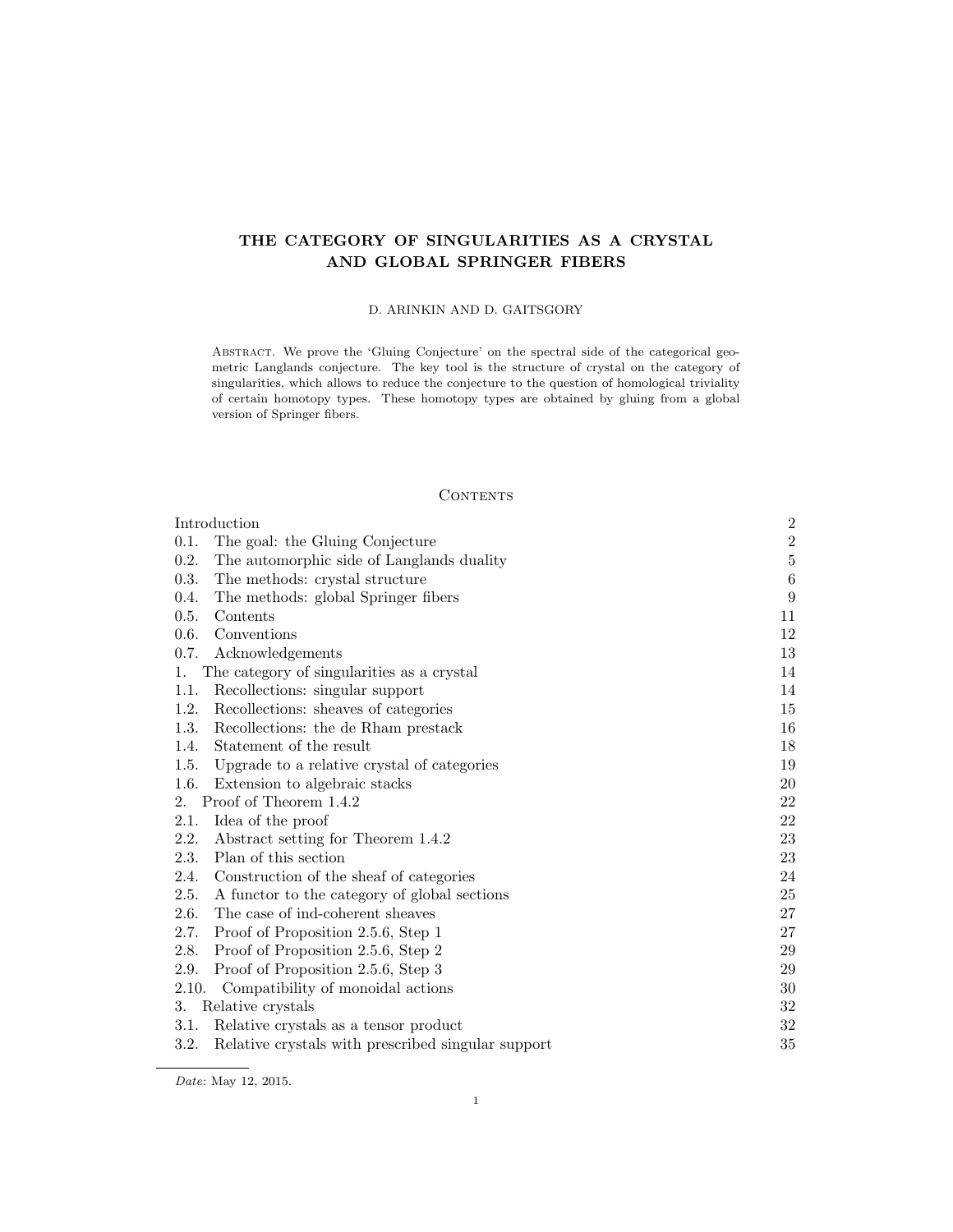# THE CATEGORY OF SINGULARITIES AS A CRYSTAL AND GLOBAL SPRINGER FIBERS

D. ARINKIN AND D. GAITSGORY

Abstract. We prove the 'Gluing Conjecture' on the spectral side of the categorical geometric Langlands conjecture. The key tool is the structure of crystal on the category of singularities, which allows to reduce the conjecture to the question of homological triviality of certain homotopy types. These homotopy types are obtained by gluing from a global version of Springer fibers.

## Contents

| | |
|---|---|
| Introduction | 2 |
| 0.1. The goal: the Gluing Conjecture | 2 |
| 0.2. The automorphic side of Langlands duality | 5 |
| 0.3. The methods: crystal structure | 6 |
| 0.4. The methods: global Springer fibers | 9 |
| 0.5. Contents | 11 |
| 0.6. Conventions | 12 |
| 0.7. Acknowledgements | 13 |
| 1. The category of singularities as a crystal | 14 |
| 1.1. Recollections: singular support | 14 |
| 1.2. Recollections: sheaves of categories | 15 |
| 1.3. Recollections: the de Rham prestack | 16 |
| 1.4. Statement of the result | 18 |
| 1.5. Upgrade to a relative crystal of categories | 19 |
| 1.6. Extension to algebraic stacks | 20 |
| 2. Proof of Theorem 1.4.2 | 22 |
| 2.1. Idea of the proof | 22 |
| 2.2. Abstract setting for Theorem 1.4.2 | 23 |
| 2.3. Plan of this section | 23 |
| 2.4. Construction of the sheaf of categories | 24 |
| 2.5. A functor to the category of global sections | 25 |
| 2.6. The case of ind-coherent sheaves | 27 |
| 2.7. Proof of Proposition 2.5.6, Step 1 | 27 |
| 2.8. Proof of Proposition 2.5.6, Step 2 | 29 |
| 2.9. Proof of Proposition 2.5.6, Step 3 | 29 |
| 2.10. Compatibility of monoidal actions | 30 |
| 3. Relative crystals | 32 |
| 3.1. Relative crystals as a tensor product | 32 |
| 3.2. Relative crystals with prescribed singular support | 35 |

*Date*: May 12, 2015.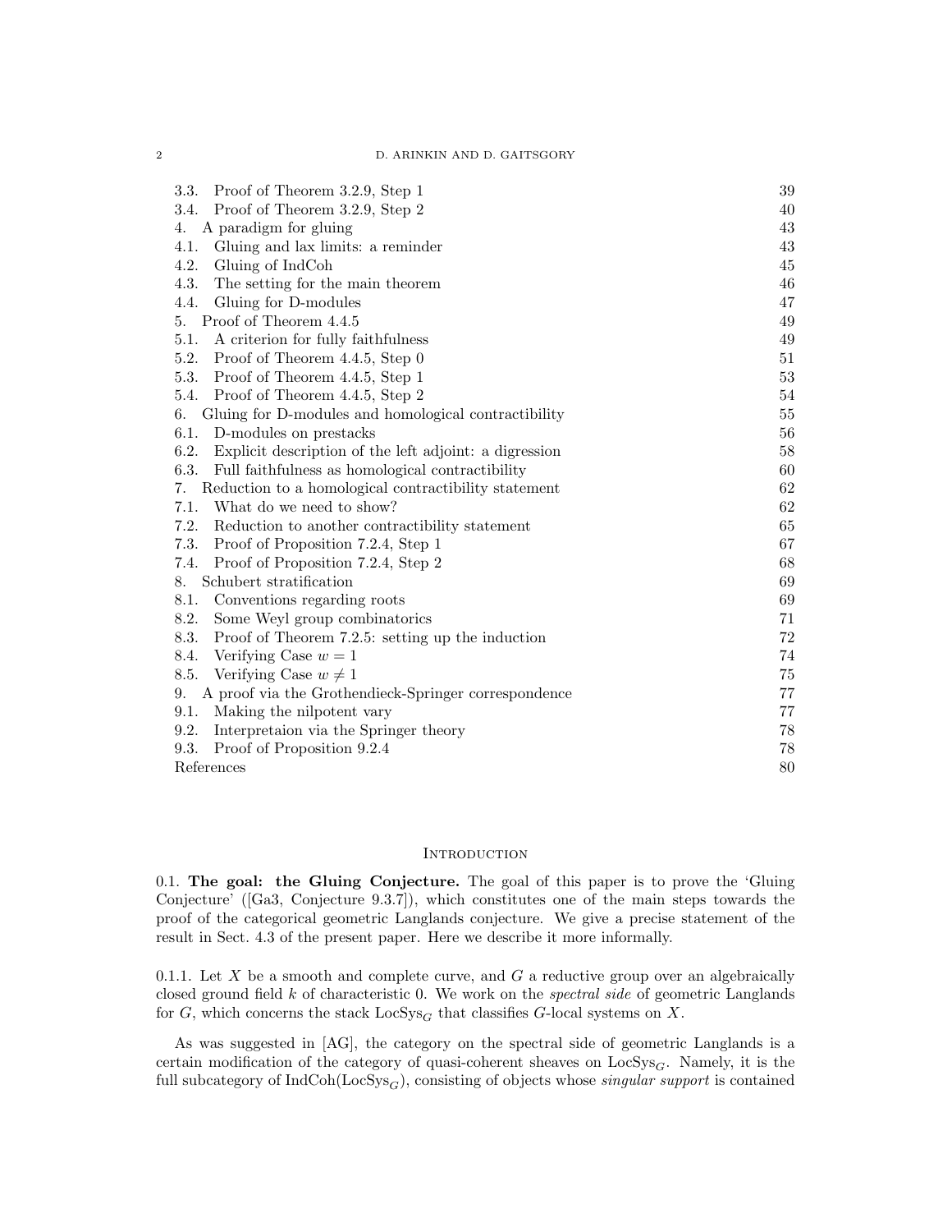3.3. Proof of Theorem 3.2.9, Step 1 39
3.4. Proof of Theorem 3.2.9, Step 2 40
4. A paradigm for gluing 43
4.1. Gluing and lax limits: a reminder 43
4.2. Gluing of IndCoh 45
4.3. The setting for the main theorem 46
4.4. Gluing for D-modules 47
5. Proof of Theorem 4.4.5 49
5.1. A criterion for fully faithfulness 49
5.2. Proof of Theorem 4.4.5, Step 0 51
5.3. Proof of Theorem 4.4.5, Step 1 53
5.4. Proof of Theorem 4.4.5, Step 2 54
6. Gluing for D-modules and homological contractibility 55
6.1. D-modules on prestacks 56
6.2. Explicit description of the left adjoint: a digression 58
6.3. Full faithfulness as homological contractibility 60
7. Reduction to a homological contractibility statement 62
7.1. What do we need to show? 62
7.2. Reduction to another contractibility statement 65
7.3. Proof of Proposition 7.2.4, Step 1 67
7.4. Proof of Proposition 7.2.4, Step 2 68
8. Schubert stratification 69
8.1. Conventions regarding roots 69
8.2. Some Weyl group combinatorics 71
8.3. Proof of Theorem 7.2.5: setting up the induction 72
8.4. Verifying Case $w = 1$ 74
8.5. Verifying Case $w \neq 1$ 75
9. A proof via the Grothendieck-Springer correspondence 77
9.1. Making the nilpotent vary 77
9.2. Interpretaion via the Springer theory 78
9.3. Proof of Proposition 9.2.4 78
References 80

## Introduction

0.1. **The goal: the Gluing Conjecture.** The goal of this paper is to prove the 'Gluing Conjecture' ([Ga3, Conjecture 9.3.7]), which constitutes one of the main steps towards the proof of the categorical geometric Langlands conjecture. We give a precise statement of the result in Sect. 4.3 of the present paper. Here we describe it more informally.

0.1.1. Let $X$ be a smooth and complete curve, and $G$ a reductive group over an algebraically closed ground field $k$ of characteristic 0. We work on the *spectral side* of geometric Langlands for $G$, which concerns the stack $\mathrm{LocSys}_G$ that classifies $G$-local systems on $X$.

As was suggested in [AG], the category on the spectral side of geometric Langlands is a certain modification of the category of quasi-coherent sheaves on $\mathrm{LocSys}_G$. Namely, it is the full subcategory of $\mathrm{IndCoh}(\mathrm{LocSys}_G)$, consisting of objects whose *singular support* is contained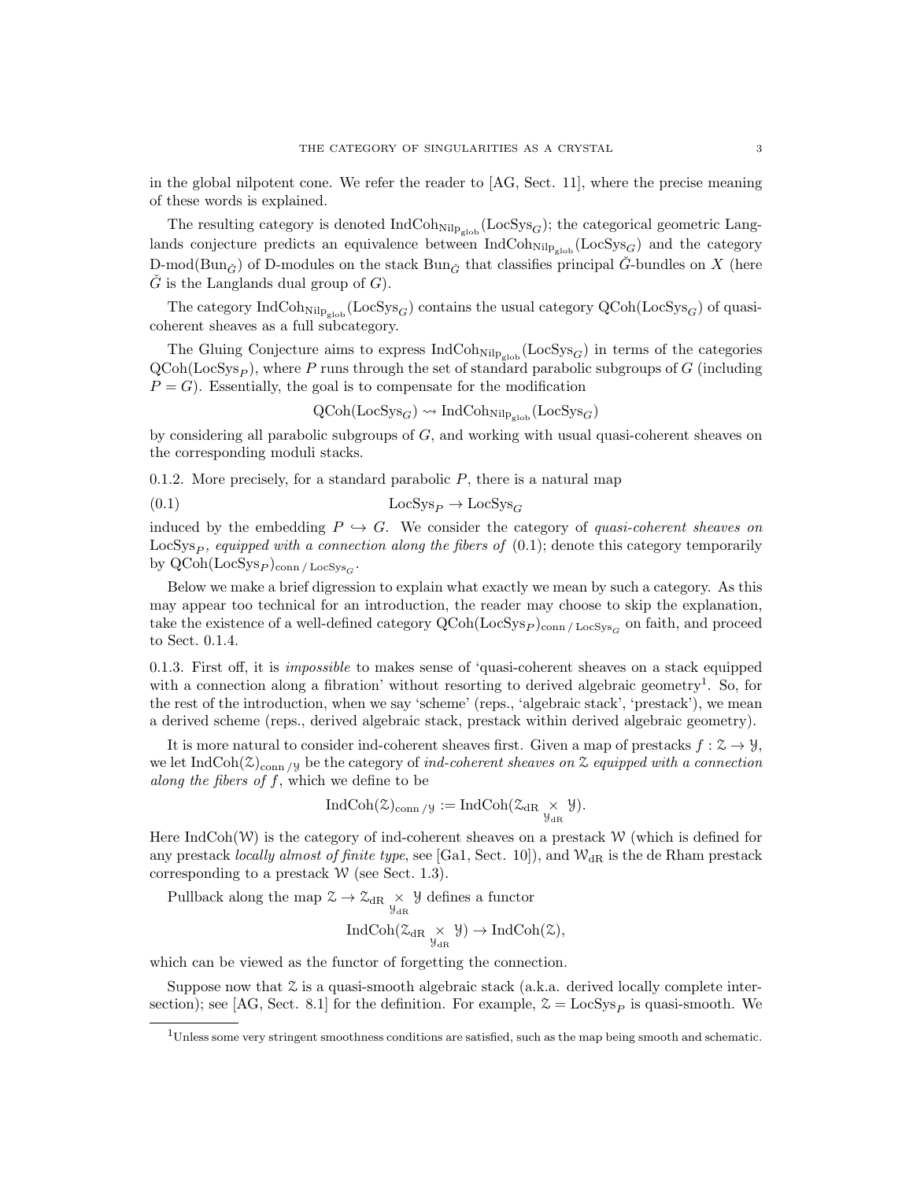in the global nilpotent cone. We refer the reader to [AG, Sect. 11], where the precise meaning of these words is explained.

The resulting category is denoted $\mathrm{IndCoh}_{\mathrm{Nilp}_{\mathrm{glob}}}(\mathrm{LocSys}_G)$; the categorical geometric Langlands conjecture predicts an equivalence between $\mathrm{IndCoh}_{\mathrm{Nilp}_{\mathrm{glob}}}(\mathrm{LocSys}_G)$ and the category $\text{D-mod}(\mathrm{Bun}_{\check{G}})$ of D-modules on the stack $\mathrm{Bun}_{\check{G}}$ that classifies principal $\check{G}$-bundles on $X$ (here $\check{G}$ is the Langlands dual group of $G$).

The category $\mathrm{IndCoh}_{\mathrm{Nilp}_{\mathrm{glob}}}(\mathrm{LocSys}_G)$ contains the usual category $\mathrm{QCoh}(\mathrm{LocSys}_G)$ of quasi-coherent sheaves as a full subcategory.

The Gluing Conjecture aims to express $\mathrm{IndCoh}_{\mathrm{Nilp}_{\mathrm{glob}}}(\mathrm{LocSys}_G)$ in terms of the categories $\mathrm{QCoh}(\mathrm{LocSys}_P)$, where $P$ runs through the set of standard parabolic subgroups of $G$ (including $P = G$). Essentially, the goal is to compensate for the modification

$$\mathrm{QCoh}(\mathrm{LocSys}_G) \rightsquigarrow \mathrm{IndCoh}_{\mathrm{Nilp}_{\mathrm{glob}}}(\mathrm{LocSys}_G)$$

by considering all parabolic subgroups of $G$, and working with usual quasi-coherent sheaves on the corresponding moduli stacks.

0.1.2. More precisely, for a standard parabolic $P$, there is a natural map

$$\mathrm{LocSys}_P \to \mathrm{LocSys}_G \tag{0.1}$$

induced by the embedding $P \hookrightarrow G$. We consider the category of *quasi-coherent sheaves on* $\mathrm{LocSys}_P$*, equipped with a connection along the fibers of* (0.1); denote this category temporarily by $\mathrm{QCoh}(\mathrm{LocSys}_P)_{\mathrm{conn}\,/\,\mathrm{LocSys}_G}$.

Below we make a brief digression to explain what exactly we mean by such a category. As this may appear too technical for an introduction, the reader may choose to skip the explanation, take the existence of a well-defined category $\mathrm{QCoh}(\mathrm{LocSys}_P)_{\mathrm{conn}\,/\,\mathrm{LocSys}_G}$ on faith, and proceed to Sect. 0.1.4.

0.1.3. First off, it is *impossible* to makes sense of 'quasi-coherent sheaves on a stack equipped with a connection along a fibration' without resorting to derived algebraic geometry[1]. So, for the rest of the introduction, when we say 'scheme' (reps., 'algebraic stack', 'prestack'), we mean a derived scheme (reps., derived algebraic stack, prestack within derived algebraic geometry).

It is more natural to consider ind-coherent sheaves first. Given a map of prestacks $f : \mathcal{Z} \to \mathcal{Y}$, we let $\mathrm{IndCoh}(\mathcal{Z})_{\mathrm{conn}\,/\mathcal{Y}}$ be the category of *ind-coherent sheaves on* $\mathcal{Z}$ *equipped with a connection along the fibers of* $f$, which we define to be

$$\mathrm{IndCoh}(\mathcal{Z})_{\mathrm{conn}\,/\mathcal{Y}} := \mathrm{IndCoh}(\mathcal{Z}_{\mathrm{dR}} \underset{\mathcal{Y}_{\mathrm{dR}}}{\times} \mathcal{Y}).$$

Here $\mathrm{IndCoh}(\mathcal{W})$ is the category of ind-coherent sheaves on a prestack $\mathcal{W}$ (which is defined for any prestack *locally almost of finite type*, see [Ga1, Sect. 10]), and $\mathcal{W}_{\mathrm{dR}}$ is the de Rham prestack corresponding to a prestack $\mathcal{W}$ (see Sect. 1.3).

Pullback along the map $\mathcal{Z} \to \mathcal{Z}_{\mathrm{dR}} \underset{\mathcal{Y}_{\mathrm{dR}}}{\times} \mathcal{Y}$ defines a functor

$$\mathrm{IndCoh}(\mathcal{Z}_{\mathrm{dR}} \underset{\mathcal{Y}_{\mathrm{dR}}}{\times} \mathcal{Y}) \to \mathrm{IndCoh}(\mathcal{Z}),$$

which can be viewed as the functor of forgetting the connection.

Suppose now that $\mathcal{Z}$ is a quasi-smooth algebraic stack (a.k.a. derived locally complete intersection); see [AG, Sect. 8.1] for the definition. For example, $\mathcal{Z} = \mathrm{LocSys}_P$ is quasi-smooth. We

[1] Unless some very stringent smoothness conditions are satisfied, such as the map being smooth and schematic.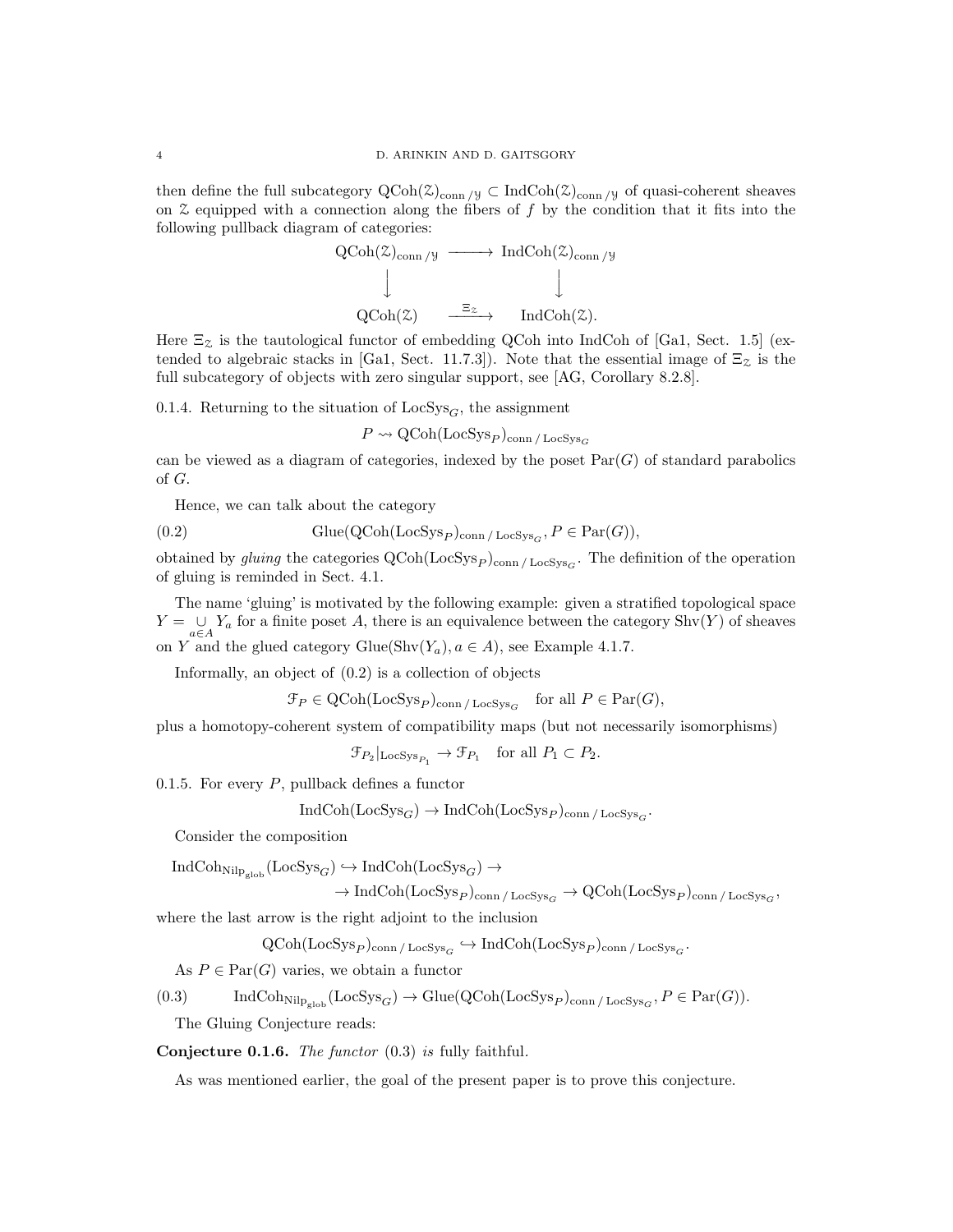then define the full subcategory $\mathrm{QCoh}(\mathcal{Z})_{\mathrm{conn}\,/\,\mathcal{Y}} \subset \mathrm{IndCoh}(\mathcal{Z})_{\mathrm{conn}\,/\,\mathcal{Y}}$ of quasi-coherent sheaves on $\mathcal{Z}$ equipped with a connection along the fibers of $f$ by the condition that it fits into the following pullback diagram of categories:

$$
\begin{array}{ccc}
\mathrm{QCoh}(\mathcal{Z})_{\mathrm{conn}\,/\,\mathcal{Y}} & \longrightarrow & \mathrm{IndCoh}(\mathcal{Z})_{\mathrm{conn}\,/\,\mathcal{Y}} \\
\downarrow & & \downarrow \\
\mathrm{QCoh}(\mathcal{Z}) & \xrightarrow{\Xi_{\mathcal{Z}}} & \mathrm{IndCoh}(\mathcal{Z}).
\end{array}
$$

Here $\Xi_{\mathcal{Z}}$ is the tautological functor of embedding QCoh into IndCoh of [Ga1, Sect. 1.5] (extended to algebraic stacks in [Ga1, Sect. 11.7.3]). Note that the essential image of $\Xi_{\mathcal{Z}}$ is the full subcategory of objects with zero singular support, see [AG, Corollary 8.2.8].

0.1.4. Returning to the situation of $\mathrm{LocSys}_G$, the assignment

$$P \rightsquigarrow \mathrm{QCoh}(\mathrm{LocSys}_P)_{\mathrm{conn}\,/\,\mathrm{LocSys}_G}$$

can be viewed as a diagram of categories, indexed by the poset $\mathrm{Par}(G)$ of standard parabolics of $G$.

Hence, we can talk about the category

$$\mathrm{Glue}(\mathrm{QCoh}(\mathrm{LocSys}_P)_{\mathrm{conn}\,/\,\mathrm{LocSys}_G}, P \in \mathrm{Par}(G)), \tag{0.2}$$

obtained by *gluing* the categories $\mathrm{QCoh}(\mathrm{LocSys}_P)_{\mathrm{conn}\,/\,\mathrm{LocSys}_G}$. The definition of the operation of gluing is reminded in Sect. 4.1.

The name 'gluing' is motivated by the following example: given a stratified topological space $Y = \underset{a\in A}{\cup} Y_a$ for a finite poset $A$, there is an equivalence between the category $\mathrm{Shv}(Y)$ of sheaves on $Y$ and the glued category $\mathrm{Glue}(\mathrm{Shv}(Y_a), a \in A)$, see Example 4.1.7.

Informally, an object of (0.2) is a collection of objects

$$\mathcal{F}_P \in \mathrm{QCoh}(\mathrm{LocSys}_P)_{\mathrm{conn}\,/\,\mathrm{LocSys}_G} \quad \text{for all } P \in \mathrm{Par}(G),$$

plus a homotopy-coherent system of compatibility maps (but not necessarily isomorphisms)

$$\mathcal{F}_{P_2}|_{\mathrm{LocSys}_{P_1}} \to \mathcal{F}_{P_1} \quad \text{for all } P_1 \subset P_2.$$

0.1.5. For every $P$, pullback defines a functor

$$\mathrm{IndCoh}(\mathrm{LocSys}_G) \to \mathrm{IndCoh}(\mathrm{LocSys}_P)_{\mathrm{conn}\,/\,\mathrm{LocSys}_G}.$$

Consider the composition

$$\mathrm{IndCoh}_{\mathrm{Nilp}_{\mathrm{glob}}}(\mathrm{LocSys}_G) \hookrightarrow \mathrm{IndCoh}(\mathrm{LocSys}_G) \to$$
$$\to \mathrm{IndCoh}(\mathrm{LocSys}_P)_{\mathrm{conn}\,/\,\mathrm{LocSys}_G} \to \mathrm{QCoh}(\mathrm{LocSys}_P)_{\mathrm{conn}\,/\,\mathrm{LocSys}_G},$$

where the last arrow is the right adjoint to the inclusion

$$\mathrm{QCoh}(\mathrm{LocSys}_P)_{\mathrm{conn}\,/\,\mathrm{LocSys}_G} \hookrightarrow \mathrm{IndCoh}(\mathrm{LocSys}_P)_{\mathrm{conn}\,/\,\mathrm{LocSys}_G}.$$

As $P \in \mathrm{Par}(G)$ varies, we obtain a functor

$$\mathrm{IndCoh}_{\mathrm{Nilp}_{\mathrm{glob}}}(\mathrm{LocSys}_G) \to \mathrm{Glue}(\mathrm{QCoh}(\mathrm{LocSys}_P)_{\mathrm{conn}\,/\,\mathrm{LocSys}_G}, P \in \mathrm{Par}(G)). \tag{0.3}$$

The Gluing Conjecture reads:

**Conjecture 0.1.6.** *The functor* (0.3) *is* fully faithful.

As was mentioned earlier, the goal of the present paper is to prove this conjecture.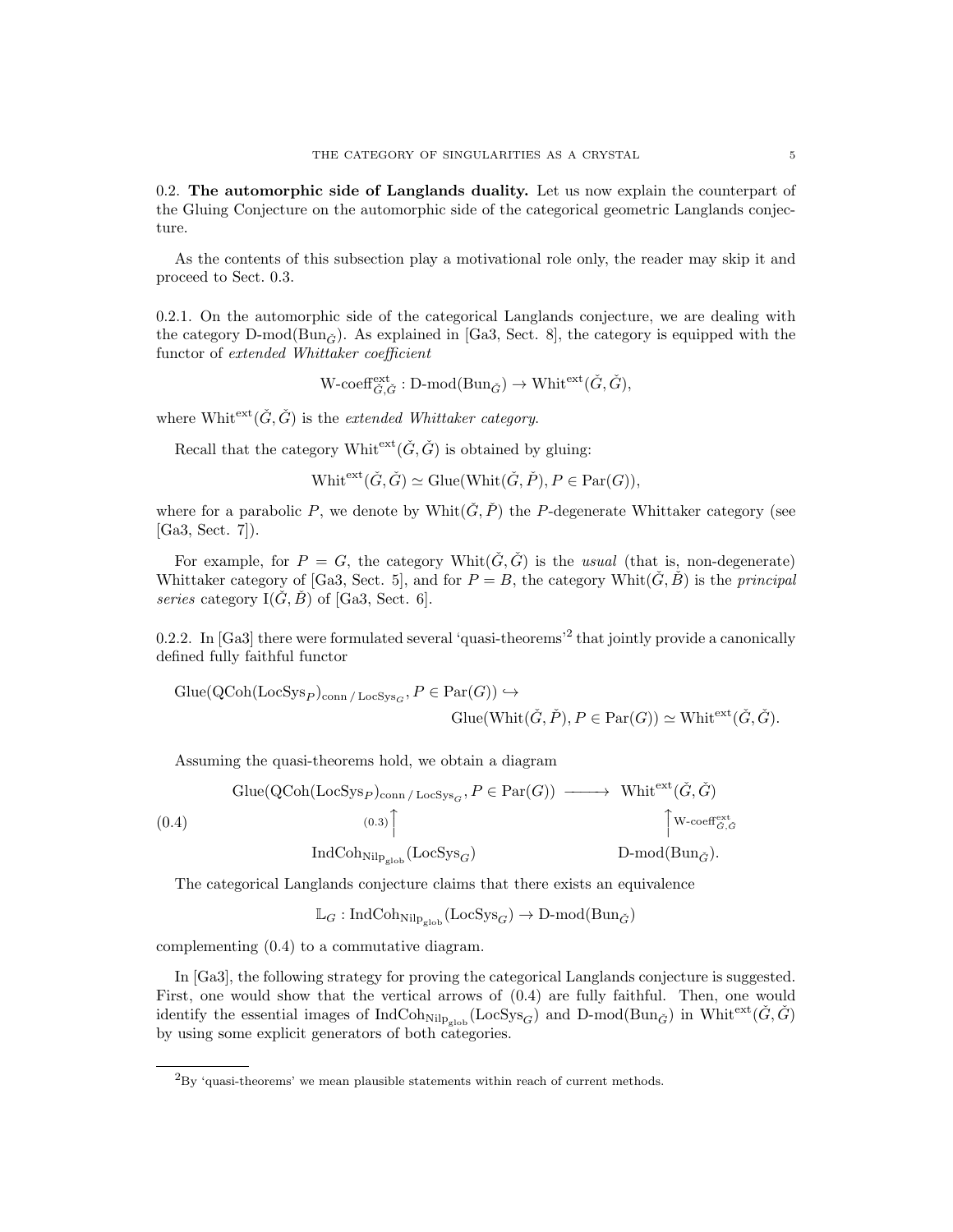### 0.2. The automorphic side of Langlands duality.

Let us now explain the counterpart of the Gluing Conjecture on the automorphic side of the categorical geometric Langlands conjecture.

As the contents of this subsection play a motivational role only, the reader may skip it and proceed to Sect. 0.3.

0.2.1. On the automorphic side of the categorical Langlands conjecture, we are dealing with the category $\text{D-mod}(\text{Bun}_{\check{G}})$. As explained in [Ga3, Sect. 8], the category is equipped with the functor of *extended Whittaker coefficient*

$$\text{W-coeff}^{\text{ext}}_{\check{G},\check{G}} : \text{D-mod}(\text{Bun}_{\check{G}}) \to \text{Whit}^{\text{ext}}(\check{G},\check{G}),$$

where $\text{Whit}^{\text{ext}}(\check{G},\check{G})$ is the *extended Whittaker category*.

Recall that the category $\text{Whit}^{\text{ext}}(\check{G},\check{G})$ is obtained by gluing:

$$\text{Whit}^{\text{ext}}(\check{G},\check{G}) \simeq \text{Glue}(\text{Whit}(\check{G},\check{P}), P \in \text{Par}(G)),$$

where for a parabolic $P$, we denote by $\text{Whit}(\check{G},\check{P})$ the $P$-degenerate Whittaker category (see [Ga3, Sect. 7]).

For example, for $P = G$, the category $\text{Whit}(\check{G},\check{G})$ is the *usual* (that is, non-degenerate) Whittaker category of [Ga3, Sect. 5], and for $P = B$, the category $\text{Whit}(\check{G},\check{B})$ is the *principal series* category $\text{I}(\check{G},\check{B})$ of [Ga3, Sect. 6].

0.2.2. In [Ga3] there were formulated several 'quasi-theorems'[2] that jointly provide a canonically defined fully faithful functor

$$\text{Glue}(\text{QCoh}(\text{LocSys}_P)_{\text{conn}\,/\,\text{LocSys}_G}, P \in \text{Par}(G)) \hookrightarrow \text{Glue}(\text{Whit}(\check{G},\check{P}), P \in \text{Par}(G)) \simeq \text{Whit}^{\text{ext}}(\check{G},\check{G}).$$

Assuming the quasi-theorems hold, we obtain a diagram

$$\begin{array}{ccc}
\text{Glue}(\text{QCoh}(\text{LocSys}_P)_{\text{conn}\,/\,\text{LocSys}_G}, P \in \text{Par}(G)) & \longrightarrow & \text{Whit}^{\text{ext}}(\check{G},\check{G}) \\
{\scriptstyle (0.3)}\uparrow & & \uparrow{\scriptstyle \text{W-coeff}^{\text{ext}}_{\check{G},\check{G}}} \\
\text{IndCoh}_{\text{Nilp}_{\text{glob}}}(\text{LocSys}_G) & & \text{D-mod}(\text{Bun}_{\check{G}}).
\end{array} \tag{0.4}$$

The categorical Langlands conjecture claims that there exists an equivalence

$$\mathbb{L}_G : \text{IndCoh}_{\text{Nilp}_{\text{glob}}}(\text{LocSys}_G) \to \text{D-mod}(\text{Bun}_{\check{G}})$$

complementing (0.4) to a commutative diagram.

In [Ga3], the following strategy for proving the categorical Langlands conjecture is suggested. First, one would show that the vertical arrows of (0.4) are fully faithful. Then, one would identify the essential images of $\text{IndCoh}_{\text{Nilp}_{\text{glob}}}(\text{LocSys}_G)$ and $\text{D-mod}(\text{Bun}_{\check{G}})$ in $\text{Whit}^{\text{ext}}(\check{G},\check{G})$ by using some explicit generators of both categories.

---

[2] By 'quasi-theorems' we mean plausible statements within reach of current methods.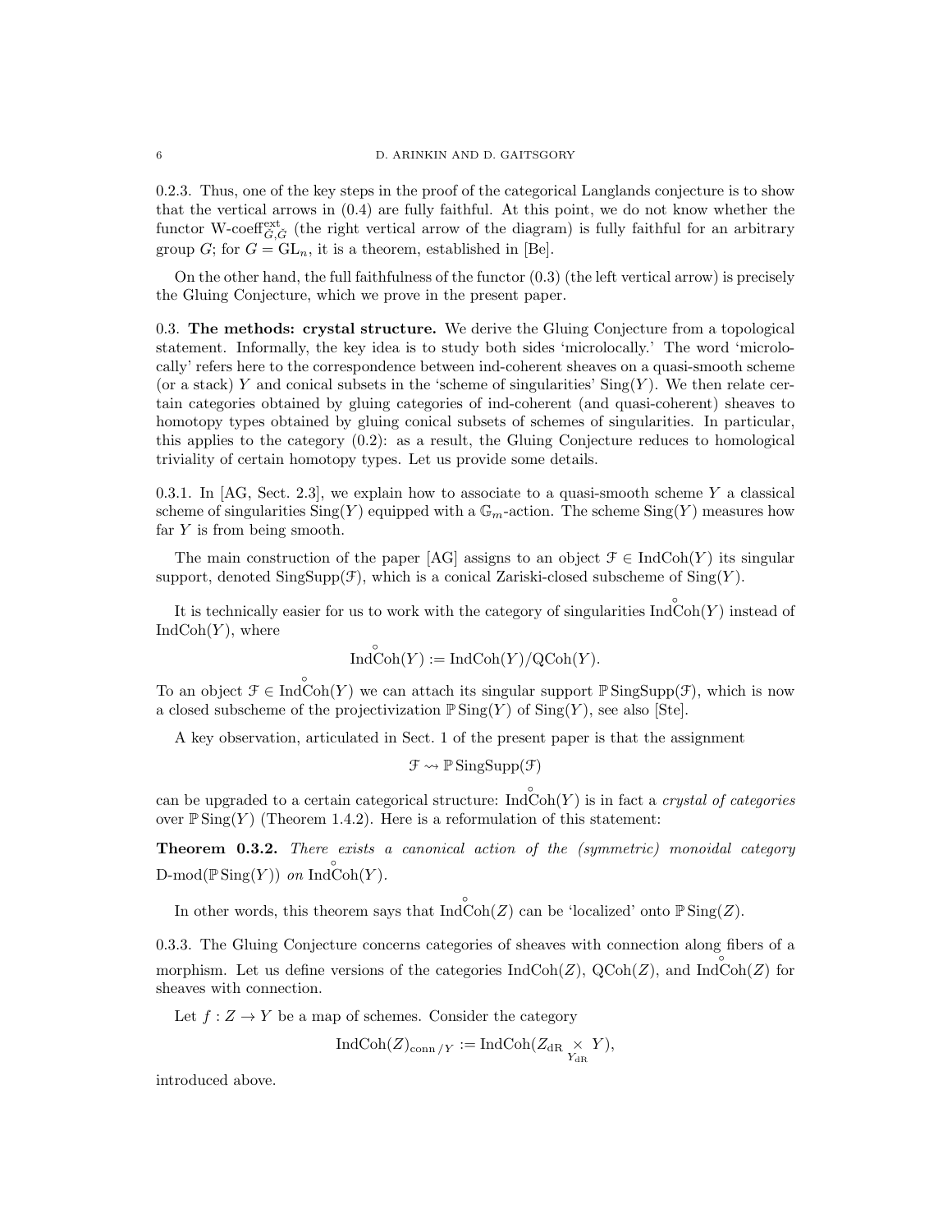0.2.3. Thus, one of the key steps in the proof of the categorical Langlands conjecture is to show that the vertical arrows in (0.4) are fully faithful. At this point, we do not know whether the functor $\text{W-coeff}^{\text{ext}}_{\check{G},\check{G}}$ (the right vertical arrow of the diagram) is fully faithful for an arbitrary group $G$; for $G = \text{GL}_n$, it is a theorem, established in [Be].

On the other hand, the full faithfulness of the functor (0.3) (the left vertical arrow) is precisely the Gluing Conjecture, which we prove in the present paper.

0.3. **The methods: crystal structure.** We derive the Gluing Conjecture from a topological statement. Informally, the key idea is to study both sides 'microlocally.' The word 'microlocally' refers here to the correspondence between ind-coherent sheaves on a quasi-smooth scheme (or a stack) $Y$ and conical subsets in the 'scheme of singularities' $\text{Sing}(Y)$. We then relate certain categories obtained by gluing categories of ind-coherent (and quasi-coherent) sheaves to homotopy types obtained by gluing conical subsets of schemes of singularities. In particular, this applies to the category (0.2): as a result, the Gluing Conjecture reduces to homological triviality of certain homotopy types. Let us provide some details.

0.3.1. In [AG, Sect. 2.3], we explain how to associate to a quasi-smooth scheme $Y$ a classical scheme of singularities $\text{Sing}(Y)$ equipped with a $\mathbb{G}_m$-action. The scheme $\text{Sing}(Y)$ measures how far $Y$ is from being smooth.

The main construction of the paper [AG] assigns to an object $\mathcal{F} \in \text{IndCoh}(Y)$ its singular support, denoted $\text{SingSupp}(\mathcal{F})$, which is a conical Zariski-closed subscheme of $\text{Sing}(Y)$.

It is technically easier for us to work with the category of singularities $\overset{\circ}{\text{IndCoh}}(Y)$ instead of $\text{IndCoh}(Y)$, where

$$\overset{\circ}{\text{IndCoh}}(Y) := \text{IndCoh}(Y)/\text{QCoh}(Y).$$

To an object $\mathcal{F} \in \overset{\circ}{\text{IndCoh}}(Y)$ we can attach its singular support $\mathbb{P}\,\text{SingSupp}(\mathcal{F})$, which is now a closed subscheme of the projectivization $\mathbb{P}\,\text{Sing}(Y)$ of $\text{Sing}(Y)$, see also [Ste].

A key observation, articulated in Sect. 1 of the present paper is that the assignment

$$\mathcal{F} \rightsquigarrow \mathbb{P}\,\text{SingSupp}(\mathcal{F})$$

can be upgraded to a certain categorical structure: $\overset{\circ}{\text{IndCoh}}(Y)$ is in fact a *crystal of categories* over $\mathbb{P}\,\text{Sing}(Y)$ (Theorem 1.4.2). Here is a reformulation of this statement:

**Theorem 0.3.2.** *There exists a canonical action of the (symmetric) monoidal category* $\text{D-mod}(\mathbb{P}\,\text{Sing}(Y))$ *on* $\overset{\circ}{\text{IndCoh}}(Y)$.

In other words, this theorem says that $\overset{\circ}{\text{IndCoh}}(Z)$ can be 'localized' onto $\mathbb{P}\,\text{Sing}(Z)$.

0.3.3. The Gluing Conjecture concerns categories of sheaves with connection along fibers of a morphism. Let us define versions of the categories $\text{IndCoh}(Z)$, $\text{QCoh}(Z)$, and $\overset{\circ}{\text{IndCoh}}(Z)$ for sheaves with connection.

Let $f : Z \to Y$ be a map of schemes. Consider the category

$$\text{IndCoh}(Z)_{\text{conn}\,/Y} := \text{IndCoh}(Z_{\text{dR}} \underset{Y_{\text{dR}}}{\times} Y),$$

introduced above.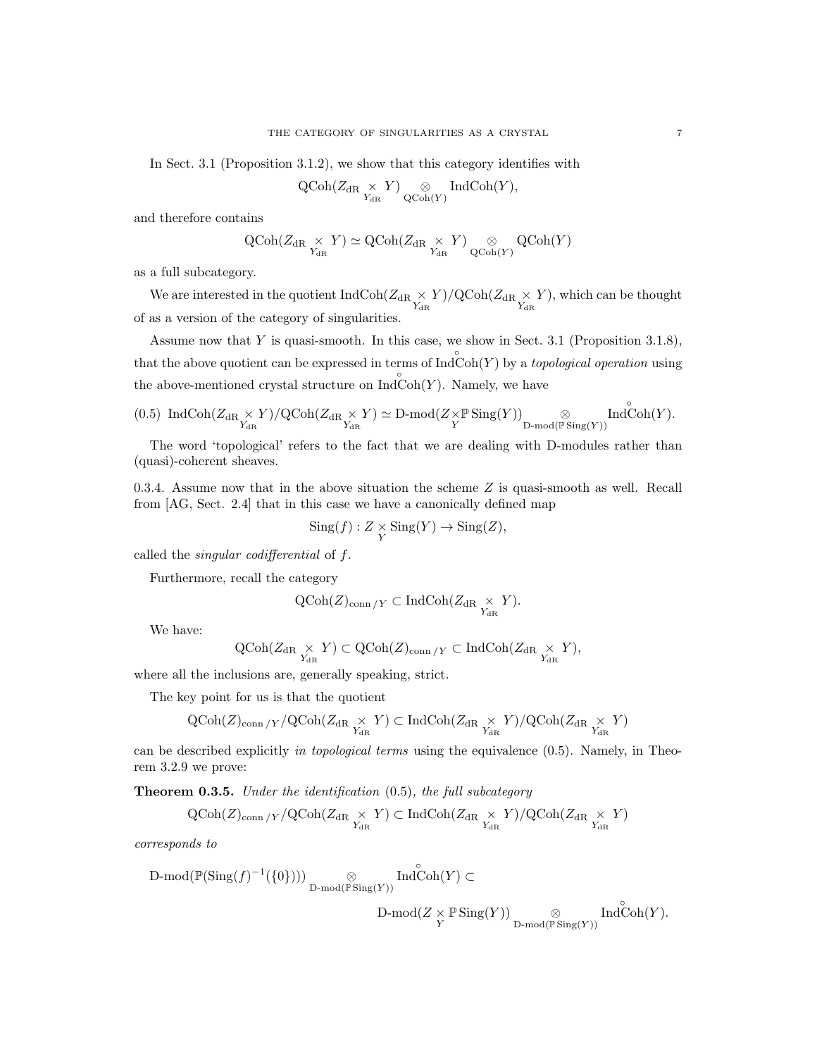In Sect. 3.1 (Proposition 3.1.2), we show that this category identifies with

$$\mathrm{QCoh}(Z_{\mathrm{dR}} \underset{Y_{\mathrm{dR}}}{\times} Y) \underset{\mathrm{QCoh}(Y)}{\otimes} \mathrm{IndCoh}(Y),$$

and therefore contains

$$\mathrm{QCoh}(Z_{\mathrm{dR}} \underset{Y_{\mathrm{dR}}}{\times} Y) \simeq \mathrm{QCoh}(Z_{\mathrm{dR}} \underset{Y_{\mathrm{dR}}}{\times} Y) \underset{\mathrm{QCoh}(Y)}{\otimes} \mathrm{QCoh}(Y)$$

as a full subcategory.

We are interested in the quotient $\mathrm{IndCoh}(Z_{\mathrm{dR}} \underset{Y_{\mathrm{dR}}}{\times} Y)/\mathrm{QCoh}(Z_{\mathrm{dR}} \underset{Y_{\mathrm{dR}}}{\times} Y)$, which can be thought of as a version of the category of singularities.

Assume now that $Y$ is quasi-smooth. In this case, we show in Sect. 3.1 (Proposition 3.1.8), that the above quotient can be expressed in terms of $\overset{\circ}{\mathrm{IndCoh}}(Y)$ by a *topological operation* using the above-mentioned crystal structure on $\overset{\circ}{\mathrm{IndCoh}}(Y)$. Namely, we have

$$\mathrm{IndCoh}(Z_{\mathrm{dR}} \underset{Y_{\mathrm{dR}}}{\times} Y)/\mathrm{QCoh}(Z_{\mathrm{dR}} \underset{Y_{\mathrm{dR}}}{\times} Y) \simeq \mathrm{D\text{-}mod}(Z \underset{Y}{\times} \mathbb{P}\,\mathrm{Sing}(Y)) \underset{\mathrm{D\text{-}mod}(\mathbb{P}\,\mathrm{Sing}(Y))}{\otimes} \overset{\circ}{\mathrm{IndCoh}}(Y). \tag{0.5}$$

The word 'topological' refers to the fact that we are dealing with D-modules rather than (quasi)-coherent sheaves.

0.3.4. Assume now that in the above situation the scheme $Z$ is quasi-smooth as well. Recall from [AG, Sect. 2.4] that in this case we have a canonically defined map

$$\mathrm{Sing}(f) : Z \underset{Y}{\times} \mathrm{Sing}(Y) \to \mathrm{Sing}(Z),$$

called the *singular codifferential* of $f$.

Furthermore, recall the category

$$\mathrm{QCoh}(Z)_{\mathrm{conn}\,/Y} \subset \mathrm{IndCoh}(Z_{\mathrm{dR}} \underset{Y_{\mathrm{dR}}}{\times} Y).$$

We have:

$$\mathrm{QCoh}(Z_{\mathrm{dR}} \underset{Y_{\mathrm{dR}}}{\times} Y) \subset \mathrm{QCoh}(Z)_{\mathrm{conn}\,/Y} \subset \mathrm{IndCoh}(Z_{\mathrm{dR}} \underset{Y_{\mathrm{dR}}}{\times} Y),$$

where all the inclusions are, generally speaking, strict.

The key point for us is that the quotient

$$\mathrm{QCoh}(Z)_{\mathrm{conn}\,/Y}/\mathrm{QCoh}(Z_{\mathrm{dR}} \underset{Y_{\mathrm{dR}}}{\times} Y) \subset \mathrm{IndCoh}(Z_{\mathrm{dR}} \underset{Y_{\mathrm{dR}}}{\times} Y)/\mathrm{QCoh}(Z_{\mathrm{dR}} \underset{Y_{\mathrm{dR}}}{\times} Y)$$

can be described explicitly *in topological terms* using the equivalence (0.5). Namely, in Theorem 3.2.9 we prove:

**Theorem 0.3.5.** *Under the identification* (0.5)*, the full subcategory*

$$\mathrm{QCoh}(Z)_{\mathrm{conn}\,/Y}/\mathrm{QCoh}(Z_{\mathrm{dR}} \underset{Y_{\mathrm{dR}}}{\times} Y) \subset \mathrm{IndCoh}(Z_{\mathrm{dR}} \underset{Y_{\mathrm{dR}}}{\times} Y)/\mathrm{QCoh}(Z_{\mathrm{dR}} \underset{Y_{\mathrm{dR}}}{\times} Y)$$

*corresponds to*

$$\mathrm{D\text{-}mod}(\mathbb{P}(\mathrm{Sing}(f)^{-1}(\{0\}))) \underset{\mathrm{D\text{-}mod}(\mathbb{P}\,\mathrm{Sing}(Y))}{\otimes} \overset{\circ}{\mathrm{IndCoh}}(Y) \subset$$

$$\mathrm{D\text{-}mod}(Z \underset{Y}{\times} \mathbb{P}\,\mathrm{Sing}(Y)) \underset{\mathrm{D\text{-}mod}(\mathbb{P}\,\mathrm{Sing}(Y))}{\otimes} \overset{\circ}{\mathrm{IndCoh}}(Y).$$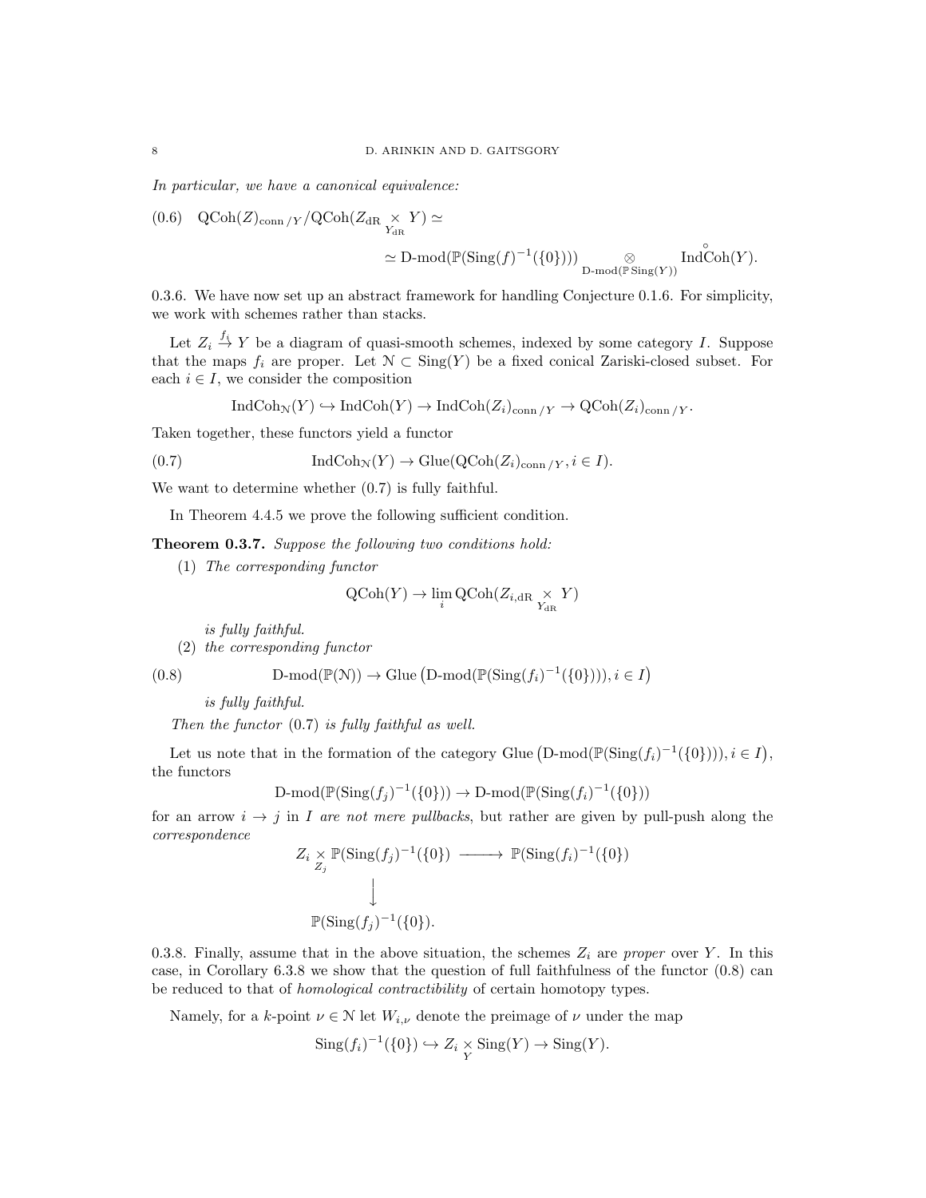*In particular, we have a canonical equivalence:*

$$\text{(0.6)}\quad \mathrm{QCoh}(Z)_{\mathrm{conn}\,/Y}/\mathrm{QCoh}(Z_{\mathrm{dR}} \underset{Y_{\mathrm{dR}}}{\times} Y) \simeq$$

$$\simeq \text{D-mod}(\mathbb{P}(\mathrm{Sing}(f)^{-1}(\{0\}))) \underset{\text{D-mod}(\mathbb{P}\,\mathrm{Sing}(Y))}{\otimes} \overset{\circ}{\mathrm{Ind}}\mathrm{Coh}(Y).$$

0.3.6. We have now set up an abstract framework for handling Conjecture 0.1.6. For simplicity, we work with schemes rather than stacks.

Let $Z_i \overset{f_i}{\to} Y$ be a diagram of quasi-smooth schemes, indexed by some category $I$. Suppose that the maps $f_i$ are proper. Let $\mathcal{N} \subset \mathrm{Sing}(Y)$ be a fixed conical Zariski-closed subset. For each $i \in I$, we consider the composition

$$\mathrm{IndCoh}_{\mathcal{N}}(Y) \hookrightarrow \mathrm{IndCoh}(Y) \to \mathrm{IndCoh}(Z_i)_{\mathrm{conn}\,/Y} \to \mathrm{QCoh}(Z_i)_{\mathrm{conn}\,/Y}.$$

Taken together, these functors yield a functor

$$\mathrm{IndCoh}_{\mathcal{N}}(Y) \to \mathrm{Glue}(\mathrm{QCoh}(Z_i)_{\mathrm{conn}\,/Y}, i \in I). \tag{0.7}$$

We want to determine whether (0.7) is fully faithful.

In Theorem 4.4.5 we prove the following sufficient condition.

**Theorem 0.3.7.** *Suppose the following two conditions hold:*

1. *The corresponding functor*
$$\mathrm{QCoh}(Y) \to \lim_i \mathrm{QCoh}(Z_{i,\mathrm{dR}} \underset{Y_{\mathrm{dR}}}{\times} Y)$$
*is fully faithful.*
2. *the corresponding functor*
$$\text{D-mod}(\mathbb{P}(\mathcal{N})) \to \mathrm{Glue}\left(\text{D-mod}(\mathbb{P}(\mathrm{Sing}(f_i)^{-1}(\{0\}))), i \in I\right) \tag{0.8}$$
*is fully faithful.*

*Then the functor* (0.7) *is fully faithful as well.*

Let us note that in the formation of the category $\mathrm{Glue}\left(\text{D-mod}(\mathbb{P}(\mathrm{Sing}(f_i)^{-1}(\{0\}))), i \in I\right)$, the functors

$$\text{D-mod}(\mathbb{P}(\mathrm{Sing}(f_j)^{-1}(\{0\})) \to \text{D-mod}(\mathbb{P}(\mathrm{Sing}(f_i)^{-1}(\{0\}))$$

for an arrow $i \to j$ in $I$ *are not mere pullbacks*, but rather are given by pull-push along the *correspondence*

$$\begin{array}{ccc} Z_i \underset{Z_j}{\times} \mathbb{P}(\mathrm{Sing}(f_j)^{-1}(\{0\}) & \longrightarrow & \mathbb{P}(\mathrm{Sing}(f_i)^{-1}(\{0\}) \\ \Big\downarrow & & \\ \mathbb{P}(\mathrm{Sing}(f_j)^{-1}(\{0\}). & & \end{array}$$

0.3.8. Finally, assume that in the above situation, the schemes $Z_i$ are *proper* over $Y$. In this case, in Corollary 6.3.8 we show that the question of full faithfulness of the functor (0.8) can be reduced to that of *homological contractibility* of certain homotopy types.

Namely, for a $k$-point $\nu \in \mathcal{N}$ let $W_{i,\nu}$ denote the preimage of $\nu$ under the map

$$\mathrm{Sing}(f_i)^{-1}(\{0\}) \hookrightarrow Z_i \underset{Y}{\times} \mathrm{Sing}(Y) \to \mathrm{Sing}(Y).$$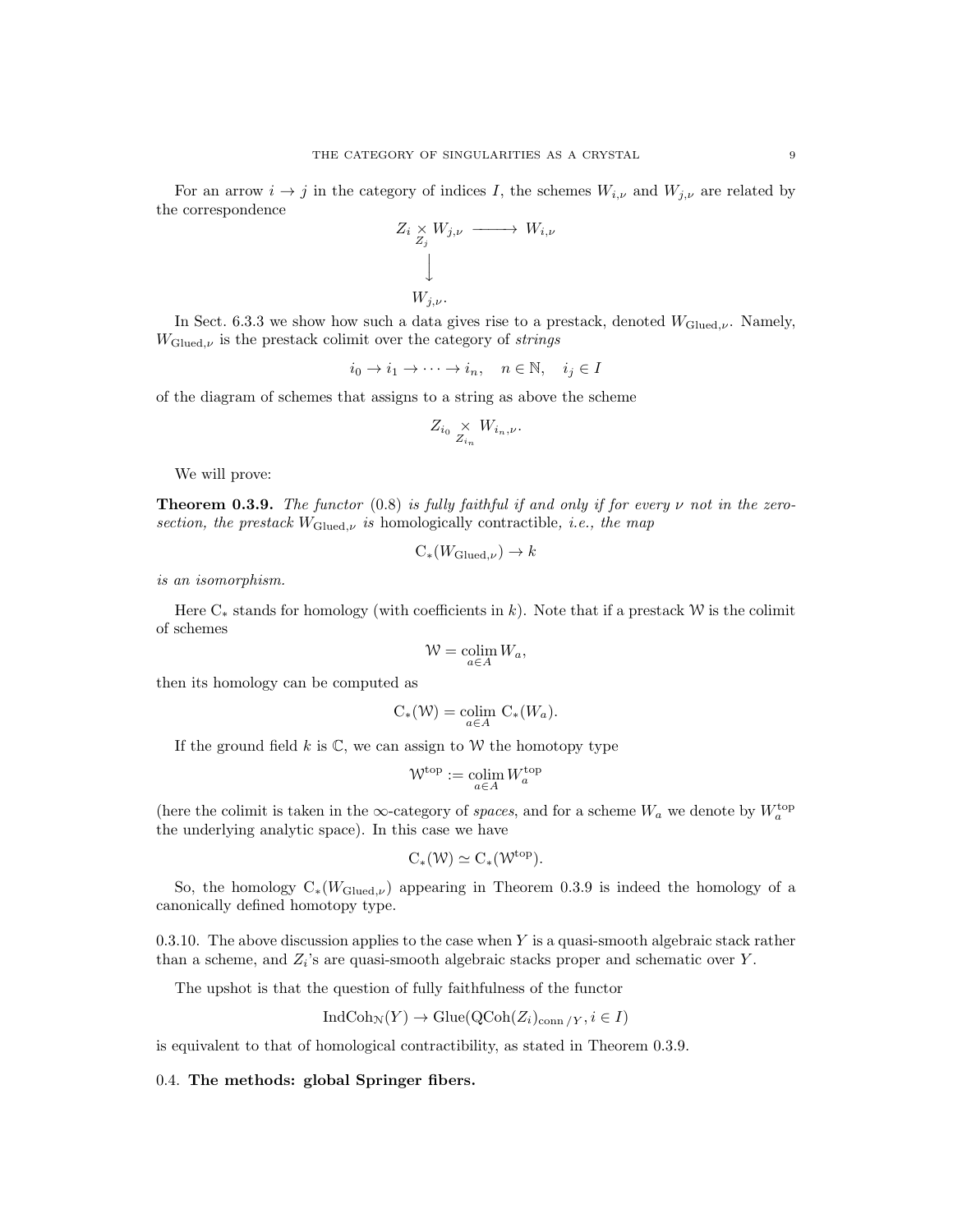For an arrow $i \to j$ in the category of indices $I$, the schemes $W_{i,\nu}$ and $W_{j,\nu}$ are related by the correspondence

$$\begin{array}{ccc} Z_i \underset{Z_j}{\times} W_{j,\nu} & \longrightarrow & W_{i,\nu} \\ \big\downarrow & & \\ W_{j,\nu}. & & \end{array}$$

In Sect. 6.3.3 we show how such a data gives rise to a prestack, denoted $W_{\text{Glued},\nu}$. Namely, $W_{\text{Glued},\nu}$ is the prestack colimit over the category of *strings*

$$i_0 \to i_1 \to \cdots \to i_n, \quad n \in \mathbb{N}, \quad i_j \in I$$

of the diagram of schemes that assigns to a string as above the scheme

$$Z_{i_0} \underset{Z_{i_n}}{\times} W_{i_n,\nu}.$$

We will prove:

**Theorem 0.3.9.** *The functor* (0.8) *is fully faithful if and only if for every $\nu$ not in the zero-section, the prestack $W_{\text{Glued},\nu}$ is* homologically contractible, *i.e., the map*

$$\mathrm{C}_*(W_{\text{Glued},\nu}) \to k$$

*is an isomorphism.*

Here $\mathrm{C}_*$ stands for homology (with coefficients in $k$). Note that if a prestack $\mathcal{W}$ is the colimit of schemes

$$\mathcal{W} = \underset{a \in A}{\operatorname{colim}}\, W_a,$$

then its homology can be computed as

$$\mathrm{C}_*(\mathcal{W}) = \underset{a \in A}{\operatorname{colim}}\, \mathrm{C}_*(W_a).$$

If the ground field $k$ is $\mathbb{C}$, we can assign to $\mathcal{W}$ the homotopy type

$$\mathcal{W}^{\text{top}} := \underset{a \in A}{\operatorname{colim}}\, W_a^{\text{top}}$$

(here the colimit is taken in the $\infty$-category of *spaces*, and for a scheme $W_a$ we denote by $W_a^{\text{top}}$ the underlying analytic space). In this case we have

$$\mathrm{C}_*(\mathcal{W}) \simeq \mathrm{C}_*(\mathcal{W}^{\text{top}}).$$

So, the homology $\mathrm{C}_*(W_{\text{Glued},\nu})$ appearing in Theorem 0.3.9 is indeed the homology of a canonically defined homotopy type.

0.3.10. The above discussion applies to the case when $Y$ is a quasi-smooth algebraic stack rather than a scheme, and $Z_i$'s are quasi-smooth algebraic stacks proper and schematic over $Y$.

The upshot is that the question of fully faithfulness of the functor

$$\mathrm{IndCoh}_{\mathcal{N}}(Y) \to \mathrm{Glue}(\mathrm{QCoh}(Z_i)_{\mathrm{conn}\,/Y}, i \in I)$$

is equivalent to that of homological contractibility, as stated in Theorem 0.3.9.

## 0.4. **The methods: global Springer fibers.**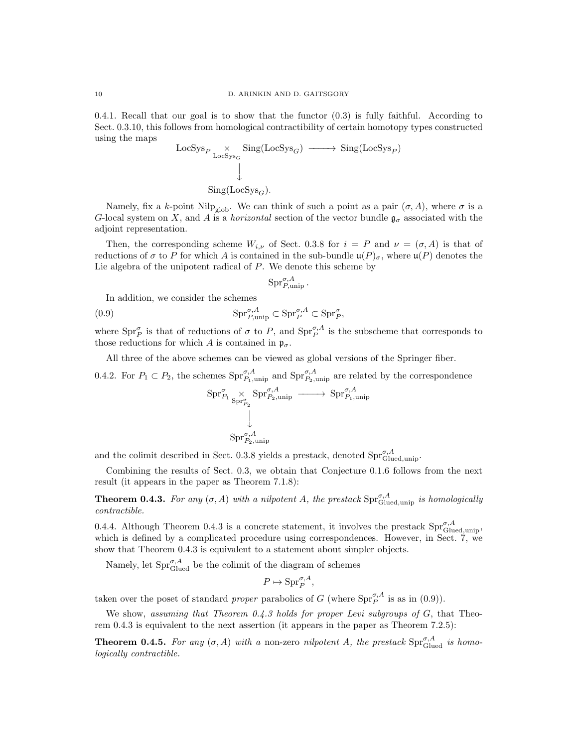0.4.1. Recall that our goal is to show that the functor (0.3) is fully faithful. According to Sect. 0.3.10, this follows from homological contractibility of certain homotopy types constructed using the maps

$$
\begin{array}{ccc}
\mathrm{LocSys}_P \underset{\mathrm{LocSys}_G}{\times} \mathrm{Sing}(\mathrm{LocSys}_G) & \longrightarrow & \mathrm{Sing}(\mathrm{LocSys}_P) \\
\big\downarrow & & \\
\mathrm{Sing}(\mathrm{LocSys}_G). & &
\end{array}
$$

Namely, fix a $k$-point $\mathrm{Nilp}_{\mathrm{glob}}$. We can think of such a point as a pair $(\sigma, A)$, where $\sigma$ is a $G$-local system on $X$, and $A$ is a *horizontal* section of the vector bundle $\mathfrak{g}_\sigma$ associated with the adjoint representation.

Then, the corresponding scheme $W_{i,\nu}$ of Sect. 0.3.8 for $i = P$ and $\nu = (\sigma, A)$ is that of reductions of $\sigma$ to $P$ for which $A$ is contained in the sub-bundle $\mathfrak{u}(P)_\sigma$, where $\mathfrak{u}(P)$ denotes the Lie algebra of the unipotent radical of $P$. We denote this scheme by

$$\mathrm{Spr}^{\sigma,A}_{P,\mathrm{unip}}.$$

In addition, we consider the schemes

$$\mathrm{Spr}^{\sigma,A}_{P,\mathrm{unip}} \subset \mathrm{Spr}^{\sigma,A}_{P} \subset \mathrm{Spr}^{\sigma}_{P}, \tag{0.9}$$

where $\mathrm{Spr}^{\sigma}_{P}$ is that of reductions of $\sigma$ to $P$, and $\mathrm{Spr}^{\sigma,A}_{P}$ is the subscheme that corresponds to those reductions for which $A$ is contained in $\mathfrak{p}_\sigma$.

All three of the above schemes can be viewed as global versions of the Springer fiber.

0.4.2. For $P_1 \subset P_2$, the schemes $\mathrm{Spr}^{\sigma,A}_{P_1,\mathrm{unip}}$ and $\mathrm{Spr}^{\sigma,A}_{P_2,\mathrm{unip}}$ are related by the correspondence

$$
\begin{array}{ccc}
\mathrm{Spr}^{\sigma}_{P_1} \underset{\mathrm{Spr}^{\sigma}_{P_2}}{\times} \mathrm{Spr}^{\sigma,A}_{P_2,\mathrm{unip}} & \longrightarrow & \mathrm{Spr}^{\sigma,A}_{P_1,\mathrm{unip}} \\
\big\downarrow & & \\
\mathrm{Spr}^{\sigma,A}_{P_2,\mathrm{unip}} & &
\end{array}
$$

and the colimit described in Sect. 0.3.8 yields a prestack, denoted $\mathrm{Spr}^{\sigma,A}_{\mathrm{Glued,unip}}$.

Combining the results of Sect. 0.3, we obtain that Conjecture 0.1.6 follows from the next result (it appears in the paper as Theorem 7.1.8):

**Theorem 0.4.3.** *For any $(\sigma, A)$ with a nilpotent $A$, the prestack $\mathrm{Spr}^{\sigma,A}_{\mathrm{Glued,unip}}$ is homologically contractible.*

0.4.4. Although Theorem 0.4.3 is a concrete statement, it involves the prestack $\mathrm{Spr}^{\sigma,A}_{\mathrm{Glued,unip}}$, which is defined by a complicated procedure using correspondences. However, in Sect. 7, we show that Theorem 0.4.3 is equivalent to a statement about simpler objects.

Namely, let $\mathrm{Spr}^{\sigma,A}_{\mathrm{Glued}}$ be the colimit of the diagram of schemes

$$P \mapsto \mathrm{Spr}^{\sigma,A}_{P},$$

taken over the poset of standard *proper* parabolics of $G$ (where $\mathrm{Spr}^{\sigma,A}_{P}$ is as in (0.9)).

We show, *assuming that Theorem 0.4.3 holds for proper Levi subgroups of $G$*, that Theorem 0.4.3 is equivalent to the next assertion (it appears in the paper as Theorem 7.2.5):

**Theorem 0.4.5.** *For any $(\sigma, A)$ with a* non-zero *nilpotent $A$, the prestack $\mathrm{Spr}^{\sigma,A}_{\mathrm{Glued}}$ is homologically contractible.*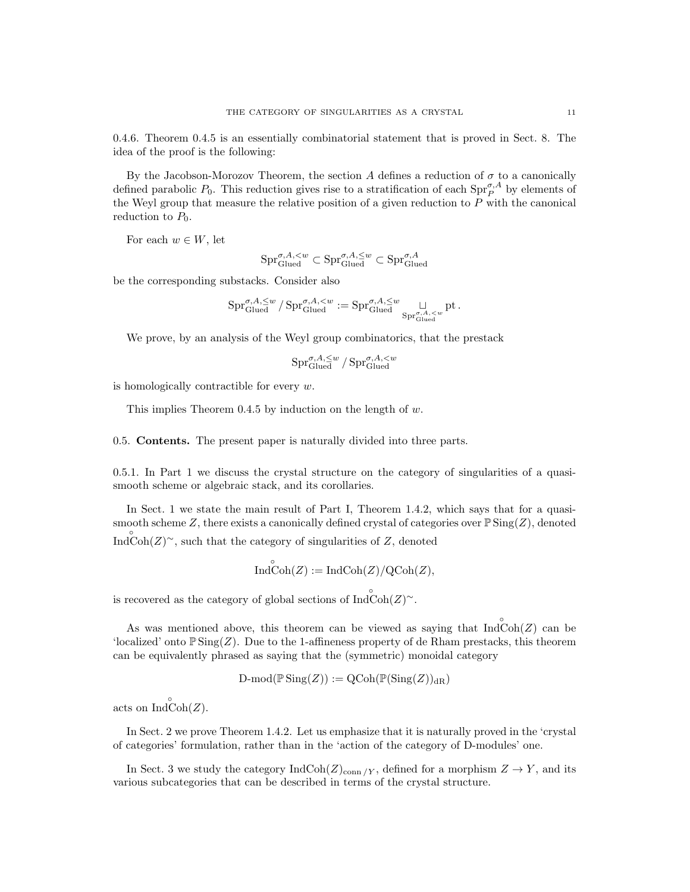0.4.6. Theorem 0.4.5 is an essentially combinatorial statement that is proved in Sect. 8. The idea of the proof is the following:

By the Jacobson-Morozov Theorem, the section $A$ defines a reduction of $\sigma$ to a canonically defined parabolic $P_0$. This reduction gives rise to a stratification of each $\mathrm{Spr}_P^{\sigma,A}$ by elements of the Weyl group that measure the relative position of a given reduction to $P$ with the canonical reduction to $P_0$.

For each $w \in W$, let

$$\mathrm{Spr}_{\mathrm{Glued}}^{\sigma,A,<w} \subset \mathrm{Spr}_{\mathrm{Glued}}^{\sigma,A,\leq w} \subset \mathrm{Spr}_{\mathrm{Glued}}^{\sigma,A}$$

be the corresponding substacks. Consider also

$$\mathrm{Spr}_{\mathrm{Glued}}^{\sigma,A,\leq w} / \mathrm{Spr}_{\mathrm{Glued}}^{\sigma,A,<w} := \mathrm{Spr}_{\mathrm{Glued}}^{\sigma,A,\leq w} \underset{\mathrm{Spr}_{\mathrm{Glued}}^{\sigma,A,<w}}{\sqcup} \mathrm{pt}\,.$$

We prove, by an analysis of the Weyl group combinatorics, that the prestack

$$\mathrm{Spr}_{\mathrm{Glued}}^{\sigma,A,\leq w} / \mathrm{Spr}_{\mathrm{Glued}}^{\sigma,A,<w}$$

is homologically contractible for every $w$.

This implies Theorem 0.4.5 by induction on the length of $w$.

## 0.5. **Contents.**

The present paper is naturally divided into three parts.

0.5.1. In Part 1 we discuss the crystal structure on the category of singularities of a quasi-smooth scheme or algebraic stack, and its corollaries.

In Sect. 1 we state the main result of Part I, Theorem 1.4.2, which says that for a quasi-smooth scheme $Z$, there exists a canonically defined crystal of categories over $\mathbb{P}\,\mathrm{Sing}(Z)$, denoted $\overset{\circ}{\mathrm{IndCoh}}(Z)^{\sim}$, such that the category of singularities of $Z$, denoted

$$\overset{\circ}{\mathrm{IndCoh}}(Z) := \mathrm{IndCoh}(Z)/\mathrm{QCoh}(Z),$$

is recovered as the category of global sections of $\overset{\circ}{\mathrm{IndCoh}}(Z)^{\sim}$.

As was mentioned above, this theorem can be viewed as saying that $\overset{\circ}{\mathrm{IndCoh}}(Z)$ can be 'localized' onto $\mathbb{P}\,\mathrm{Sing}(Z)$. Due to the 1-affineness property of de Rham prestacks, this theorem can be equivalently phrased as saying that the (symmetric) monoidal category

$$\text{D-mod}(\mathbb{P}\,\mathrm{Sing}(Z)) := \mathrm{QCoh}(\mathbb{P}(\mathrm{Sing}(Z))_{\mathrm{dR}})$$

acts on $\overset{\circ}{\mathrm{IndCoh}}(Z)$.

In Sect. 2 we prove Theorem 1.4.2. Let us emphasize that it is naturally proved in the 'crystal of categories' formulation, rather than in the 'action of the category of D-modules' one.

In Sect. 3 we study the category $\mathrm{IndCoh}(Z)_{\mathrm{conn}\,/Y}$, defined for a morphism $Z \to Y$, and its various subcategories that can be described in terms of the crystal structure.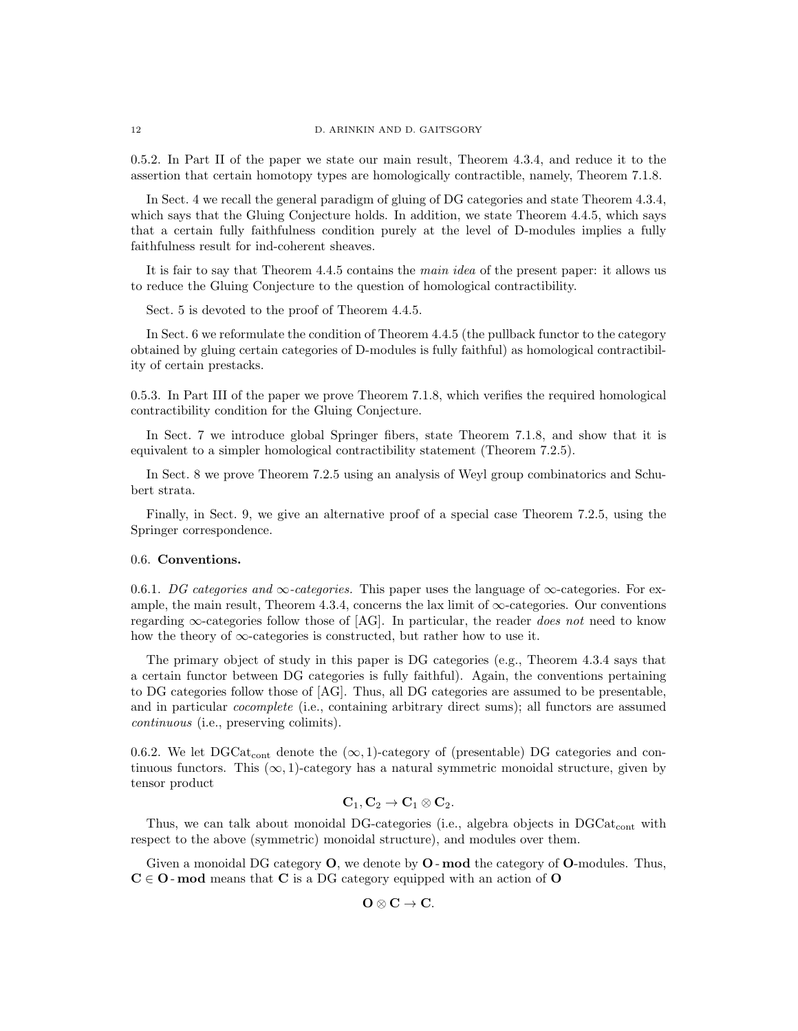0.5.2. In Part II of the paper we state our main result, Theorem 4.3.4, and reduce it to the assertion that certain homotopy types are homologically contractible, namely, Theorem 7.1.8.

In Sect. 4 we recall the general paradigm of gluing of DG categories and state Theorem 4.3.4, which says that the Gluing Conjecture holds. In addition, we state Theorem 4.4.5, which says that a certain fully faithfulness condition purely at the level of D-modules implies a fully faithfulness result for ind-coherent sheaves.

It is fair to say that Theorem 4.4.5 contains the *main idea* of the present paper: it allows us to reduce the Gluing Conjecture to the question of homological contractibility.

Sect. 5 is devoted to the proof of Theorem 4.4.5.

In Sect. 6 we reformulate the condition of Theorem 4.4.5 (the pullback functor to the category obtained by gluing certain categories of D-modules is fully faithful) as homological contractibility of certain prestacks.

0.5.3. In Part III of the paper we prove Theorem 7.1.8, which verifies the required homological contractibility condition for the Gluing Conjecture.

In Sect. 7 we introduce global Springer fibers, state Theorem 7.1.8, and show that it is equivalent to a simpler homological contractibility statement (Theorem 7.2.5).

In Sect. 8 we prove Theorem 7.2.5 using an analysis of Weyl group combinatorics and Schubert strata.

Finally, in Sect. 9, we give an alternative proof of a special case Theorem 7.2.5, using the Springer correspondence.

## 0.6. Conventions.

0.6.1. *DG categories and $\infty$-categories.* This paper uses the language of $\infty$-categories. For example, the main result, Theorem 4.3.4, concerns the lax limit of $\infty$-categories. Our conventions regarding $\infty$-categories follow those of [AG]. In particular, the reader *does not* need to know how the theory of $\infty$-categories is constructed, but rather how to use it.

The primary object of study in this paper is DG categories (e.g., Theorem 4.3.4 says that a certain functor between DG categories is fully faithful). Again, the conventions pertaining to DG categories follow those of [AG]. Thus, all DG categories are assumed to be presentable, and in particular *cocomplete* (i.e., containing arbitrary direct sums); all functors are assumed *continuous* (i.e., preserving colimits).

0.6.2. We let $\mathrm{DGCat}_{\mathrm{cont}}$ denote the $(\infty,1)$-category of (presentable) DG categories and continuous functors. This $(\infty,1)$-category has a natural symmetric monoidal structure, given by tensor product

$$\mathbf{C}_1, \mathbf{C}_2 \to \mathbf{C}_1 \otimes \mathbf{C}_2.$$

Thus, we can talk about monoidal DG-categories (i.e., algebra objects in $\mathrm{DGCat}_{\mathrm{cont}}$ with respect to the above (symmetric) monoidal structure), and modules over them.

Given a monoidal DG category $\mathbf{O}$, we denote by $\mathbf{O}\text{-}\mathbf{mod}$ the category of $\mathbf{O}$-modules. Thus, $\mathbf{C} \in \mathbf{O}\text{-}\mathbf{mod}$ means that $\mathbf{C}$ is a DG category equipped with an action of $\mathbf{O}$

$$\mathbf{O} \otimes \mathbf{C} \to \mathbf{C}.$$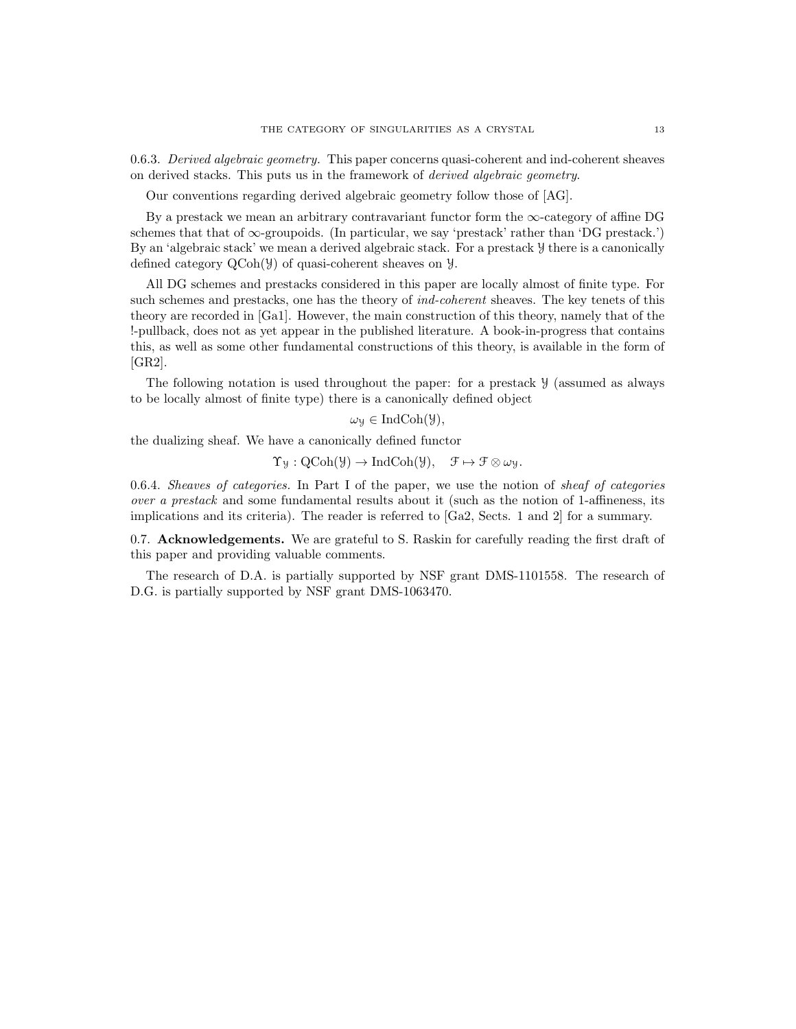0.6.3. *Derived algebraic geometry.* This paper concerns quasi-coherent and ind-coherent sheaves on derived stacks. This puts us in the framework of *derived algebraic geometry*.

Our conventions regarding derived algebraic geometry follow those of [AG].

By a prestack we mean an arbitrary contravariant functor form the $\infty$-category of affine DG schemes that that of $\infty$-groupoids. (In particular, we say 'prestack' rather than 'DG prestack.') By an 'algebraic stack' we mean a derived algebraic stack. For a prestack $\mathcal{Y}$ there is a canonically defined category $\operatorname{QCoh}(\mathcal{Y})$ of quasi-coherent sheaves on $\mathcal{Y}$.

All DG schemes and prestacks considered in this paper are locally almost of finite type. For such schemes and prestacks, one has the theory of *ind-coherent* sheaves. The key tenets of this theory are recorded in [Ga1]. However, the main construction of this theory, namely that of the !-pullback, does not as yet appear in the published literature. A book-in-progress that contains this, as well as some other fundamental constructions of this theory, is available in the form of [GR2].

The following notation is used throughout the paper: for a prestack $\mathcal{Y}$ (assumed as always to be locally almost of finite type) there is a canonically defined object

$$\omega_{\mathcal{Y}} \in \operatorname{IndCoh}(\mathcal{Y}),$$

the dualizing sheaf. We have a canonically defined functor

$$\Upsilon_{\mathcal{Y}} : \operatorname{QCoh}(\mathcal{Y}) \to \operatorname{IndCoh}(\mathcal{Y}), \quad \mathcal{F} \mapsto \mathcal{F} \otimes \omega_{\mathcal{Y}}.$$

0.6.4. *Sheaves of categories.* In Part I of the paper, we use the notion of *sheaf of categories over a prestack* and some fundamental results about it (such as the notion of 1-affineness, its implications and its criteria). The reader is referred to [Ga2, Sects. 1 and 2] for a summary.

0.7. **Acknowledgements.** We are grateful to S. Raskin for carefully reading the first draft of this paper and providing valuable comments.

The research of D.A. is partially supported by NSF grant DMS-1101558. The research of D.G. is partially supported by NSF grant DMS-1063470.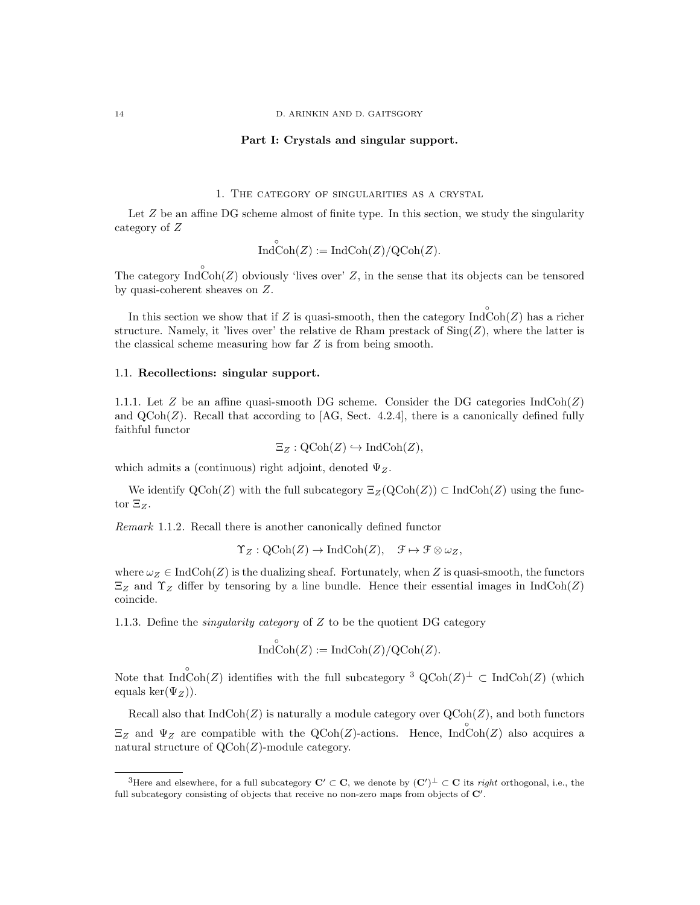## Part I: Crystals and singular support.

# 1. The category of singularities as a crystal

Let $Z$ be an affine DG scheme almost of finite type. In this section, we study the singularity category of $Z$

$$\overset{\circ}{\text{IndCoh}}(Z) := \text{IndCoh}(Z)/\text{QCoh}(Z).$$

The category $\overset{\circ}{\text{IndCoh}}(Z)$ obviously 'lives over' $Z$, in the sense that its objects can be tensored by quasi-coherent sheaves on $Z$.

In this section we show that if $Z$ is quasi-smooth, then the category $\overset{\circ}{\text{IndCoh}}(Z)$ has a richer structure. Namely, it 'lives over' the relative de Rham prestack of $\text{Sing}(Z)$, where the latter is the classical scheme measuring how far $Z$ is from being smooth.

## 1.1. Recollections: singular support.

1.1.1. Let $Z$ be an affine quasi-smooth DG scheme. Consider the DG categories $\text{IndCoh}(Z)$ and $\text{QCoh}(Z)$. Recall that according to [AG, Sect. 4.2.4], there is a canonically defined fully faithful functor

$$\Xi_Z : \text{QCoh}(Z) \hookrightarrow \text{IndCoh}(Z),$$

which admits a (continuous) right adjoint, denoted $\Psi_Z$.

We identify $\text{QCoh}(Z)$ with the full subcategory $\Xi_Z(\text{QCoh}(Z)) \subset \text{IndCoh}(Z)$ using the functor $\Xi_Z$.

*Remark* 1.1.2. Recall there is another canonically defined functor

$$\Upsilon_Z : \text{QCoh}(Z) \to \text{IndCoh}(Z), \quad \mathcal{F} \mapsto \mathcal{F} \otimes \omega_Z,$$

where $\omega_Z \in \text{IndCoh}(Z)$ is the dualizing sheaf. Fortunately, when $Z$ is quasi-smooth, the functors $\Xi_Z$ and $\Upsilon_Z$ differ by tensoring by a line bundle. Hence their essential images in $\text{IndCoh}(Z)$ coincide.

1.1.3. Define the *singularity category* of $Z$ to be the quotient DG category

$$\overset{\circ}{\text{IndCoh}}(Z) := \text{IndCoh}(Z)/\text{QCoh}(Z).$$

Note that $\overset{\circ}{\text{IndCoh}}(Z)$ identifies with the full subcategory [3] $\text{QCoh}(Z)^\perp \subset \text{IndCoh}(Z)$ (which equals $\ker(\Psi_Z)$).

Recall also that $\text{IndCoh}(Z)$ is naturally a module category over $\text{QCoh}(Z)$, and both functors $\Xi_Z$ and $\Psi_Z$ are compatible with the $\text{QCoh}(Z)$-actions. Hence, $\overset{\circ}{\text{IndCoh}}(Z)$ also acquires a natural structure of $\text{QCoh}(Z)$-module category.

---

[3] Here and elsewhere, for a full subcategory $\mathbf{C}' \subset \mathbf{C}$, we denote by $(\mathbf{C}')^\perp \subset \mathbf{C}$ its *right* orthogonal, i.e., the full subcategory consisting of objects that receive no non-zero maps from objects of $\mathbf{C}'$.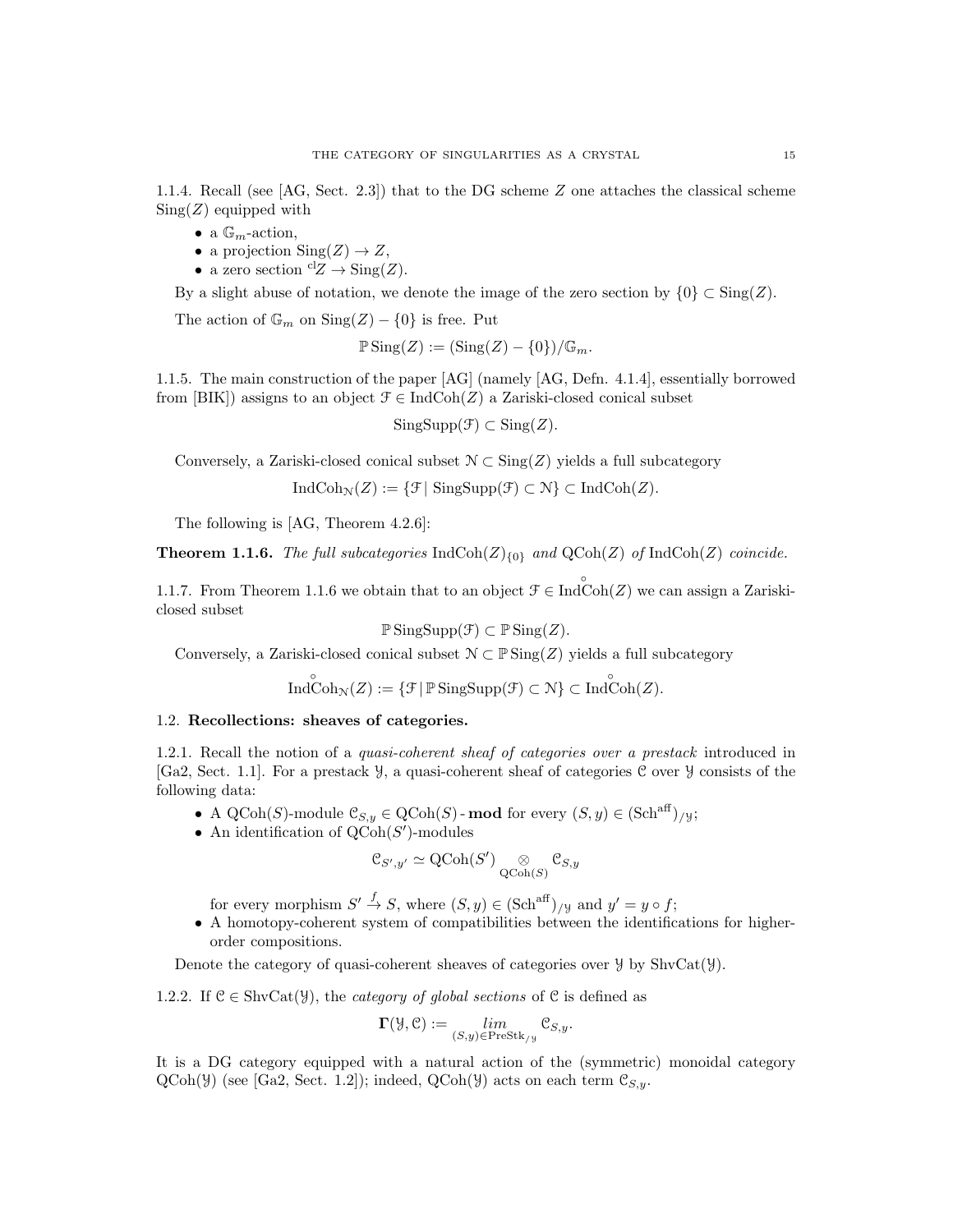1.1.4. Recall (see [AG, Sect. 2.3]) that to the DG scheme $Z$ one attaches the classical scheme $\operatorname{Sing}(Z)$ equipped with

- a $\mathbb{G}_m$-action,
- a projection $\operatorname{Sing}(Z) \to Z$,
- a zero section ${}^{\mathrm{cl}}Z \to \operatorname{Sing}(Z)$.

By a slight abuse of notation, we denote the image of the zero section by $\{0\} \subset \operatorname{Sing}(Z)$.

The action of $\mathbb{G}_m$ on $\operatorname{Sing}(Z) - \{0\}$ is free. Put

$$\mathbb{P}\operatorname{Sing}(Z) := (\operatorname{Sing}(Z) - \{0\})/\mathbb{G}_m.$$

1.1.5. The main construction of the paper [AG] (namely [AG, Defn. 4.1.4], essentially borrowed from [BIK]) assigns to an object $\mathcal{F} \in \operatorname{IndCoh}(Z)$ a Zariski-closed conical subset

$$\operatorname{SingSupp}(\mathcal{F}) \subset \operatorname{Sing}(Z).$$

Conversely, a Zariski-closed conical subset $\mathcal{N} \subset \operatorname{Sing}(Z)$ yields a full subcategory

$$\operatorname{IndCoh}_{\mathcal{N}}(Z) := \{\mathcal{F} \mid \operatorname{SingSupp}(\mathcal{F}) \subset \mathcal{N}\} \subset \operatorname{IndCoh}(Z).$$

The following is [AG, Theorem 4.2.6]:

**Theorem 1.1.6.** *The full subcategories* $\operatorname{IndCoh}(Z)_{\{0\}}$ *and* $\operatorname{QCoh}(Z)$ *of* $\operatorname{IndCoh}(Z)$ *coincide.*

1.1.7. From Theorem 1.1.6 we obtain that to an object $\mathcal{F} \in \overset{\circ}{\operatorname{IndCoh}}(Z)$ we can assign a Zariski-closed subset

$$\mathbb{P}\operatorname{SingSupp}(\mathcal{F}) \subset \mathbb{P}\operatorname{Sing}(Z).$$

Conversely, a Zariski-closed conical subset $\mathcal{N} \subset \mathbb{P}\operatorname{Sing}(Z)$ yields a full subcategory

$$\overset{\circ}{\operatorname{IndCoh}}_{\mathcal{N}}(Z) := \{\mathcal{F} \mid \mathbb{P}\operatorname{SingSupp}(\mathcal{F}) \subset \mathcal{N}\} \subset \overset{\circ}{\operatorname{IndCoh}}(Z).$$

## 1.2. Recollections: sheaves of categories.

1.2.1. Recall the notion of a *quasi-coherent sheaf of categories over a prestack* introduced in [Ga2, Sect. 1.1]. For a prestack $\mathcal{Y}$, a quasi-coherent sheaf of categories $\mathcal{C}$ over $\mathcal{Y}$ consists of the following data:

- A $\operatorname{QCoh}(S)$-module $\mathcal{C}_{S,y} \in \operatorname{QCoh}(S)\text{-}\mathbf{mod}$ for every $(S, y) \in (\mathrm{Sch}^{\mathrm{aff}})_{/\mathcal{Y}}$;
- An identification of $\operatorname{QCoh}(S')$-modules

$$\mathcal{C}_{S',y'} \simeq \operatorname{QCoh}(S') \underset{\operatorname{QCoh}(S)}{\otimes} \mathcal{C}_{S,y}$$

  for every morphism $S' \xrightarrow{f} S$, where $(S, y) \in (\mathrm{Sch}^{\mathrm{aff}})_{/\mathcal{Y}}$ and $y' = y \circ f$;
- A homotopy-coherent system of compatibilities between the identifications for higher-order compositions.

Denote the category of quasi-coherent sheaves of categories over $\mathcal{Y}$ by $\operatorname{ShvCat}(\mathcal{Y})$.

1.2.2. If $\mathcal{C} \in \operatorname{ShvCat}(\mathcal{Y})$, the *category of global sections* of $\mathcal{C}$ is defined as

$$\mathbf{\Gamma}(\mathcal{Y}, \mathcal{C}) := \underset{(S,y) \in \mathrm{PreStk}_{/\mathcal{Y}}}{lim} \mathcal{C}_{S,y}.$$

It is a DG category equipped with a natural action of the (symmetric) monoidal category $\operatorname{QCoh}(\mathcal{Y})$ (see [Ga2, Sect. 1.2]); indeed, $\operatorname{QCoh}(\mathcal{Y})$ acts on each term $\mathcal{C}_{S,y}$.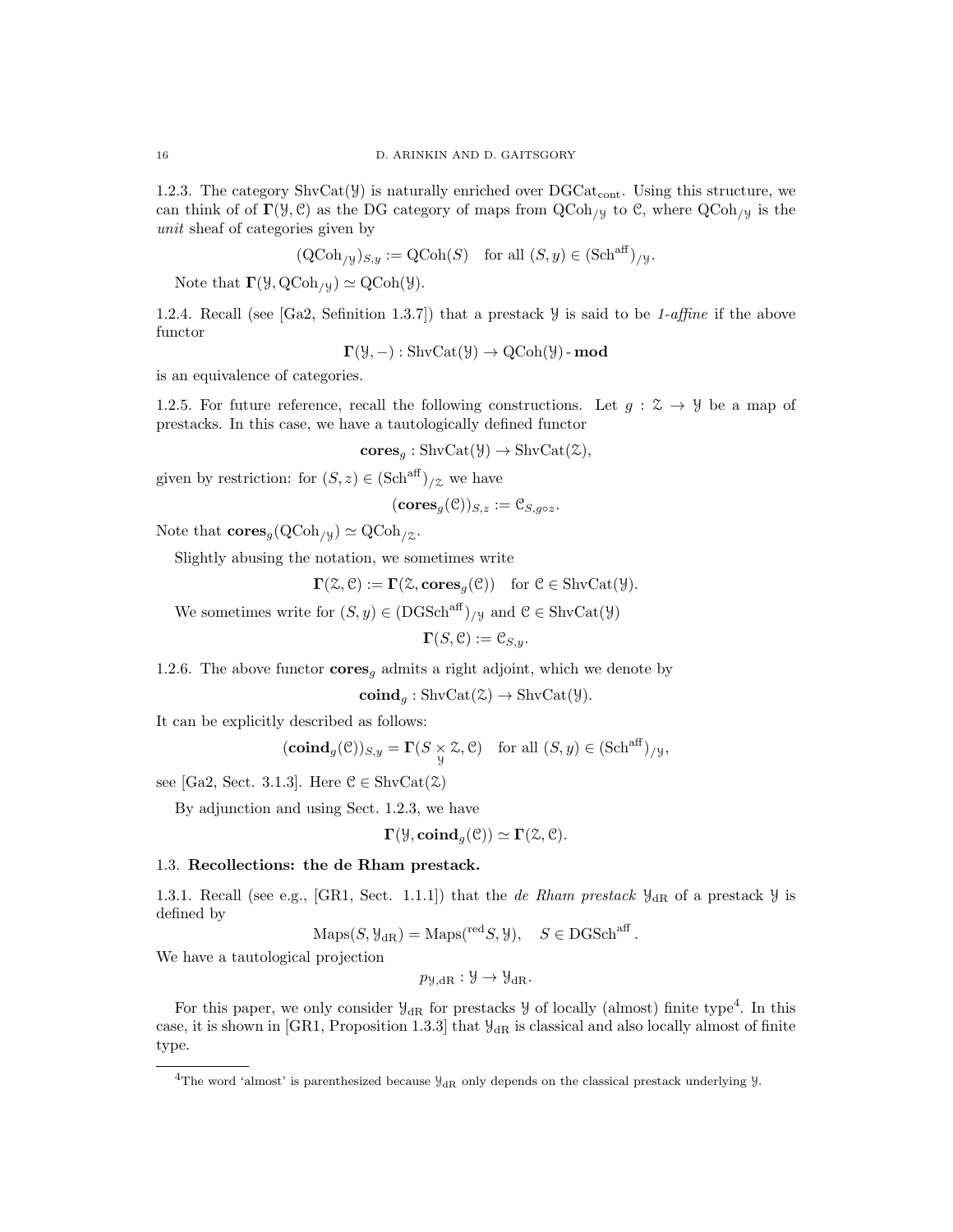1.2.3. The category $\mathrm{ShvCat}(\mathcal{Y})$ is naturally enriched over $\mathrm{DGCat}_{\mathrm{cont}}$. Using this structure, we can think of of $\mathbf{\Gamma}(\mathcal{Y}, \mathcal{C})$ as the DG category of maps from $\mathrm{QCoh}_{/\mathcal{Y}}$ to $\mathcal{C}$, where $\mathrm{QCoh}_{/\mathcal{Y}}$ is the *unit* sheaf of categories given by

$$(\mathrm{QCoh}_{/\mathcal{Y}})_{S,y} := \mathrm{QCoh}(S) \quad \text{for all } (S, y) \in (\mathrm{Sch}^{\mathrm{aff}})_{/\mathcal{Y}}.$$

Note that $\mathbf{\Gamma}(\mathcal{Y}, \mathrm{QCoh}_{/\mathcal{Y}}) \simeq \mathrm{QCoh}(\mathcal{Y})$.

1.2.4. Recall (see [Ga2, Sefinition 1.3.7]) that a prestack $\mathcal{Y}$ is said to be *1-affine* if the above functor

$$\mathbf{\Gamma}(\mathcal{Y}, -) : \mathrm{ShvCat}(\mathcal{Y}) \to \mathrm{QCoh}(\mathcal{Y})\text{-}\mathbf{mod}$$

is an equivalence of categories.

1.2.5. For future reference, recall the following constructions. Let $g : \mathcal{Z} \to \mathcal{Y}$ be a map of prestacks. In this case, we have a tautologically defined functor

$$\mathbf{cores}_g : \mathrm{ShvCat}(\mathcal{Y}) \to \mathrm{ShvCat}(\mathcal{Z}),$$

given by restriction: for $(S, z) \in (\mathrm{Sch}^{\mathrm{aff}})_{/\mathcal{Z}}$ we have

$$(\mathbf{cores}_g(\mathcal{C}))_{S,z} := \mathcal{C}_{S, g \circ z}.$$

Note that $\mathbf{cores}_g(\mathrm{QCoh}_{/\mathcal{Y}}) \simeq \mathrm{QCoh}_{/\mathcal{Z}}$.

Slightly abusing the notation, we sometimes write

$$\mathbf{\Gamma}(\mathcal{Z}, \mathcal{C}) := \mathbf{\Gamma}(\mathcal{Z}, \mathbf{cores}_g(\mathcal{C})) \quad \text{for } \mathcal{C} \in \mathrm{ShvCat}(\mathcal{Y}).$$

We sometimes write for $(S, y) \in (\mathrm{DGSch}^{\mathrm{aff}})_{/\mathcal{Y}}$ and $\mathcal{C} \in \mathrm{ShvCat}(\mathcal{Y})$

$$\mathbf{\Gamma}(S, \mathcal{C}) := \mathcal{C}_{S,y}.$$

1.2.6. The above functor $\mathbf{cores}_g$ admits a right adjoint, which we denote by

$$\mathbf{coind}_g : \mathrm{ShvCat}(\mathcal{Z}) \to \mathrm{ShvCat}(\mathcal{Y}).$$

It can be explicitly described as follows:

$$(\mathbf{coind}_g(\mathcal{C}))_{S,y} = \mathbf{\Gamma}(S \underset{\mathcal{Y}}{\times} \mathcal{Z}, \mathcal{C}) \quad \text{for all } (S, y) \in (\mathrm{Sch}^{\mathrm{aff}})_{/\mathcal{Y}},$$

see [Ga2, Sect. 3.1.3]. Here $\mathcal{C} \in \mathrm{ShvCat}(\mathcal{Z})$

By adjunction and using Sect. 1.2.3, we have

$$\mathbf{\Gamma}(\mathcal{Y}, \mathbf{coind}_g(\mathcal{C})) \simeq \mathbf{\Gamma}(\mathcal{Z}, \mathcal{C}).$$

### 1.3. Recollections: the de Rham prestack.

1.3.1. Recall (see e.g., [GR1, Sect. 1.1.1]) that the *de Rham prestack* $\mathcal{Y}_{\mathrm{dR}}$ of a prestack $\mathcal{Y}$ is defined by

$$\mathrm{Maps}(S, \mathcal{Y}_{\mathrm{dR}}) = \mathrm{Maps}({}^{\mathrm{red}}S, \mathcal{Y}), \quad S \in \mathrm{DGSch}^{\mathrm{aff}}.$$

We have a tautological projection

$$p_{\mathcal{Y},\mathrm{dR}} : \mathcal{Y} \to \mathcal{Y}_{\mathrm{dR}}.$$

For this paper, we only consider $\mathcal{Y}_{\mathrm{dR}}$ for prestacks $\mathcal{Y}$ of locally (almost) finite type[4]. In this case, it is shown in [GR1, Proposition 1.3.3] that $\mathcal{Y}_{\mathrm{dR}}$ is classical and also locally almost of finite type.

[4] The word 'almost' is parenthesized because $\mathcal{Y}_{\mathrm{dR}}$ only depends on the classical prestack underlying $\mathcal{Y}$.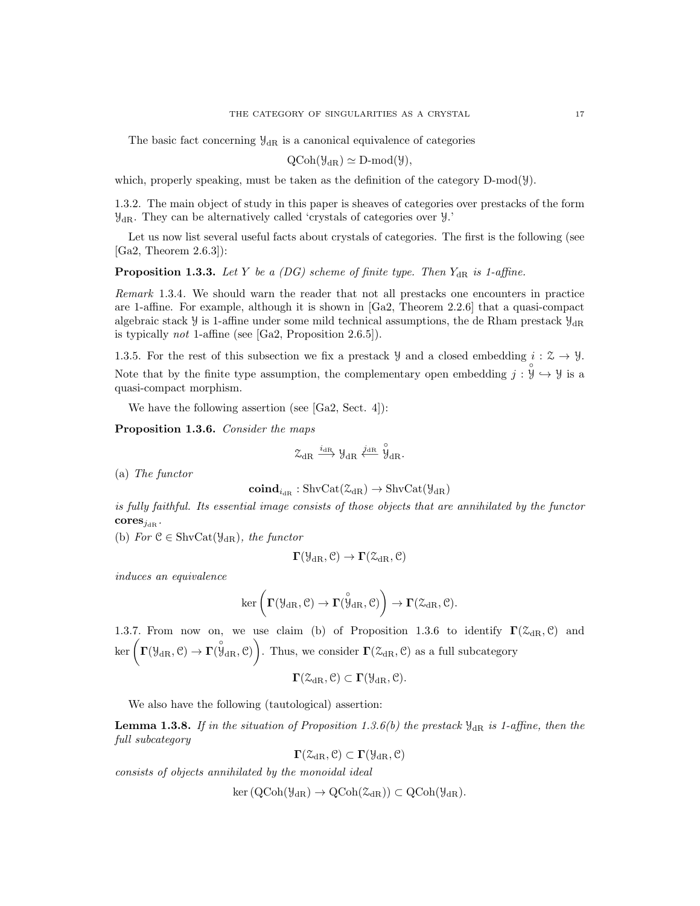The basic fact concerning $\mathcal{Y}_{\mathrm{dR}}$ is a canonical equivalence of categories

$$\mathrm{QCoh}(\mathcal{Y}_{\mathrm{dR}}) \simeq \text{D-mod}(\mathcal{Y}),$$

which, properly speaking, must be taken as the definition of the category D-mod($\mathcal{Y}$).

1.3.2. The main object of study in this paper is sheaves of categories over prestacks of the form $\mathcal{Y}_{\mathrm{dR}}$. They can be alternatively called 'crystals of categories over $\mathcal{Y}$.'

Let us now list several useful facts about crystals of categories. The first is the following (see [Ga2, Theorem 2.6.3]):

**Proposition 1.3.3.** *Let $Y$ be a (DG) scheme of finite type. Then $Y_{\mathrm{dR}}$ is 1-affine.*

*Remark* 1.3.4. We should warn the reader that not all prestacks one encounters in practice are 1-affine. For example, although it is shown in [Ga2, Theorem 2.2.6] that a quasi-compact algebraic stack $\mathcal{Y}$ is 1-affine under some mild technical assumptions, the de Rham prestack $\mathcal{Y}_{\mathrm{dR}}$ is typically *not* 1-affine (see [Ga2, Proposition 2.6.5]).

1.3.5. For the rest of this subsection we fix a prestack $\mathcal{Y}$ and a closed embedding $i : \mathcal{Z} \to \mathcal{Y}$. Note that by the finite type assumption, the complementary open embedding $j : \overset{\circ}{\mathcal{Y}} \hookrightarrow \mathcal{Y}$ is a quasi-compact morphism.

We have the following assertion (see [Ga2, Sect. 4]):

**Proposition 1.3.6.** *Consider the maps*

$$\mathcal{Z}_{\mathrm{dR}} \xrightarrow{i_{\mathrm{dR}}} \mathcal{Y}_{\mathrm{dR}} \xleftarrow{j_{\mathrm{dR}}} \overset{\circ}{\mathcal{Y}}_{\mathrm{dR}}.$$

(a) *The functor*

$$\mathbf{coind}_{i_{\mathrm{dR}}} : \mathrm{ShvCat}(\mathcal{Z}_{\mathrm{dR}}) \to \mathrm{ShvCat}(\mathcal{Y}_{\mathrm{dR}})$$

*is fully faithful. Its essential image consists of those objects that are annihilated by the functor* $\mathbf{cores}_{j_{\mathrm{dR}}}$.

(b) *For $\mathcal{C} \in \mathrm{ShvCat}(\mathcal{Y}_{\mathrm{dR}})$, the functor*

$$\mathbf{\Gamma}(\mathcal{Y}_{\mathrm{dR}}, \mathcal{C}) \to \mathbf{\Gamma}(\mathcal{Z}_{\mathrm{dR}}, \mathcal{C})$$

*induces an equivalence*

$$\ker\left(\mathbf{\Gamma}(\mathcal{Y}_{\mathrm{dR}}, \mathcal{C}) \to \mathbf{\Gamma}(\overset{\circ}{\mathcal{Y}}_{\mathrm{dR}}, \mathcal{C})\right) \to \mathbf{\Gamma}(\mathcal{Z}_{\mathrm{dR}}, \mathcal{C}).$$

1.3.7. From now on, we use claim (b) of Proposition 1.3.6 to identify $\mathbf{\Gamma}(\mathcal{Z}_{\mathrm{dR}}, \mathcal{C})$ and $\ker\left(\mathbf{\Gamma}(\mathcal{Y}_{\mathrm{dR}}, \mathcal{C}) \to \mathbf{\Gamma}(\overset{\circ}{\mathcal{Y}}_{\mathrm{dR}}, \mathcal{C})\right)$. Thus, we consider $\mathbf{\Gamma}(\mathcal{Z}_{\mathrm{dR}}, \mathcal{C})$ as a full subcategory

$$\mathbf{\Gamma}(\mathcal{Z}_{\mathrm{dR}}, \mathcal{C}) \subset \mathbf{\Gamma}(\mathcal{Y}_{\mathrm{dR}}, \mathcal{C}).$$

We also have the following (tautological) assertion:

**Lemma 1.3.8.** *If in the situation of Proposition 1.3.6(b) the prestack $\mathcal{Y}_{\mathrm{dR}}$ is 1-affine, then the full subcategory*

$$\mathbf{\Gamma}(\mathcal{Z}_{\mathrm{dR}}, \mathcal{C}) \subset \mathbf{\Gamma}(\mathcal{Y}_{\mathrm{dR}}, \mathcal{C})$$

*consists of objects annihilated by the monoidal ideal*

$$\ker\left(\mathrm{QCoh}(\mathcal{Y}_{\mathrm{dR}}) \to \mathrm{QCoh}(\mathcal{Z}_{\mathrm{dR}})\right) \subset \mathrm{QCoh}(\mathcal{Y}_{\mathrm{dR}}).$$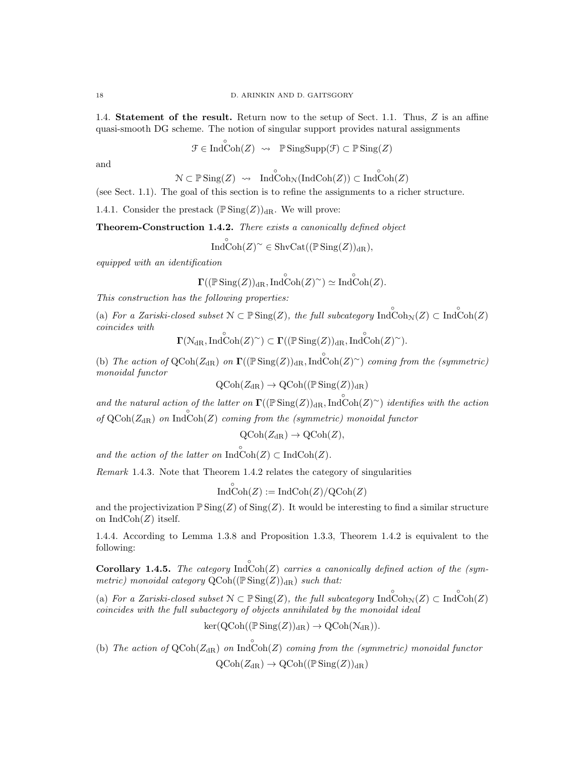1.4. **Statement of the result.** Return now to the setup of Sect. 1.1. Thus, $Z$ is an affine quasi-smooth DG scheme. The notion of singular support provides natural assignments

$$\mathcal{F} \in \overset{\circ}{\operatorname{IndCoh}}(Z) \;\rightsquigarrow\; \mathbb{P}\operatorname{SingSupp}(\mathcal{F}) \subset \mathbb{P}\operatorname{Sing}(Z)$$

and

$$\mathcal{N} \subset \mathbb{P}\operatorname{Sing}(Z) \;\rightsquigarrow\; \overset{\circ}{\operatorname{IndCoh}}_{\mathcal{N}}(\operatorname{IndCoh}(Z)) \subset \overset{\circ}{\operatorname{IndCoh}}(Z)$$

(see Sect. 1.1). The goal of this section is to refine the assignments to a richer structure.

1.4.1. Consider the prestack $(\mathbb{P}\operatorname{Sing}(Z))_{\mathrm{dR}}$. We will prove:

**Theorem-Construction 1.4.2.** *There exists a canonically defined object*

$$\overset{\circ}{\operatorname{IndCoh}}(Z)^{\sim} \in \operatorname{ShvCat}((\mathbb{P}\operatorname{Sing}(Z))_{\mathrm{dR}}),$$

*equipped with an identification*

$$\mathbf{\Gamma}((\mathbb{P}\operatorname{Sing}(Z))_{\mathrm{dR}}, \overset{\circ}{\operatorname{IndCoh}}(Z)^{\sim}) \simeq \overset{\circ}{\operatorname{IndCoh}}(Z).$$

*This construction has the following properties:*

(a) *For a Zariski-closed subset $\mathcal{N} \subset \mathbb{P}\operatorname{Sing}(Z)$, the full subcategory $\overset{\circ}{\operatorname{IndCoh}}_{\mathcal{N}}(Z) \subset \overset{\circ}{\operatorname{IndCoh}}(Z)$ coincides with*

$$\mathbf{\Gamma}(\mathcal{N}_{\mathrm{dR}}, \overset{\circ}{\operatorname{IndCoh}}(Z)^{\sim}) \subset \mathbf{\Gamma}((\mathbb{P}\operatorname{Sing}(Z))_{\mathrm{dR}}, \overset{\circ}{\operatorname{IndCoh}}(Z)^{\sim}).$$

(b) *The action of $\operatorname{QCoh}(Z_{\mathrm{dR}})$ on $\mathbf{\Gamma}((\mathbb{P}\operatorname{Sing}(Z))_{\mathrm{dR}}, \overset{\circ}{\operatorname{IndCoh}}(Z)^{\sim})$ coming from the (symmetric) monoidal functor*

$$\operatorname{QCoh}(Z_{\mathrm{dR}}) \to \operatorname{QCoh}((\mathbb{P}\operatorname{Sing}(Z))_{\mathrm{dR}})$$

*and the natural action of the latter on $\mathbf{\Gamma}((\mathbb{P}\operatorname{Sing}(Z))_{\mathrm{dR}}, \overset{\circ}{\operatorname{IndCoh}}(Z)^{\sim})$ identifies with the action of $\operatorname{QCoh}(Z_{\mathrm{dR}})$ on $\overset{\circ}{\operatorname{IndCoh}}(Z)$ coming from the (symmetric) monoidal functor*

$$\operatorname{QCoh}(Z_{\mathrm{dR}}) \to \operatorname{QCoh}(Z),$$

*and the action of the latter on $\overset{\circ}{\operatorname{IndCoh}}(Z) \subset \operatorname{IndCoh}(Z)$.*

*Remark* 1.4.3. Note that Theorem 1.4.2 relates the category of singularities

$$\overset{\circ}{\operatorname{IndCoh}}(Z) := \operatorname{IndCoh}(Z)/\operatorname{QCoh}(Z)$$

and the projectivization $\mathbb{P}\operatorname{Sing}(Z)$ of $\operatorname{Sing}(Z)$. It would be interesting to find a similar structure on $\operatorname{IndCoh}(Z)$ itself.

1.4.4. According to Lemma 1.3.8 and Proposition 1.3.3, Theorem 1.4.2 is equivalent to the following:

**Corollary 1.4.5.** *The category $\overset{\circ}{\operatorname{IndCoh}}(Z)$ carries a canonically defined action of the (symmetric) monoidal category $\operatorname{QCoh}((\mathbb{P}\operatorname{Sing}(Z))_{\mathrm{dR}})$ such that:*

(a) *For a Zariski-closed subset $\mathcal{N} \subset \mathbb{P}\operatorname{Sing}(Z)$, the full subcategory $\overset{\circ}{\operatorname{IndCoh}}_{\mathcal{N}}(Z) \subset \overset{\circ}{\operatorname{IndCoh}}(Z)$ coincides with the full subactegory of objects annihilated by the monoidal ideal*

$$\ker(\operatorname{QCoh}((\mathbb{P}\operatorname{Sing}(Z))_{\mathrm{dR}}) \to \operatorname{QCoh}(\mathcal{N}_{\mathrm{dR}})).$$

(b) *The action of $\operatorname{QCoh}(Z_{\mathrm{dR}})$ on $\overset{\circ}{\operatorname{IndCoh}}(Z)$ coming from the (symmetric) monoidal functor*

$$\operatorname{QCoh}(Z_{\mathrm{dR}}) \to \operatorname{QCoh}((\mathbb{P}\operatorname{Sing}(Z))_{\mathrm{dR}})$$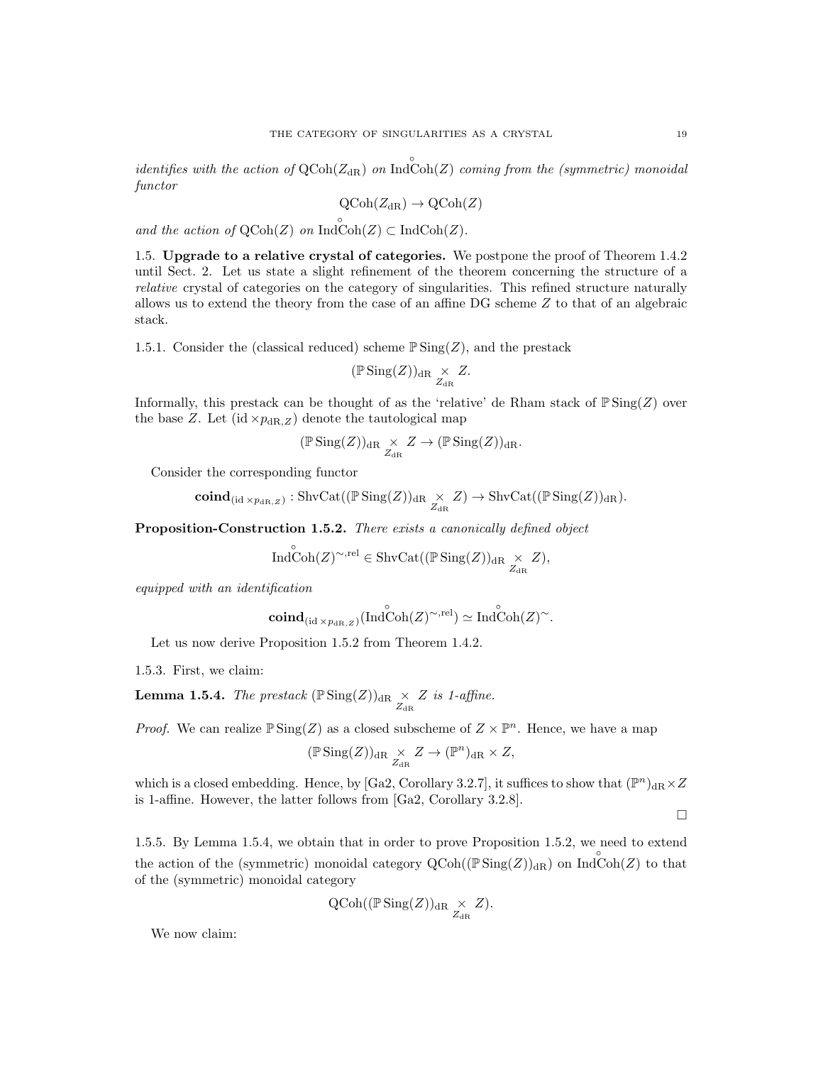*identifies with the action of* $\mathrm{QCoh}(Z_{\mathrm{dR}})$ *on* $\overset{\circ}{\mathrm{Ind}}\mathrm{Coh}(Z)$ *coming from the (symmetric) monoidal functor*

$$\mathrm{QCoh}(Z_{\mathrm{dR}}) \to \mathrm{QCoh}(Z)$$

*and the action of* $\mathrm{QCoh}(Z)$ *on* $\overset{\circ}{\mathrm{Ind}}\mathrm{Coh}(Z) \subset \mathrm{IndCoh}(Z)$.

1.5. **Upgrade to a relative crystal of categories.** We postpone the proof of Theorem 1.4.2 until Sect. 2. Let us state a slight refinement of the theorem concerning the structure of a *relative* crystal of categories on the category of singularities. This refined structure naturally allows us to extend the theory from the case of an affine DG scheme $Z$ to that of an algebraic stack.

1.5.1. Consider the (classical reduced) scheme $\mathbb{P}\,\mathrm{Sing}(Z)$, and the prestack

$$(\mathbb{P}\,\mathrm{Sing}(Z))_{\mathrm{dR}} \underset{Z_{\mathrm{dR}}}{\times} Z.$$

Informally, this prestack can be thought of as the 'relative' de Rham stack of $\mathbb{P}\,\mathrm{Sing}(Z)$ over the base $Z$. Let $(\mathrm{id} \times p_{\mathrm{dR},Z})$ denote the tautological map

$$(\mathbb{P}\,\mathrm{Sing}(Z))_{\mathrm{dR}} \underset{Z_{\mathrm{dR}}}{\times} Z \to (\mathbb{P}\,\mathrm{Sing}(Z))_{\mathrm{dR}}.$$

Consider the corresponding functor

$$\mathbf{coind}_{(\mathrm{id} \times p_{\mathrm{dR},Z})} : \mathrm{ShvCat}((\mathbb{P}\,\mathrm{Sing}(Z))_{\mathrm{dR}} \underset{Z_{\mathrm{dR}}}{\times} Z) \to \mathrm{ShvCat}((\mathbb{P}\,\mathrm{Sing}(Z))_{\mathrm{dR}}).$$

**Proposition-Construction 1.5.2.** *There exists a canonically defined object*

$$\overset{\circ}{\mathrm{Ind}}\mathrm{Coh}(Z)^{\sim,\mathrm{rel}} \in \mathrm{ShvCat}((\mathbb{P}\,\mathrm{Sing}(Z))_{\mathrm{dR}} \underset{Z_{\mathrm{dR}}}{\times} Z),$$

*equipped with an identification*

$$\mathbf{coind}_{(\mathrm{id} \times p_{\mathrm{dR},Z})}(\overset{\circ}{\mathrm{Ind}}\mathrm{Coh}(Z)^{\sim,\mathrm{rel}}) \simeq \overset{\circ}{\mathrm{Ind}}\mathrm{Coh}(Z)^{\sim}.$$

Let us now derive Proposition 1.5.2 from Theorem 1.4.2.

1.5.3. First, we claim:

**Lemma 1.5.4.** *The prestack* $(\mathbb{P}\,\mathrm{Sing}(Z))_{\mathrm{dR}} \underset{Z_{\mathrm{dR}}}{\times} Z$ *is 1-affine.*

*Proof.* We can realize $\mathbb{P}\,\mathrm{Sing}(Z)$ as a closed subscheme of $Z \times \mathbb{P}^n$. Hence, we have a map

$$(\mathbb{P}\,\mathrm{Sing}(Z))_{\mathrm{dR}} \underset{Z_{\mathrm{dR}}}{\times} Z \to (\mathbb{P}^n)_{\mathrm{dR}} \times Z,$$

which is a closed embedding. Hence, by [Ga2, Corollary 3.2.7], it suffices to show that $(\mathbb{P}^n)_{\mathrm{dR}} \times Z$ is 1-affine. However, the latter follows from [Ga2, Corollary 3.2.8].

□

1.5.5. By Lemma 1.5.4, we obtain that in order to prove Proposition 1.5.2, we need to extend the action of the (symmetric) monoidal category $\mathrm{QCoh}((\mathbb{P}\,\mathrm{Sing}(Z))_{\mathrm{dR}})$ on $\overset{\circ}{\mathrm{Ind}}\mathrm{Coh}(Z)$ to that of the (symmetric) monoidal category

$$\mathrm{QCoh}((\mathbb{P}\,\mathrm{Sing}(Z))_{\mathrm{dR}} \underset{Z_{\mathrm{dR}}}{\times} Z).$$

We now claim: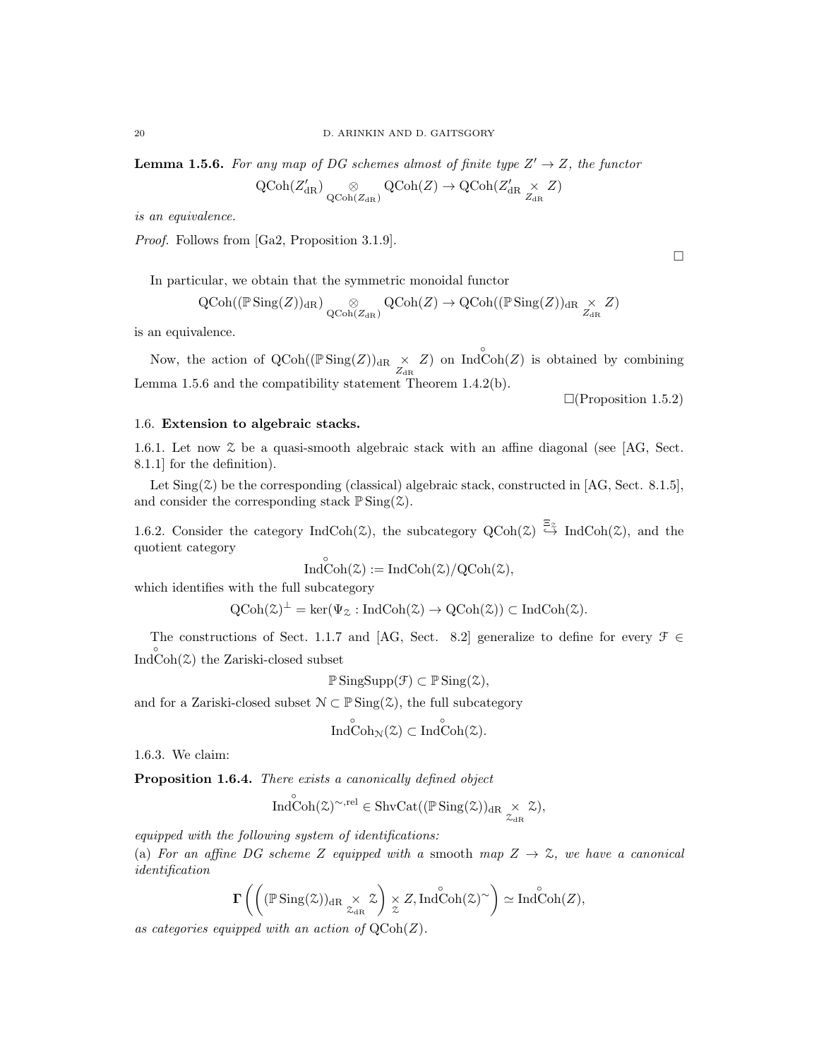**Lemma 1.5.6.** *For any map of DG schemes almost of finite type $Z' \to Z$, the functor*

$$\mathrm{QCoh}(Z'_{\mathrm{dR}}) \underset{\mathrm{QCoh}(Z_{\mathrm{dR}})}{\otimes} \mathrm{QCoh}(Z) \to \mathrm{QCoh}(Z'_{\mathrm{dR}} \underset{Z_{\mathrm{dR}}}{\times} Z)$$

*is an equivalence.*

*Proof.* Follows from [Ga2, Proposition 3.1.9].

□

In particular, we obtain that the symmetric monoidal functor

$$\mathrm{QCoh}((\mathbb{P}\,\mathrm{Sing}(Z))_{\mathrm{dR}}) \underset{\mathrm{QCoh}(Z_{\mathrm{dR}})}{\otimes} \mathrm{QCoh}(Z) \to \mathrm{QCoh}((\mathbb{P}\,\mathrm{Sing}(Z))_{\mathrm{dR}} \underset{Z_{\mathrm{dR}}}{\times} Z)$$

is an equivalence.

Now, the action of $\mathrm{QCoh}((\mathbb{P}\,\mathrm{Sing}(Z))_{\mathrm{dR}} \underset{Z_{\mathrm{dR}}}{\times} Z)$ on $\overset{\circ}{\mathrm{Ind}}\mathrm{Coh}(Z)$ is obtained by combining Lemma 1.5.6 and the compatibility statement Theorem 1.4.2(b).

□(Proposition 1.5.2)

## 1.6. Extension to algebraic stacks.

1.6.1. Let now $\mathcal{Z}$ be a quasi-smooth algebraic stack with an affine diagonal (see [AG, Sect. 8.1.1] for the definition).

Let $\mathrm{Sing}(\mathcal{Z})$ be the corresponding (classical) algebraic stack, constructed in [AG, Sect. 8.1.5], and consider the corresponding stack $\mathbb{P}\,\mathrm{Sing}(\mathcal{Z})$.

1.6.2. Consider the category $\mathrm{IndCoh}(\mathcal{Z})$, the subcategory $\mathrm{QCoh}(\mathcal{Z}) \overset{\Xi_{\mathcal{Z}}}{\hookrightarrow} \mathrm{IndCoh}(\mathcal{Z})$, and the quotient category

$$\overset{\circ}{\mathrm{Ind}}\mathrm{Coh}(\mathcal{Z}) := \mathrm{IndCoh}(\mathcal{Z})/\mathrm{QCoh}(\mathcal{Z}),$$

which identifies with the full subcategory

$$\mathrm{QCoh}(\mathcal{Z})^{\perp} = \ker(\Psi_{\mathcal{Z}} : \mathrm{IndCoh}(\mathcal{Z}) \to \mathrm{QCoh}(\mathcal{Z})) \subset \mathrm{IndCoh}(\mathcal{Z}).$$

The constructions of Sect. 1.1.7 and [AG, Sect. 8.2] generalize to define for every $\mathcal{F} \in \overset{\circ}{\mathrm{Ind}}\mathrm{Coh}(\mathcal{Z})$ the Zariski-closed subset

$$\mathbb{P}\,\mathrm{SingSupp}(\mathcal{F}) \subset \mathbb{P}\,\mathrm{Sing}(\mathcal{Z}),$$

and for a Zariski-closed subset $\mathcal{N} \subset \mathbb{P}\,\mathrm{Sing}(\mathcal{Z})$, the full subcategory

$$\overset{\circ}{\mathrm{Ind}}\mathrm{Coh}_{\mathcal{N}}(\mathcal{Z}) \subset \overset{\circ}{\mathrm{Ind}}\mathrm{Coh}(\mathcal{Z}).$$

1.6.3. We claim:

**Proposition 1.6.4.** *There exists a canonically defined object*

$$\overset{\circ}{\mathrm{Ind}}\mathrm{Coh}(\mathcal{Z})^{\sim,\mathrm{rel}} \in \mathrm{ShvCat}((\mathbb{P}\,\mathrm{Sing}(\mathcal{Z}))_{\mathrm{dR}} \underset{\mathcal{Z}_{\mathrm{dR}}}{\times} \mathcal{Z}),$$

*equipped with the following system of identifications:*
(a) *For an affine DG scheme $Z$ equipped with a* smooth *map $Z \to \mathcal{Z}$, we have a canonical identification*

$$\mathbf{\Gamma}\left(\left((\mathbb{P}\,\mathrm{Sing}(\mathcal{Z}))_{\mathrm{dR}} \underset{\mathcal{Z}_{\mathrm{dR}}}{\times} \mathcal{Z}\right) \underset{\mathcal{Z}}{\times} Z, \overset{\circ}{\mathrm{Ind}}\mathrm{Coh}(\mathcal{Z})^{\sim}\right) \simeq \overset{\circ}{\mathrm{Ind}}\mathrm{Coh}(Z),$$

*as categories equipped with an action of $\mathrm{QCoh}(Z)$.*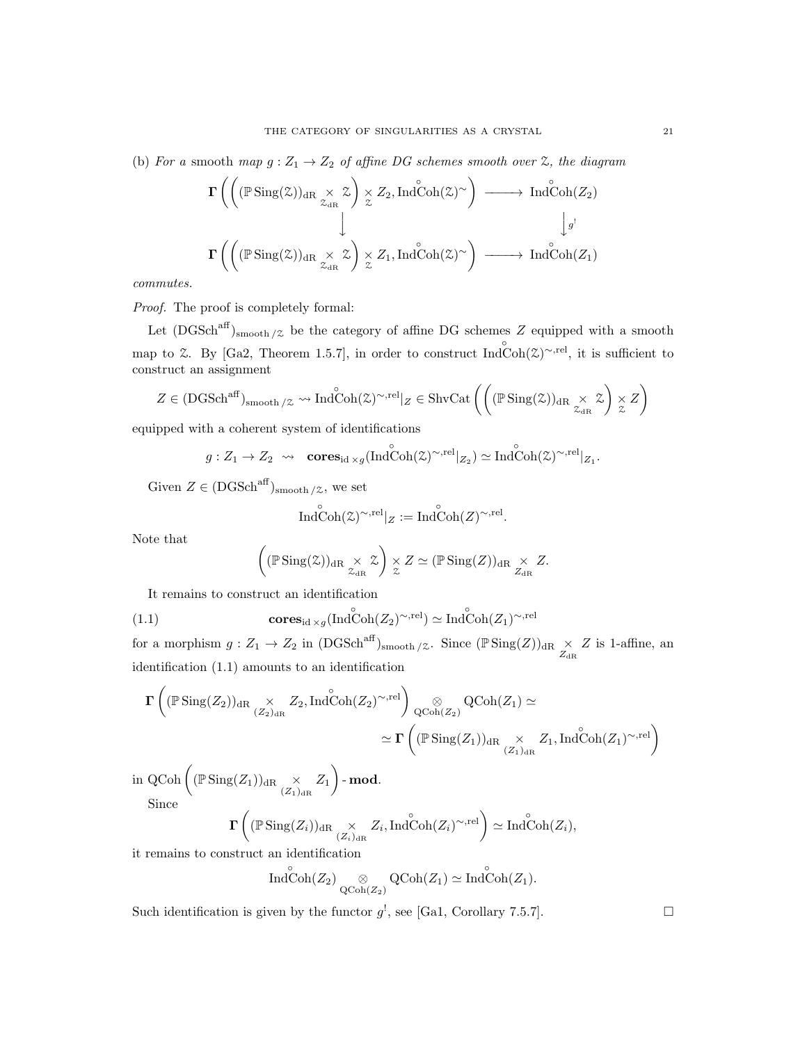(b) *For a* smooth *map $g : Z_1 \to Z_2$ of affine DG schemes smooth over $\mathcal{Z}$, the diagram*

$$
\begin{array}{ccc}
\mathbf{\Gamma}\left(\left((\mathbb{P}\operatorname{Sing}(\mathcal{Z}))_{\mathrm{dR}} \underset{\mathcal{Z}_{\mathrm{dR}}}{\times} \mathcal{Z}\right) \underset{\mathcal{Z}}{\times} Z_2, \operatorname{Ind}\overset{\circ}{\operatorname{Coh}}(\mathcal{Z})^{\sim}\right) & \longrightarrow & \operatorname{Ind}\overset{\circ}{\operatorname{Coh}}(Z_2) \\
\Big\downarrow & & \Big\downarrow g^! \\
\mathbf{\Gamma}\left(\left((\mathbb{P}\operatorname{Sing}(\mathcal{Z}))_{\mathrm{dR}} \underset{\mathcal{Z}_{\mathrm{dR}}}{\times} \mathcal{Z}\right) \underset{\mathcal{Z}}{\times} Z_1, \operatorname{Ind}\overset{\circ}{\operatorname{Coh}}(\mathcal{Z})^{\sim}\right) & \longrightarrow & \operatorname{Ind}\overset{\circ}{\operatorname{Coh}}(Z_1)
\end{array}
$$

*commutes.*

*Proof.* The proof is completely formal:

Let $(\mathrm{DGSch}^{\mathrm{aff}})_{\mathrm{smooth}\,/\mathcal{Z}}$ be the category of affine DG schemes $Z$ equipped with a smooth map to $\mathcal{Z}$. By [Ga2, Theorem 1.5.7], in order to construct $\operatorname{Ind}\overset{\circ}{\operatorname{Coh}}(\mathcal{Z})^{\sim,\mathrm{rel}}$, it is sufficient to construct an assignment

$$
Z \in (\mathrm{DGSch}^{\mathrm{aff}})_{\mathrm{smooth}\,/\mathcal{Z}} \rightsquigarrow \operatorname{Ind}\overset{\circ}{\operatorname{Coh}}(\mathcal{Z})^{\sim,\mathrm{rel}}|_Z \in \operatorname{ShvCat}\left(\left((\mathbb{P}\operatorname{Sing}(\mathcal{Z}))_{\mathrm{dR}} \underset{\mathcal{Z}_{\mathrm{dR}}}{\times} \mathcal{Z}\right) \underset{\mathcal{Z}}{\times} Z\right)
$$

equipped with a coherent system of identifications

$$
g : Z_1 \to Z_2 \;\rightsquigarrow\; \mathbf{cores}_{\mathrm{id}\times g}(\operatorname{Ind}\overset{\circ}{\operatorname{Coh}}(\mathcal{Z})^{\sim,\mathrm{rel}}|_{Z_2}) \simeq \operatorname{Ind}\overset{\circ}{\operatorname{Coh}}(\mathcal{Z})^{\sim,\mathrm{rel}}|_{Z_1}.
$$

Given $Z \in (\mathrm{DGSch}^{\mathrm{aff}})_{\mathrm{smooth}\,/\mathcal{Z}}$, we set

$$
\operatorname{Ind}\overset{\circ}{\operatorname{Coh}}(\mathcal{Z})^{\sim,\mathrm{rel}}|_Z := \operatorname{Ind}\overset{\circ}{\operatorname{Coh}}(Z)^{\sim,\mathrm{rel}}.
$$

Note that

$$
\left((\mathbb{P}\operatorname{Sing}(\mathcal{Z}))_{\mathrm{dR}} \underset{\mathcal{Z}_{\mathrm{dR}}}{\times} \mathcal{Z}\right) \underset{\mathcal{Z}}{\times} Z \simeq (\mathbb{P}\operatorname{Sing}(Z))_{\mathrm{dR}} \underset{Z_{\mathrm{dR}}}{\times} Z.
$$

It remains to construct an identification

$$
\mathbf{cores}_{\mathrm{id}\times g}(\operatorname{Ind}\overset{\circ}{\operatorname{Coh}}(Z_2)^{\sim,\mathrm{rel}}) \simeq \operatorname{Ind}\overset{\circ}{\operatorname{Coh}}(Z_1)^{\sim,\mathrm{rel}} \tag{1.1}
$$

for a morphism $g : Z_1 \to Z_2$ in $(\mathrm{DGSch}^{\mathrm{aff}})_{\mathrm{smooth}\,/\mathcal{Z}}$. Since $(\mathbb{P}\operatorname{Sing}(Z))_{\mathrm{dR}} \underset{Z_{\mathrm{dR}}}{\times} Z$ is 1-affine, an identification (1.1) amounts to an identification

$$
\mathbf{\Gamma}\left((\mathbb{P}\operatorname{Sing}(Z_2))_{\mathrm{dR}} \underset{(Z_2)_{\mathrm{dR}}}{\times} Z_2, \operatorname{Ind}\overset{\circ}{\operatorname{Coh}}(Z_2)^{\sim,\mathrm{rel}}\right) \underset{\operatorname{QCoh}(Z_2)}{\otimes} \operatorname{QCoh}(Z_1) \simeq
$$
$$
\simeq \mathbf{\Gamma}\left((\mathbb{P}\operatorname{Sing}(Z_1))_{\mathrm{dR}} \underset{(Z_1)_{\mathrm{dR}}}{\times} Z_1, \operatorname{Ind}\overset{\circ}{\operatorname{Coh}}(Z_1)^{\sim,\mathrm{rel}}\right)
$$

in $\operatorname{QCoh}\left((\mathbb{P}\operatorname{Sing}(Z_1))_{\mathrm{dR}} \underset{(Z_1)_{\mathrm{dR}}}{\times} Z_1\right)\text{-}\mathbf{mod}$.

Since

$$
\mathbf{\Gamma}\left((\mathbb{P}\operatorname{Sing}(Z_i))_{\mathrm{dR}} \underset{(Z_i)_{\mathrm{dR}}}{\times} Z_i, \operatorname{Ind}\overset{\circ}{\operatorname{Coh}}(Z_i)^{\sim,\mathrm{rel}}\right) \simeq \operatorname{Ind}\overset{\circ}{\operatorname{Coh}}(Z_i),
$$

it remains to construct an identification

$$
\operatorname{Ind}\overset{\circ}{\operatorname{Coh}}(Z_2) \underset{\operatorname{QCoh}(Z_2)}{\otimes} \operatorname{QCoh}(Z_1) \simeq \operatorname{Ind}\overset{\circ}{\operatorname{Coh}}(Z_1).
$$

Such identification is given by the functor $g^!$, see [Ga1, Corollary 7.5.7]. $\square$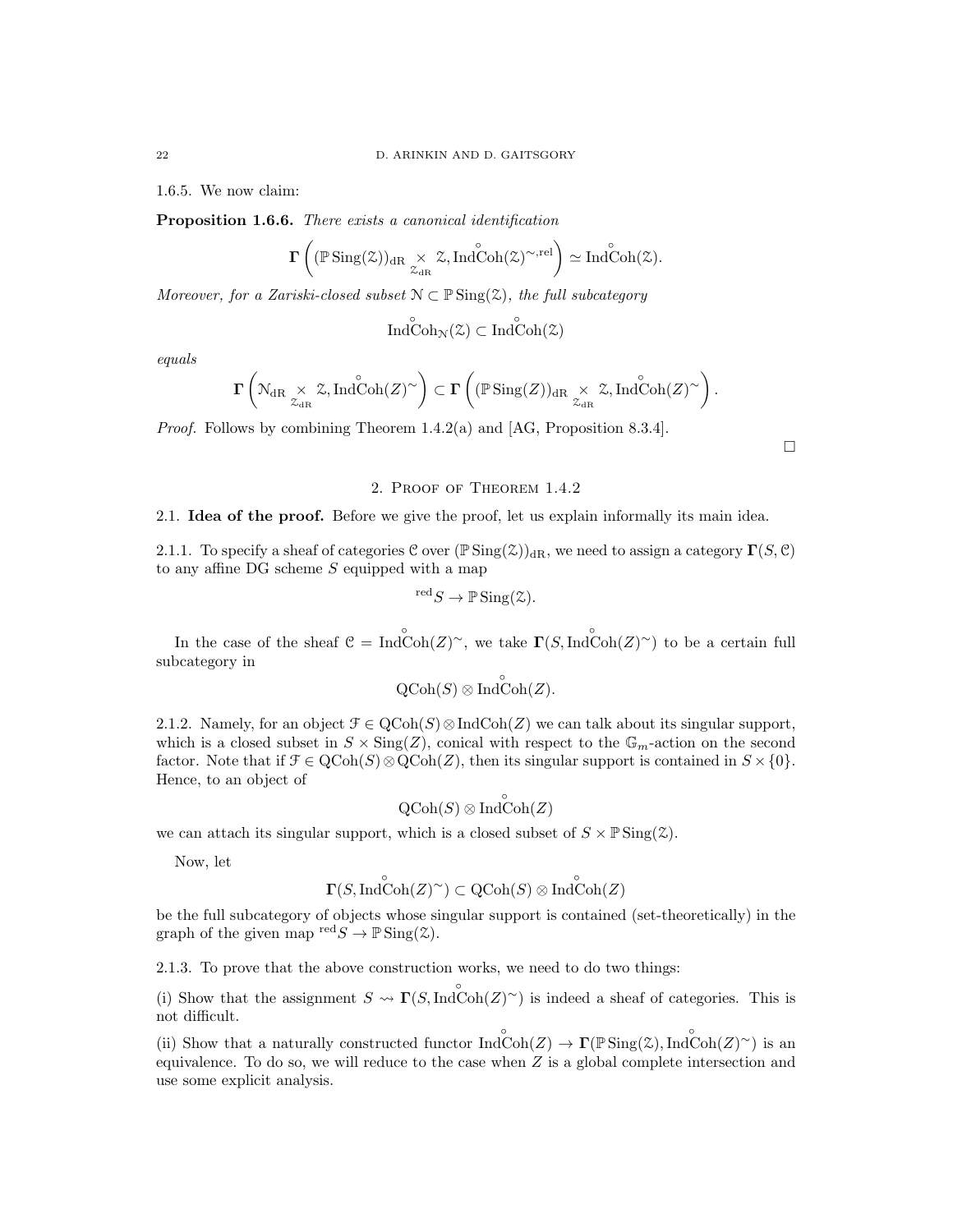1.6.5. We now claim:

**Proposition 1.6.6.** *There exists a canonical identification*

$$\mathbf{\Gamma}\left((\mathbb{P}\operatorname{Sing}(\mathcal{Z}))_{\mathrm{dR}} \underset{\mathcal{Z}_{\mathrm{dR}}}{\times} \mathcal{Z}, \operatorname{Ind}\overset{\circ}{\operatorname{Coh}}(\mathcal{Z})^{\sim,\mathrm{rel}}\right) \simeq \operatorname{Ind}\overset{\circ}{\operatorname{Coh}}(\mathcal{Z}).$$

*Moreover, for a Zariski-closed subset $\mathcal{N} \subset \mathbb{P}\operatorname{Sing}(\mathcal{Z})$, the full subcategory*

$$\operatorname{Ind}\overset{\circ}{\operatorname{Coh}}_{\mathcal{N}}(\mathcal{Z}) \subset \operatorname{Ind}\overset{\circ}{\operatorname{Coh}}(\mathcal{Z})$$

*equals*

$$\mathbf{\Gamma}\left(\mathcal{N}_{\mathrm{dR}} \underset{\mathcal{Z}_{\mathrm{dR}}}{\times} \mathcal{Z}, \operatorname{Ind}\overset{\circ}{\operatorname{Coh}}(Z)^{\sim}\right) \subset \mathbf{\Gamma}\left((\mathbb{P}\operatorname{Sing}(Z))_{\mathrm{dR}} \underset{\mathcal{Z}_{\mathrm{dR}}}{\times} \mathcal{Z}, \operatorname{Ind}\overset{\circ}{\operatorname{Coh}}(Z)^{\sim}\right).$$

*Proof.* Follows by combining Theorem 1.4.2(a) and [AG, Proposition 8.3.4].

□

## 2. Proof of Theorem 1.4.2

### 2.1. Idea of the proof.

Before we give the proof, let us explain informally its main idea.

2.1.1. To specify a sheaf of categories $\mathcal{C}$ over $(\mathbb{P}\operatorname{Sing}(\mathcal{Z}))_{\mathrm{dR}}$, we need to assign a category $\mathbf{\Gamma}(S, \mathcal{C})$ to any affine DG scheme $S$ equipped with a map

$${}^{\mathrm{red}}S \to \mathbb{P}\operatorname{Sing}(\mathcal{Z}).$$

In the case of the sheaf $\mathcal{C} = \operatorname{Ind}\overset{\circ}{\operatorname{Coh}}(Z)^{\sim}$, we take $\mathbf{\Gamma}(S, \operatorname{Ind}\overset{\circ}{\operatorname{Coh}}(Z)^{\sim})$ to be a certain full subcategory in

$$\operatorname{QCoh}(S) \otimes \operatorname{Ind}\overset{\circ}{\operatorname{Coh}}(Z).$$

2.1.2. Namely, for an object $\mathcal{F} \in \operatorname{QCoh}(S) \otimes \operatorname{IndCoh}(Z)$ we can talk about its singular support, which is a closed subset in $S \times \operatorname{Sing}(Z)$, conical with respect to the $\mathbb{G}_m$-action on the second factor. Note that if $\mathcal{F} \in \operatorname{QCoh}(S) \otimes \operatorname{QCoh}(Z)$, then its singular support is contained in $S \times \{0\}$. Hence, to an object of

$$\operatorname{QCoh}(S) \otimes \operatorname{Ind}\overset{\circ}{\operatorname{Coh}}(Z)$$

we can attach its singular support, which is a closed subset of $S \times \mathbb{P}\operatorname{Sing}(\mathcal{Z})$.

Now, let

$$\mathbf{\Gamma}(S, \operatorname{Ind}\overset{\circ}{\operatorname{Coh}}(Z)^{\sim}) \subset \operatorname{QCoh}(S) \otimes \operatorname{Ind}\overset{\circ}{\operatorname{Coh}}(Z)$$

be the full subcategory of objects whose singular support is contained (set-theoretically) in the graph of the given map ${}^{\mathrm{red}}S \to \mathbb{P}\operatorname{Sing}(\mathcal{Z})$.

2.1.3. To prove that the above construction works, we need to do two things:

(i) Show that the assignment $S \rightsquigarrow \mathbf{\Gamma}(S, \operatorname{Ind}\overset{\circ}{\operatorname{Coh}}(Z)^{\sim})$ is indeed a sheaf of categories. This is not difficult.

(ii) Show that a naturally constructed functor $\operatorname{Ind}\overset{\circ}{\operatorname{Coh}}(Z) \to \mathbf{\Gamma}(\mathbb{P}\operatorname{Sing}(\mathcal{Z}), \operatorname{Ind}\overset{\circ}{\operatorname{Coh}}(Z)^{\sim})$ is an equivalence. To do so, we will reduce to the case when $Z$ is a global complete intersection and use some explicit analysis.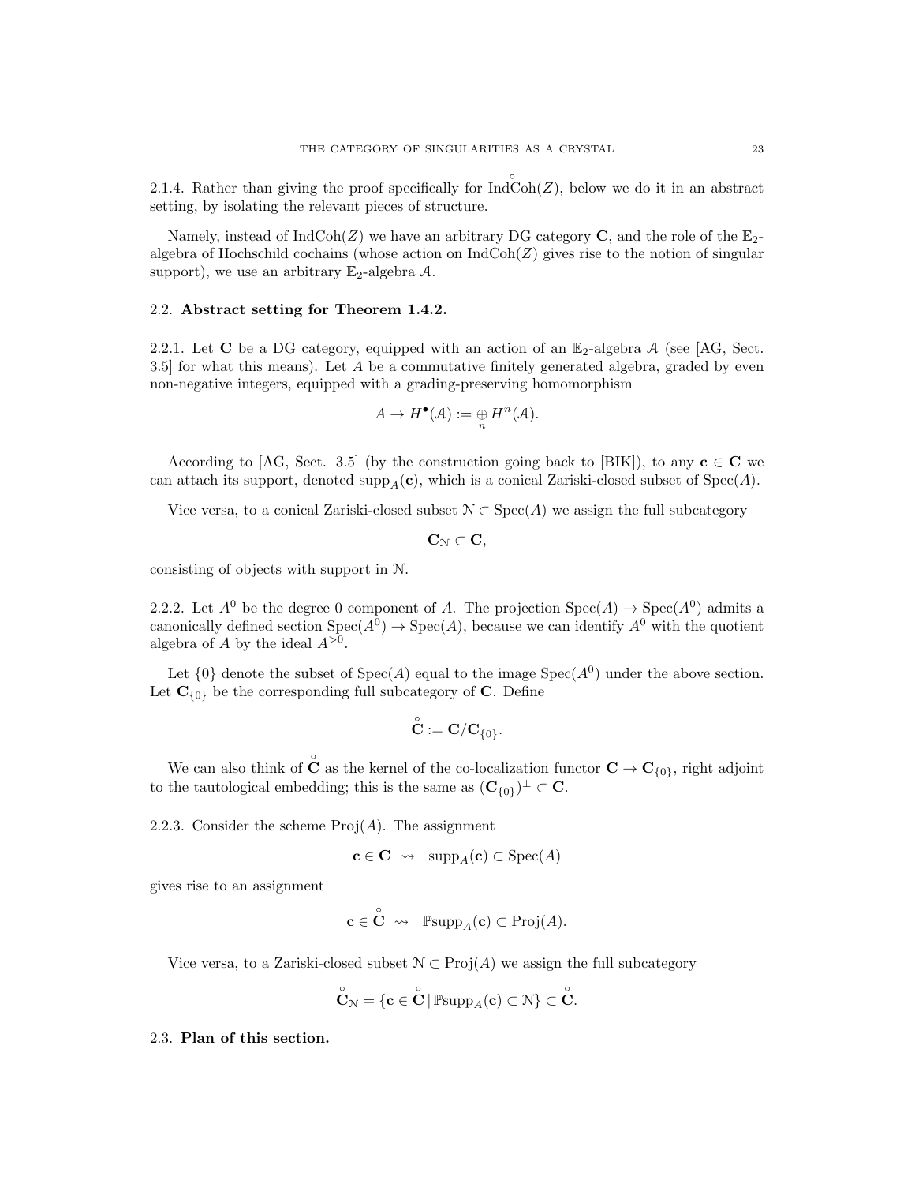2.1.4. Rather than giving the proof specifically for $\overset{\circ}{\text{IndCoh}}(Z)$, below we do it in an abstract setting, by isolating the relevant pieces of structure.

Namely, instead of $\text{IndCoh}(Z)$ we have an arbitrary DG category $\mathbf{C}$, and the role of the $\mathbb{E}_2$-algebra of Hochschild cochains (whose action on $\text{IndCoh}(Z)$ gives rise to the notion of singular support), we use an arbitrary $\mathbb{E}_2$-algebra $\mathcal{A}$.

## 2.2. Abstract setting for Theorem 1.4.2.

2.2.1. Let $\mathbf{C}$ be a DG category, equipped with an action of an $\mathbb{E}_2$-algebra $\mathcal{A}$ (see [AG, Sect. 3.5] for what this means). Let $A$ be a commutative finitely generated algebra, graded by even non-negative integers, equipped with a grading-preserving homomorphism

$$A \to H^\bullet(\mathcal{A}) := \underset{n}{\oplus} H^n(\mathcal{A}).$$

According to [AG, Sect. 3.5] (by the construction going back to [BIK]), to any $\mathbf{c} \in \mathbf{C}$ we can attach its support, denoted $\text{supp}_A(\mathbf{c})$, which is a conical Zariski-closed subset of $\text{Spec}(A)$.

Vice versa, to a conical Zariski-closed subset $\mathcal{N} \subset \text{Spec}(A)$ we assign the full subcategory

$$\mathbf{C}_{\mathcal{N}} \subset \mathbf{C},$$

consisting of objects with support in $\mathcal{N}$.

2.2.2. Let $A^0$ be the degree 0 component of $A$. The projection $\text{Spec}(A) \to \text{Spec}(A^0)$ admits a canonically defined section $\text{Spec}(A^0) \to \text{Spec}(A)$, because we can identify $A^0$ with the quotient algebra of $A$ by the ideal $A^{>0}$.

Let $\{0\}$ denote the subset of $\text{Spec}(A)$ equal to the image $\text{Spec}(A^0)$ under the above section. Let $\mathbf{C}_{\{0\}}$ be the corresponding full subcategory of $\mathbf{C}$. Define

$$\overset{\circ}{\mathbf{C}} := \mathbf{C}/\mathbf{C}_{\{0\}}.$$

We can also think of $\overset{\circ}{\mathbf{C}}$ as the kernel of the co-localization functor $\mathbf{C} \to \mathbf{C}_{\{0\}}$, right adjoint to the tautological embedding; this is the same as $(\mathbf{C}_{\{0\}})^\perp \subset \mathbf{C}$.

2.2.3. Consider the scheme $\text{Proj}(A)$. The assignment

$$\mathbf{c} \in \mathbf{C} \;\; \rightsquigarrow \;\; \text{supp}_A(\mathbf{c}) \subset \text{Spec}(A)$$

gives rise to an assignment

$$\mathbf{c} \in \overset{\circ}{\mathbf{C}} \;\; \rightsquigarrow \;\; \mathbb{P}\text{supp}_A(\mathbf{c}) \subset \text{Proj}(A).$$

Vice versa, to a Zariski-closed subset $\mathcal{N} \subset \text{Proj}(A)$ we assign the full subcategory

$$\overset{\circ}{\mathbf{C}}_{\mathcal{N}} = \{\mathbf{c} \in \overset{\circ}{\mathbf{C}} \,|\, \mathbb{P}\text{supp}_A(\mathbf{c}) \subset \mathcal{N}\} \subset \overset{\circ}{\mathbf{C}}.$$

## 2.3. Plan of this section.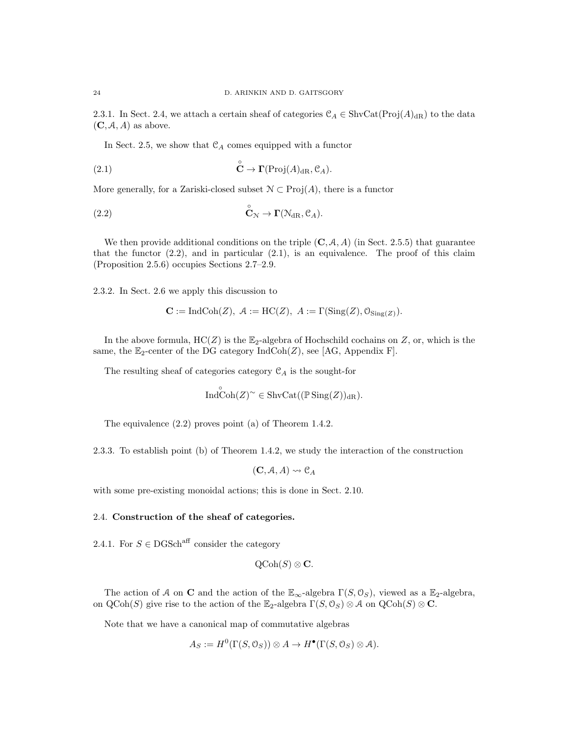2.3.1. In Sect. 2.4, we attach a certain sheaf of categories $\mathcal{C}_A \in \operatorname{ShvCat}(\operatorname{Proj}(A)_{\mathrm{dR}})$ to the data $(\mathbf{C}, \mathcal{A}, A)$ as above.

In Sect. 2.5, we show that $\mathcal{C}_A$ comes equipped with a functor

$$\overset{\circ}{\mathbf{C}} \to \mathbf{\Gamma}(\operatorname{Proj}(A)_{\mathrm{dR}}, \mathcal{C}_A). \tag{2.1}$$

More generally, for a Zariski-closed subset $\mathcal{N} \subset \operatorname{Proj}(A)$, there is a functor

$$\overset{\circ}{\mathbf{C}}_{\mathcal{N}} \to \mathbf{\Gamma}(\mathcal{N}_{\mathrm{dR}}, \mathcal{C}_A). \tag{2.2}$$

We then provide additional conditions on the triple $(\mathbf{C}, \mathcal{A}, A)$ (in Sect. 2.5.5) that guarantee that the functor (2.2), and in particular (2.1), is an equivalence. The proof of this claim (Proposition 2.5.6) occupies Sections 2.7–2.9.

2.3.2. In Sect. 2.6 we apply this discussion to

$$\mathbf{C} := \operatorname{IndCoh}(Z),\ \mathcal{A} := \operatorname{HC}(Z),\ A := \Gamma(\operatorname{Sing}(Z), \mathcal{O}_{\operatorname{Sing}(Z)}).$$

In the above formula, $\operatorname{HC}(Z)$ is the $\mathbb{E}_2$-algebra of Hochschild cochains on $Z$, or, which is the same, the $\mathbb{E}_2$-center of the DG category $\operatorname{IndCoh}(Z)$, see [AG, Appendix F].

The resulting sheaf of categories category $\mathcal{C}_A$ is the sought-for

$$\operatorname{Ind}\overset{\circ}{\operatorname{Coh}}(Z)^{\sim} \in \operatorname{ShvCat}((\mathbb{P}\operatorname{Sing}(Z))_{\mathrm{dR}}).$$

The equivalence (2.2) proves point (a) of Theorem 1.4.2.

2.3.3. To establish point (b) of Theorem 1.4.2, we study the interaction of the construction

$$(\mathbf{C}, \mathcal{A}, A) \rightsquigarrow \mathcal{C}_A$$

with some pre-existing monoidal actions; this is done in Sect. 2.10.

## 2.4. Construction of the sheaf of categories.

2.4.1. For $S \in \operatorname{DGSch}^{\mathrm{aff}}$ consider the category

$$\operatorname{QCoh}(S) \otimes \mathbf{C}.$$

The action of $\mathcal{A}$ on $\mathbf{C}$ and the action of the $\mathbb{E}_\infty$-algebra $\Gamma(S, \mathcal{O}_S)$, viewed as a $\mathbb{E}_2$-algebra, on $\operatorname{QCoh}(S)$ give rise to the action of the $\mathbb{E}_2$-algebra $\Gamma(S, \mathcal{O}_S) \otimes \mathcal{A}$ on $\operatorname{QCoh}(S) \otimes \mathbf{C}$.

Note that we have a canonical map of commutative algebras

$$A_S := H^0(\Gamma(S, \mathcal{O}_S)) \otimes A \to H^\bullet(\Gamma(S, \mathcal{O}_S) \otimes \mathcal{A}).$$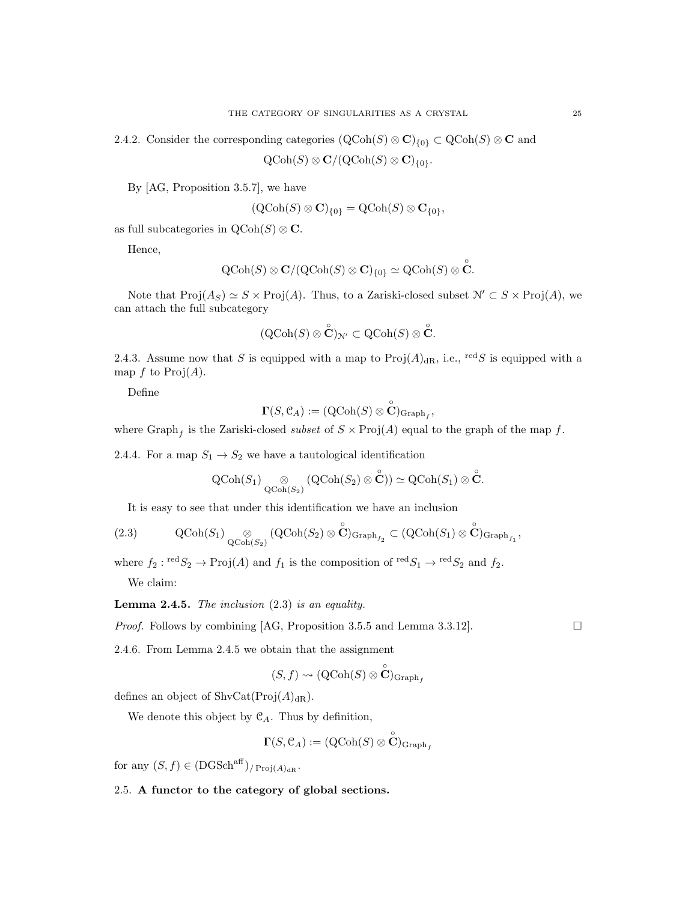2.4.2. Consider the corresponding categories $(\mathrm{QCoh}(S)\otimes \mathbf{C})_{\{0\}} \subset \mathrm{QCoh}(S)\otimes \mathbf{C}$ and

$$\mathrm{QCoh}(S)\otimes \mathbf{C}/(\mathrm{QCoh}(S)\otimes \mathbf{C})_{\{0\}}.$$

By [AG, Proposition 3.5.7], we have

$$(\mathrm{QCoh}(S)\otimes \mathbf{C})_{\{0\}} = \mathrm{QCoh}(S)\otimes \mathbf{C}_{\{0\}},$$

as full subcategories in $\mathrm{QCoh}(S)\otimes \mathbf{C}$.

Hence,

$$\mathrm{QCoh}(S)\otimes \mathbf{C}/(\mathrm{QCoh}(S)\otimes \mathbf{C})_{\{0\}} \simeq \mathrm{QCoh}(S)\otimes \overset{\circ}{\mathbf{C}}.$$

Note that $\mathrm{Proj}(A_S)\simeq S\times \mathrm{Proj}(A)$. Thus, to a Zariski-closed subset $\mathcal{N}'\subset S\times \mathrm{Proj}(A)$, we can attach the full subcategory

$$(\mathrm{QCoh}(S)\otimes \overset{\circ}{\mathbf{C}})_{\mathcal{N}'} \subset \mathrm{QCoh}(S)\otimes \overset{\circ}{\mathbf{C}}.$$

2.4.3. Assume now that $S$ is equipped with a map to $\mathrm{Proj}(A)_{\mathrm{dR}}$, i.e., ${}^{\mathrm{red}}S$ is equipped with a map $f$ to $\mathrm{Proj}(A)$.

Define

$$\mathbf{\Gamma}(S,\mathcal{C}_A) := (\mathrm{QCoh}(S)\otimes \overset{\circ}{\mathbf{C}})_{\mathrm{Graph}_f},$$

where $\mathrm{Graph}_f$ is the Zariski-closed *subset* of $S\times \mathrm{Proj}(A)$ equal to the graph of the map $f$.

2.4.4. For a map $S_1\to S_2$ we have a tautological identification

$$\mathrm{QCoh}(S_1)\underset{\mathrm{QCoh}(S_2)}{\otimes}(\mathrm{QCoh}(S_2)\otimes \overset{\circ}{\mathbf{C}}) \simeq \mathrm{QCoh}(S_1)\otimes \overset{\circ}{\mathbf{C}}.$$

It is easy to see that under this identification we have an inclusion

$$\mathrm{QCoh}(S_1)\underset{\mathrm{QCoh}(S_2)}{\otimes}(\mathrm{QCoh}(S_2)\otimes \overset{\circ}{\mathbf{C}})_{\mathrm{Graph}_{f_2}} \subset (\mathrm{QCoh}(S_1)\otimes \overset{\circ}{\mathbf{C}})_{\mathrm{Graph}_{f_1}}, \tag{2.3}$$

where $f_2 : {}^{\mathrm{red}}S_2\to \mathrm{Proj}(A)$ and $f_1$ is the composition of ${}^{\mathrm{red}}S_1\to {}^{\mathrm{red}}S_2$ and $f_2$.

We claim:

**Lemma 2.4.5.** *The inclusion* (2.3) *is an equality.*

*Proof.* Follows by combining [AG, Proposition 3.5.5 and Lemma 3.3.12]. □

2.4.6. From Lemma 2.4.5 we obtain that the assignment

$$(S,f)\rightsquigarrow (\mathrm{QCoh}(S)\otimes \overset{\circ}{\mathbf{C}})_{\mathrm{Graph}_f}$$

defines an object of $\mathrm{ShvCat}(\mathrm{Proj}(A)_{\mathrm{dR}})$.

We denote this object by $\mathcal{C}_A$. Thus by definition,

$$\mathbf{\Gamma}(S,\mathcal{C}_A) := (\mathrm{QCoh}(S)\otimes \overset{\circ}{\mathbf{C}})_{\mathrm{Graph}_f}$$

for any $(S,f)\in (\mathrm{DGSch}^{\mathrm{aff}})_{/\,\mathrm{Proj}(A)_{\mathrm{dR}}}$.

### 2.5. **A functor to the category of global sections.**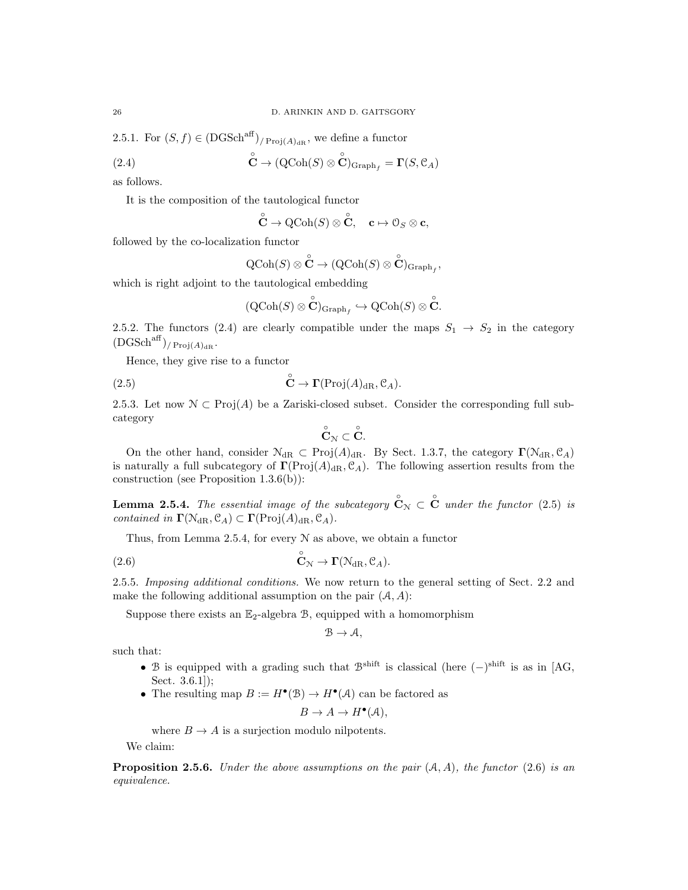2.5.1. For $(S, f) \in (\mathrm{DGSch}^{\mathrm{aff}})_{/\operatorname{Proj}(A)_{\mathrm{dR}}}$, we define a functor

$$\overset{\circ}{\mathbf{C}} \to (\mathrm{QCoh}(S) \otimes \overset{\circ}{\mathbf{C}})_{\mathrm{Graph}_f} = \mathbf{\Gamma}(S, \mathcal{C}_A) \tag{2.4}$$

as follows.

It is the composition of the tautological functor

$$\overset{\circ}{\mathbf{C}} \to \mathrm{QCoh}(S) \otimes \overset{\circ}{\mathbf{C}}, \quad \mathbf{c} \mapsto \mathcal{O}_S \otimes \mathbf{c},$$

followed by the co-localization functor

$$\mathrm{QCoh}(S) \otimes \overset{\circ}{\mathbf{C}} \to (\mathrm{QCoh}(S) \otimes \overset{\circ}{\mathbf{C}})_{\mathrm{Graph}_f},$$

which is right adjoint to the tautological embedding

$$(\mathrm{QCoh}(S) \otimes \overset{\circ}{\mathbf{C}})_{\mathrm{Graph}_f} \hookrightarrow \mathrm{QCoh}(S) \otimes \overset{\circ}{\mathbf{C}}.$$

2.5.2. The functors (2.4) are clearly compatible under the maps $S_1 \to S_2$ in the category $(\mathrm{DGSch}^{\mathrm{aff}})_{/\operatorname{Proj}(A)_{\mathrm{dR}}}$.

Hence, they give rise to a functor

$$\overset{\circ}{\mathbf{C}} \to \mathbf{\Gamma}(\operatorname{Proj}(A)_{\mathrm{dR}}, \mathcal{C}_A). \tag{2.5}$$

2.5.3. Let now $\mathcal{N} \subset \operatorname{Proj}(A)$ be a Zariski-closed subset. Consider the corresponding full subcategory

$$\overset{\circ}{\mathbf{C}}_{\mathcal{N}} \subset \overset{\circ}{\mathbf{C}}.$$

On the other hand, consider $\mathcal{N}_{\mathrm{dR}} \subset \operatorname{Proj}(A)_{\mathrm{dR}}$. By Sect. 1.3.7, the category $\mathbf{\Gamma}(\mathcal{N}_{\mathrm{dR}}, \mathcal{C}_A)$ is naturally a full subcategory of $\mathbf{\Gamma}(\operatorname{Proj}(A)_{\mathrm{dR}}, \mathcal{C}_A)$. The following assertion results from the construction (see Proposition 1.3.6(b)):

**Lemma 2.5.4.** *The essential image of the subcategory $\overset{\circ}{\mathbf{C}}_{\mathcal{N}} \subset \overset{\circ}{\mathbf{C}}$ under the functor* (2.5) *is contained in $\mathbf{\Gamma}(\mathcal{N}_{\mathrm{dR}}, \mathcal{C}_A) \subset \mathbf{\Gamma}(\operatorname{Proj}(A)_{\mathrm{dR}}, \mathcal{C}_A)$.*

Thus, from Lemma 2.5.4, for every $\mathcal{N}$ as above, we obtain a functor

$$\overset{\circ}{\mathbf{C}}_{\mathcal{N}} \to \mathbf{\Gamma}(\mathcal{N}_{\mathrm{dR}}, \mathcal{C}_A). \tag{2.6}$$

2.5.5. *Imposing additional conditions.* We now return to the general setting of Sect. 2.2 and make the following additional assumption on the pair $(\mathcal{A}, A)$:

Suppose there exists an $\mathbb{E}_2$-algebra $\mathcal{B}$, equipped with a homomorphism

$$\mathcal{B} \to \mathcal{A},$$

such that:

- $\mathcal{B}$ is equipped with a grading such that $\mathcal{B}^{\mathrm{shift}}$ is classical (here $(-)^{\mathrm{shift}}$ is as in [AG, Sect. 3.6.1]);
- The resulting map $B := H^\bullet(\mathcal{B}) \to H^\bullet(\mathcal{A})$ can be factored as
$$B \to A \to H^\bullet(\mathcal{A}),$$
where $B \to A$ is a surjection modulo nilpotents.

We claim:

**Proposition 2.5.6.** *Under the above assumptions on the pair $(\mathcal{A}, A)$, the functor* (2.6) *is an equivalence.*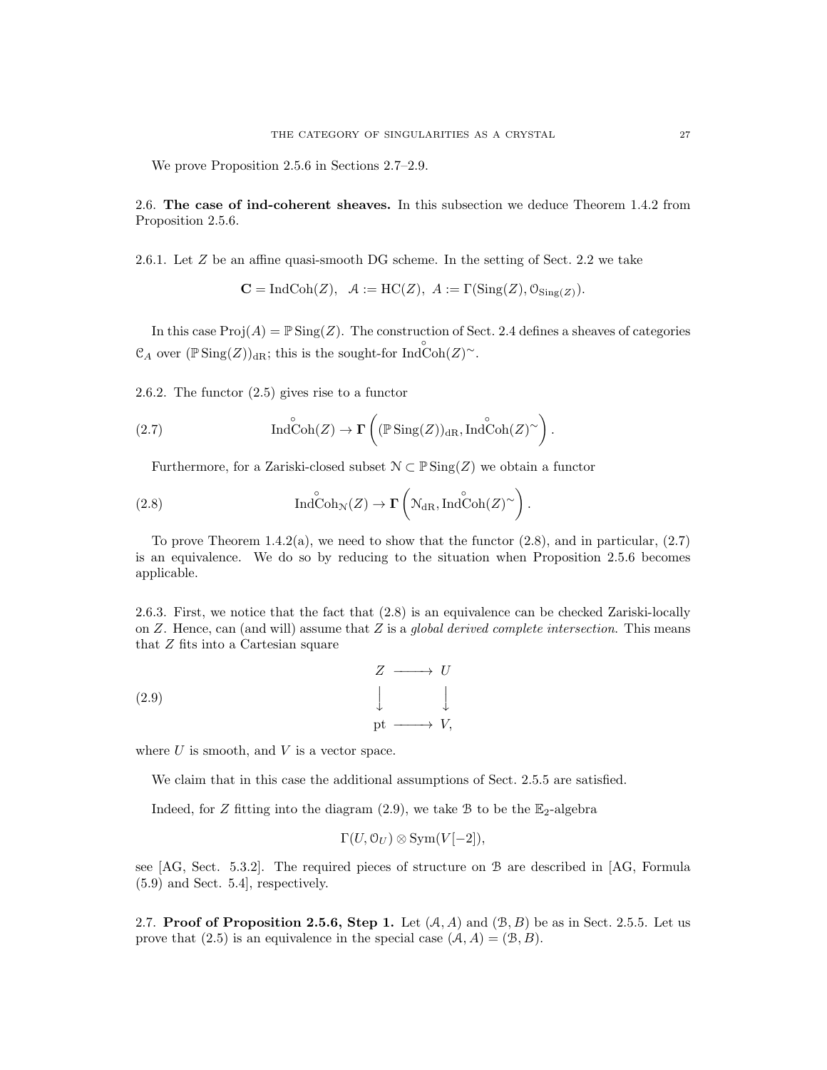We prove Proposition 2.5.6 in Sections 2.7–2.9.

**2.6. The case of ind-coherent sheaves.** In this subsection we deduce Theorem 1.4.2 from Proposition 2.5.6.

2.6.1. Let $Z$ be an affine quasi-smooth DG scheme. In the setting of Sect. 2.2 we take

$$\mathbf{C} = \text{IndCoh}(Z), \;\; \mathcal{A} := \text{HC}(Z), \;\; A := \Gamma(\text{Sing}(Z), \mathcal{O}_{\text{Sing}(Z)}).$$

In this case $\text{Proj}(A) = \mathbb{P}\,\text{Sing}(Z)$. The construction of Sect. 2.4 defines a sheaves of categories $\mathcal{C}_A$ over $(\mathbb{P}\,\text{Sing}(Z))_{\text{dR}}$; this is the sought-for $\text{Ind}\overset{\circ}{\text{Coh}}(Z)^\sim$.

2.6.2. The functor (2.5) gives rise to a functor

$$\text{Ind}\overset{\circ}{\text{Coh}}(Z) \to \mathbf{\Gamma}\left( (\mathbb{P}\,\text{Sing}(Z))_{\text{dR}}, \text{Ind}\overset{\circ}{\text{Coh}}(Z)^\sim \right). \tag{2.7}$$

Furthermore, for a Zariski-closed subset $\mathcal{N} \subset \mathbb{P}\,\text{Sing}(Z)$ we obtain a functor

$$\text{Ind}\overset{\circ}{\text{Coh}}_{\mathcal{N}}(Z) \to \mathbf{\Gamma}\left( \mathcal{N}_{\text{dR}}, \text{Ind}\overset{\circ}{\text{Coh}}(Z)^\sim \right). \tag{2.8}$$

To prove Theorem 1.4.2(a), we need to show that the functor (2.8), and in particular, (2.7) is an equivalence. We do so by reducing to the situation when Proposition 2.5.6 becomes applicable.

2.6.3. First, we notice that the fact that (2.8) is an equivalence can be checked Zariski-locally on $Z$. Hence, can (and will) assume that $Z$ is a *global derived complete intersection*. This means that $Z$ fits into a Cartesian square

$$\begin{array}{ccc} Z & \longrightarrow & U \\ \big\downarrow & & \big\downarrow \\ \text{pt} & \longrightarrow & V, \end{array} \tag{2.9}$$

where $U$ is smooth, and $V$ is a vector space.

We claim that in this case the additional assumptions of Sect. 2.5.5 are satisfied.

Indeed, for $Z$ fitting into the diagram (2.9), we take $\mathcal{B}$ to be the $\mathbb{E}_2$-algebra

$$\Gamma(U, \mathcal{O}_U) \otimes \text{Sym}(V[-2]),$$

see [AG, Sect. 5.3.2]. The required pieces of structure on $\mathcal{B}$ are described in [AG, Formula (5.9) and Sect. 5.4], respectively.

**2.7. Proof of Proposition 2.5.6, Step 1.** Let $(\mathcal{A}, A)$ and $(\mathcal{B}, B)$ be as in Sect. 2.5.5. Let us prove that (2.5) is an equivalence in the special case $(\mathcal{A}, A) = (\mathcal{B}, B)$.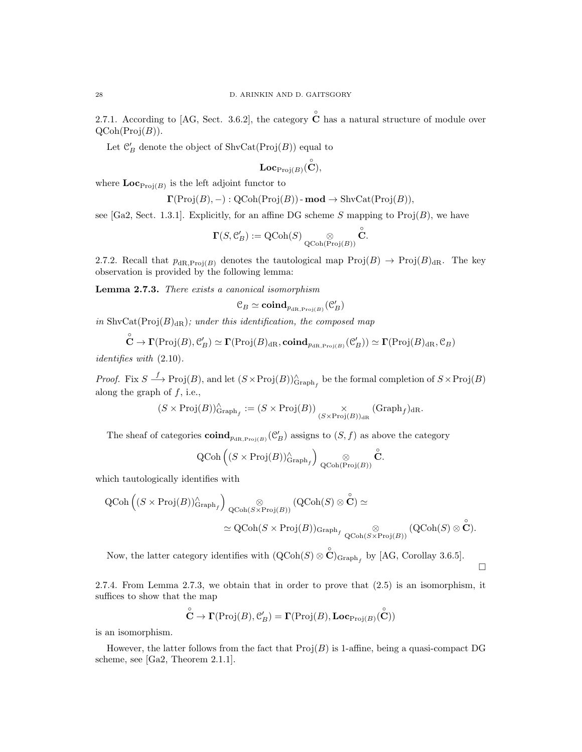2.7.1. According to [AG, Sect. 3.6.2], the category $\overset{\circ}{\mathbf{C}}$ has a natural structure of module over $\mathrm{QCoh}(\mathrm{Proj}(B))$.

Let $\mathcal{C}'_B$ denote the object of $\mathrm{ShvCat}(\mathrm{Proj}(B))$ equal to

$$\mathbf{Loc}_{\mathrm{Proj}(B)}(\overset{\circ}{\mathbf{C}}),$$

where $\mathbf{Loc}_{\mathrm{Proj}(B)}$ is the left adjoint functor to

$$\mathbf{\Gamma}(\mathrm{Proj}(B), -) : \mathrm{QCoh}(\mathrm{Proj}(B))\text{-}\mathbf{mod} \to \mathrm{ShvCat}(\mathrm{Proj}(B)),$$

see [Ga2, Sect. 1.3.1]. Explicitly, for an affine DG scheme $S$ mapping to $\mathrm{Proj}(B)$, we have

$$\mathbf{\Gamma}(S, \mathcal{C}'_B) := \mathrm{QCoh}(S) \underset{\mathrm{QCoh}(\mathrm{Proj}(B))}{\otimes} \overset{\circ}{\mathbf{C}}.$$

2.7.2. Recall that $p_{\mathrm{dR},\mathrm{Proj}(B)}$ denotes the tautological map $\mathrm{Proj}(B) \to \mathrm{Proj}(B)_{\mathrm{dR}}$. The key observation is provided by the following lemma:

**Lemma 2.7.3.** *There exists a canonical isomorphism*

$$\mathcal{C}_B \simeq \mathbf{coind}_{p_{\mathrm{dR},\mathrm{Proj}(B)}}(\mathcal{C}'_B)$$

*in* $\mathrm{ShvCat}(\mathrm{Proj}(B)_{\mathrm{dR}})$*; under this identification, the composed map*

$$\overset{\circ}{\mathbf{C}} \to \mathbf{\Gamma}(\mathrm{Proj}(B), \mathcal{C}'_B) \simeq \mathbf{\Gamma}(\mathrm{Proj}(B)_{\mathrm{dR}}, \mathbf{coind}_{p_{\mathrm{dR},\mathrm{Proj}(B)}}(\mathcal{C}'_B)) \simeq \mathbf{\Gamma}(\mathrm{Proj}(B)_{\mathrm{dR}}, \mathcal{C}_B)$$

*identifies with* (2.10).

*Proof.* Fix $S \xrightarrow{f} \mathrm{Proj}(B)$, and let $(S \times \mathrm{Proj}(B))^\wedge_{\mathrm{Graph}_f}$ be the formal completion of $S \times \mathrm{Proj}(B)$ along the graph of $f$, i.e.,

$$(S \times \mathrm{Proj}(B))^\wedge_{\mathrm{Graph}_f} := (S \times \mathrm{Proj}(B)) \underset{(S \times \mathrm{Proj}(B))_{\mathrm{dR}}}{\times} (\mathrm{Graph}_f)_{\mathrm{dR}}.$$

The sheaf of categories $\mathbf{coind}_{p_{\mathrm{dR},\mathrm{Proj}(B)}}(\mathcal{C}'_B)$ assigns to $(S, f)$ as above the category

$$\mathrm{QCoh}\left((S \times \mathrm{Proj}(B))^\wedge_{\mathrm{Graph}_f}\right) \underset{\mathrm{QCoh}(\mathrm{Proj}(B))}{\otimes} \overset{\circ}{\mathbf{C}}.$$

which tautologically identifies with

$$\mathrm{QCoh}\left((S \times \mathrm{Proj}(B))^\wedge_{\mathrm{Graph}_f}\right) \underset{\mathrm{QCoh}(S \times \mathrm{Proj}(B))}{\otimes} (\mathrm{QCoh}(S) \otimes \overset{\circ}{\mathbf{C}}) \simeq$$

$$\simeq \mathrm{QCoh}(S \times \mathrm{Proj}(B))_{\mathrm{Graph}_f} \underset{\mathrm{QCoh}(S \times \mathrm{Proj}(B))}{\otimes} (\mathrm{QCoh}(S) \otimes \overset{\circ}{\mathbf{C}}).$$

Now, the latter category identifies with $(\mathrm{QCoh}(S) \otimes \overset{\circ}{\mathbf{C}})_{\mathrm{Graph}_f}$ by [AG, Corollay 3.6.5]. □

2.7.4. From Lemma 2.7.3, we obtain that in order to prove that (2.5) is an isomorphism, it suffices to show that the map

$$\overset{\circ}{\mathbf{C}} \to \mathbf{\Gamma}(\mathrm{Proj}(B), \mathcal{C}'_B) = \mathbf{\Gamma}(\mathrm{Proj}(B), \mathbf{Loc}_{\mathrm{Proj}(B)}(\overset{\circ}{\mathbf{C}}))$$

is an isomorphism.

However, the latter follows from the fact that $\mathrm{Proj}(B)$ is 1-affine, being a quasi-compact DG scheme, see [Ga2, Theorem 2.1.1].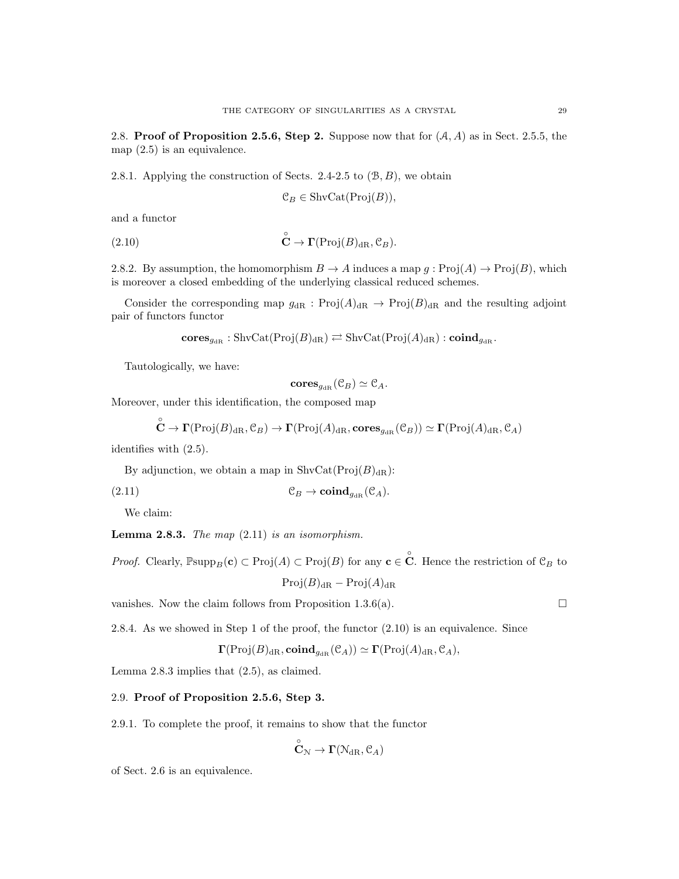2.8. **Proof of Proposition 2.5.6, Step 2.** Suppose now that for $(\mathcal{A}, A)$ as in Sect. 2.5.5, the map (2.5) is an equivalence.

2.8.1. Applying the construction of Sects. 2.4-2.5 to $(\mathcal{B}, B)$, we obtain

$$\mathcal{C}_B \in \mathrm{ShvCat}(\mathrm{Proj}(B)),$$

and a functor

$$\overset{\circ}{\mathbf{C}} \to \mathbf{\Gamma}(\mathrm{Proj}(B)_{\mathrm{dR}}, \mathcal{C}_B). \tag{2.10}$$

2.8.2. By assumption, the homomorphism $B \to A$ induces a map $g : \mathrm{Proj}(A) \to \mathrm{Proj}(B)$, which is moreover a closed embedding of the underlying classical reduced schemes.

Consider the corresponding map $g_{\mathrm{dR}} : \mathrm{Proj}(A)_{\mathrm{dR}} \to \mathrm{Proj}(B)_{\mathrm{dR}}$ and the resulting adjoint pair of functors functor

$$\mathbf{cores}_{g_{\mathrm{dR}}} : \mathrm{ShvCat}(\mathrm{Proj}(B)_{\mathrm{dR}}) \rightleftarrows \mathrm{ShvCat}(\mathrm{Proj}(A)_{\mathrm{dR}}) : \mathbf{coind}_{g_{\mathrm{dR}}}.$$

Tautologically, we have:

$$\mathbf{cores}_{g_{\mathrm{dR}}}(\mathcal{C}_B) \simeq \mathcal{C}_A.$$

Moreover, under this identification, the composed map

$$\overset{\circ}{\mathbf{C}} \to \mathbf{\Gamma}(\mathrm{Proj}(B)_{\mathrm{dR}}, \mathcal{C}_B) \to \mathbf{\Gamma}(\mathrm{Proj}(A)_{\mathrm{dR}}, \mathbf{cores}_{g_{\mathrm{dR}}}(\mathcal{C}_B)) \simeq \mathbf{\Gamma}(\mathrm{Proj}(A)_{\mathrm{dR}}, \mathcal{C}_A)$$

identifies with (2.5).

By adjunction, we obtain a map in $\mathrm{ShvCat}(\mathrm{Proj}(B)_{\mathrm{dR}})$:

$$\mathcal{C}_B \to \mathbf{coind}_{g_{\mathrm{dR}}}(\mathcal{C}_A). \tag{2.11}$$

We claim:

**Lemma 2.8.3.** *The map* (2.11) *is an isomorphism.*

*Proof.* Clearly, $\mathbb{P}\mathrm{supp}_B(\mathbf{c}) \subset \mathrm{Proj}(A) \subset \mathrm{Proj}(B)$ for any $\mathbf{c} \in \overset{\circ}{\mathbf{C}}$. Hence the restriction of $\mathcal{C}_B$ to

$$\mathrm{Proj}(B)_{\mathrm{dR}} - \mathrm{Proj}(A)_{\mathrm{dR}}$$

vanishes. Now the claim follows from Proposition 1.3.6(a). $\square$

2.8.4. As we showed in Step 1 of the proof, the functor (2.10) is an equivalence. Since

$$\mathbf{\Gamma}(\mathrm{Proj}(B)_{\mathrm{dR}}, \mathbf{coind}_{g_{\mathrm{dR}}}(\mathcal{C}_A)) \simeq \mathbf{\Gamma}(\mathrm{Proj}(A)_{\mathrm{dR}}, \mathcal{C}_A),$$

Lemma 2.8.3 implies that (2.5), as claimed.

2.9. **Proof of Proposition 2.5.6, Step 3.**

2.9.1. To complete the proof, it remains to show that the functor

$$\overset{\circ}{\mathbf{C}}_{\mathcal{N}} \to \mathbf{\Gamma}(\mathcal{N}_{\mathrm{dR}}, \mathcal{C}_A)$$

of Sect. 2.6 is an equivalence.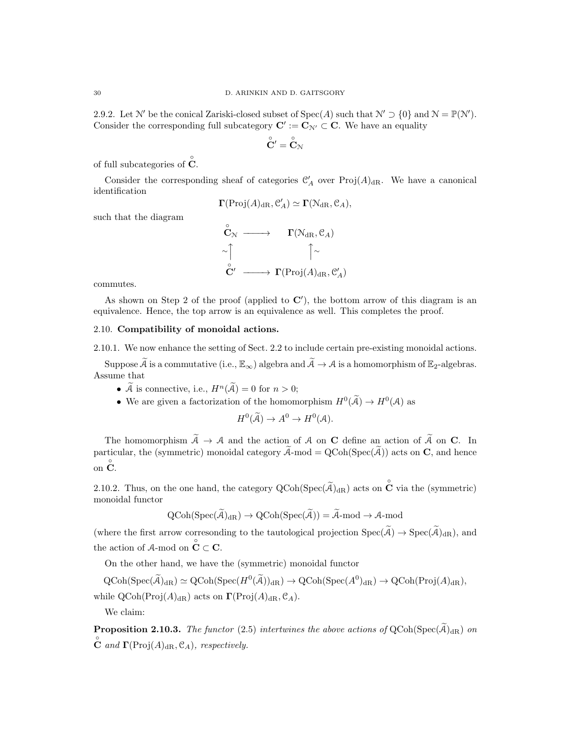2.9.2. Let $\mathcal{N}'$ be the conical Zariski-closed subset of $\operatorname{Spec}(A)$ such that $\mathcal{N}' \supset \{0\}$ and $\mathcal{N} = \mathbb{P}(\mathcal{N}')$. Consider the corresponding full subcategory $\mathbf{C}' := \mathbf{C}_{\mathcal{N}'} \subset \mathbf{C}$. We have an equality

$$\overset{\circ}{\mathbf{C}}{}' = \overset{\circ}{\mathbf{C}}_{\mathcal{N}}$$

of full subcategories of $\overset{\circ}{\mathbf{C}}$.

Consider the corresponding sheaf of categories $\mathcal{C}'_A$ over $\operatorname{Proj}(A)_{\mathrm{dR}}$. We have a canonical identification

$$\mathbf{\Gamma}(\operatorname{Proj}(A)_{\mathrm{dR}}, \mathcal{C}'_A) \simeq \mathbf{\Gamma}(\mathcal{N}_{\mathrm{dR}}, \mathcal{C}_A),$$

such that the diagram

$$\begin{array}{ccc}
\overset{\circ}{\mathbf{C}}_{\mathcal{N}} & \longrightarrow & \mathbf{\Gamma}(\mathcal{N}_{\mathrm{dR}}, \mathcal{C}_A) \\
\sim\big\uparrow & & \big\uparrow\sim \\
\overset{\circ}{\mathbf{C}}{}' & \longrightarrow & \mathbf{\Gamma}(\operatorname{Proj}(A)_{\mathrm{dR}}, \mathcal{C}'_A)
\end{array}$$

commutes.

As shown on Step 2 of the proof (applied to $\mathbf{C}'$), the bottom arrow of this diagram is an equivalence. Hence, the top arrow is an equivalence as well. This completes the proof.

## 2.10. Compatibility of monoidal actions.

2.10.1. We now enhance the setting of Sect. 2.2 to include certain pre-existing monoidal actions.

Suppose $\widetilde{\mathcal{A}}$ is a commutative (i.e., $\mathbb{E}_\infty$) algebra and $\widetilde{\mathcal{A}} \to \mathcal{A}$ is a homomorphism of $\mathbb{E}_2$-algebras. Assume that

- $\widetilde{\mathcal{A}}$ is connective, i.e., $H^n(\widetilde{\mathcal{A}}) = 0$ for $n > 0$;
- We are given a factorization of the homomorphism $H^0(\widetilde{\mathcal{A}}) \to H^0(\mathcal{A})$ as
$$H^0(\widetilde{\mathcal{A}}) \to A^0 \to H^0(\mathcal{A}).$$

The homomorphism $\widetilde{\mathcal{A}} \to \mathcal{A}$ and the action of $\mathcal{A}$ on $\mathbf{C}$ define an action of $\widetilde{\mathcal{A}}$ on $\mathbf{C}$. In particular, the (symmetric) monoidal category $\widetilde{\mathcal{A}}\text{-mod} = \operatorname{QCoh}(\operatorname{Spec}(\widetilde{\mathcal{A}}))$ acts on $\mathbf{C}$, and hence on $\overset{\circ}{\mathbf{C}}$.

2.10.2. Thus, on the one hand, the category $\operatorname{QCoh}(\operatorname{Spec}(\widetilde{\mathcal{A}})_{\mathrm{dR}})$ acts on $\overset{\circ}{\mathbf{C}}$ via the (symmetric) monoidal functor

$$\operatorname{QCoh}(\operatorname{Spec}(\widetilde{\mathcal{A}})_{\mathrm{dR}}) \to \operatorname{QCoh}(\operatorname{Spec}(\widetilde{\mathcal{A}})) = \widetilde{\mathcal{A}}\text{-mod} \to \mathcal{A}\text{-mod}$$

(where the first arrow corresonding to the tautological projection $\operatorname{Spec}(\widetilde{\mathcal{A}}) \to \operatorname{Spec}(\widetilde{\mathcal{A}})_{\mathrm{dR}}$), and the action of $\mathcal{A}$-mod on $\overset{\circ}{\mathbf{C}} \subset \mathbf{C}$.

On the other hand, we have the (symmetric) monoidal functor

$$\operatorname{QCoh}(\operatorname{Spec}(\widetilde{\mathcal{A}})_{\mathrm{dR}}) \simeq \operatorname{QCoh}(\operatorname{Spec}(H^0(\widetilde{\mathcal{A}}))_{\mathrm{dR}}) \to \operatorname{QCoh}(\operatorname{Spec}(A^0)_{\mathrm{dR}}) \to \operatorname{QCoh}(\operatorname{Proj}(A)_{\mathrm{dR}}),$$

while $\operatorname{QCoh}(\operatorname{Proj}(A)_{\mathrm{dR}})$ acts on $\mathbf{\Gamma}(\operatorname{Proj}(A)_{\mathrm{dR}}, \mathcal{C}_A)$.

We claim:

**Proposition 2.10.3.** *The functor* (2.5) *intertwines the above actions of* $\operatorname{QCoh}(\operatorname{Spec}(\widetilde{\mathcal{A}})_{\mathrm{dR}})$ *on* $\overset{\circ}{\mathbf{C}}$ *and* $\mathbf{\Gamma}(\operatorname{Proj}(A)_{\mathrm{dR}}, \mathcal{C}_A)$*, respectively.*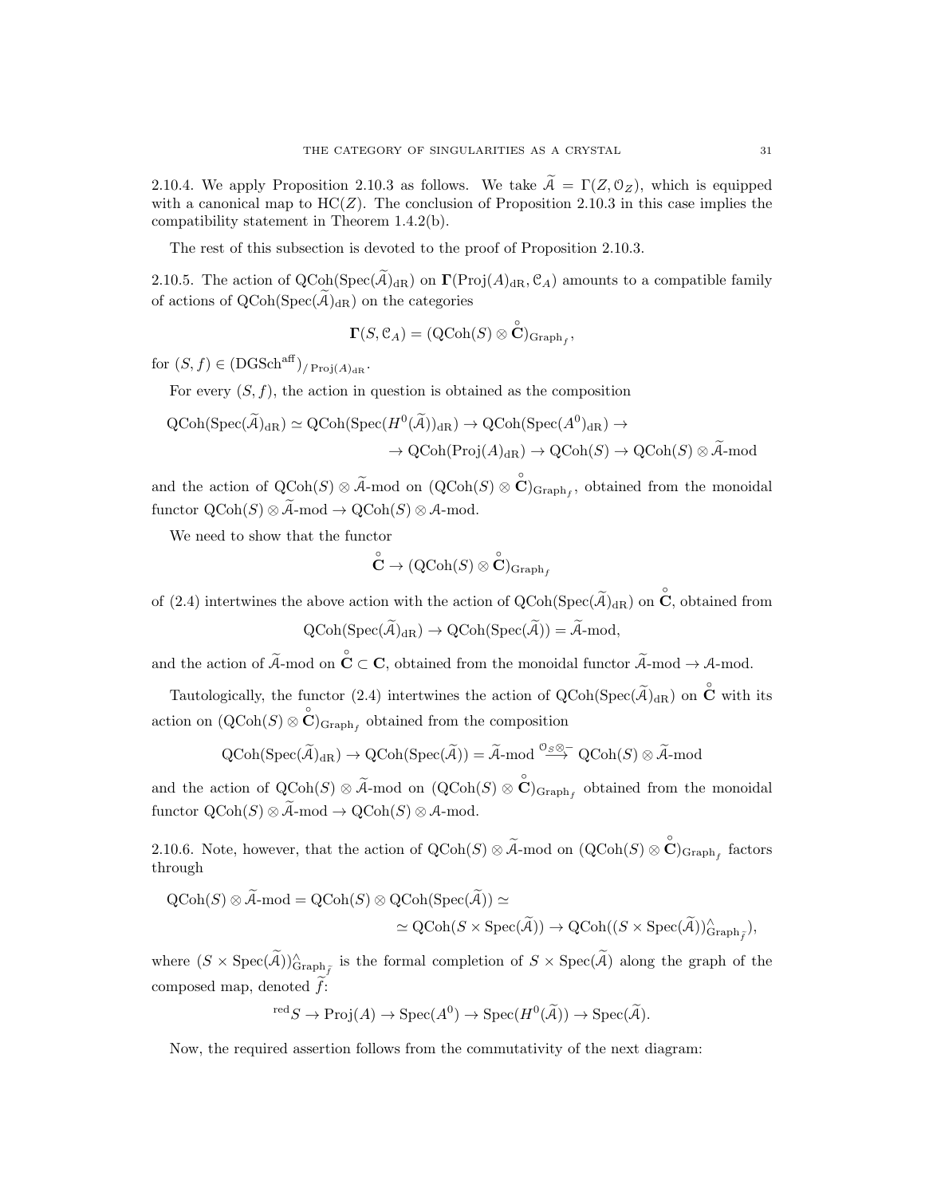2.10.4. We apply Proposition 2.10.3 as follows. We take $\widetilde{\mathcal{A}} = \Gamma(Z, \mathcal{O}_Z)$, which is equipped with a canonical map to $\mathrm{HC}(Z)$. The conclusion of Proposition 2.10.3 in this case implies the compatibility statement in Theorem 1.4.2(b).

The rest of this subsection is devoted to the proof of Proposition 2.10.3.

2.10.5. The action of $\mathrm{QCoh}(\mathrm{Spec}(\widetilde{\mathcal{A}})_{\mathrm{dR}})$ on $\mathbf{\Gamma}(\mathrm{Proj}(A)_{\mathrm{dR}}, \mathcal{C}_A)$ amounts to a compatible family of actions of $\mathrm{QCoh}(\mathrm{Spec}(\widetilde{\mathcal{A}})_{\mathrm{dR}})$ on the categories

$$\mathbf{\Gamma}(S, \mathcal{C}_A) = (\mathrm{QCoh}(S) \otimes \overset{\circ}{\mathbf{C}})_{\mathrm{Graph}_f},$$

for $(S, f) \in (\mathrm{DGSch}^{\mathrm{aff}})_{/\,\mathrm{Proj}(A)_{\mathrm{dR}}}$.

For every $(S, f)$, the action in question is obtained as the composition

$$\mathrm{QCoh}(\mathrm{Spec}(\widetilde{\mathcal{A}})_{\mathrm{dR}}) \simeq \mathrm{QCoh}(\mathrm{Spec}(H^0(\widetilde{\mathcal{A}}))_{\mathrm{dR}}) \to \mathrm{QCoh}(\mathrm{Spec}(A^0)_{\mathrm{dR}}) \to$$
$$\to \mathrm{QCoh}(\mathrm{Proj}(A)_{\mathrm{dR}}) \to \mathrm{QCoh}(S) \to \mathrm{QCoh}(S) \otimes \widetilde{\mathcal{A}}\text{-mod}$$

and the action of $\mathrm{QCoh}(S) \otimes \widetilde{\mathcal{A}}\text{-mod}$ on $(\mathrm{QCoh}(S) \otimes \overset{\circ}{\mathbf{C}})_{\mathrm{Graph}_f}$, obtained from the monoidal functor $\mathrm{QCoh}(S) \otimes \widetilde{\mathcal{A}}\text{-mod} \to \mathrm{QCoh}(S) \otimes \mathcal{A}\text{-mod}$.

We need to show that the functor

$$\overset{\circ}{\mathbf{C}} \to (\mathrm{QCoh}(S) \otimes \overset{\circ}{\mathbf{C}})_{\mathrm{Graph}_f}$$

of (2.4) intertwines the above action with the action of $\mathrm{QCoh}(\mathrm{Spec}(\widetilde{\mathcal{A}})_{\mathrm{dR}})$ on $\overset{\circ}{\mathbf{C}}$, obtained from

$$\mathrm{QCoh}(\mathrm{Spec}(\widetilde{\mathcal{A}})_{\mathrm{dR}}) \to \mathrm{QCoh}(\mathrm{Spec}(\widetilde{\mathcal{A}})) = \widetilde{\mathcal{A}}\text{-mod},$$

and the action of $\widetilde{\mathcal{A}}\text{-mod}$ on $\overset{\circ}{\mathbf{C}} \subset \mathbf{C}$, obtained from the monoidal functor $\widetilde{\mathcal{A}}\text{-mod} \to \mathcal{A}\text{-mod}$.

Tautologically, the functor (2.4) intertwines the action of $\mathrm{QCoh}(\mathrm{Spec}(\widetilde{\mathcal{A}})_{\mathrm{dR}})$ on $\overset{\circ}{\mathbf{C}}$ with its action on $(\mathrm{QCoh}(S) \otimes \overset{\circ}{\mathbf{C}})_{\mathrm{Graph}_f}$ obtained from the composition

$$\mathrm{QCoh}(\mathrm{Spec}(\widetilde{\mathcal{A}})_{\mathrm{dR}}) \to \mathrm{QCoh}(\mathrm{Spec}(\widetilde{\mathcal{A}})) = \widetilde{\mathcal{A}}\text{-mod} \overset{\mathcal{O}_S \otimes -}{\longrightarrow} \mathrm{QCoh}(S) \otimes \widetilde{\mathcal{A}}\text{-mod}$$

and the action of $\mathrm{QCoh}(S) \otimes \widetilde{\mathcal{A}}\text{-mod}$ on $(\mathrm{QCoh}(S) \otimes \overset{\circ}{\mathbf{C}})_{\mathrm{Graph}_f}$ obtained from the monoidal functor $\mathrm{QCoh}(S) \otimes \widetilde{\mathcal{A}}\text{-mod} \to \mathrm{QCoh}(S) \otimes \mathcal{A}\text{-mod}$.

2.10.6. Note, however, that the action of $\mathrm{QCoh}(S) \otimes \widetilde{\mathcal{A}}\text{-mod}$ on $(\mathrm{QCoh}(S) \otimes \overset{\circ}{\mathbf{C}})_{\mathrm{Graph}_f}$ factors through

$$\mathrm{QCoh}(S) \otimes \widetilde{\mathcal{A}}\text{-mod} = \mathrm{QCoh}(S) \otimes \mathrm{QCoh}(\mathrm{Spec}(\widetilde{\mathcal{A}})) \simeq$$
$$\simeq \mathrm{QCoh}(S \times \mathrm{Spec}(\widetilde{\mathcal{A}})) \to \mathrm{QCoh}((S \times \mathrm{Spec}(\widetilde{\mathcal{A}}))^{\wedge}_{\mathrm{Graph}_{\widetilde{f}}}),$$

where $(S \times \mathrm{Spec}(\widetilde{\mathcal{A}}))^{\wedge}_{\mathrm{Graph}_{\widetilde{f}}}$ is the formal completion of $S \times \mathrm{Spec}(\widetilde{\mathcal{A}})$ along the graph of the composed map, denoted $\widetilde{f}$:

$$^{\mathrm{red}}S \to \mathrm{Proj}(A) \to \mathrm{Spec}(A^0) \to \mathrm{Spec}(H^0(\widetilde{\mathcal{A}})) \to \mathrm{Spec}(\widetilde{\mathcal{A}}).$$

Now, the required assertion follows from the commutativity of the next diagram: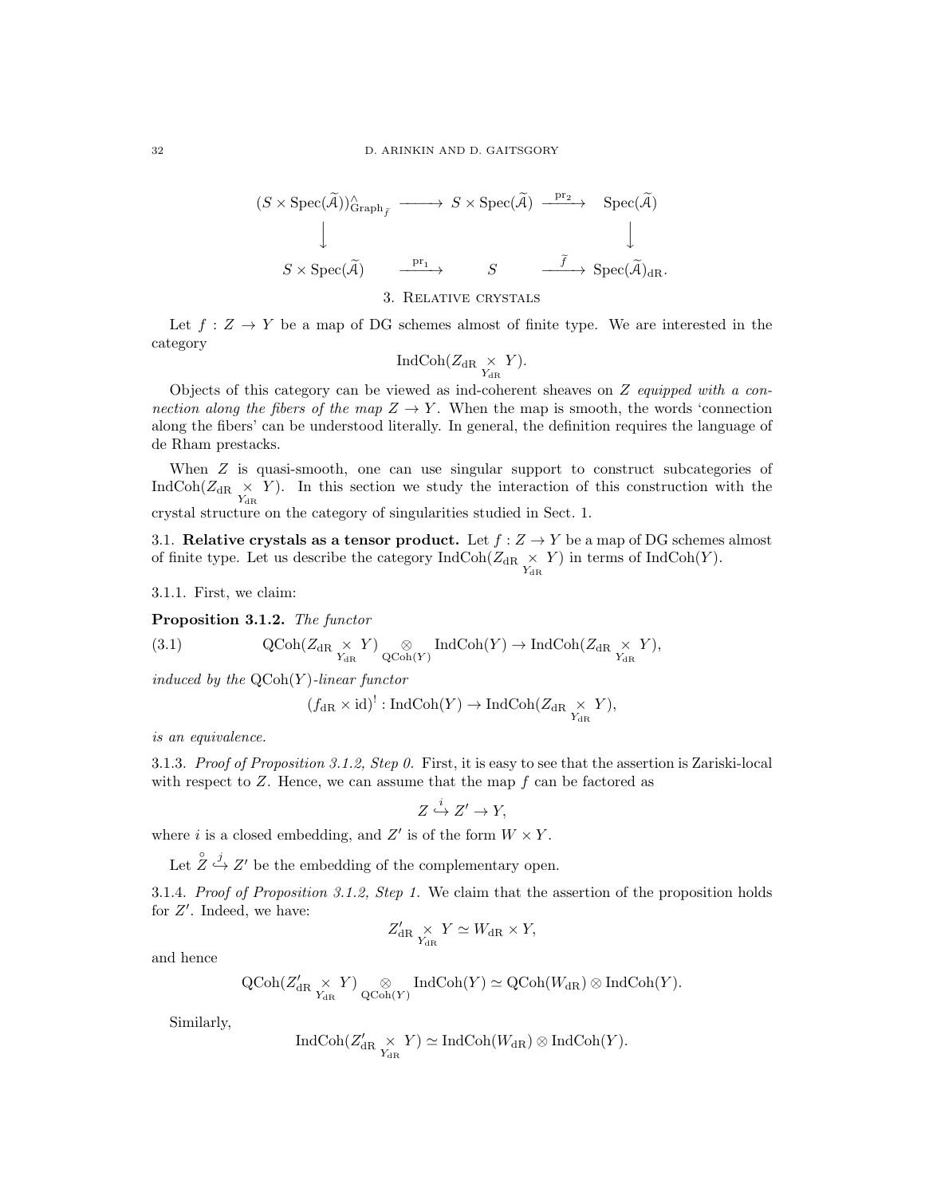$$
\begin{array}{ccccc}
(S \times \operatorname{Spec}(\widetilde{\mathcal{A}}))^\wedge_{\operatorname{Graph}_{\widetilde{f}}} & \longrightarrow & S \times \operatorname{Spec}(\widetilde{\mathcal{A}}) & \xrightarrow{\operatorname{pr}_2} & \operatorname{Spec}(\widetilde{\mathcal{A}}) \\
\downarrow & & & & \downarrow \\
S \times \operatorname{Spec}(\widetilde{\mathcal{A}}) & \xrightarrow{\operatorname{pr}_1} & S & \xrightarrow{\widetilde{f}} & \operatorname{Spec}(\widetilde{\mathcal{A}})_{\mathrm{dR}}.
\end{array}
$$

## 3. Relative crystals

Let $f : Z \to Y$ be a map of DG schemes almost of finite type. We are interested in the category

$$\operatorname{IndCoh}(Z_{\mathrm{dR}} \underset{Y_{\mathrm{dR}}}{\times} Y).$$

Objects of this category can be viewed as ind-coherent sheaves on $Z$ *equipped with a connection along the fibers of the map* $Z \to Y$. When the map is smooth, the words 'connection along the fibers' can be understood literally. In general, the definition requires the language of de Rham prestacks.

When $Z$ is quasi-smooth, one can use singular support to construct subcategories of $\operatorname{IndCoh}(Z_{\mathrm{dR}} \underset{Y_{\mathrm{dR}}}{\times} Y)$. In this section we study the interaction of this construction with the crystal structure on the category of singularities studied in Sect. 1.

### 3.1. Relative crystals as a tensor product.

Let $f : Z \to Y$ be a map of DG schemes almost of finite type. Let us describe the category $\operatorname{IndCoh}(Z_{\mathrm{dR}} \underset{Y_{\mathrm{dR}}}{\times} Y)$ in terms of $\operatorname{IndCoh}(Y)$.

3.1.1. First, we claim:

**Proposition 3.1.2.** *The functor*

$$\operatorname{QCoh}(Z_{\mathrm{dR}} \underset{Y_{\mathrm{dR}}}{\times} Y) \underset{\operatorname{QCoh}(Y)}{\otimes} \operatorname{IndCoh}(Y) \to \operatorname{IndCoh}(Z_{\mathrm{dR}} \underset{Y_{\mathrm{dR}}}{\times} Y), \tag{3.1}$$

*induced by the* $\operatorname{QCoh}(Y)$*-linear functor*

$$(f_{\mathrm{dR}} \times \mathrm{id})^! : \operatorname{IndCoh}(Y) \to \operatorname{IndCoh}(Z_{\mathrm{dR}} \underset{Y_{\mathrm{dR}}}{\times} Y),$$

*is an equivalence.*

3.1.3. *Proof of Proposition 3.1.2, Step 0.* First, it is easy to see that the assertion is Zariski-local with respect to $Z$. Hence, we can assume that the map $f$ can be factored as

$$Z \overset{i}{\hookrightarrow} Z' \to Y,$$

where $i$ is a closed embedding, and $Z'$ is of the form $W \times Y$.

Let $\overset{\circ}{Z} \overset{j}{\hookrightarrow} Z'$ be the embedding of the complementary open.

3.1.4. *Proof of Proposition 3.1.2, Step 1.* We claim that the assertion of the proposition holds for $Z'$. Indeed, we have:

$$Z'_{\mathrm{dR}} \underset{Y_{\mathrm{dR}}}{\times} Y \simeq W_{\mathrm{dR}} \times Y,$$

and hence

$$\operatorname{QCoh}(Z'_{\mathrm{dR}} \underset{Y_{\mathrm{dR}}}{\times} Y) \underset{\operatorname{QCoh}(Y)}{\otimes} \operatorname{IndCoh}(Y) \simeq \operatorname{QCoh}(W_{\mathrm{dR}}) \otimes \operatorname{IndCoh}(Y).$$

Similarly,

$$\operatorname{IndCoh}(Z'_{\mathrm{dR}} \underset{Y_{\mathrm{dR}}}{\times} Y) \simeq \operatorname{IndCoh}(W_{\mathrm{dR}}) \otimes \operatorname{IndCoh}(Y).$$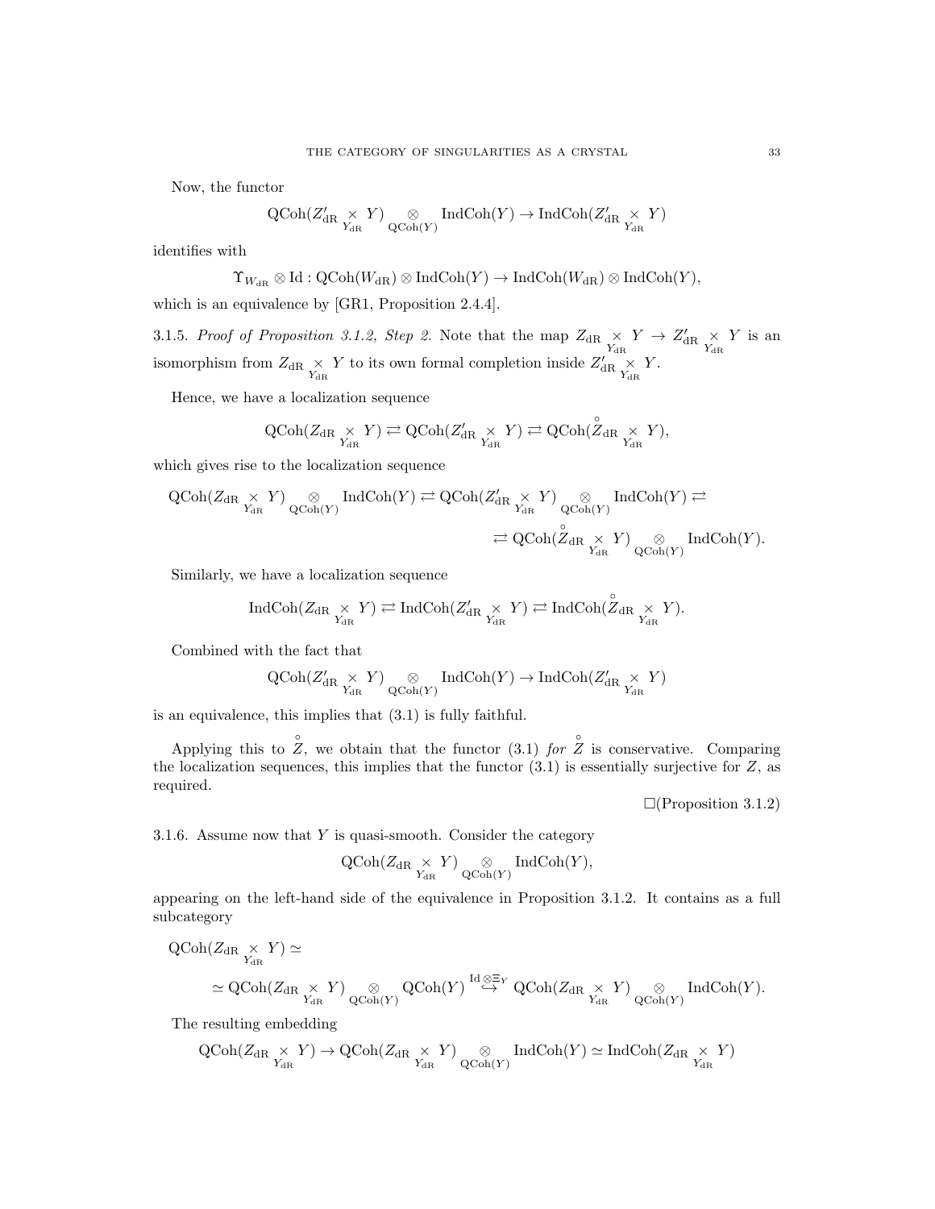Now, the functor

$$\mathrm{QCoh}(Z'_{\mathrm{dR}} \underset{Y_{\mathrm{dR}}}{\times} Y) \underset{\mathrm{QCoh}(Y)}{\otimes} \mathrm{IndCoh}(Y) \to \mathrm{IndCoh}(Z'_{\mathrm{dR}} \underset{Y_{\mathrm{dR}}}{\times} Y)$$

identifies with

$$\Upsilon_{W_{\mathrm{dR}}} \otimes \mathrm{Id} : \mathrm{QCoh}(W_{\mathrm{dR}}) \otimes \mathrm{IndCoh}(Y) \to \mathrm{IndCoh}(W_{\mathrm{dR}}) \otimes \mathrm{IndCoh}(Y),$$

which is an equivalence by [GR1, Proposition 2.4.4].

3.1.5. *Proof of Proposition 3.1.2, Step 2.* Note that the map $Z_{\mathrm{dR}} \underset{Y_{\mathrm{dR}}}{\times} Y \to Z'_{\mathrm{dR}} \underset{Y_{\mathrm{dR}}}{\times} Y$ is an isomorphism from $Z_{\mathrm{dR}} \underset{Y_{\mathrm{dR}}}{\times} Y$ to its own formal completion inside $Z'_{\mathrm{dR}} \underset{Y_{\mathrm{dR}}}{\times} Y$.

Hence, we have a localization sequence

$$\mathrm{QCoh}(Z_{\mathrm{dR}} \underset{Y_{\mathrm{dR}}}{\times} Y) \rightleftarrows \mathrm{QCoh}(Z'_{\mathrm{dR}} \underset{Y_{\mathrm{dR}}}{\times} Y) \rightleftarrows \mathrm{QCoh}(\overset{\circ}{Z}_{\mathrm{dR}} \underset{Y_{\mathrm{dR}}}{\times} Y),$$

which gives rise to the localization sequence

$$\mathrm{QCoh}(Z_{\mathrm{dR}} \underset{Y_{\mathrm{dR}}}{\times} Y) \underset{\mathrm{QCoh}(Y)}{\otimes} \mathrm{IndCoh}(Y) \rightleftarrows \mathrm{QCoh}(Z'_{\mathrm{dR}} \underset{Y_{\mathrm{dR}}}{\times} Y) \underset{\mathrm{QCoh}(Y)}{\otimes} \mathrm{IndCoh}(Y) \rightleftarrows$$
$$\rightleftarrows \mathrm{QCoh}(\overset{\circ}{Z}_{\mathrm{dR}} \underset{Y_{\mathrm{dR}}}{\times} Y) \underset{\mathrm{QCoh}(Y)}{\otimes} \mathrm{IndCoh}(Y).$$

Similarly, we have a localization sequence

$$\mathrm{IndCoh}(Z_{\mathrm{dR}} \underset{Y_{\mathrm{dR}}}{\times} Y) \rightleftarrows \mathrm{IndCoh}(Z'_{\mathrm{dR}} \underset{Y_{\mathrm{dR}}}{\times} Y) \rightleftarrows \mathrm{IndCoh}(\overset{\circ}{Z}_{\mathrm{dR}} \underset{Y_{\mathrm{dR}}}{\times} Y).$$

Combined with the fact that

$$\mathrm{QCoh}(Z'_{\mathrm{dR}} \underset{Y_{\mathrm{dR}}}{\times} Y) \underset{\mathrm{QCoh}(Y)}{\otimes} \mathrm{IndCoh}(Y) \to \mathrm{IndCoh}(Z'_{\mathrm{dR}} \underset{Y_{\mathrm{dR}}}{\times} Y)$$

is an equivalence, this implies that (3.1) is fully faithful.

Applying this to $\overset{\circ}{Z}$, we obtain that the functor (3.1) *for* $\overset{\circ}{Z}$ is conservative. Comparing the localization sequences, this implies that the functor (3.1) is essentially surjective for $Z$, as required.

□(Proposition 3.1.2)

3.1.6. Assume now that $Y$ is quasi-smooth. Consider the category

$$\mathrm{QCoh}(Z_{\mathrm{dR}} \underset{Y_{\mathrm{dR}}}{\times} Y) \underset{\mathrm{QCoh}(Y)}{\otimes} \mathrm{IndCoh}(Y),$$

appearing on the left-hand side of the equivalence in Proposition 3.1.2. It contains as a full subcategory

$$\mathrm{QCoh}(Z_{\mathrm{dR}} \underset{Y_{\mathrm{dR}}}{\times} Y) \simeq$$
$$\simeq \mathrm{QCoh}(Z_{\mathrm{dR}} \underset{Y_{\mathrm{dR}}}{\times} Y) \underset{\mathrm{QCoh}(Y)}{\otimes} \mathrm{QCoh}(Y) \overset{\mathrm{Id} \otimes \Xi_Y}{\hookrightarrow} \mathrm{QCoh}(Z_{\mathrm{dR}} \underset{Y_{\mathrm{dR}}}{\times} Y) \underset{\mathrm{QCoh}(Y)}{\otimes} \mathrm{IndCoh}(Y).$$

The resulting embedding

$$\mathrm{QCoh}(Z_{\mathrm{dR}} \underset{Y_{\mathrm{dR}}}{\times} Y) \to \mathrm{QCoh}(Z_{\mathrm{dR}} \underset{Y_{\mathrm{dR}}}{\times} Y) \underset{\mathrm{QCoh}(Y)}{\otimes} \mathrm{IndCoh}(Y) \simeq \mathrm{IndCoh}(Z_{\mathrm{dR}} \underset{Y_{\mathrm{dR}}}{\times} Y)$$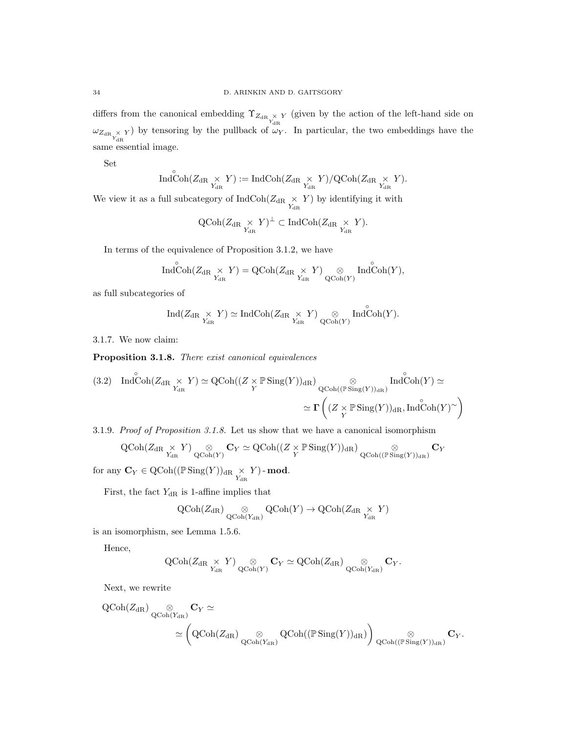differs from the canonical embedding $\Upsilon_{Z_{\mathrm{dR}} \underset{Y_{\mathrm{dR}}}{\times} Y}$ (given by the action of the left-hand side on $\omega_{Z_{\mathrm{dR}} \underset{Y_{\mathrm{dR}}}{\times} Y}$) by tensoring by the pullback of $\omega_Y$. In particular, the two embeddings have the same essential image.

Set

$$\overset{\circ}{\mathrm{IndCoh}}(Z_{\mathrm{dR}} \underset{Y_{\mathrm{dR}}}{\times} Y) := \mathrm{IndCoh}(Z_{\mathrm{dR}} \underset{Y_{\mathrm{dR}}}{\times} Y)/\mathrm{QCoh}(Z_{\mathrm{dR}} \underset{Y_{\mathrm{dR}}}{\times} Y).$$

We view it as a full subcategory of $\mathrm{IndCoh}(Z_{\mathrm{dR}} \underset{Y_{\mathrm{dR}}}{\times} Y)$ by identifying it with

$$\mathrm{QCoh}(Z_{\mathrm{dR}} \underset{Y_{\mathrm{dR}}}{\times} Y)^{\perp} \subset \mathrm{IndCoh}(Z_{\mathrm{dR}} \underset{Y_{\mathrm{dR}}}{\times} Y).$$

In terms of the equivalence of Proposition 3.1.2, we have

$$\overset{\circ}{\mathrm{IndCoh}}(Z_{\mathrm{dR}} \underset{Y_{\mathrm{dR}}}{\times} Y) = \mathrm{QCoh}(Z_{\mathrm{dR}} \underset{Y_{\mathrm{dR}}}{\times} Y) \underset{\mathrm{QCoh}(Y)}{\otimes} \overset{\circ}{\mathrm{IndCoh}}(Y),$$

as full subcategories of

$$\mathrm{Ind}(Z_{\mathrm{dR}} \underset{Y_{\mathrm{dR}}}{\times} Y) \simeq \mathrm{IndCoh}(Z_{\mathrm{dR}} \underset{Y_{\mathrm{dR}}}{\times} Y) \underset{\mathrm{QCoh}(Y)}{\otimes} \overset{\circ}{\mathrm{IndCoh}}(Y).$$

3.1.7. We now claim:

**Proposition 3.1.8.** *There exist canonical equivalences*

$$\overset{\circ}{\mathrm{IndCoh}}(Z_{\mathrm{dR}} \underset{Y_{\mathrm{dR}}}{\times} Y) \simeq \mathrm{QCoh}((Z \underset{Y}{\times} \mathbb{P}\,\mathrm{Sing}(Y))_{\mathrm{dR}}) \underset{\mathrm{QCoh}((\mathbb{P}\,\mathrm{Sing}(Y))_{\mathrm{dR}})}{\otimes} \overset{\circ}{\mathrm{IndCoh}}(Y) \simeq \simeq \mathbf{\Gamma}\left((Z \underset{Y}{\times} \mathbb{P}\,\mathrm{Sing}(Y))_{\mathrm{dR}}, \overset{\circ}{\mathrm{IndCoh}}(Y)^{\sim}\right) \tag{3.2}$$

3.1.9. *Proof of Proposition 3.1.8.* Let us show that we have a canonical isomorphism

$$\mathrm{QCoh}(Z_{\mathrm{dR}} \underset{Y_{\mathrm{dR}}}{\times} Y) \underset{\mathrm{QCoh}(Y)}{\otimes} \mathbf{C}_Y \simeq \mathrm{QCoh}((Z \underset{Y}{\times} \mathbb{P}\,\mathrm{Sing}(Y))_{\mathrm{dR}}) \underset{\mathrm{QCoh}((\mathbb{P}\,\mathrm{Sing}(Y))_{\mathrm{dR}})}{\otimes} \mathbf{C}_Y$$

for any $\mathbf{C}_Y \in \mathrm{QCoh}((\mathbb{P}\,\mathrm{Sing}(Y))_{\mathrm{dR}} \underset{Y_{\mathrm{dR}}}{\times} Y)\text{-}\mathbf{mod}$.

First, the fact $Y_{\mathrm{dR}}$ is 1-affine implies that

$$\mathrm{QCoh}(Z_{\mathrm{dR}}) \underset{\mathrm{QCoh}(Y_{\mathrm{dR}})}{\otimes} \mathrm{QCoh}(Y) \to \mathrm{QCoh}(Z_{\mathrm{dR}} \underset{Y_{\mathrm{dR}}}{\times} Y)$$

is an isomorphism, see Lemma 1.5.6.

Hence,

$$\mathrm{QCoh}(Z_{\mathrm{dR}} \underset{Y_{\mathrm{dR}}}{\times} Y) \underset{\mathrm{QCoh}(Y)}{\otimes} \mathbf{C}_Y \simeq \mathrm{QCoh}(Z_{\mathrm{dR}}) \underset{\mathrm{QCoh}(Y_{\mathrm{dR}})}{\otimes} \mathbf{C}_Y.$$

Next, we rewrite

$$\mathrm{QCoh}(Z_{\mathrm{dR}}) \underset{\mathrm{QCoh}(Y_{\mathrm{dR}})}{\otimes} \mathbf{C}_Y \simeq \simeq \left(\mathrm{QCoh}(Z_{\mathrm{dR}}) \underset{\mathrm{QCoh}(Y_{\mathrm{dR}})}{\otimes} \mathrm{QCoh}((\mathbb{P}\,\mathrm{Sing}(Y))_{\mathrm{dR}})\right) \underset{\mathrm{QCoh}((\mathbb{P}\,\mathrm{Sing}(Y))_{\mathrm{dR}})}{\otimes} \mathbf{C}_Y.$$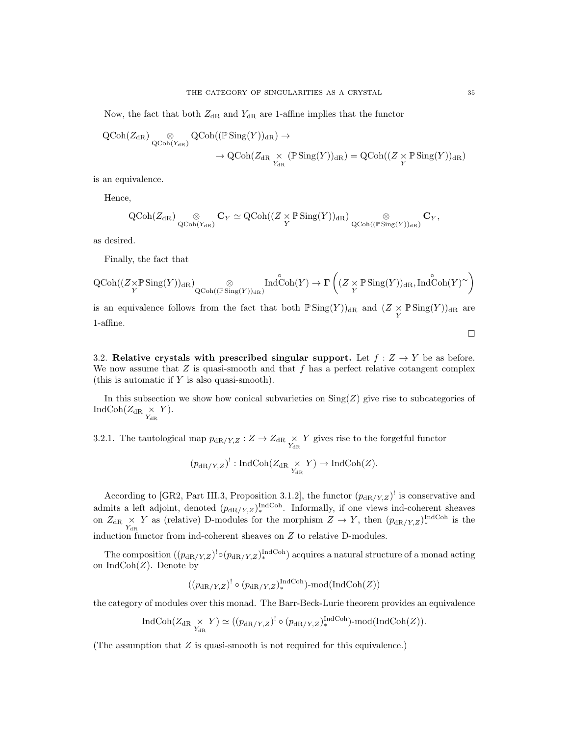Now, the fact that both $Z_{\mathrm{dR}}$ and $Y_{\mathrm{dR}}$ are 1-affine implies that the functor

$$\mathrm{QCoh}(Z_{\mathrm{dR}}) \underset{\mathrm{QCoh}(Y_{\mathrm{dR}})}{\otimes} \mathrm{QCoh}((\mathbb{P}\,\mathrm{Sing}(Y))_{\mathrm{dR}}) \to$$
$$\to \mathrm{QCoh}(Z_{\mathrm{dR}} \underset{Y_{\mathrm{dR}}}{\times} (\mathbb{P}\,\mathrm{Sing}(Y))_{\mathrm{dR}}) = \mathrm{QCoh}((Z \underset{Y}{\times} \mathbb{P}\,\mathrm{Sing}(Y))_{\mathrm{dR}})$$

is an equivalence.

Hence,

$$\mathrm{QCoh}(Z_{\mathrm{dR}}) \underset{\mathrm{QCoh}(Y_{\mathrm{dR}})}{\otimes} \mathbf{C}_Y \simeq \mathrm{QCoh}((Z \underset{Y}{\times} \mathbb{P}\,\mathrm{Sing}(Y))_{\mathrm{dR}}) \underset{\mathrm{QCoh}((\mathbb{P}\,\mathrm{Sing}(Y))_{\mathrm{dR}})}{\otimes} \mathbf{C}_Y,$$

as desired.

Finally, the fact that

$$\mathrm{QCoh}((Z \underset{Y}{\times} \mathbb{P}\,\mathrm{Sing}(Y))_{\mathrm{dR}}) \underset{\mathrm{QCoh}((\mathbb{P}\,\mathrm{Sing}(Y))_{\mathrm{dR}})}{\otimes} \overset{\circ}{\mathrm{Ind}}\mathrm{Coh}(Y) \to \mathbf{\Gamma}\left((Z \underset{Y}{\times} \mathbb{P}\,\mathrm{Sing}(Y))_{\mathrm{dR}}, \overset{\circ}{\mathrm{Ind}}\mathrm{Coh}(Y)^{\sim}\right)$$

is an equivalence follows from the fact that both $\mathbb{P}\,\mathrm{Sing}(Y))_{\mathrm{dR}}$ and $(Z \underset{Y}{\times} \mathbb{P}\,\mathrm{Sing}(Y))_{\mathrm{dR}}$ are 1-affine.

□

3.2. **Relative crystals with prescribed singular support.** Let $f : Z \to Y$ be as before. We now assume that $Z$ is quasi-smooth and that $f$ has a perfect relative cotangent complex (this is automatic if $Y$ is also quasi-smooth).

In this subsection we show how conical subvarieties on $\mathrm{Sing}(Z)$ give rise to subcategories of $\mathrm{IndCoh}(Z_{\mathrm{dR}} \underset{Y_{\mathrm{dR}}}{\times} Y)$.

3.2.1. The tautological map $p_{\mathrm{dR}/Y,Z} : Z \to Z_{\mathrm{dR}} \underset{Y_{\mathrm{dR}}}{\times} Y$ gives rise to the forgetful functor

$$(p_{\mathrm{dR}/Y,Z})^! : \mathrm{IndCoh}(Z_{\mathrm{dR}} \underset{Y_{\mathrm{dR}}}{\times} Y) \to \mathrm{IndCoh}(Z).$$

According to [GR2, Part III.3, Proposition 3.1.2], the functor $(p_{\mathrm{dR}/Y,Z})^!$ is conservative and admits a left adjoint, denoted $(p_{\mathrm{dR}/Y,Z})_*^{\mathrm{IndCoh}}$. Informally, if one views ind-coherent sheaves on $Z_{\mathrm{dR}} \underset{Y_{\mathrm{dR}}}{\times} Y$ as (relative) D-modules for the morphism $Z \to Y$, then $(p_{\mathrm{dR}/Y,Z})_*^{\mathrm{IndCoh}}$ is the induction functor from ind-coherent sheaves on $Z$ to relative D-modules.

The composition $((p_{\mathrm{dR}/Y,Z})^! \circ (p_{\mathrm{dR}/Y,Z})_*^{\mathrm{IndCoh}})$ acquires a natural structure of a monad acting on $\mathrm{IndCoh}(Z)$. Denote by

$$((p_{\mathrm{dR}/Y,Z})^! \circ (p_{\mathrm{dR}/Y,Z})_*^{\mathrm{IndCoh}})\text{-mod}(\mathrm{IndCoh}(Z))$$

the category of modules over this monad. The Barr-Beck-Lurie theorem provides an equivalence

$$\mathrm{IndCoh}(Z_{\mathrm{dR}} \underset{Y_{\mathrm{dR}}}{\times} Y) \simeq ((p_{\mathrm{dR}/Y,Z})^! \circ (p_{\mathrm{dR}/Y,Z})_*^{\mathrm{IndCoh}})\text{-mod}(\mathrm{IndCoh}(Z)).$$

(The assumption that $Z$ is quasi-smooth is not required for this equivalence.)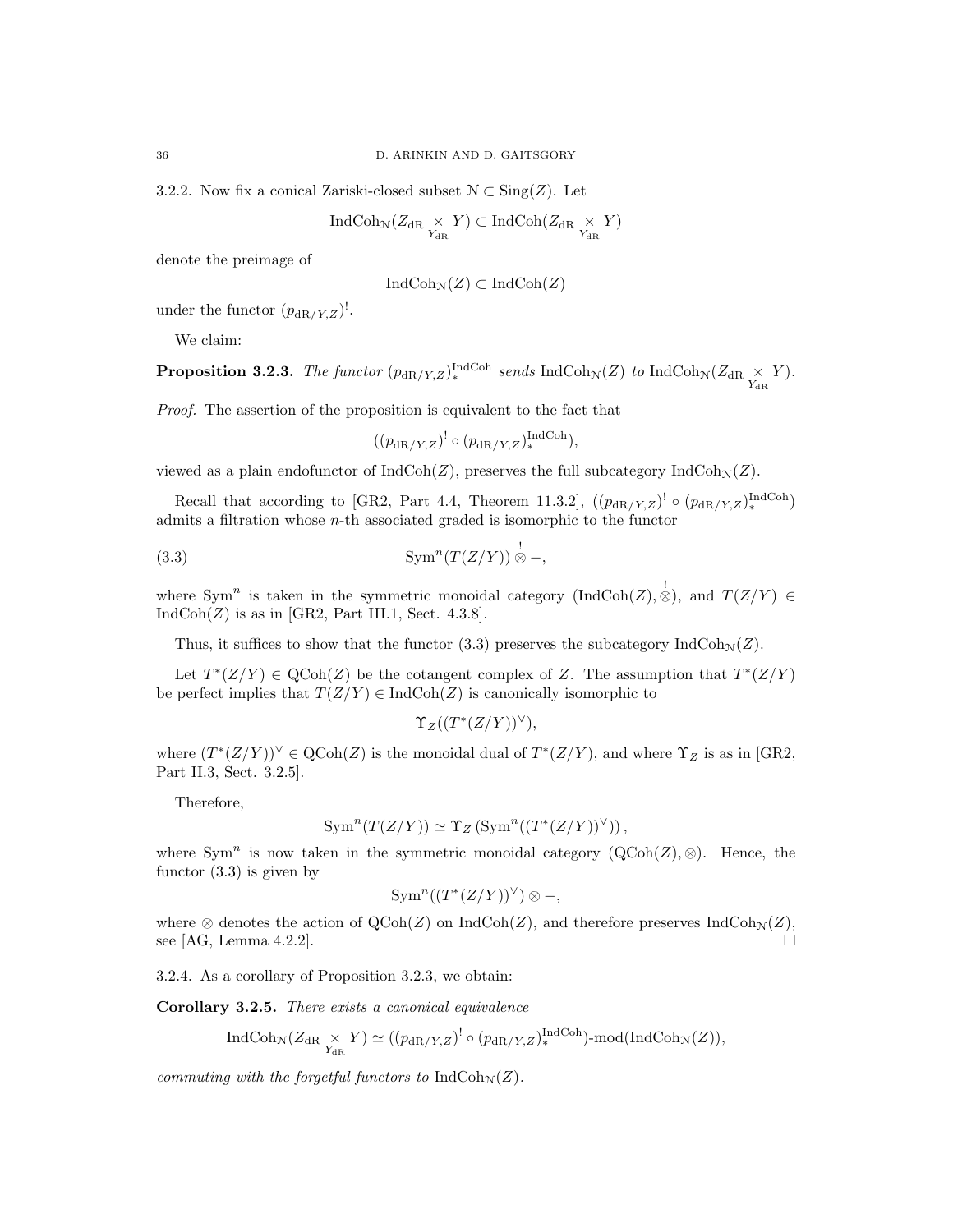3.2.2. Now fix a conical Zariski-closed subset $\mathcal{N} \subset \mathrm{Sing}(Z)$. Let

$$\mathrm{IndCoh}_{\mathcal{N}}(Z_{\mathrm{dR}} \underset{Y_{\mathrm{dR}}}{\times} Y) \subset \mathrm{IndCoh}(Z_{\mathrm{dR}} \underset{Y_{\mathrm{dR}}}{\times} Y)$$

denote the preimage of

$$\mathrm{IndCoh}_{\mathcal{N}}(Z) \subset \mathrm{IndCoh}(Z)$$

under the functor $(p_{\mathrm{dR}/Y,Z})^!$.

We claim:

**Proposition 3.2.3.** *The functor $(p_{\mathrm{dR}/Y,Z})^{\mathrm{IndCoh}}_*$ sends $\mathrm{IndCoh}_{\mathcal{N}}(Z)$ to $\mathrm{IndCoh}_{\mathcal{N}}(Z_{\mathrm{dR}} \underset{Y_{\mathrm{dR}}}{\times} Y)$.*

*Proof.* The assertion of the proposition is equivalent to the fact that

$$((p_{\mathrm{dR}/Y,Z})^! \circ (p_{\mathrm{dR}/Y,Z})^{\mathrm{IndCoh}}_*),$$

viewed as a plain endofunctor of $\mathrm{IndCoh}(Z)$, preserves the full subcategory $\mathrm{IndCoh}_{\mathcal{N}}(Z)$.

Recall that according to [GR2, Part 4.4, Theorem 11.3.2], $((p_{\mathrm{dR}/Y,Z})^! \circ (p_{\mathrm{dR}/Y,Z})^{\mathrm{IndCoh}}_*)$ admits a filtration whose $n$-th associated graded is isomorphic to the functor

$$\mathrm{Sym}^n(T(Z/Y)) \overset{!}{\otimes} -, \tag{3.3}$$

where $\mathrm{Sym}^n$ is taken in the symmetric monoidal category $(\mathrm{IndCoh}(Z), \overset{!}{\otimes})$, and $T(Z/Y) \in \mathrm{IndCoh}(Z)$ is as in [GR2, Part III.1, Sect. 4.3.8].

Thus, it suffices to show that the functor (3.3) preserves the subcategory $\mathrm{IndCoh}_{\mathcal{N}}(Z)$.

Let $T^*(Z/Y) \in \mathrm{QCoh}(Z)$ be the cotangent complex of $Z$. The assumption that $T^*(Z/Y)$ be perfect implies that $T(Z/Y) \in \mathrm{IndCoh}(Z)$ is canonically isomorphic to

$$\Upsilon_Z((T^*(Z/Y))^\vee),$$

where $(T^*(Z/Y))^\vee \in \mathrm{QCoh}(Z)$ is the monoidal dual of $T^*(Z/Y)$, and where $\Upsilon_Z$ is as in [GR2, Part II.3, Sect. 3.2.5].

Therefore,

$$\mathrm{Sym}^n(T(Z/Y)) \simeq \Upsilon_Z\left(\mathrm{Sym}^n((T^*(Z/Y))^\vee)\right),$$

where $\mathrm{Sym}^n$ is now taken in the symmetric monoidal category $(\mathrm{QCoh}(Z), \otimes)$. Hence, the functor (3.3) is given by

$$\mathrm{Sym}^n((T^*(Z/Y))^\vee) \otimes -,$$

where $\otimes$ denotes the action of $\mathrm{QCoh}(Z)$ on $\mathrm{IndCoh}(Z)$, and therefore preserves $\mathrm{IndCoh}_{\mathcal{N}}(Z)$, see [AG, Lemma 4.2.2]. □

3.2.4. As a corollary of Proposition 3.2.3, we obtain:

**Corollary 3.2.5.** *There exists a canonical equivalence*

$$\mathrm{IndCoh}_{\mathcal{N}}(Z_{\mathrm{dR}} \underset{Y_{\mathrm{dR}}}{\times} Y) \simeq ((p_{\mathrm{dR}/Y,Z})^! \circ (p_{\mathrm{dR}/Y,Z})^{\mathrm{IndCoh}}_*)\text{-mod}(\mathrm{IndCoh}_{\mathcal{N}}(Z)),$$

*commuting with the forgetful functors to $\mathrm{IndCoh}_{\mathcal{N}}(Z)$.*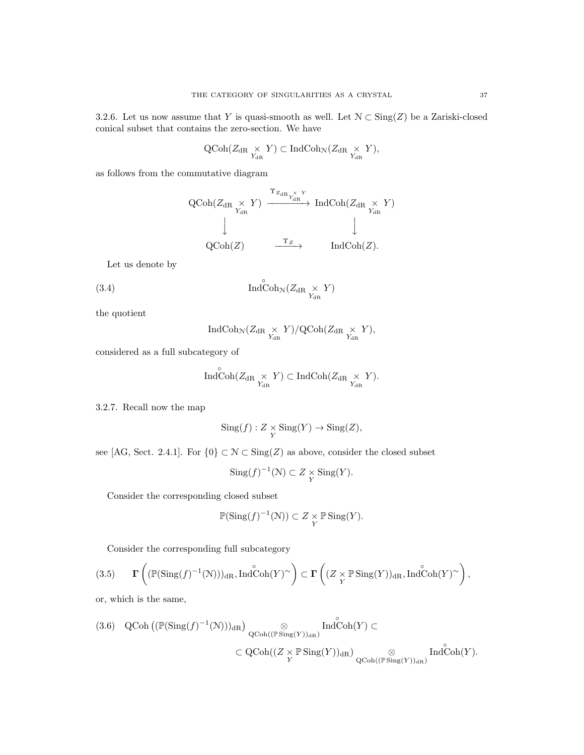3.2.6. Let us now assume that $Y$ is quasi-smooth as well. Let $\mathcal{N} \subset \operatorname{Sing}(Z)$ be a Zariski-closed conical subset that contains the zero-section. We have

$$\operatorname{QCoh}(Z_{\mathrm{dR}} \underset{Y_{\mathrm{dR}}}{\times} Y) \subset \operatorname{IndCoh}_{\mathcal{N}}(Z_{\mathrm{dR}} \underset{Y_{\mathrm{dR}}}{\times} Y),$$

as follows from the commutative diagram

$$\begin{array}{ccc}
\operatorname{QCoh}(Z_{\mathrm{dR}} \underset{Y_{\mathrm{dR}}}{\times} Y) & \xrightarrow{\Upsilon_{Z_{\mathrm{dR}} \underset{Y_{\mathrm{dR}}}{\times} Y}} & \operatorname{IndCoh}(Z_{\mathrm{dR}} \underset{Y_{\mathrm{dR}}}{\times} Y) \\
\downarrow & & \downarrow \\
\operatorname{QCoh}(Z) & \xrightarrow{\Upsilon_Z} & \operatorname{IndCoh}(Z).
\end{array}$$

Let us denote by

$$\overset{\circ}{\operatorname{IndCoh}}_{\mathcal{N}}(Z_{\mathrm{dR}} \underset{Y_{\mathrm{dR}}}{\times} Y) \tag{3.4}$$

the quotient

$$\operatorname{IndCoh}_{\mathcal{N}}(Z_{\mathrm{dR}} \underset{Y_{\mathrm{dR}}}{\times} Y)/\operatorname{QCoh}(Z_{\mathrm{dR}} \underset{Y_{\mathrm{dR}}}{\times} Y),$$

considered as a full subcategory of

$$\overset{\circ}{\operatorname{IndCoh}}(Z_{\mathrm{dR}} \underset{Y_{\mathrm{dR}}}{\times} Y) \subset \operatorname{IndCoh}(Z_{\mathrm{dR}} \underset{Y_{\mathrm{dR}}}{\times} Y).$$

3.2.7. Recall now the map

$$\operatorname{Sing}(f) : Z \underset{Y}{\times} \operatorname{Sing}(Y) \to \operatorname{Sing}(Z),$$

see [AG, Sect. 2.4.1]. For $\{0\} \subset \mathcal{N} \subset \operatorname{Sing}(Z)$ as above, consider the closed subset

$$\operatorname{Sing}(f)^{-1}(\mathcal{N}) \subset Z \underset{Y}{\times} \operatorname{Sing}(Y).$$

Consider the corresponding closed subset

$$\mathbb{P}(\operatorname{Sing}(f)^{-1}(\mathcal{N})) \subset Z \underset{Y}{\times} \mathbb{P}\operatorname{Sing}(Y).$$

Consider the corresponding full subcategory

$$\mathbf{\Gamma}\left((\mathbb{P}(\operatorname{Sing}(f)^{-1}(\mathcal{N})))_{\mathrm{dR}}, \overset{\circ}{\operatorname{IndCoh}}(Y)^{\sim}\right) \subset \mathbf{\Gamma}\left((Z \underset{Y}{\times} \mathbb{P}\operatorname{Sing}(Y))_{\mathrm{dR}}, \overset{\circ}{\operatorname{IndCoh}}(Y)^{\sim}\right), \tag{3.5}$$

or, which is the same,

$$\begin{gathered}
\operatorname{QCoh}\left((\mathbb{P}(\operatorname{Sing}(f)^{-1}(\mathcal{N})))_{\mathrm{dR}}\right) \underset{\operatorname{QCoh}((\mathbb{P}\operatorname{Sing}(Y))_{\mathrm{dR}})}{\otimes} \overset{\circ}{\operatorname{IndCoh}}(Y) \subset \\
\subset \operatorname{QCoh}((Z \underset{Y}{\times} \mathbb{P}\operatorname{Sing}(Y))_{\mathrm{dR}}) \underset{\operatorname{QCoh}((\mathbb{P}\operatorname{Sing}(Y))_{\mathrm{dR}})}{\otimes} \overset{\circ}{\operatorname{IndCoh}}(Y).
\end{gathered} \tag{3.6}$$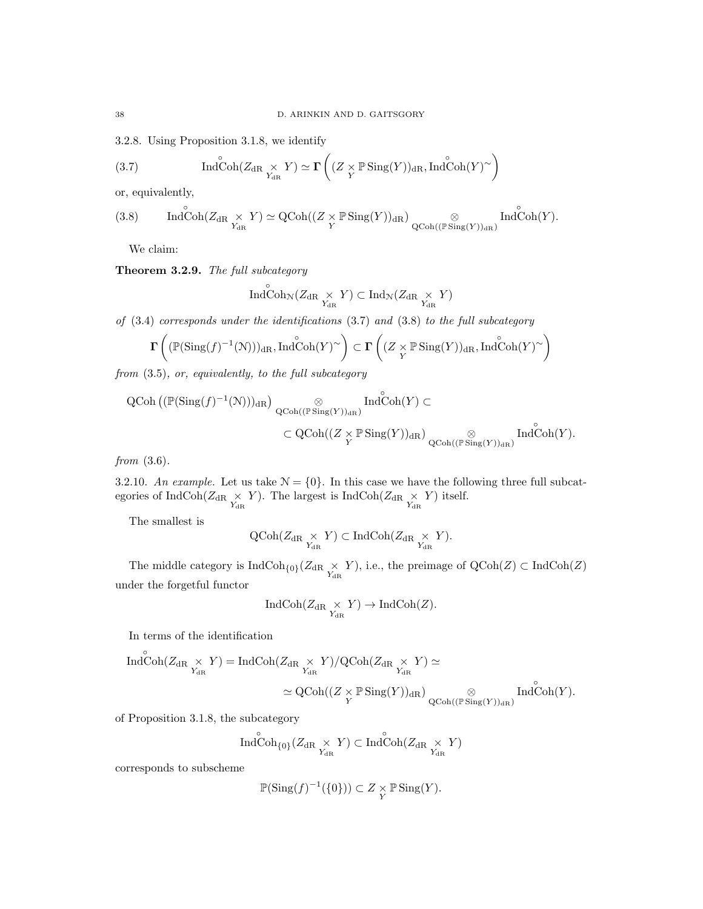3.2.8. Using Proposition 3.1.8, we identify

$$\overset{\circ}{\operatorname{IndCoh}}(Z_{\mathrm{dR}} \underset{Y_{\mathrm{dR}}}{\times} Y) \simeq \mathbf{\Gamma}\left((Z \underset{Y}{\times} \mathbb{P}\operatorname{Sing}(Y))_{\mathrm{dR}}, \overset{\circ}{\operatorname{IndCoh}}(Y)^{\sim}\right) \tag{3.7}$$

or, equivalently,

$$\overset{\circ}{\operatorname{IndCoh}}(Z_{\mathrm{dR}} \underset{Y_{\mathrm{dR}}}{\times} Y) \simeq \operatorname{QCoh}((Z \underset{Y}{\times} \mathbb{P}\operatorname{Sing}(Y))_{\mathrm{dR}}) \underset{\operatorname{QCoh}((\mathbb{P}\operatorname{Sing}(Y))_{\mathrm{dR}})}{\otimes} \overset{\circ}{\operatorname{IndCoh}}(Y). \tag{3.8}$$

We claim:

**Theorem 3.2.9.** *The full subcategory*

$$\overset{\circ}{\operatorname{IndCoh}}_{\mathcal{N}}(Z_{\mathrm{dR}} \underset{Y_{\mathrm{dR}}}{\times} Y) \subset \operatorname{Ind}_{\mathcal{N}}(Z_{\mathrm{dR}} \underset{Y_{\mathrm{dR}}}{\times} Y)$$

*of* (3.4) *corresponds under the identifications* (3.7) *and* (3.8) *to the full subcategory*

$$\mathbf{\Gamma}\left((\mathbb{P}(\operatorname{Sing}(f)^{-1}(\mathcal{N})))_{\mathrm{dR}}, \overset{\circ}{\operatorname{IndCoh}}(Y)^{\sim}\right) \subset \mathbf{\Gamma}\left((Z \underset{Y}{\times} \mathbb{P}\operatorname{Sing}(Y))_{\mathrm{dR}}, \overset{\circ}{\operatorname{IndCoh}}(Y)^{\sim}\right)$$

*from* (3.5)*, or, equivalently, to the full subcategory*

$$\operatorname{QCoh}\left((\mathbb{P}(\operatorname{Sing}(f)^{-1}(\mathcal{N})))_{\mathrm{dR}}\right) \underset{\operatorname{QCoh}((\mathbb{P}\operatorname{Sing}(Y))_{\mathrm{dR}})}{\otimes} \overset{\circ}{\operatorname{IndCoh}}(Y) \subset$$

$$\subset \operatorname{QCoh}((Z \underset{Y}{\times} \mathbb{P}\operatorname{Sing}(Y))_{\mathrm{dR}}) \underset{\operatorname{QCoh}((\mathbb{P}\operatorname{Sing}(Y))_{\mathrm{dR}})}{\otimes} \overset{\circ}{\operatorname{IndCoh}}(Y).$$

*from* (3.6)*.*

3.2.10. *An example.* Let us take $\mathcal{N} = \{0\}$. In this case we have the following three full subcategories of $\operatorname{IndCoh}(Z_{\mathrm{dR}} \underset{Y_{\mathrm{dR}}}{\times} Y)$. The largest is $\operatorname{IndCoh}(Z_{\mathrm{dR}} \underset{Y_{\mathrm{dR}}}{\times} Y)$ itself.

The smallest is

$$\operatorname{QCoh}(Z_{\mathrm{dR}} \underset{Y_{\mathrm{dR}}}{\times} Y) \subset \operatorname{IndCoh}(Z_{\mathrm{dR}} \underset{Y_{\mathrm{dR}}}{\times} Y).$$

The middle category is $\operatorname{IndCoh}_{\{0\}}(Z_{\mathrm{dR}} \underset{Y_{\mathrm{dR}}}{\times} Y)$, i.e., the preimage of $\operatorname{QCoh}(Z) \subset \operatorname{IndCoh}(Z)$ under the forgetful functor

$$\operatorname{IndCoh}(Z_{\mathrm{dR}} \underset{Y_{\mathrm{dR}}}{\times} Y) \to \operatorname{IndCoh}(Z).$$

In terms of the identification

$$\overset{\circ}{\operatorname{IndCoh}}(Z_{\mathrm{dR}} \underset{Y_{\mathrm{dR}}}{\times} Y) = \operatorname{IndCoh}(Z_{\mathrm{dR}} \underset{Y_{\mathrm{dR}}}{\times} Y)/\operatorname{QCoh}(Z_{\mathrm{dR}} \underset{Y_{\mathrm{dR}}}{\times} Y) \simeq$$

$$\simeq \operatorname{QCoh}((Z \underset{Y}{\times} \mathbb{P}\operatorname{Sing}(Y))_{\mathrm{dR}}) \underset{\operatorname{QCoh}((\mathbb{P}\operatorname{Sing}(Y))_{\mathrm{dR}})}{\otimes} \overset{\circ}{\operatorname{IndCoh}}(Y).$$

of Proposition 3.1.8, the subcategory

$$\overset{\circ}{\operatorname{IndCoh}}_{\{0\}}(Z_{\mathrm{dR}} \underset{Y_{\mathrm{dR}}}{\times} Y) \subset \overset{\circ}{\operatorname{IndCoh}}(Z_{\mathrm{dR}} \underset{Y_{\mathrm{dR}}}{\times} Y)$$

corresponds to subscheme

$$\mathbb{P}(\operatorname{Sing}(f)^{-1}(\{0\})) \subset Z \underset{Y}{\times} \mathbb{P}\operatorname{Sing}(Y).$$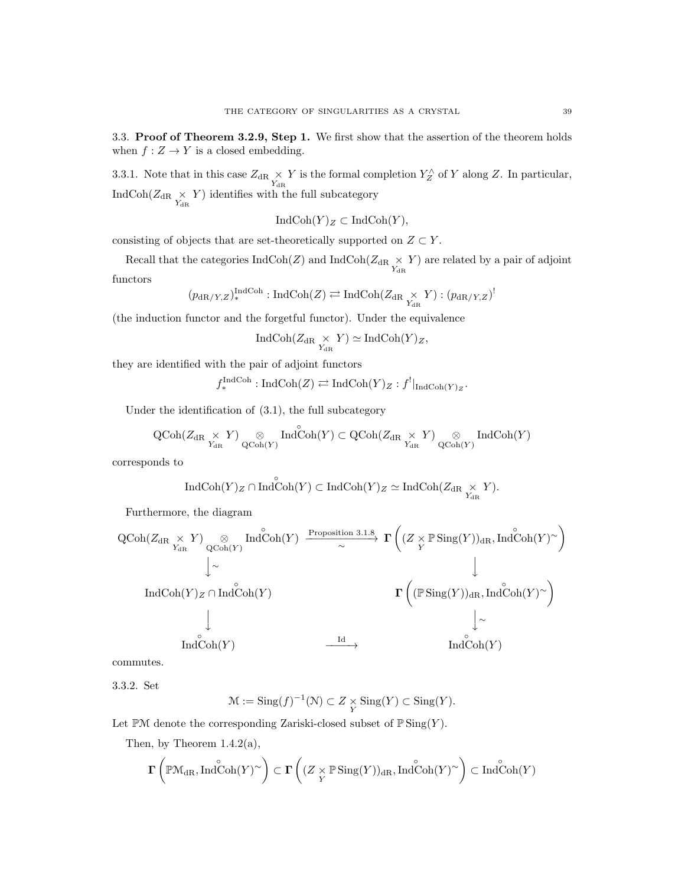### 3.3. **Proof of Theorem 3.2.9, Step 1.**

We first show that the assertion of the theorem holds when $f : Z \to Y$ is a closed embedding.

3.3.1. Note that in this case $Z_{\mathrm{dR}} \underset{Y_{\mathrm{dR}}}{\times} Y$ is the formal completion $Y^\wedge_Z$ of $Y$ along $Z$. In particular, $\mathrm{IndCoh}(Z_{\mathrm{dR}} \underset{Y_{\mathrm{dR}}}{\times} Y)$ identifies with the full subcategory

$$\mathrm{IndCoh}(Y)_Z \subset \mathrm{IndCoh}(Y),$$

consisting of objects that are set-theoretically supported on $Z \subset Y$.

Recall that the categories $\mathrm{IndCoh}(Z)$ and $\mathrm{IndCoh}(Z_{\mathrm{dR}} \underset{Y_{\mathrm{dR}}}{\times} Y)$ are related by a pair of adjoint functors

$$(p_{\mathrm{dR}/Y,Z})_*^{\mathrm{IndCoh}} : \mathrm{IndCoh}(Z) \rightleftarrows \mathrm{IndCoh}(Z_{\mathrm{dR}} \underset{Y_{\mathrm{dR}}}{\times} Y) : (p_{\mathrm{dR}/Y,Z})^!$$

(the induction functor and the forgetful functor). Under the equivalence

$$\mathrm{IndCoh}(Z_{\mathrm{dR}} \underset{Y_{\mathrm{dR}}}{\times} Y) \simeq \mathrm{IndCoh}(Y)_Z,$$

they are identified with the pair of adjoint functors

$$f_*^{\mathrm{IndCoh}} : \mathrm{IndCoh}(Z) \rightleftarrows \mathrm{IndCoh}(Y)_Z : f^!|_{\mathrm{IndCoh}(Y)_Z}.$$

Under the identification of (3.1), the full subcategory

$$\mathrm{QCoh}(Z_{\mathrm{dR}} \underset{Y_{\mathrm{dR}}}{\times} Y) \underset{\mathrm{QCoh}(Y)}{\otimes} \overset{\circ}{\mathrm{IndCoh}}(Y) \subset \mathrm{QCoh}(Z_{\mathrm{dR}} \underset{Y_{\mathrm{dR}}}{\times} Y) \underset{\mathrm{QCoh}(Y)}{\otimes} \mathrm{IndCoh}(Y)$$

corresponds to

$$\mathrm{IndCoh}(Y)_Z \cap \overset{\circ}{\mathrm{IndCoh}}(Y) \subset \mathrm{IndCoh}(Y)_Z \simeq \mathrm{IndCoh}(Z_{\mathrm{dR}} \underset{Y_{\mathrm{dR}}}{\times} Y).$$

Furthermore, the diagram

$$\begin{array}{ccc}
\mathrm{QCoh}(Z_{\mathrm{dR}} \underset{Y_{\mathrm{dR}}}{\times} Y) \underset{\mathrm{QCoh}(Y)}{\otimes} \overset{\circ}{\mathrm{IndCoh}}(Y) & \xrightarrow[\sim]{\text{Proposition 3.1.8}} & \mathbf{\Gamma}\left((Z \underset{Y}{\times} \mathbb{P}\,\mathrm{Sing}(Y))_{\mathrm{dR}}, \overset{\circ}{\mathrm{IndCoh}}(Y)^\sim\right) \\
\downarrow \sim & & \downarrow \\
\mathrm{IndCoh}(Y)_Z \cap \overset{\circ}{\mathrm{IndCoh}}(Y) & & \mathbf{\Gamma}\left((\mathbb{P}\,\mathrm{Sing}(Y))_{\mathrm{dR}}, \overset{\circ}{\mathrm{IndCoh}}(Y)^\sim\right) \\
\downarrow & & \downarrow \sim \\
\overset{\circ}{\mathrm{IndCoh}}(Y) & \xrightarrow{\mathrm{Id}} & \overset{\circ}{\mathrm{IndCoh}}(Y)
\end{array}$$

commutes.

3.3.2. Set

$$\mathcal{M} := \mathrm{Sing}(f)^{-1}(\mathcal{N}) \subset Z \underset{Y}{\times} \mathrm{Sing}(Y) \subset \mathrm{Sing}(Y).$$

Let $\mathbb{P}\mathcal{M}$ denote the corresponding Zariski-closed subset of $\mathbb{P}\,\mathrm{Sing}(Y)$.

Then, by Theorem 1.4.2(a),

$$\mathbf{\Gamma}\left(\mathbb{P}\mathcal{M}_{\mathrm{dR}}, \overset{\circ}{\mathrm{IndCoh}}(Y)^\sim\right) \subset \mathbf{\Gamma}\left((Z \underset{Y}{\times} \mathbb{P}\,\mathrm{Sing}(Y))_{\mathrm{dR}}, \overset{\circ}{\mathrm{IndCoh}}(Y)^\sim\right) \subset \overset{\circ}{\mathrm{IndCoh}}(Y)$$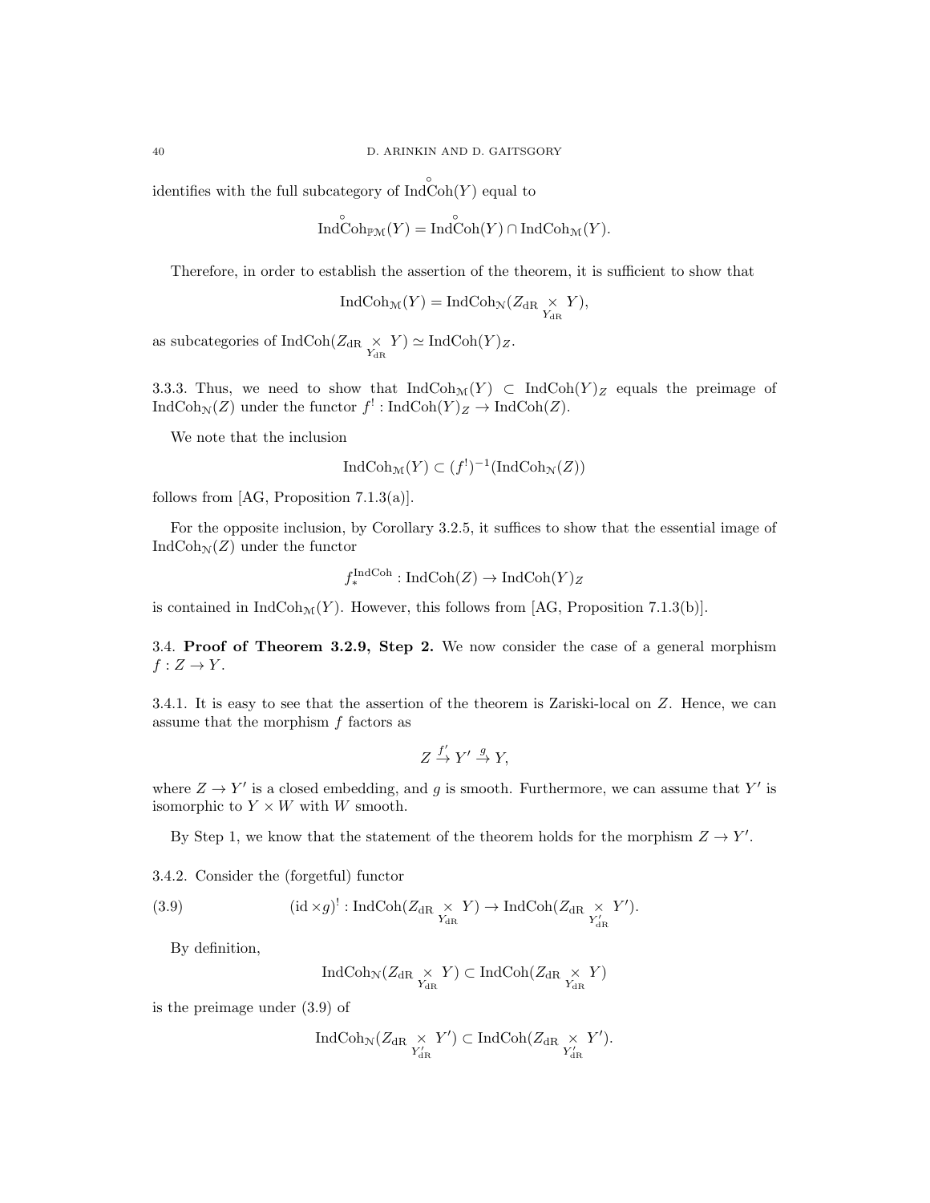identifies with the full subcategory of $\overset{\circ}{\operatorname{IndCoh}}(Y)$ equal to

$$\overset{\circ}{\operatorname{IndCoh}}_{\mathbb{P}\mathcal{M}}(Y) = \overset{\circ}{\operatorname{IndCoh}}(Y) \cap \operatorname{IndCoh}_{\mathcal{M}}(Y).$$

Therefore, in order to establish the assertion of the theorem, it is sufficient to show that

$$\operatorname{IndCoh}_{\mathcal{M}}(Y) = \operatorname{IndCoh}_{\mathcal{N}}(Z_{\mathrm{dR}} \underset{Y_{\mathrm{dR}}}{\times} Y),$$

as subcategories of $\operatorname{IndCoh}(Z_{\mathrm{dR}} \underset{Y_{\mathrm{dR}}}{\times} Y) \simeq \operatorname{IndCoh}(Y)_Z$.

3.3.3. Thus, we need to show that $\operatorname{IndCoh}_{\mathcal{M}}(Y) \subset \operatorname{IndCoh}(Y)_Z$ equals the preimage of $\operatorname{IndCoh}_{\mathcal{N}}(Z)$ under the functor $f^! : \operatorname{IndCoh}(Y)_Z \to \operatorname{IndCoh}(Z)$.

We note that the inclusion

$$\operatorname{IndCoh}_{\mathcal{M}}(Y) \subset (f^!)^{-1}(\operatorname{IndCoh}_{\mathcal{N}}(Z))$$

follows from [AG, Proposition 7.1.3(a)].

For the opposite inclusion, by Corollary 3.2.5, it suffices to show that the essential image of $\operatorname{IndCoh}_{\mathcal{N}}(Z)$ under the functor

$$f_*^{\operatorname{IndCoh}} : \operatorname{IndCoh}(Z) \to \operatorname{IndCoh}(Y)_Z$$

is contained in $\operatorname{IndCoh}_{\mathcal{M}}(Y)$. However, this follows from [AG, Proposition 7.1.3(b)].

3.4. **Proof of Theorem 3.2.9, Step 2.** We now consider the case of a general morphism $f : Z \to Y$.

3.4.1. It is easy to see that the assertion of the theorem is Zariski-local on $Z$. Hence, we can assume that the morphism $f$ factors as

$$Z \xrightarrow{f'} Y' \xrightarrow{g} Y,$$

where $Z \to Y'$ is a closed embedding, and $g$ is smooth. Furthermore, we can assume that $Y'$ is isomorphic to $Y \times W$ with $W$ smooth.

By Step 1, we know that the statement of the theorem holds for the morphism $Z \to Y'$.

3.4.2. Consider the (forgetful) functor

$$(\mathrm{id} \times g)^! : \operatorname{IndCoh}(Z_{\mathrm{dR}} \underset{Y_{\mathrm{dR}}}{\times} Y) \to \operatorname{IndCoh}(Z_{\mathrm{dR}} \underset{Y'_{\mathrm{dR}}}{\times} Y'). \tag{3.9}$$

By definition,

$$\operatorname{IndCoh}_{\mathcal{N}}(Z_{\mathrm{dR}} \underset{Y_{\mathrm{dR}}}{\times} Y) \subset \operatorname{IndCoh}(Z_{\mathrm{dR}} \underset{Y_{\mathrm{dR}}}{\times} Y)$$

is the preimage under (3.9) of

$$\operatorname{IndCoh}_{\mathcal{N}}(Z_{\mathrm{dR}} \underset{Y'_{\mathrm{dR}}}{\times} Y') \subset \operatorname{IndCoh}(Z_{\mathrm{dR}} \underset{Y'_{\mathrm{dR}}}{\times} Y').$$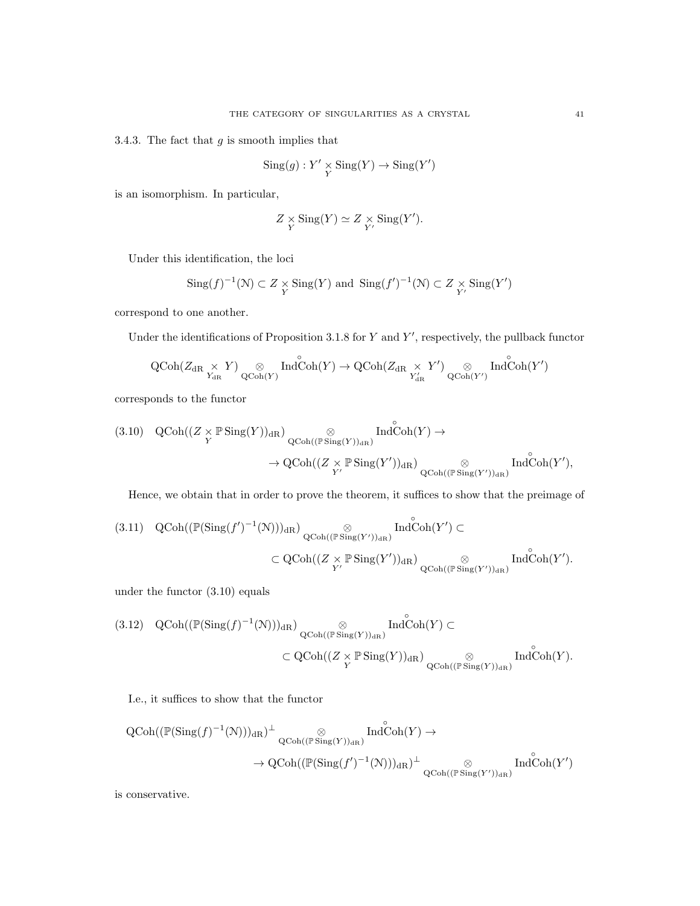3.4.3. The fact that $g$ is smooth implies that

$$\operatorname{Sing}(g) : Y' \underset{Y}{\times} \operatorname{Sing}(Y) \to \operatorname{Sing}(Y')$$

is an isomorphism. In particular,

$$Z \underset{Y}{\times} \operatorname{Sing}(Y) \simeq Z \underset{Y'}{\times} \operatorname{Sing}(Y').$$

Under this identification, the loci

$$\operatorname{Sing}(f)^{-1}(\mathcal{N}) \subset Z \underset{Y}{\times} \operatorname{Sing}(Y) \text{ and } \operatorname{Sing}(f')^{-1}(\mathcal{N}) \subset Z \underset{Y'}{\times} \operatorname{Sing}(Y')$$

correspond to one another.

Under the identifications of Proposition 3.1.8 for $Y$ and $Y'$, respectively, the pullback functor

$$\operatorname{QCoh}(Z_{\mathrm{dR}} \underset{Y_{\mathrm{dR}}}{\times} Y) \underset{\operatorname{QCoh}(Y)}{\otimes} \operatorname{Ind}\overset{\circ}{\operatorname{Coh}}(Y) \to \operatorname{QCoh}(Z_{\mathrm{dR}} \underset{Y'_{\mathrm{dR}}}{\times} Y') \underset{\operatorname{QCoh}(Y')}{\otimes} \operatorname{Ind}\overset{\circ}{\operatorname{Coh}}(Y')$$

corresponds to the functor

$$\begin{aligned}(3.10)\quad \operatorname{QCoh}((Z \underset{Y}{\times} \mathbb{P}\operatorname{Sing}(Y))_{\mathrm{dR}}) \underset{\operatorname{QCoh}((\mathbb{P}\operatorname{Sing}(Y))_{\mathrm{dR}})}{\otimes} \operatorname{Ind}\overset{\circ}{\operatorname{Coh}}(Y) \to \\ \to \operatorname{QCoh}((Z \underset{Y'}{\times} \mathbb{P}\operatorname{Sing}(Y'))_{\mathrm{dR}}) \underset{\operatorname{QCoh}((\mathbb{P}\operatorname{Sing}(Y'))_{\mathrm{dR}})}{\otimes} \operatorname{Ind}\overset{\circ}{\operatorname{Coh}}(Y'),\end{aligned}$$

Hence, we obtain that in order to prove the theorem, it suffices to show that the preimage of

$$\begin{aligned}(3.11)\quad \operatorname{QCoh}((\mathbb{P}(\operatorname{Sing}(f')^{-1}(\mathcal{N})))_{\mathrm{dR}}) \underset{\operatorname{QCoh}((\mathbb{P}\operatorname{Sing}(Y'))_{\mathrm{dR}})}{\otimes} \operatorname{Ind}\overset{\circ}{\operatorname{Coh}}(Y') \subset \\ \subset \operatorname{QCoh}((Z \underset{Y'}{\times} \mathbb{P}\operatorname{Sing}(Y'))_{\mathrm{dR}}) \underset{\operatorname{QCoh}((\mathbb{P}\operatorname{Sing}(Y'))_{\mathrm{dR}})}{\otimes} \operatorname{Ind}\overset{\circ}{\operatorname{Coh}}(Y').\end{aligned}$$

under the functor (3.10) equals

$$\begin{aligned}(3.12)\quad \operatorname{QCoh}((\mathbb{P}(\operatorname{Sing}(f)^{-1}(\mathcal{N})))_{\mathrm{dR}}) \underset{\operatorname{QCoh}((\mathbb{P}\operatorname{Sing}(Y))_{\mathrm{dR}})}{\otimes} \operatorname{Ind}\overset{\circ}{\operatorname{Coh}}(Y) \subset \\ \subset \operatorname{QCoh}((Z \underset{Y}{\times} \mathbb{P}\operatorname{Sing}(Y))_{\mathrm{dR}}) \underset{\operatorname{QCoh}((\mathbb{P}\operatorname{Sing}(Y))_{\mathrm{dR}})}{\otimes} \operatorname{Ind}\overset{\circ}{\operatorname{Coh}}(Y).\end{aligned}$$

I.e., it suffices to show that the functor

$$\begin{aligned}\operatorname{QCoh}((\mathbb{P}(\operatorname{Sing}(f)^{-1}(\mathcal{N})))_{\mathrm{dR}})^{\perp} \underset{\operatorname{QCoh}((\mathbb{P}\operatorname{Sing}(Y))_{\mathrm{dR}})}{\otimes} \operatorname{Ind}\overset{\circ}{\operatorname{Coh}}(Y) \to \\ \to \operatorname{QCoh}((\mathbb{P}(\operatorname{Sing}(f')^{-1}(\mathcal{N})))_{\mathrm{dR}})^{\perp} \underset{\operatorname{QCoh}((\mathbb{P}\operatorname{Sing}(Y'))_{\mathrm{dR}})}{\otimes} \operatorname{Ind}\overset{\circ}{\operatorname{Coh}}(Y')\end{aligned}$$

is conservative.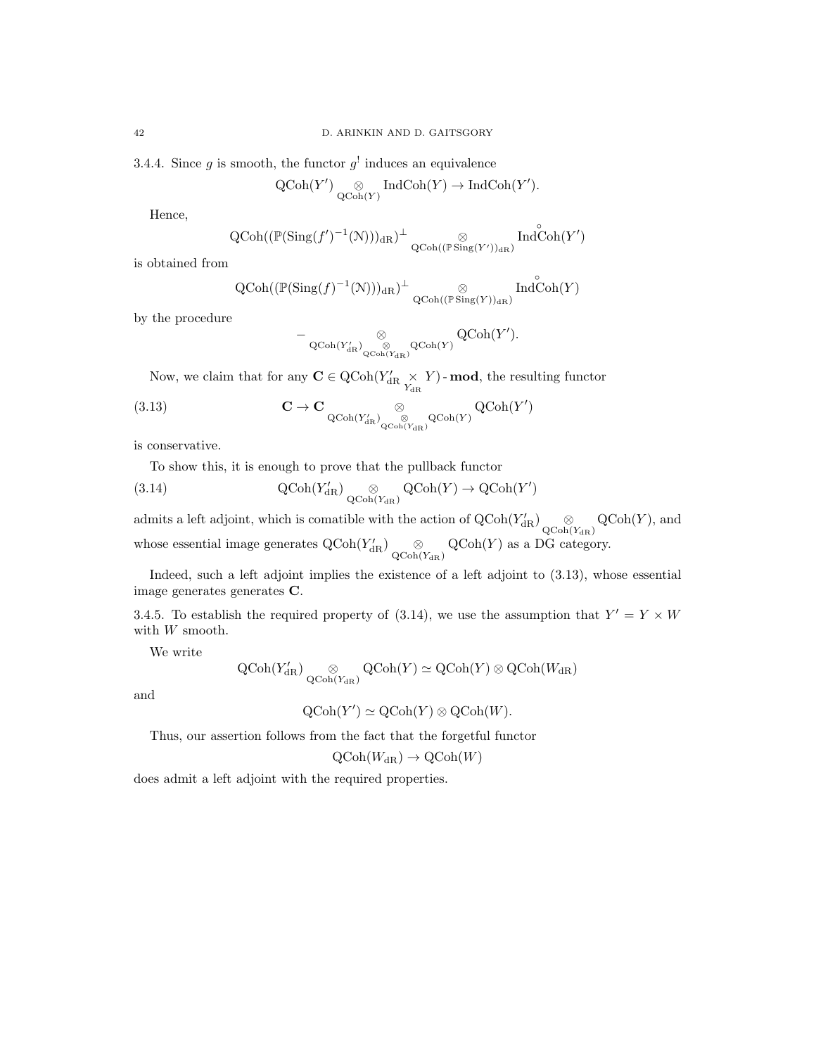3.4.4. Since $g$ is smooth, the functor $g^!$ induces an equivalence

$$\mathrm{QCoh}(Y') \underset{\mathrm{QCoh}(Y)}{\otimes} \mathrm{IndCoh}(Y) \to \mathrm{IndCoh}(Y').$$

Hence,

$$\mathrm{QCoh}((\mathbb{P}(\mathrm{Sing}(f')^{-1}(\mathcal{N})))_{\mathrm{dR}})^{\perp} \underset{\mathrm{QCoh}((\mathbb{P}\,\mathrm{Sing}(Y'))_{\mathrm{dR}})}{\otimes} \overset{\circ}{\mathrm{IndCoh}}(Y')$$

is obtained from

$$\mathrm{QCoh}((\mathbb{P}(\mathrm{Sing}(f)^{-1}(\mathcal{N})))_{\mathrm{dR}})^{\perp} \underset{\mathrm{QCoh}((\mathbb{P}\,\mathrm{Sing}(Y))_{\mathrm{dR}})}{\otimes} \overset{\circ}{\mathrm{IndCoh}}(Y)$$

by the procedure

$$- \underset{\mathrm{QCoh}(Y'_{\mathrm{dR}}) \underset{\mathrm{QCoh}(Y_{\mathrm{dR}})}{\otimes} \mathrm{QCoh}(Y)}{\otimes} \mathrm{QCoh}(Y').$$

Now, we claim that for any $\mathbf{C} \in \mathrm{QCoh}(Y'_{\mathrm{dR}} \underset{Y_{\mathrm{dR}}}{\times} Y)\text{-}\mathbf{mod}$, the resulting functor

$$\mathbf{C} \to \mathbf{C} \underset{\mathrm{QCoh}(Y'_{\mathrm{dR}}) \underset{\mathrm{QCoh}(Y_{\mathrm{dR}})}{\otimes} \mathrm{QCoh}(Y)}{\otimes} \mathrm{QCoh}(Y') \tag{3.13}$$

is conservative.

To show this, it is enough to prove that the pullback functor

$$\mathrm{QCoh}(Y'_{\mathrm{dR}}) \underset{\mathrm{QCoh}(Y_{\mathrm{dR}})}{\otimes} \mathrm{QCoh}(Y) \to \mathrm{QCoh}(Y') \tag{3.14}$$

admits a left adjoint, which is comatible with the action of $\mathrm{QCoh}(Y'_{\mathrm{dR}}) \underset{\mathrm{QCoh}(Y_{\mathrm{dR}})}{\otimes} \mathrm{QCoh}(Y)$, and whose essential image generates $\mathrm{QCoh}(Y'_{\mathrm{dR}}) \underset{\mathrm{QCoh}(Y_{\mathrm{dR}})}{\otimes} \mathrm{QCoh}(Y)$ as a DG category.

Indeed, such a left adjoint implies the existence of a left adjoint to (3.13), whose essential image generates generates $\mathbf{C}$.

3.4.5. To establish the required property of (3.14), we use the assumption that $Y' = Y \times W$ with $W$ smooth.

We write

$$\mathrm{QCoh}(Y'_{\mathrm{dR}}) \underset{\mathrm{QCoh}(Y_{\mathrm{dR}})}{\otimes} \mathrm{QCoh}(Y) \simeq \mathrm{QCoh}(Y) \otimes \mathrm{QCoh}(W_{\mathrm{dR}})$$

and

$$\mathrm{QCoh}(Y') \simeq \mathrm{QCoh}(Y) \otimes \mathrm{QCoh}(W).$$

Thus, our assertion follows from the fact that the forgetful functor

$$\mathrm{QCoh}(W_{\mathrm{dR}}) \to \mathrm{QCoh}(W)$$

does admit a left adjoint with the required properties.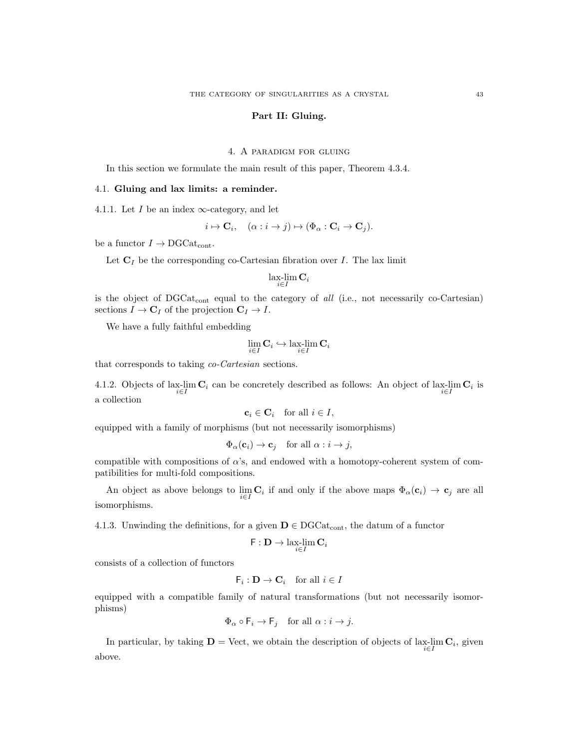**Part II: Gluing.**

## 4. A paradigm for gluing

In this section we formulate the main result of this paper, Theorem 4.3.4.

### 4.1. Gluing and lax limits: a reminder.

4.1.1. Let $I$ be an index $\infty$-category, and let

$$i \mapsto \mathbf{C}_i, \quad (\alpha : i \to j) \mapsto (\Phi_\alpha : \mathbf{C}_i \to \mathbf{C}_j).$$

be a functor $I \to \mathrm{DGCat}_{\mathrm{cont}}$.

Let $\mathbf{C}_I$ be the corresponding co-Cartesian fibration over $I$. The lax limit

$$\underset{i \in I}{\text{lax-lim}}\, \mathbf{C}_i$$

is the object of $\mathrm{DGCat}_{\mathrm{cont}}$ equal to the category of *all* (i.e., not necessarily co-Cartesian) sections $I \to \mathbf{C}_I$ of the projection $\mathbf{C}_I \to I$.

We have a fully faithful embedding

$$\lim_{i \in I} \mathbf{C}_i \hookrightarrow \underset{i \in I}{\text{lax-lim}}\, \mathbf{C}_i$$

that corresponds to taking *co-Cartesian* sections.

4.1.2. Objects of $\underset{i \in I}{\text{lax-lim}}\, \mathbf{C}_i$ can be concretely described as follows: An object of $\underset{i \in I}{\text{lax-lim}}\, \mathbf{C}_i$ is a collection

$$\mathbf{c}_i \in \mathbf{C}_i \quad \text{for all } i \in I,$$

equipped with a family of morphisms (but not necessarily isomorphisms)

$$\Phi_\alpha(\mathbf{c}_i) \to \mathbf{c}_j \quad \text{for all } \alpha : i \to j,$$

compatible with compositions of $\alpha$'s, and endowed with a homotopy-coherent system of compatibilities for multi-fold compositions.

An object as above belongs to $\lim\limits_{i \in I} \mathbf{C}_i$ if and only if the above maps $\Phi_\alpha(\mathbf{c}_i) \to \mathbf{c}_j$ are all isomorphisms.

4.1.3. Unwinding the definitions, for a given $\mathbf{D} \in \mathrm{DGCat}_{\mathrm{cont}}$, the datum of a functor

$$\mathsf{F} : \mathbf{D} \to \underset{i \in I}{\text{lax-lim}}\, \mathbf{C}_i$$

consists of a collection of functors

$$\mathsf{F}_i : \mathbf{D} \to \mathbf{C}_i \quad \text{for all } i \in I$$

equipped with a compatible family of natural transformations (but not necessarily isomorphisms)

$$\Phi_\alpha \circ \mathsf{F}_i \to \mathsf{F}_j \quad \text{for all } \alpha : i \to j.$$

In particular, by taking $\mathbf{D} = \mathrm{Vect}$, we obtain the description of objects of $\underset{i \in I}{\text{lax-lim}}\, \mathbf{C}_i$, given above.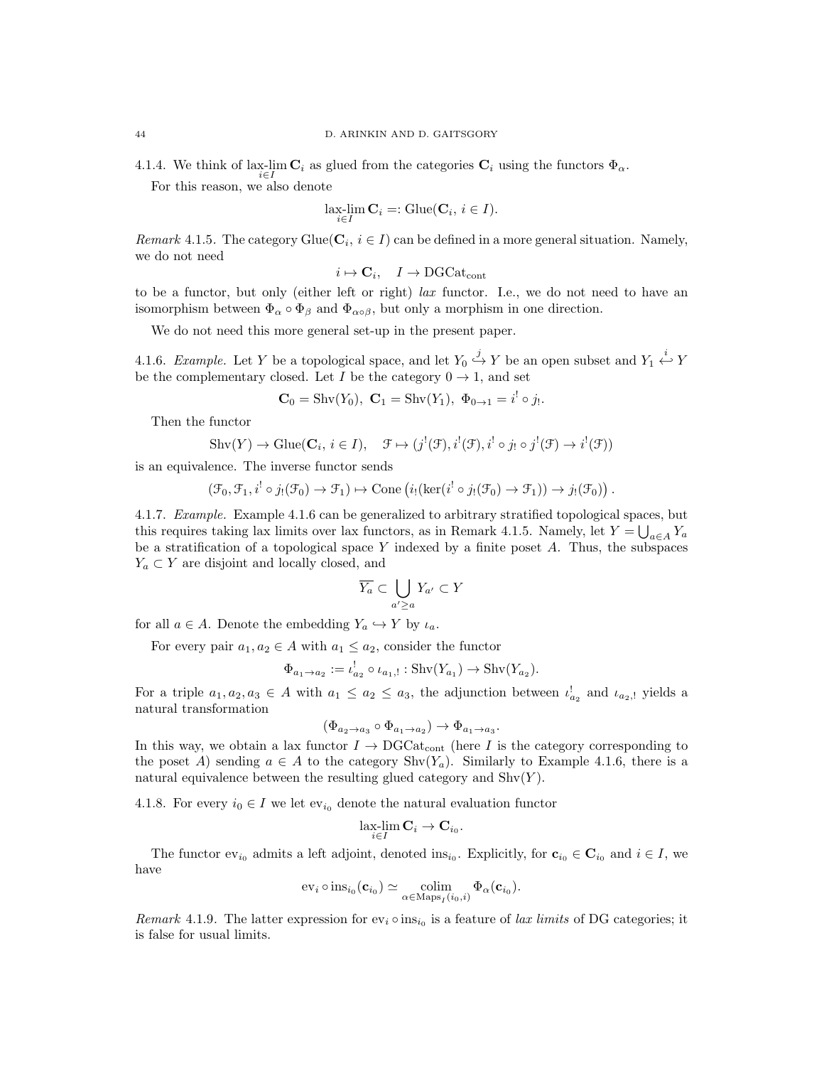4.1.4. We think of $\underset{i\in I}{\text{lax-lim}}\, \mathbf{C}_i$ as glued from the categories $\mathbf{C}_i$ using the functors $\Phi_\alpha$.

For this reason, we also denote

$$\underset{i\in I}{\text{lax-lim}}\, \mathbf{C}_i =: \text{Glue}(\mathbf{C}_i,\, i\in I).$$

*Remark* 4.1.5. The category $\text{Glue}(\mathbf{C}_i,\, i\in I)$ can be defined in a more general situation. Namely, we do not need

$$i\mapsto \mathbf{C}_i, \quad I\to \text{DGCat}_{\text{cont}}$$

to be a functor, but only (either left or right) *lax* functor. I.e., we do not need to have an isomorphism between $\Phi_\alpha\circ\Phi_\beta$ and $\Phi_{\alpha\circ\beta}$, but only a morphism in one direction.

We do not need this more general set-up in the present paper.

4.1.6. *Example.* Let $Y$ be a topological space, and let $Y_0 \overset{j}{\hookrightarrow} Y$ be an open subset and $Y_1 \overset{i}{\hookleftarrow} Y$ be the complementary closed. Let $I$ be the category $0\to 1$, and set

$$\mathbf{C}_0 = \text{Shv}(Y_0),\ \mathbf{C}_1 = \text{Shv}(Y_1),\ \Phi_{0\to 1} = i^!\circ j_!.$$

Then the functor

$$\text{Shv}(Y)\to \text{Glue}(\mathbf{C}_i,\, i\in I), \quad \mathcal{F}\mapsto (j^!(\mathcal{F}), i^!(\mathcal{F}), i^!\circ j_!\circ j^!(\mathcal{F})\to i^!(\mathcal{F}))$$

is an equivalence. The inverse functor sends

$$(\mathcal{F}_0,\mathcal{F}_1, i^!\circ j_!(\mathcal{F}_0)\to\mathcal{F}_1)\mapsto \text{Cone}\left(i_!(\ker(i^!\circ j_!(\mathcal{F}_0)\to\mathcal{F}_1))\to j_!(\mathcal{F}_0)\right).$$

4.1.7. *Example.* Example 4.1.6 can be generalized to arbitrary stratified topological spaces, but this requires taking lax limits over lax functors, as in Remark 4.1.5. Namely, let $Y=\bigcup_{a\in A} Y_a$ be a stratification of a topological space $Y$ indexed by a finite poset $A$. Thus, the subspaces $Y_a\subset Y$ are disjoint and locally closed, and

$$\overline{Y_a}\subset \bigcup_{a'\geq a} Y_{a'}\subset Y$$

for all $a\in A$. Denote the embedding $Y_a\hookrightarrow Y$ by $\iota_a$.

For every pair $a_1,a_2\in A$ with $a_1\leq a_2$, consider the functor

$$\Phi_{a_1\to a_2} := \iota_{a_2}^!\circ \iota_{a_1,!} : \text{Shv}(Y_{a_1})\to \text{Shv}(Y_{a_2}).$$

For a triple $a_1,a_2,a_3\in A$ with $a_1\leq a_2\leq a_3$, the adjunction between $\iota_{a_2}^!$ and $\iota_{a_2,!}$ yields a natural transformation

$$(\Phi_{a_2\to a_3}\circ \Phi_{a_1\to a_2})\to \Phi_{a_1\to a_3}.$$

In this way, we obtain a lax functor $I\to \text{DGCat}_{\text{cont}}$ (here $I$ is the category corresponding to the poset $A$) sending $a\in A$ to the category $\text{Shv}(Y_a)$. Similarly to Example 4.1.6, there is a natural equivalence between the resulting glued category and $\text{Shv}(Y)$.

4.1.8. For every $i_0\in I$ we let $\text{ev}_{i_0}$ denote the natural evaluation functor

$$\underset{i\in I}{\text{lax-lim}}\, \mathbf{C}_i\to \mathbf{C}_{i_0}.$$

The functor $\text{ev}_{i_0}$ admits a left adjoint, denoted $\text{ins}_{i_0}$. Explicitly, for $\mathbf{c}_{i_0}\in \mathbf{C}_{i_0}$ and $i\in I$, we have

$$\text{ev}_i\circ \text{ins}_{i_0}(\mathbf{c}_{i_0})\simeq \underset{\alpha\in \text{Maps}_I(i_0,i)}{\text{colim}}\, \Phi_\alpha(\mathbf{c}_{i_0}).$$

*Remark* 4.1.9. The latter expression for $\text{ev}_i\circ \text{ins}_{i_0}$ is a feature of *lax limits* of DG categories; it is false for usual limits.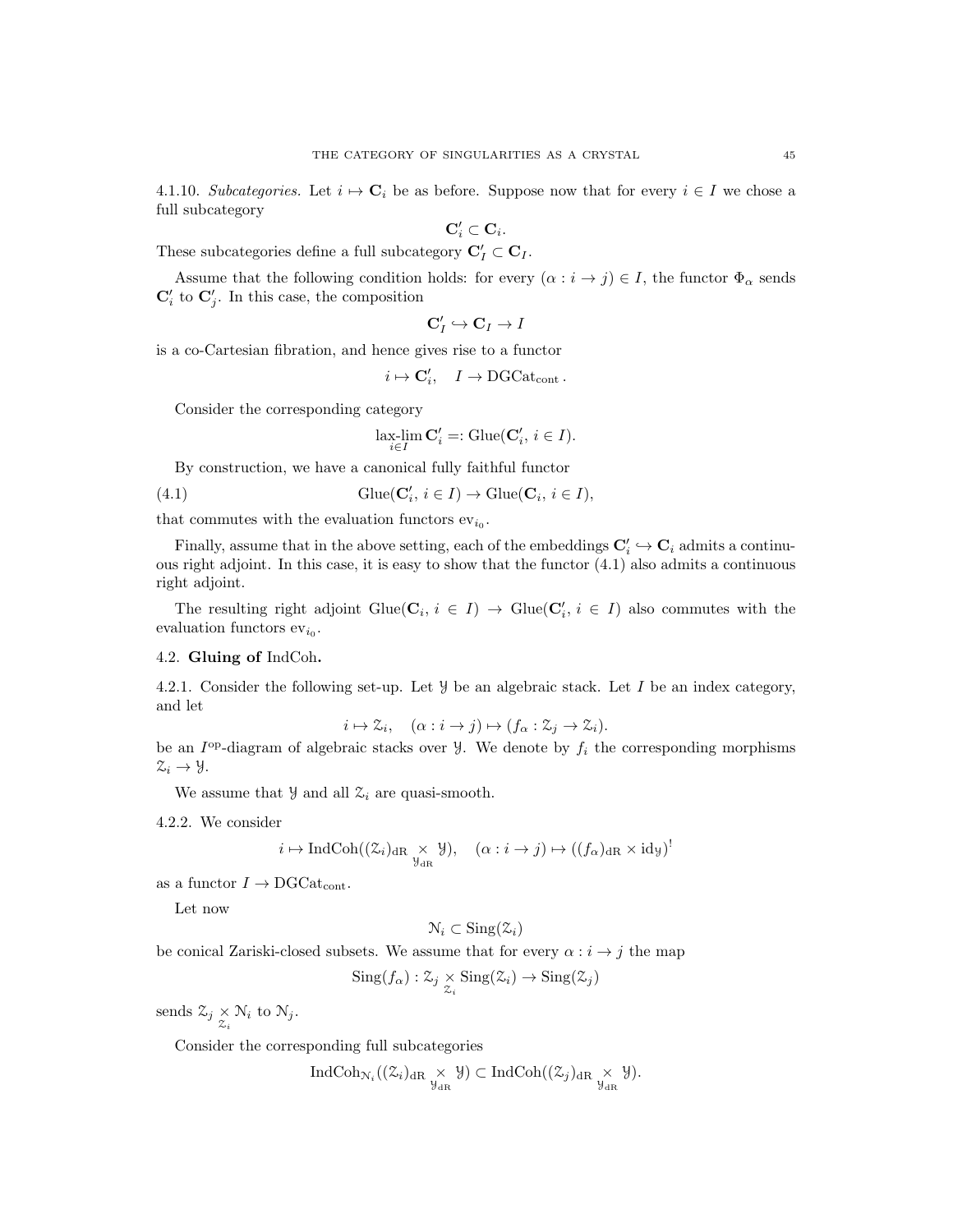4.1.10. *Subcategories.* Let $i \mapsto \mathbf{C}_i$ be as before. Suppose now that for every $i \in I$ we chose a full subcategory

$$\mathbf{C}'_i \subset \mathbf{C}_i.$$

These subcategories define a full subcategory $\mathbf{C}'_I \subset \mathbf{C}_I$.

Assume that the following condition holds: for every $(\alpha : i \to j) \in I$, the functor $\Phi_\alpha$ sends $\mathbf{C}'_i$ to $\mathbf{C}'_j$. In this case, the composition

$$\mathbf{C}'_I \hookrightarrow \mathbf{C}_I \to I$$

is a co-Cartesian fibration, and hence gives rise to a functor

$$i \mapsto \mathbf{C}'_i, \quad I \to \mathrm{DGCat}_{\mathrm{cont}}.$$

Consider the corresponding category

$$\underset{i \in I}{\text{lax-lim}}\, \mathbf{C}'_i =: \mathrm{Glue}(\mathbf{C}'_i,\, i \in I).$$

By construction, we have a canonical fully faithful functor

$$\mathrm{Glue}(\mathbf{C}'_i,\, i \in I) \to \mathrm{Glue}(\mathbf{C}_i,\, i \in I), \tag{4.1}$$

that commutes with the evaluation functors $\mathrm{ev}_{i_0}$.

Finally, assume that in the above setting, each of the embeddings $\mathbf{C}'_i \hookrightarrow \mathbf{C}_i$ admits a continuous right adjoint. In this case, it is easy to show that the functor (4.1) also admits a continuous right adjoint.

The resulting right adjoint $\mathrm{Glue}(\mathbf{C}_i,\, i \in I) \to \mathrm{Glue}(\mathbf{C}'_i,\, i \in I)$ also commutes with the evaluation functors $\mathrm{ev}_{i_0}$.

## 4.2. Gluing of IndCoh.

4.2.1. Consider the following set-up. Let $\mathcal{Y}$ be an algebraic stack. Let $I$ be an index category, and let

$$i \mapsto \mathcal{Z}_i, \quad (\alpha : i \to j) \mapsto (f_\alpha : \mathcal{Z}_j \to \mathcal{Z}_i).$$

be an $I^{\mathrm{op}}$-diagram of algebraic stacks over $\mathcal{Y}$. We denote by $f_i$ the corresponding morphisms $\mathcal{Z}_i \to \mathcal{Y}$.

We assume that $\mathcal{Y}$ and all $\mathcal{Z}_i$ are quasi-smooth.

4.2.2. We consider

$$i \mapsto \mathrm{IndCoh}((\mathcal{Z}_i)_{\mathrm{dR}} \underset{\mathcal{Y}_{\mathrm{dR}}}{\times} \mathcal{Y}), \quad (\alpha : i \to j) \mapsto ((f_\alpha)_{\mathrm{dR}} \times \mathrm{id}_{\mathcal{Y}})^!$$

as a functor $I \to \mathrm{DGCat}_{\mathrm{cont}}$.

Let now

$$\mathcal{N}_i \subset \mathrm{Sing}(\mathcal{Z}_i)$$

be conical Zariski-closed subsets. We assume that for every $\alpha : i \to j$ the map

$$\mathrm{Sing}(f_\alpha) : \mathcal{Z}_j \underset{\mathcal{Z}_i}{\times} \mathrm{Sing}(\mathcal{Z}_i) \to \mathrm{Sing}(\mathcal{Z}_j)$$

sends $\mathcal{Z}_j \underset{\mathcal{Z}_i}{\times} \mathcal{N}_i$ to $\mathcal{N}_j$.

Consider the corresponding full subcategories

$$\mathrm{IndCoh}_{\mathcal{N}_i}((\mathcal{Z}_i)_{\mathrm{dR}} \underset{\mathcal{Y}_{\mathrm{dR}}}{\times} \mathcal{Y}) \subset \mathrm{IndCoh}((\mathcal{Z}_j)_{\mathrm{dR}} \underset{\mathcal{Y}_{\mathrm{dR}}}{\times} \mathcal{Y}).$$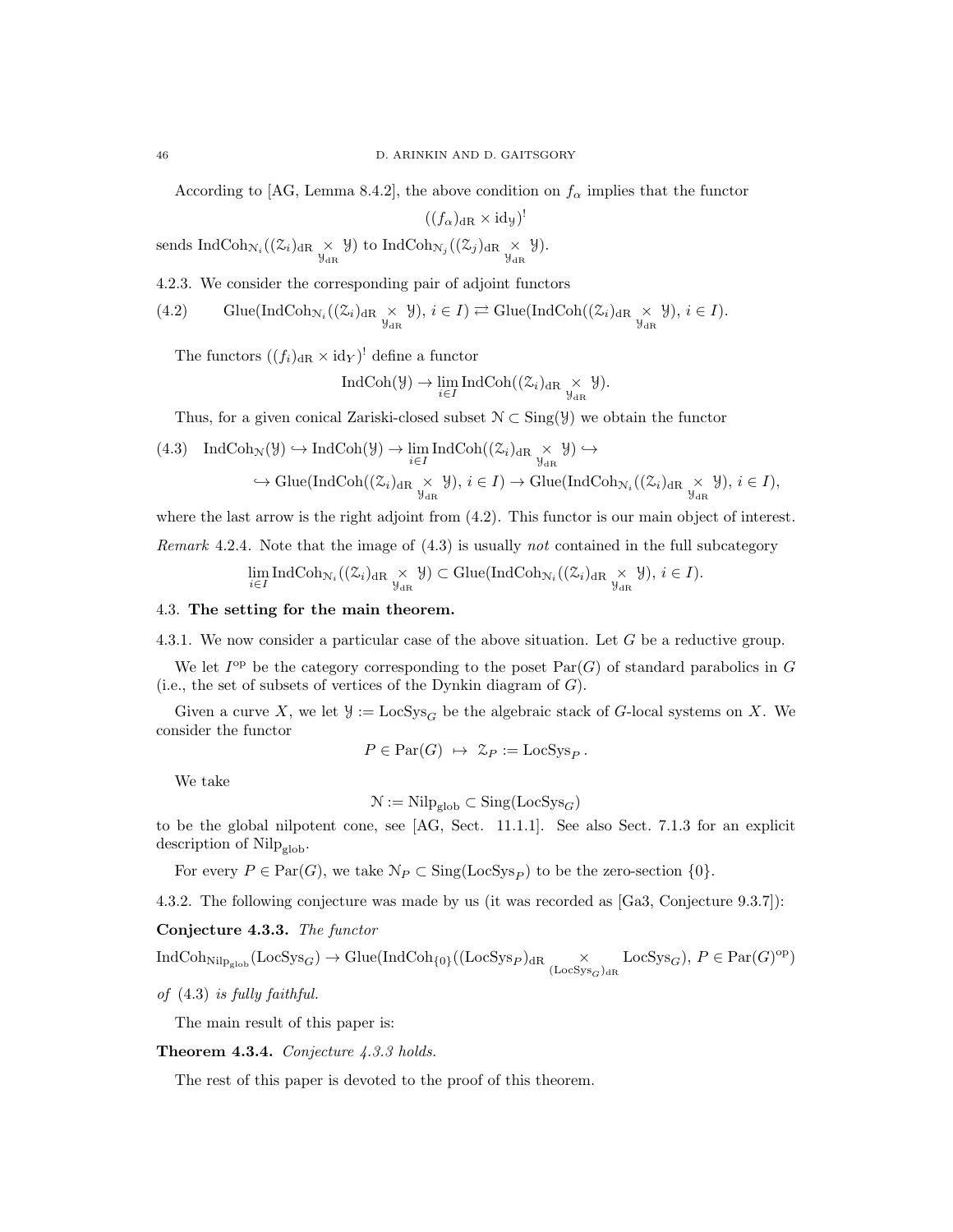According to [AG, Lemma 8.4.2], the above condition on $f_\alpha$ implies that the functor

$$((f_\alpha)_{\mathrm{dR}} \times \mathrm{id}_{\mathcal{Y}})^!$$

sends $\mathrm{IndCoh}_{\mathcal{N}_i}((\mathcal{Z}_i)_{\mathrm{dR}} \underset{\mathcal{Y}_{\mathrm{dR}}}{\times} \mathcal{Y})$ to $\mathrm{IndCoh}_{\mathcal{N}_j}((\mathcal{Z}_j)_{\mathrm{dR}} \underset{\mathcal{Y}_{\mathrm{dR}}}{\times} \mathcal{Y})$.

4.2.3. We consider the corresponding pair of adjoint functors

$$\mathrm{Glue}(\mathrm{IndCoh}_{\mathcal{N}_i}((\mathcal{Z}_i)_{\mathrm{dR}} \underset{\mathcal{Y}_{\mathrm{dR}}}{\times} \mathcal{Y}),\, i \in I) \rightleftarrows \mathrm{Glue}(\mathrm{IndCoh}((\mathcal{Z}_i)_{\mathrm{dR}} \underset{\mathcal{Y}_{\mathrm{dR}}}{\times} \mathcal{Y}),\, i \in I). \tag{4.2}$$

The functors $((f_i)_{\mathrm{dR}} \times \mathrm{id}_Y)^!$ define a functor

$$\mathrm{IndCoh}(\mathcal{Y}) \to \lim_{i \in I} \mathrm{IndCoh}((\mathcal{Z}_i)_{\mathrm{dR}} \underset{\mathcal{Y}_{\mathrm{dR}}}{\times} \mathcal{Y}).$$

Thus, for a given conical Zariski-closed subset $\mathcal{N} \subset \mathrm{Sing}(\mathcal{Y})$ we obtain the functor

$$\begin{aligned}\mathrm{IndCoh}_{\mathcal{N}}(\mathcal{Y}) \hookrightarrow \mathrm{IndCoh}(\mathcal{Y}) \to \lim_{i \in I} \mathrm{IndCoh}((\mathcal{Z}_i)_{\mathrm{dR}} \underset{\mathcal{Y}_{\mathrm{dR}}}{\times} \mathcal{Y}) \hookrightarrow \\ \hookrightarrow \mathrm{Glue}(\mathrm{IndCoh}((\mathcal{Z}_i)_{\mathrm{dR}} \underset{\mathcal{Y}_{\mathrm{dR}}}{\times} \mathcal{Y}),\, i \in I) \to \mathrm{Glue}(\mathrm{IndCoh}_{\mathcal{N}_i}((\mathcal{Z}_i)_{\mathrm{dR}} \underset{\mathcal{Y}_{\mathrm{dR}}}{\times} \mathcal{Y}),\, i \in I),\end{aligned} \tag{4.3}$$

where the last arrow is the right adjoint from (4.2). This functor is our main object of interest.

*Remark* 4.2.4. Note that the image of (4.3) is usually *not* contained in the full subcategory

$$\lim_{i \in I} \mathrm{IndCoh}_{\mathcal{N}_i}((\mathcal{Z}_i)_{\mathrm{dR}} \underset{\mathcal{Y}_{\mathrm{dR}}}{\times} \mathcal{Y}) \subset \mathrm{Glue}(\mathrm{IndCoh}_{\mathcal{N}_i}((\mathcal{Z}_i)_{\mathrm{dR}} \underset{\mathcal{Y}_{\mathrm{dR}}}{\times} \mathcal{Y}),\, i \in I).$$

## 4.3. **The setting for the main theorem.**

4.3.1. We now consider a particular case of the above situation. Let $G$ be a reductive group.

We let $I^{\mathrm{op}}$ be the category corresponding to the poset $\mathrm{Par}(G)$ of standard parabolics in $G$ (i.e., the set of subsets of vertices of the Dynkin diagram of $G$).

Given a curve $X$, we let $\mathcal{Y} := \mathrm{LocSys}_G$ be the algebraic stack of $G$-local systems on $X$. We consider the functor

$$P \in \mathrm{Par}(G) \;\mapsto\; \mathcal{Z}_P := \mathrm{LocSys}_P\,.$$

We take

$$\mathcal{N} := \mathrm{Nilp}_{\mathrm{glob}} \subset \mathrm{Sing}(\mathrm{LocSys}_G)$$

to be the global nilpotent cone, see [AG, Sect. 11.1.1]. See also Sect. 7.1.3 for an explicit description of $\mathrm{Nilp}_{\mathrm{glob}}$.

For every $P \in \mathrm{Par}(G)$, we take $\mathcal{N}_P \subset \mathrm{Sing}(\mathrm{LocSys}_P)$ to be the zero-section $\{0\}$.

4.3.2. The following conjecture was made by us (it was recorded as [Ga3, Conjecture 9.3.7]):

**Conjecture 4.3.3.** *The functor*

$$\mathrm{IndCoh}_{\mathrm{Nilp}_{\mathrm{glob}}}(\mathrm{LocSys}_G) \to \mathrm{Glue}(\mathrm{IndCoh}_{\{0\}}((\mathrm{LocSys}_P)_{\mathrm{dR}} \underset{(\mathrm{LocSys}_G)_{\mathrm{dR}}}{\times} \mathrm{LocSys}_G),\, P \in \mathrm{Par}(G)^{\mathrm{op}})$$

*of* (4.3) *is fully faithful.*

The main result of this paper is:

**Theorem 4.3.4.** *Conjecture 4.3.3 holds.*

The rest of this paper is devoted to the proof of this theorem.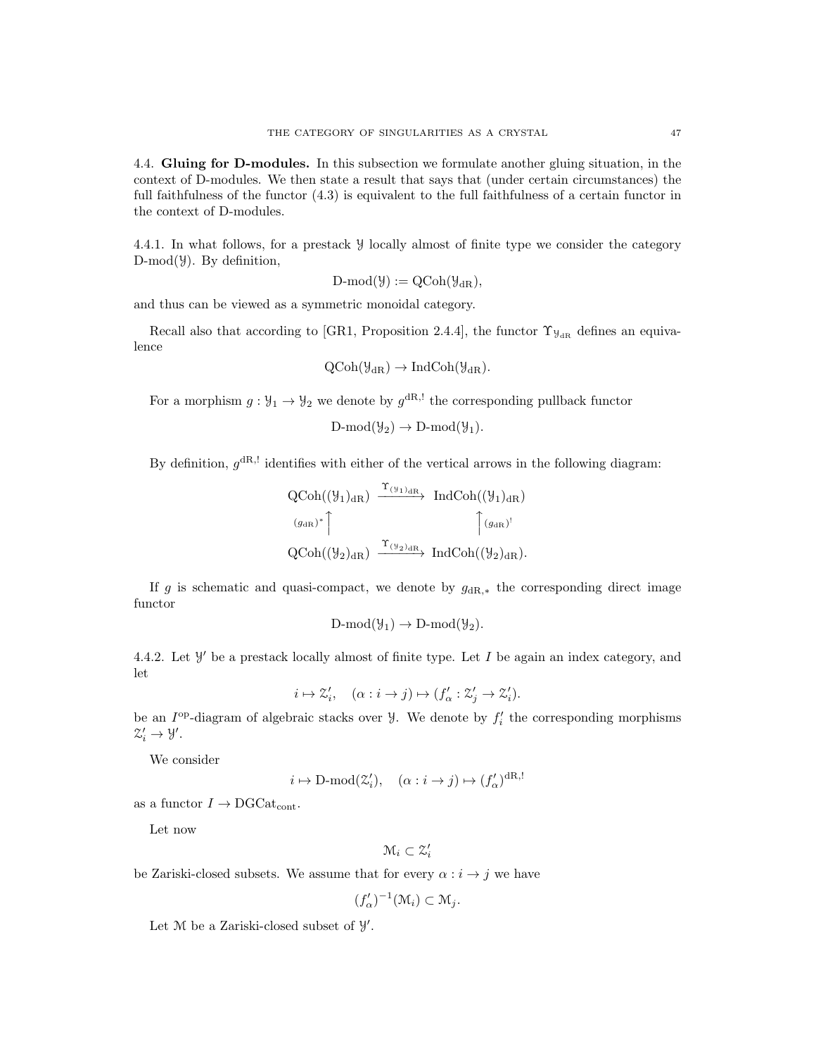## 4.4. **Gluing for D-modules.**

In this subsection we formulate another gluing situation, in the context of D-modules. We then state a result that says that (under certain circumstances) the full faithfulness of the functor (4.3) is equivalent to the full faithfulness of a certain functor in the context of D-modules.

4.4.1. In what follows, for a prestack $\mathcal{Y}$ locally almost of finite type we consider the category $\text{D-mod}(\mathcal{Y})$. By definition,

$$\text{D-mod}(\mathcal{Y}) := \text{QCoh}(\mathcal{Y}_{\text{dR}}),$$

and thus can be viewed as a symmetric monoidal category.

Recall also that according to [GR1, Proposition 2.4.4], the functor $\Upsilon_{\mathcal{Y}_{\text{dR}}}$ defines an equivalence

$$\text{QCoh}(\mathcal{Y}_{\text{dR}}) \to \text{IndCoh}(\mathcal{Y}_{\text{dR}}).$$

For a morphism $g : \mathcal{Y}_1 \to \mathcal{Y}_2$ we denote by $g^{\text{dR},!}$ the corresponding pullback functor

$$\text{D-mod}(\mathcal{Y}_2) \to \text{D-mod}(\mathcal{Y}_1).$$

By definition, $g^{\text{dR},!}$ identifies with either of the vertical arrows in the following diagram:

$$\begin{array}{ccc} \text{QCoh}((\mathcal{Y}_1)_{\text{dR}}) & \xrightarrow{\Upsilon_{(\mathcal{Y}_1)_{\text{dR}}}} & \text{IndCoh}((\mathcal{Y}_1)_{\text{dR}}) \\ {\scriptstyle (g_{\text{dR}})^*}\uparrow & & \uparrow{\scriptstyle (g_{\text{dR}})^!} \\ \text{QCoh}((\mathcal{Y}_2)_{\text{dR}}) & \xrightarrow{\Upsilon_{(\mathcal{Y}_2)_{\text{dR}}}} & \text{IndCoh}((\mathcal{Y}_2)_{\text{dR}}). \end{array}$$

If $g$ is schematic and quasi-compact, we denote by $g_{\text{dR},*}$ the corresponding direct image functor

$$\text{D-mod}(\mathcal{Y}_1) \to \text{D-mod}(\mathcal{Y}_2).$$

4.4.2. Let $\mathcal{Y}'$ be a prestack locally almost of finite type. Let $I$ be again an index category, and let

$$i \mapsto \mathcal{Z}'_i, \quad (\alpha : i \to j) \mapsto (f'_\alpha : \mathcal{Z}'_j \to \mathcal{Z}'_i).$$

be an $I^{\text{op}}$-diagram of algebraic stacks over $\mathcal{Y}$. We denote by $f'_i$ the corresponding morphisms $\mathcal{Z}'_i \to \mathcal{Y}'$.

We consider

$$i \mapsto \text{D-mod}(\mathcal{Z}'_i), \quad (\alpha : i \to j) \mapsto (f'_\alpha)^{\text{dR},!}$$

as a functor $I \to \text{DGCat}_{\text{cont}}$.

Let now

$$\mathcal{M}_i \subset \mathcal{Z}'_i$$

be Zariski-closed subsets. We assume that for every $\alpha : i \to j$ we have

$$(f'_\alpha)^{-1}(\mathcal{M}_i) \subset \mathcal{M}_j.$$

Let $\mathcal{M}$ be a Zariski-closed subset of $\mathcal{Y}'$.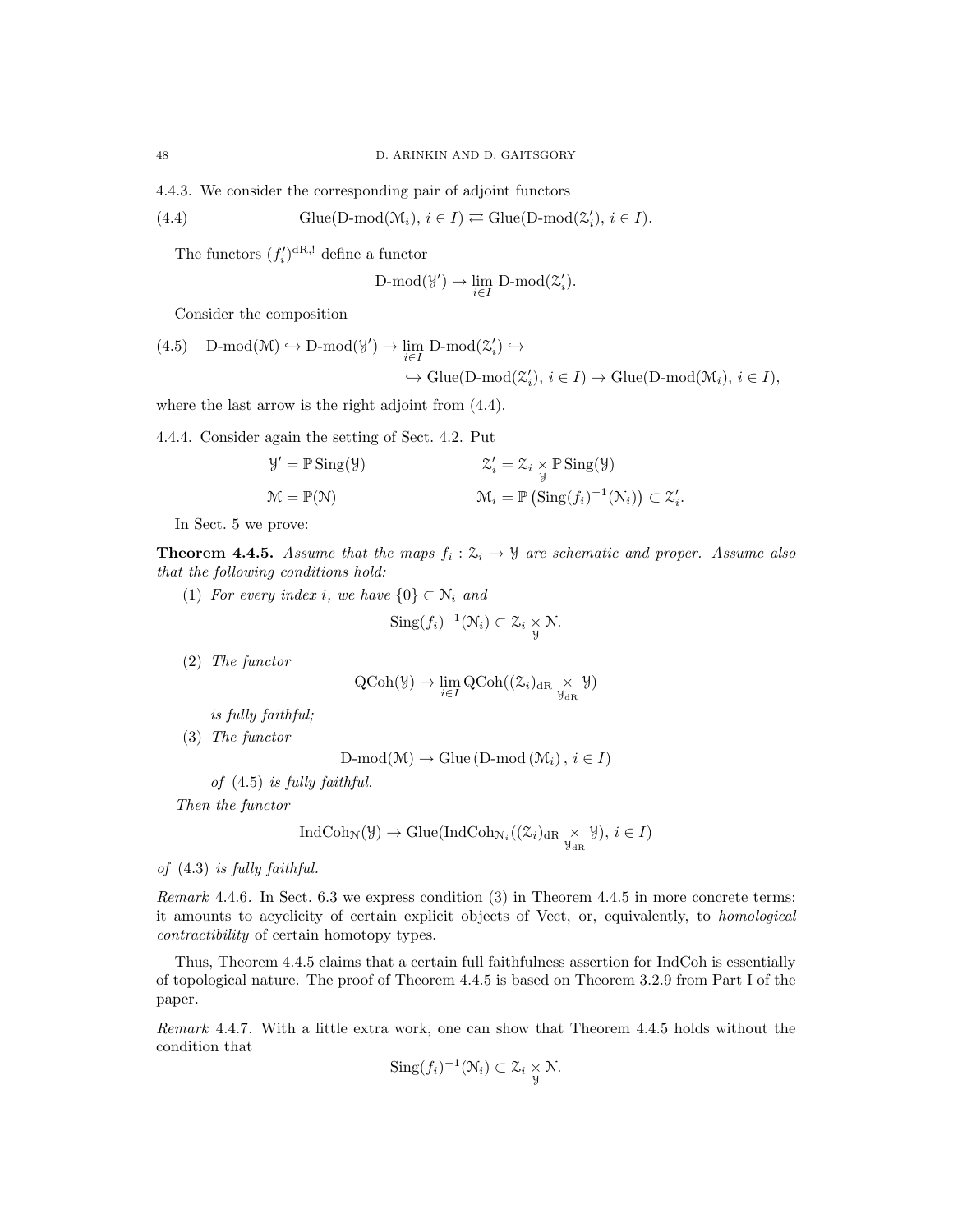4.4.3. We consider the corresponding pair of adjoint functors

$$\text{Glue}(\text{D-mod}(\mathcal{M}_i),\, i \in I) \rightleftarrows \text{Glue}(\text{D-mod}(\mathcal{Z}'_i),\, i \in I). \tag{4.4}$$

The functors $(f'_i)^{\text{dR},!}$ define a functor

$$\text{D-mod}(\mathcal{Y}') \to \lim_{i \in I} \text{D-mod}(\mathcal{Z}'_i).$$

Consider the composition

$$\text{D-mod}(\mathcal{M}) \hookrightarrow \text{D-mod}(\mathcal{Y}') \to \lim_{i \in I} \text{D-mod}(\mathcal{Z}'_i) \hookrightarrow \hookrightarrow \text{Glue}(\text{D-mod}(\mathcal{Z}'_i),\, i \in I) \to \text{Glue}(\text{D-mod}(\mathcal{M}_i),\, i \in I), \tag{4.5}$$

where the last arrow is the right adjoint from (4.4).

4.4.4. Consider again the setting of Sect. 4.2. Put

$$\mathcal{Y}' = \mathbb{P}\,\text{Sing}(\mathcal{Y}) \qquad \mathcal{Z}'_i = \mathcal{Z}_i \underset{\mathcal{Y}}{\times} \mathbb{P}\,\text{Sing}(\mathcal{Y})$$

$$\mathcal{M} = \mathbb{P}(\mathcal{N}) \qquad \mathcal{M}_i = \mathbb{P}\left(\text{Sing}(f_i)^{-1}(\mathcal{N}_i)\right) \subset \mathcal{Z}'_i.$$

In Sect. 5 we prove:

**Theorem 4.4.5.** *Assume that the maps $f_i : \mathcal{Z}_i \to \mathcal{Y}$ are schematic and proper. Assume also that the following conditions hold:*

(1) *For every index $i$, we have $\{0\} \subset \mathcal{N}_i$ and*

$$\text{Sing}(f_i)^{-1}(\mathcal{N}_i) \subset \mathcal{Z}_i \underset{\mathcal{Y}}{\times} \mathcal{N}.$$

(2) *The functor*

$$\text{QCoh}(\mathcal{Y}) \to \lim_{i \in I} \text{QCoh}((\mathcal{Z}_i)_{\text{dR}} \underset{\mathcal{Y}_{\text{dR}}}{\times} \mathcal{Y})$$

*is fully faithful;*

(3) *The functor*

$$\text{D-mod}(\mathcal{M}) \to \text{Glue}\left(\text{D-mod}\left(\mathcal{M}_i\right),\, i \in I\right)$$

*of (4.5) is fully faithful.*

*Then the functor*

$$\text{IndCoh}_{\mathcal{N}}(\mathcal{Y}) \to \text{Glue}(\text{IndCoh}_{\mathcal{N}_i}((\mathcal{Z}_i)_{\text{dR}} \underset{\mathcal{Y}_{\text{dR}}}{\times} \mathcal{Y}),\, i \in I)$$

*of (4.3) is fully faithful.*

*Remark* 4.4.6. In Sect. 6.3 we express condition (3) in Theorem 4.4.5 in more concrete terms: it amounts to acyclicity of certain explicit objects of Vect, or, equivalently, to *homological contractibility* of certain homotopy types.

Thus, Theorem 4.4.5 claims that a certain full faithfulness assertion for IndCoh is essentially of topological nature. The proof of Theorem 4.4.5 is based on Theorem 3.2.9 from Part I of the paper.

*Remark* 4.4.7. With a little extra work, one can show that Theorem 4.4.5 holds without the condition that

$$\text{Sing}(f_i)^{-1}(\mathcal{N}_i) \subset \mathcal{Z}_i \underset{\mathcal{Y}}{\times} \mathcal{N}.$$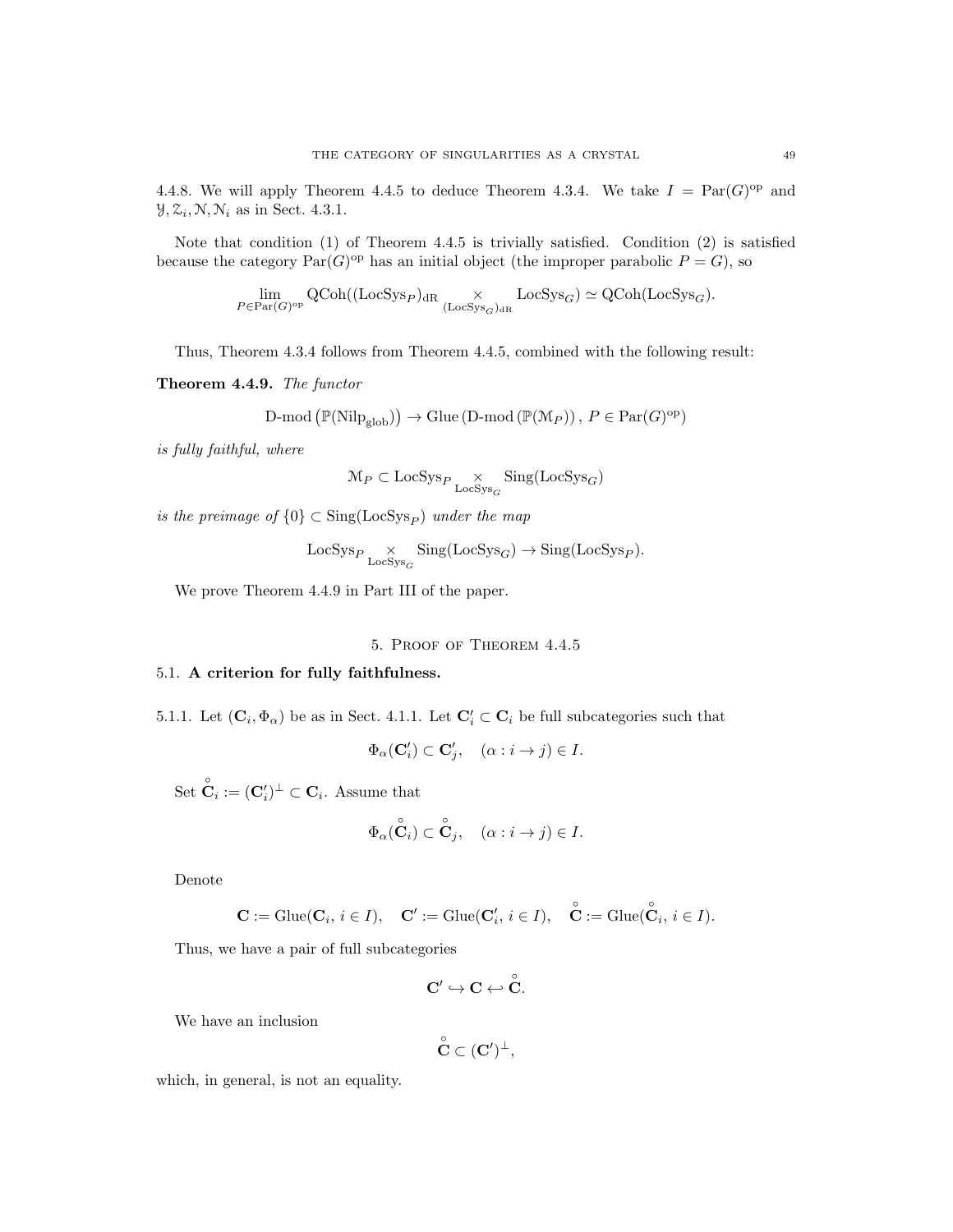4.4.8. We will apply Theorem 4.4.5 to deduce Theorem 4.3.4. We take $I = \operatorname{Par}(G)^{\mathrm{op}}$ and $\mathcal{Y}, \mathcal{Z}_i, \mathcal{N}, \mathcal{N}_i$ as in Sect. 4.3.1.

Note that condition (1) of Theorem 4.4.5 is trivially satisfied. Condition (2) is satisfied because the category $\operatorname{Par}(G)^{\mathrm{op}}$ has an initial object (the improper parabolic $P = G$), so

$$\lim_{P \in \operatorname{Par}(G)^{\mathrm{op}}} \operatorname{QCoh}((\operatorname{LocSys}_P)_{\mathrm{dR}} \underset{(\operatorname{LocSys}_G)_{\mathrm{dR}}}{\times} \operatorname{LocSys}_G) \simeq \operatorname{QCoh}(\operatorname{LocSys}_G).$$

Thus, Theorem 4.3.4 follows from Theorem 4.4.5, combined with the following result:

**Theorem 4.4.9.** *The functor*

$$\operatorname{D-mod}\left(\mathbb{P}(\operatorname{Nilp}_{\mathrm{glob}})\right) \to \operatorname{Glue}\left(\operatorname{D-mod}\left(\mathbb{P}(\mathcal{M}_P)\right),\, P \in \operatorname{Par}(G)^{\mathrm{op}}\right)$$

*is fully faithful, where*

$$\mathcal{M}_P \subset \operatorname{LocSys}_P \underset{\operatorname{LocSys}_G}{\times} \operatorname{Sing}(\operatorname{LocSys}_G)$$

*is the preimage of* $\{0\} \subset \operatorname{Sing}(\operatorname{LocSys}_P)$ *under the map*

$$\operatorname{LocSys}_P \underset{\operatorname{LocSys}_G}{\times} \operatorname{Sing}(\operatorname{LocSys}_G) \to \operatorname{Sing}(\operatorname{LocSys}_P).$$

We prove Theorem 4.4.9 in Part III of the paper.

# 5. Proof of Theorem 4.4.5

## 5.1. **A criterion for fully faithfulness.**

5.1.1. Let $(\mathbf{C}_i, \Phi_\alpha)$ be as in Sect. 4.1.1. Let $\mathbf{C}'_i \subset \mathbf{C}_i$ be full subcategories such that

$$\Phi_\alpha(\mathbf{C}'_i) \subset \mathbf{C}'_j, \quad (\alpha : i \to j) \in I.$$

Set $\overset{\circ}{\mathbf{C}}_i := (\mathbf{C}'_i)^{\perp} \subset \mathbf{C}_i$. Assume that

$$\Phi_\alpha(\overset{\circ}{\mathbf{C}}_i) \subset \overset{\circ}{\mathbf{C}}_j, \quad (\alpha : i \to j) \in I.$$

Denote

$$\mathbf{C} := \operatorname{Glue}(\mathbf{C}_i,\, i \in I), \quad \mathbf{C}' := \operatorname{Glue}(\mathbf{C}'_i,\, i \in I), \quad \overset{\circ}{\mathbf{C}} := \operatorname{Glue}(\overset{\circ}{\mathbf{C}}_i,\, i \in I).$$

Thus, we have a pair of full subcategories

$$\mathbf{C}' \hookrightarrow \mathbf{C} \hookleftarrow \overset{\circ}{\mathbf{C}}.$$

We have an inclusion

$$\overset{\circ}{\mathbf{C}} \subset (\mathbf{C}')^{\perp},$$

which, in general, is not an equality.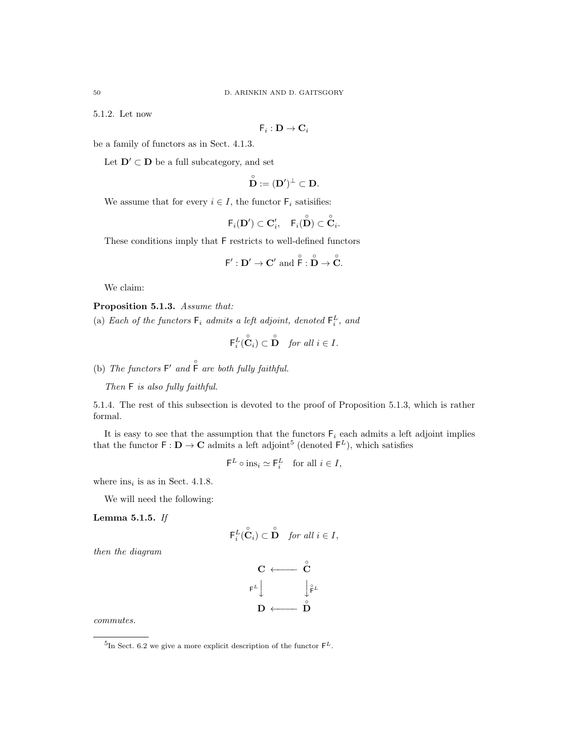5.1.2. Let now

$$\mathsf{F}_i : \mathbf{D} \to \mathbf{C}_i$$

be a family of functors as in Sect. 4.1.3.

Let $\mathbf{D}' \subset \mathbf{D}$ be a full subcategory, and set

$$\overset{\circ}{\mathbf{D}} := (\mathbf{D}')^{\perp} \subset \mathbf{D}.$$

We assume that for every $i \in I$, the functor $\mathsf{F}_i$ satisifies:

$$\mathsf{F}_i(\mathbf{D}') \subset \mathbf{C}'_i, \quad \mathsf{F}_i(\overset{\circ}{\mathbf{D}}) \subset \overset{\circ}{\mathbf{C}}_i.$$

These conditions imply that $\mathsf{F}$ restricts to well-defined functors

$$\mathsf{F}' : \mathbf{D}' \to \mathbf{C}' \text{ and } \overset{\circ}{\mathsf{F}} : \overset{\circ}{\mathbf{D}} \to \overset{\circ}{\mathbf{C}}.$$

We claim:

**Proposition 5.1.3.** *Assume that:*

(a) *Each of the functors $\mathsf{F}_i$ admits a left adjoint, denoted $\mathsf{F}_i^L$, and*

$$\mathsf{F}_i^L(\overset{\circ}{\mathbf{C}}_i) \subset \overset{\circ}{\mathbf{D}} \quad \textit{for all } i \in I.$$

(b) *The functors $\mathsf{F}'$ and $\overset{\circ}{\mathsf{F}}$ are both fully faithful.*

*Then $\mathsf{F}$ is also fully faithful.*

5.1.4. The rest of this subsection is devoted to the proof of Proposition 5.1.3, which is rather formal.

It is easy to see that the assumption that the functors $\mathsf{F}_i$ each admits a left adjoint implies that the functor $\mathsf{F} : \mathbf{D} \to \mathbf{C}$ admits a left adjoint[5] (denoted $\mathsf{F}^L$), which satisfies

$$\mathsf{F}^L \circ \text{ins}_i \simeq \mathsf{F}_i^L \quad \text{for all } i \in I,$$

where $\text{ins}_i$ is as in Sect. 4.1.8.

We will need the following:

**Lemma 5.1.5.** *If*

$$\mathsf{F}_i^L(\overset{\circ}{\mathbf{C}}_i) \subset \overset{\circ}{\mathbf{D}} \quad \textit{for all } i \in I,$$

*then the diagram*

$$\begin{array}{ccc} \mathbf{C} & \longleftarrow & \overset{\circ}{\mathbf{C}} \\ {\scriptstyle \mathsf{F}^L}\big\downarrow & & \big\downarrow{\scriptstyle \overset{\circ}{\mathsf{F}}{}^L} \\ \mathbf{D} & \longleftarrow & \overset{\circ}{\mathbf{D}} \end{array}$$

*commutes.*

[5] In Sect. 6.2 we give a more explicit description of the functor $\mathsf{F}^L$.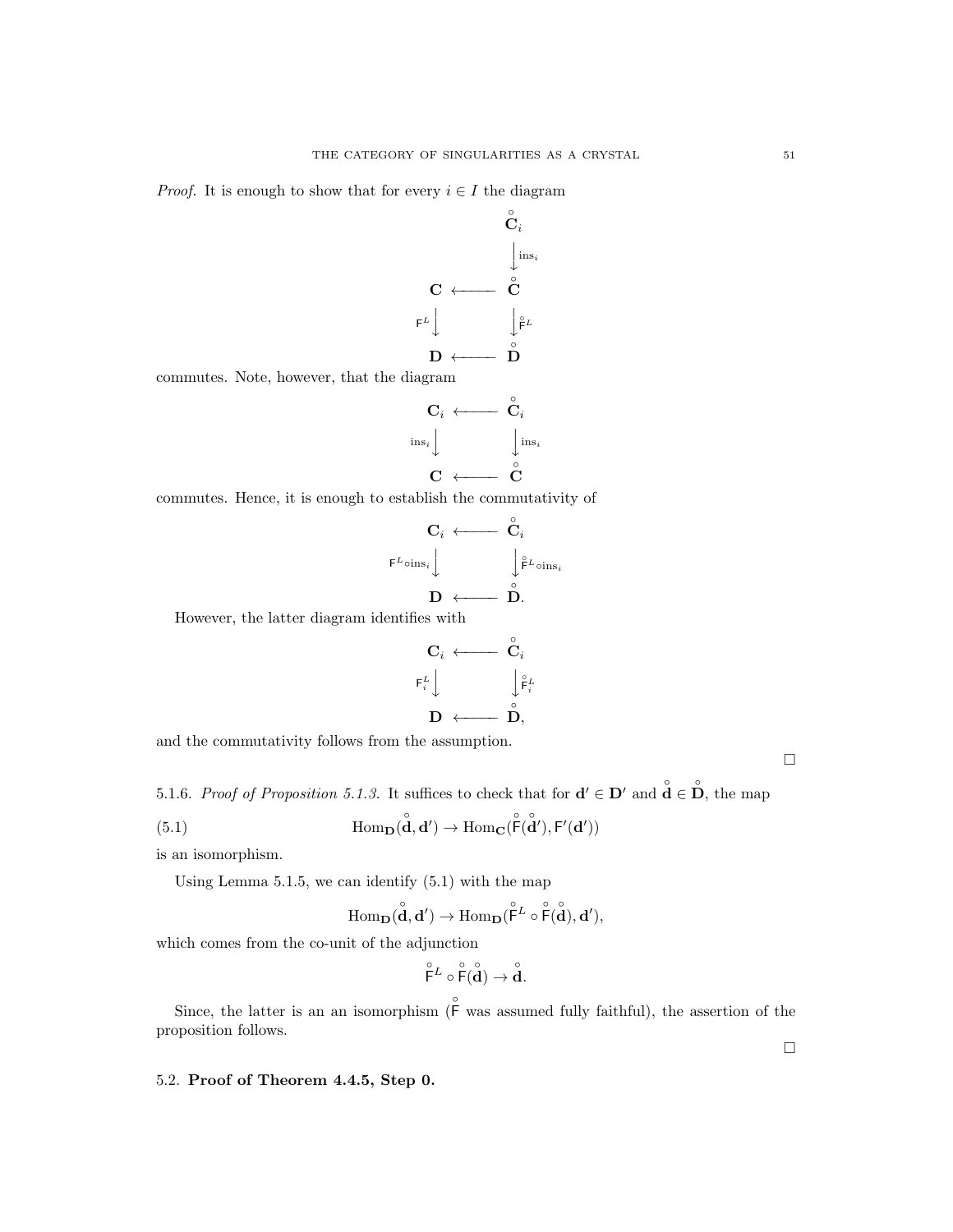*Proof.* It is enough to show that for every $i \in I$ the diagram

$$\begin{array}{ccc} & & \overset{\circ}{\mathbf{C}}_i \\ & & \Big\downarrow{\scriptstyle \mathrm{ins}_i} \\ \mathbf{C} & \longleftarrow & \overset{\circ}{\mathbf{C}} \\ {\scriptstyle \mathsf{F}^L}\Big\downarrow & & \Big\downarrow{\scriptstyle \overset{\circ}{\mathsf{F}}{}^L} \\ \mathbf{D} & \longleftarrow & \overset{\circ}{\mathbf{D}} \end{array}$$

commutes. Note, however, that the diagram

$$\begin{array}{ccc} \mathbf{C}_i & \longleftarrow & \overset{\circ}{\mathbf{C}}_i \\ {\scriptstyle \mathrm{ins}_i}\Big\downarrow & & \Big\downarrow{\scriptstyle \mathrm{ins}_i} \\ \mathbf{C} & \longleftarrow & \overset{\circ}{\mathbf{C}} \end{array}$$

commutes. Hence, it is enough to establish the commutativity of

$$\begin{array}{ccc} \mathbf{C}_i & \longleftarrow & \overset{\circ}{\mathbf{C}}_i \\ {\scriptstyle \mathsf{F}^L\circ \mathrm{ins}_i}\Big\downarrow & & \Big\downarrow{\scriptstyle \overset{\circ}{\mathsf{F}}{}^L\circ \mathrm{ins}_i} \\ \mathbf{D} & \longleftarrow & \overset{\circ}{\mathbf{D}}. \end{array}$$

However, the latter diagram identifies with

$$\begin{array}{ccc} \mathbf{C}_i & \longleftarrow & \overset{\circ}{\mathbf{C}}_i \\ {\scriptstyle \mathsf{F}_i^L}\Big\downarrow & & \Big\downarrow{\scriptstyle \overset{\circ}{\mathsf{F}}{}_i^L} \\ \mathbf{D} & \longleftarrow & \overset{\circ}{\mathbf{D}}, \end{array}$$

and the commutativity follows from the assumption.

□

5.1.6. *Proof of Proposition 5.1.3.* It suffices to check that for $\mathbf{d}' \in \mathbf{D}'$ and $\overset{\circ}{\mathbf{d}} \in \overset{\circ}{\mathbf{D}}$, the map

$$\mathrm{Hom}_{\mathbf{D}}(\overset{\circ}{\mathbf{d}}, \mathbf{d}') \to \mathrm{Hom}_{\mathbf{C}}(\overset{\circ}{\mathsf{F}}(\overset{\circ}{\mathbf{d}}{}'), \mathsf{F}'(\mathbf{d}')) \tag{5.1}$$

is an isomorphism.

Using Lemma 5.1.5, we can identify (5.1) with the map

$$\mathrm{Hom}_{\mathbf{D}}(\overset{\circ}{\mathbf{d}}, \mathbf{d}') \to \mathrm{Hom}_{\mathbf{D}}(\overset{\circ}{\mathsf{F}}{}^L \circ \overset{\circ}{\mathsf{F}}(\overset{\circ}{\mathbf{d}}), \mathbf{d}'),$$

which comes from the co-unit of the adjunction

$$\overset{\circ}{\mathsf{F}}{}^L \circ \overset{\circ}{\mathsf{F}}(\overset{\circ}{\mathbf{d}}) \to \overset{\circ}{\mathbf{d}}.$$

Since, the latter is an an isomorphism ($\overset{\circ}{\mathsf{F}}$ was assumed fully faithful), the assertion of the proposition follows.

□

## 5.2. **Proof of Theorem 4.4.5, Step 0.**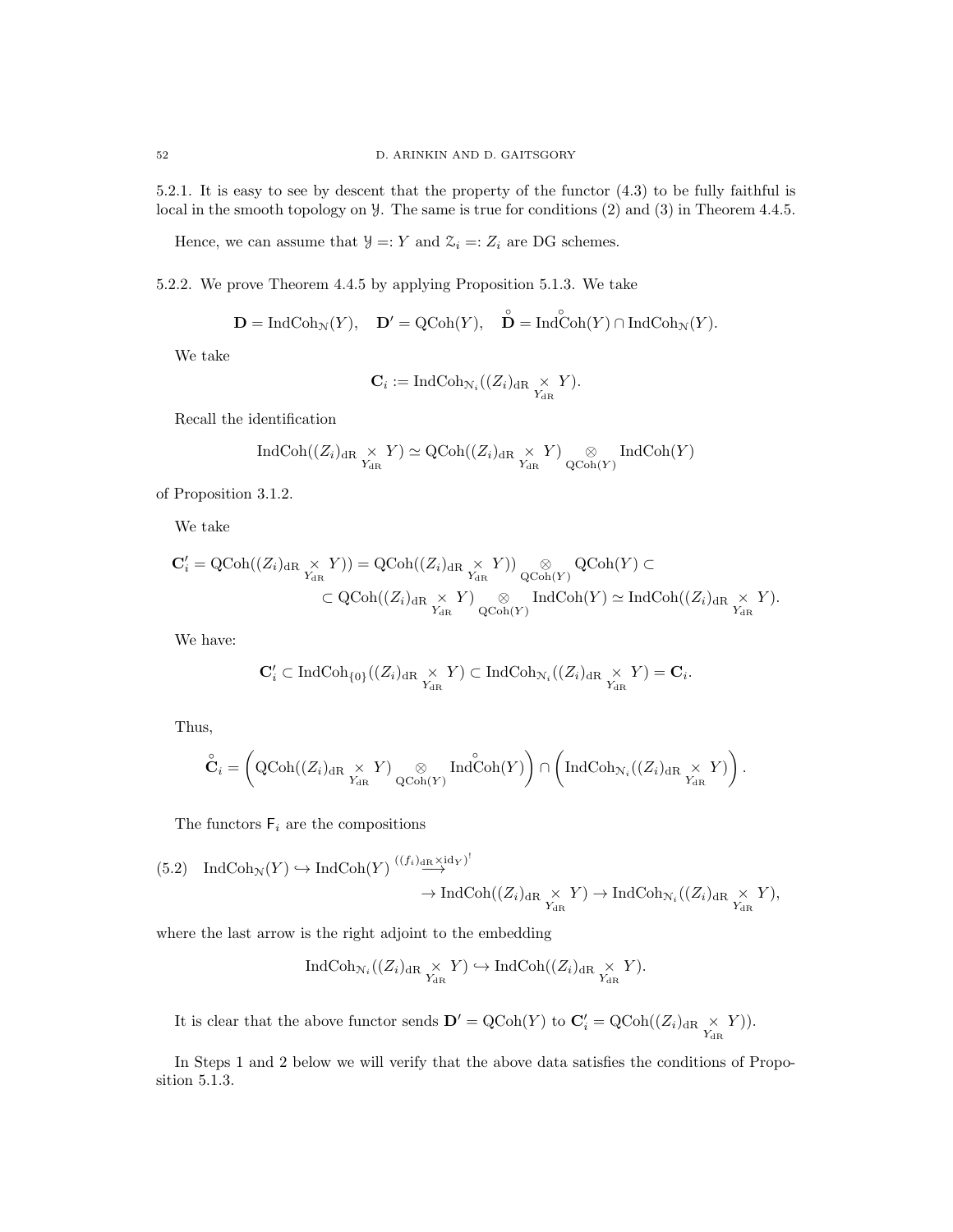5.2.1. It is easy to see by descent that the property of the functor (4.3) to be fully faithful is local in the smooth topology on $\mathcal{Y}$. The same is true for conditions (2) and (3) in Theorem 4.4.5.

Hence, we can assume that $\mathcal{Y} =: Y$ and $\mathcal{Z}_i =: Z_i$ are DG schemes.

5.2.2. We prove Theorem 4.4.5 by applying Proposition 5.1.3. We take

$$\mathbf{D} = \operatorname{IndCoh}_{\mathcal{N}}(Y), \quad \mathbf{D}' = \operatorname{QCoh}(Y), \quad \overset{\circ}{\mathbf{D}} = \operatorname{Ind}\overset{\circ}{\operatorname{Coh}}(Y) \cap \operatorname{IndCoh}_{\mathcal{N}}(Y).$$

We take

$$\mathbf{C}_i := \operatorname{IndCoh}_{\mathcal{N}_i}((Z_i)_{\mathrm{dR}} \underset{Y_{\mathrm{dR}}}{\times} Y).$$

Recall the identification

$$\operatorname{IndCoh}((Z_i)_{\mathrm{dR}} \underset{Y_{\mathrm{dR}}}{\times} Y) \simeq \operatorname{QCoh}((Z_i)_{\mathrm{dR}} \underset{Y_{\mathrm{dR}}}{\times} Y) \underset{\operatorname{QCoh}(Y)}{\otimes} \operatorname{IndCoh}(Y)$$

of Proposition 3.1.2.

We take

$$\mathbf{C}'_i = \operatorname{QCoh}((Z_i)_{\mathrm{dR}} \underset{Y_{\mathrm{dR}}}{\times} Y)) = \operatorname{QCoh}((Z_i)_{\mathrm{dR}} \underset{Y_{\mathrm{dR}}}{\times} Y)) \underset{\operatorname{QCoh}(Y)}{\otimes} \operatorname{QCoh}(Y) \subset$$
$$\subset \operatorname{QCoh}((Z_i)_{\mathrm{dR}} \underset{Y_{\mathrm{dR}}}{\times} Y) \underset{\operatorname{QCoh}(Y)}{\otimes} \operatorname{IndCoh}(Y) \simeq \operatorname{IndCoh}((Z_i)_{\mathrm{dR}} \underset{Y_{\mathrm{dR}}}{\times} Y).$$

We have:

$$\mathbf{C}'_i \subset \operatorname{IndCoh}_{\{0\}}((Z_i)_{\mathrm{dR}} \underset{Y_{\mathrm{dR}}}{\times} Y) \subset \operatorname{IndCoh}_{\mathcal{N}_i}((Z_i)_{\mathrm{dR}} \underset{Y_{\mathrm{dR}}}{\times} Y) = \mathbf{C}_i.$$

Thus,

$$\overset{\circ}{\mathbf{C}}_i = \left(\operatorname{QCoh}((Z_i)_{\mathrm{dR}} \underset{Y_{\mathrm{dR}}}{\times} Y) \underset{\operatorname{QCoh}(Y)}{\otimes} \operatorname{Ind}\overset{\circ}{\operatorname{Coh}}(Y)\right) \cap \left(\operatorname{IndCoh}_{\mathcal{N}_i}((Z_i)_{\mathrm{dR}} \underset{Y_{\mathrm{dR}}}{\times} Y)\right).$$

The functors $\mathsf{F}_i$ are the compositions

$$(5.2) \quad \operatorname{IndCoh}_{\mathcal{N}}(Y) \hookrightarrow \operatorname{IndCoh}(Y) \overset{((f_i)_{\mathrm{dR}} \times \mathrm{id}_Y)^!}{\longrightarrow}$$
$$\to \operatorname{IndCoh}((Z_i)_{\mathrm{dR}} \underset{Y_{\mathrm{dR}}}{\times} Y) \to \operatorname{IndCoh}_{\mathcal{N}_i}((Z_i)_{\mathrm{dR}} \underset{Y_{\mathrm{dR}}}{\times} Y),$$

where the last arrow is the right adjoint to the embedding

$$\operatorname{IndCoh}_{\mathcal{N}_i}((Z_i)_{\mathrm{dR}} \underset{Y_{\mathrm{dR}}}{\times} Y) \hookrightarrow \operatorname{IndCoh}((Z_i)_{\mathrm{dR}} \underset{Y_{\mathrm{dR}}}{\times} Y).$$

It is clear that the above functor sends $\mathbf{D}' = \operatorname{QCoh}(Y)$ to $\mathbf{C}'_i = \operatorname{QCoh}((Z_i)_{\mathrm{dR}} \underset{Y_{\mathrm{dR}}}{\times} Y))$.

In Steps 1 and 2 below we will verify that the above data satisfies the conditions of Proposition 5.1.3.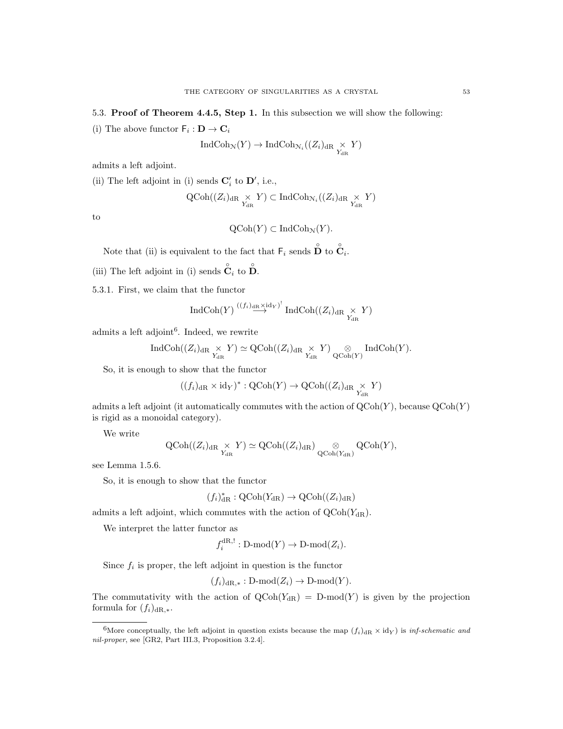### 5.3. **Proof of Theorem 4.4.5, Step 1.** 

In this subsection we will show the following:

(i) The above functor $\mathsf{F}_i : \mathbf{D} \to \mathbf{C}_i$

$$\operatorname{IndCoh}_{\mathcal{N}}(Y) \to \operatorname{IndCoh}_{\mathcal{N}_i}((Z_i)_{\mathrm{dR}} \underset{Y_{\mathrm{dR}}}{\times} Y)$$

admits a left adjoint.

(ii) The left adjoint in (i) sends $\mathbf{C}'_i$ to $\mathbf{D}'$, i.e.,

$$\operatorname{QCoh}((Z_i)_{\mathrm{dR}} \underset{Y_{\mathrm{dR}}}{\times} Y) \subset \operatorname{IndCoh}_{\mathcal{N}_i}((Z_i)_{\mathrm{dR}} \underset{Y_{\mathrm{dR}}}{\times} Y)$$

to

$$\operatorname{QCoh}(Y) \subset \operatorname{IndCoh}_{\mathcal{N}}(Y).$$

Note that (ii) is equivalent to the fact that $\mathsf{F}_i$ sends $\overset{\circ}{\mathbf{D}}$ to $\overset{\circ}{\mathbf{C}}_i$.

(iii) The left adjoint in (i) sends $\overset{\circ}{\mathbf{C}}_i$ to $\overset{\circ}{\mathbf{D}}$.

5.3.1. First, we claim that the functor

$$\operatorname{IndCoh}(Y) \overset{((f_i)_{\mathrm{dR}}\times \mathrm{id}_Y)^!}{\longrightarrow} \operatorname{IndCoh}((Z_i)_{\mathrm{dR}} \underset{Y_{\mathrm{dR}}}{\times} Y)$$

admits a left adjoint[6]. Indeed, we rewrite

$$\operatorname{IndCoh}((Z_i)_{\mathrm{dR}} \underset{Y_{\mathrm{dR}}}{\times} Y) \simeq \operatorname{QCoh}((Z_i)_{\mathrm{dR}} \underset{Y_{\mathrm{dR}}}{\times} Y) \underset{\operatorname{QCoh}(Y)}{\otimes} \operatorname{IndCoh}(Y).$$

So, it is enough to show that the functor

$$((f_i)_{\mathrm{dR}} \times \mathrm{id}_Y)^* : \operatorname{QCoh}(Y) \to \operatorname{QCoh}((Z_i)_{\mathrm{dR}} \underset{Y_{\mathrm{dR}}}{\times} Y)$$

admits a left adjoint (it automatically commutes with the action of $\operatorname{QCoh}(Y)$, because $\operatorname{QCoh}(Y)$ is rigid as a monoidal category).

We write

$$\operatorname{QCoh}((Z_i)_{\mathrm{dR}} \underset{Y_{\mathrm{dR}}}{\times} Y) \simeq \operatorname{QCoh}((Z_i)_{\mathrm{dR}}) \underset{\operatorname{QCoh}(Y_{\mathrm{dR}})}{\otimes} \operatorname{QCoh}(Y),$$

see Lemma 1.5.6.

So, it is enough to show that the functor

$$(f_i)^*_{\mathrm{dR}} : \operatorname{QCoh}(Y_{\mathrm{dR}}) \to \operatorname{QCoh}((Z_i)_{\mathrm{dR}})$$

admits a left adjoint, which commutes with the action of $\operatorname{QCoh}(Y_{\mathrm{dR}})$.

We interpret the latter functor as

$$f_i^{\mathrm{dR},!} : \text{D-mod}(Y) \to \text{D-mod}(Z_i).$$

Since $f_i$ is proper, the left adjoint in question is the functor

$$(f_i)_{\mathrm{dR},*} : \text{D-mod}(Z_i) \to \text{D-mod}(Y).$$

The commutativity with the action of $\operatorname{QCoh}(Y_{\mathrm{dR}}) = \text{D-mod}(Y)$ is given by the projection formula for $(f_i)_{\mathrm{dR},*}$.

---

[6] More conceptually, the left adjoint in question exists because the map $(f_i)_{\mathrm{dR}} \times \mathrm{id}_Y)$ is *inf-schematic and nil-proper*, see [GR2, Part III.3, Proposition 3.2.4].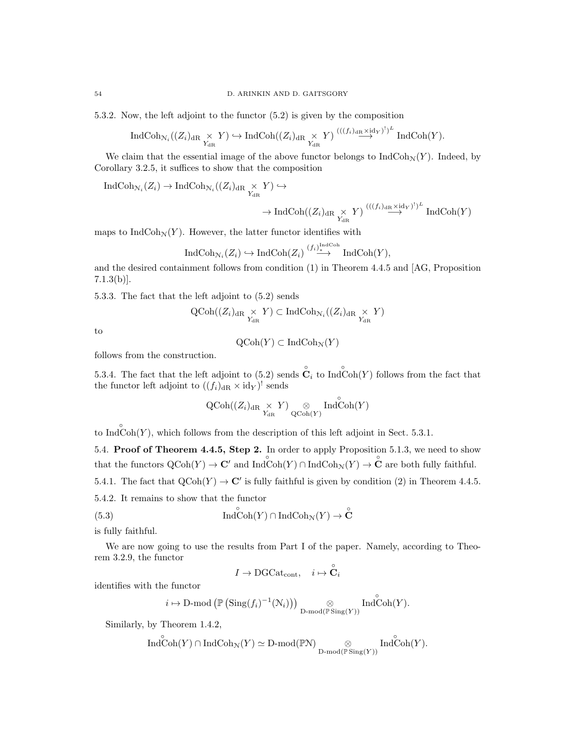5.3.2. Now, the left adjoint to the functor (5.2) is given by the composition

$$\operatorname{IndCoh}_{\mathcal{N}_i}((Z_i)_{\mathrm{dR}} \underset{Y_{\mathrm{dR}}}{\times} Y) \hookrightarrow \operatorname{IndCoh}((Z_i)_{\mathrm{dR}} \underset{Y_{\mathrm{dR}}}{\times} Y) \overset{(((f_i)_{\mathrm{dR}} \times \mathrm{id}_Y)^!)^L}{\longrightarrow} \operatorname{IndCoh}(Y).$$

We claim that the essential image of the above functor belongs to $\operatorname{IndCoh}_{\mathcal{N}}(Y)$. Indeed, by Corollary 3.2.5, it suffices to show that the composition

$$\operatorname{IndCoh}_{\mathcal{N}_i}(Z_i) \to \operatorname{IndCoh}_{\mathcal{N}_i}((Z_i)_{\mathrm{dR}} \underset{Y_{\mathrm{dR}}}{\times} Y) \hookrightarrow$$
$$\to \operatorname{IndCoh}((Z_i)_{\mathrm{dR}} \underset{Y_{\mathrm{dR}}}{\times} Y) \overset{(((f_i)_{\mathrm{dR}} \times \mathrm{id}_Y)^!)^L}{\longrightarrow} \operatorname{IndCoh}(Y)$$

maps to $\operatorname{IndCoh}_{\mathcal{N}}(Y)$. However, the latter functor identifies with

$$\operatorname{IndCoh}_{\mathcal{N}_i}(Z_i) \hookrightarrow \operatorname{IndCoh}(Z_i) \overset{(f_i)_*^{\mathrm{IndCoh}}}{\longrightarrow} \operatorname{IndCoh}(Y),$$

and the desired containment follows from condition (1) in Theorem 4.4.5 and [AG, Proposition 7.1.3(b)].

5.3.3. The fact that the left adjoint to (5.2) sends

$$\operatorname{QCoh}((Z_i)_{\mathrm{dR}} \underset{Y_{\mathrm{dR}}}{\times} Y) \subset \operatorname{IndCoh}_{\mathcal{N}_i}((Z_i)_{\mathrm{dR}} \underset{Y_{\mathrm{dR}}}{\times} Y)$$

to

$$\operatorname{QCoh}(Y) \subset \operatorname{IndCoh}_{\mathcal{N}}(Y)$$

follows from the construction.

5.3.4. The fact that the left adjoint to (5.2) sends $\overset{\circ}{\mathbf{C}}_i$ to $\operatorname{Ind}\overset{\circ}{\operatorname{Coh}}(Y)$ follows from the fact that the functor left adjoint to $((f_i)_{\mathrm{dR}} \times \mathrm{id}_Y)^!$ sends

$$\operatorname{QCoh}((Z_i)_{\mathrm{dR}} \underset{Y_{\mathrm{dR}}}{\times} Y) \underset{\operatorname{QCoh}(Y)}{\otimes} \operatorname{Ind}\overset{\circ}{\operatorname{Coh}}(Y)$$

to $\operatorname{Ind}\overset{\circ}{\operatorname{Coh}}(Y)$, which follows from the description of this left adjoint in Sect. 5.3.1.

**5.4. Proof of Theorem 4.4.5, Step 2.** In order to apply Proposition 5.1.3, we need to show that the functors $\operatorname{QCoh}(Y) \to \mathbf{C}'$ and $\operatorname{Ind}\overset{\circ}{\operatorname{Coh}}(Y) \cap \operatorname{IndCoh}_{\mathcal{N}}(Y) \to \overset{\circ}{\mathbf{C}}$ are both fully faithful.

5.4.1. The fact that $\operatorname{QCoh}(Y) \to \mathbf{C}'$ is fully faithful is given by condition (2) in Theorem 4.4.5.

5.4.2. It remains to show that the functor

$$\operatorname{Ind}\overset{\circ}{\operatorname{Coh}}(Y) \cap \operatorname{IndCoh}_{\mathcal{N}}(Y) \to \overset{\circ}{\mathbf{C}} \tag{5.3}$$

is fully faithful.

We are now going to use the results from Part I of the paper. Namely, according to Theorem 3.2.9, the functor

$$I \to \mathrm{DGCat}_{\mathrm{cont}}, \quad i \mapsto \overset{\circ}{\mathbf{C}}_i$$

identifies with the functor

$$i \mapsto \operatorname{D-mod}\left(\mathbb{P}\left(\operatorname{Sing}(f_i)^{-1}(\mathcal{N}_i)\right)\right) \underset{\operatorname{D-mod}(\mathbb{P}\operatorname{Sing}(Y))}{\otimes} \operatorname{Ind}\overset{\circ}{\operatorname{Coh}}(Y).$$

Similarly, by Theorem 1.4.2,

$$\operatorname{Ind}\overset{\circ}{\operatorname{Coh}}(Y) \cap \operatorname{IndCoh}_{\mathcal{N}}(Y) \simeq \operatorname{D-mod}(\mathbb{P}\mathcal{N}) \underset{\operatorname{D-mod}(\mathbb{P}\operatorname{Sing}(Y))}{\otimes} \operatorname{Ind}\overset{\circ}{\operatorname{Coh}}(Y).$$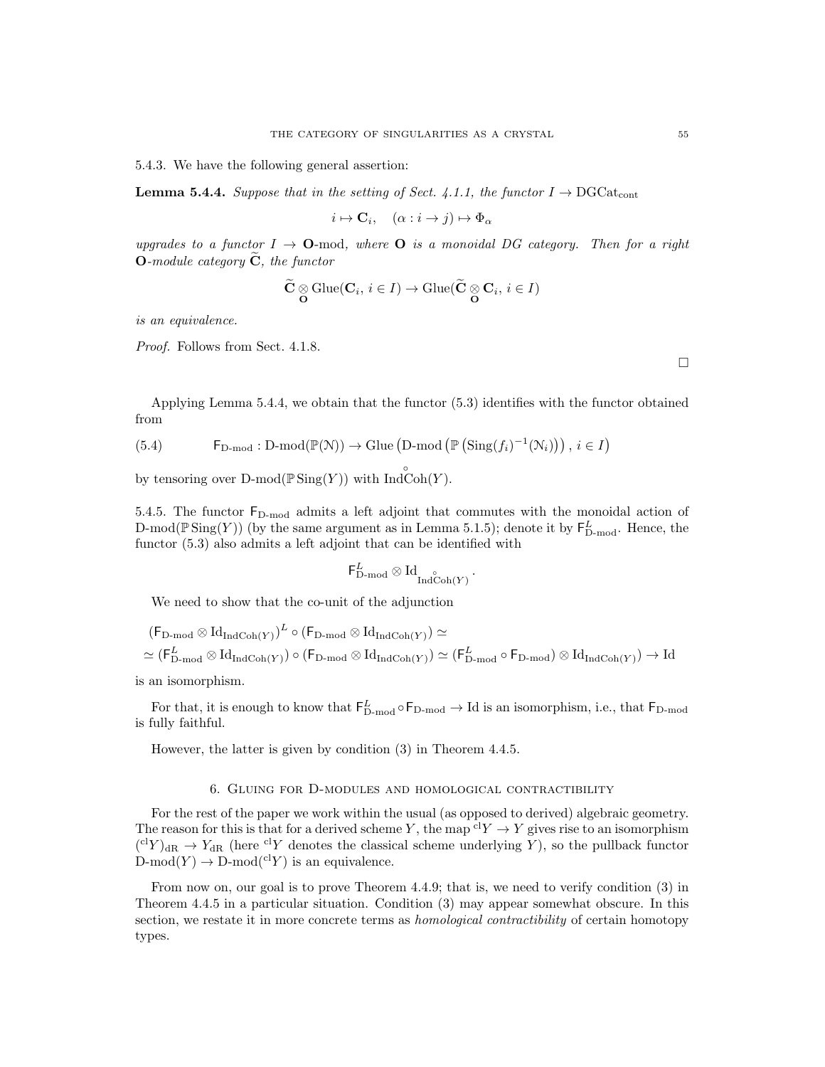5.4.3. We have the following general assertion:

**Lemma 5.4.4.** *Suppose that in the setting of Sect. 4.1.1, the functor $I \to \mathrm{DGCat}_{\mathrm{cont}}$*

$$i \mapsto \mathbf{C}_i, \quad (\alpha : i \to j) \mapsto \Phi_\alpha$$

*upgrades to a functor $I \to \mathbf{O}$-mod, where $\mathbf{O}$ is a monoidal DG category. Then for a right $\mathbf{O}$-module category $\widetilde{\mathbf{C}}$, the functor*

$$\widetilde{\mathbf{C}} \underset{\mathbf{O}}{\otimes} \mathrm{Glue}(\mathbf{C}_i,\, i \in I) \to \mathrm{Glue}(\widetilde{\mathbf{C}} \underset{\mathbf{O}}{\otimes} \mathbf{C}_i,\, i \in I)$$

*is an equivalence.*

*Proof.* Follows from Sect. 4.1.8. □

Applying Lemma 5.4.4, we obtain that the functor (5.3) identifies with the functor obtained from

$$\mathsf{F}_{\text{D-mod}} : \text{D-mod}(\mathbb{P}(\mathcal{N})) \to \mathrm{Glue}\left(\text{D-mod}\left(\mathbb{P}\left(\mathrm{Sing}(f_i)^{-1}(\mathcal{N}_i)\right)\right),\, i \in I\right) \tag{5.4}$$

by tensoring over $\text{D-mod}(\mathbb{P}\,\mathrm{Sing}(Y))$ with $\mathrm{Ind}\overset{\circ}{\mathrm{Coh}}(Y)$.

5.4.5. The functor $\mathsf{F}_{\text{D-mod}}$ admits a left adjoint that commutes with the monoidal action of $\text{D-mod}(\mathbb{P}\,\mathrm{Sing}(Y))$ (by the same argument as in Lemma 5.1.5); denote it by $\mathsf{F}^L_{\text{D-mod}}$. Hence, the functor (5.3) also admits a left adjoint that can be identified with

$$\mathsf{F}^L_{\text{D-mod}} \otimes \mathrm{Id}_{\mathrm{Ind}\overset{\circ}{\mathrm{Coh}}(Y)}.$$

We need to show that the co-unit of the adjunction

$$(\mathsf{F}_{\text{D-mod}} \otimes \mathrm{Id}_{\mathrm{IndCoh}(Y)})^L \circ (\mathsf{F}_{\text{D-mod}} \otimes \mathrm{Id}_{\mathrm{IndCoh}(Y)}) \simeq$$
$$\simeq (\mathsf{F}^L_{\text{D-mod}} \otimes \mathrm{Id}_{\mathrm{IndCoh}(Y)}) \circ (\mathsf{F}_{\text{D-mod}} \otimes \mathrm{Id}_{\mathrm{IndCoh}(Y)}) \simeq (\mathsf{F}^L_{\text{D-mod}} \circ \mathsf{F}_{\text{D-mod}}) \otimes \mathrm{Id}_{\mathrm{IndCoh}(Y)}) \to \mathrm{Id}$$

is an isomorphism.

For that, it is enough to know that $\mathsf{F}^L_{\text{D-mod}} \circ \mathsf{F}_{\text{D-mod}} \to \mathrm{Id}$ is an isomorphism, i.e., that $\mathsf{F}_{\text{D-mod}}$ is fully faithful.

However, the latter is given by condition (3) in Theorem 4.4.5.

## 6. Gluing for D-modules and homological contractibility

For the rest of the paper we work within the usual (as opposed to derived) algebraic geometry. The reason for this is that for a derived scheme $Y$, the map ${}^{\mathrm{cl}}Y \to Y$ gives rise to an isomorphism $({}^{\mathrm{cl}}Y)_{\mathrm{dR}} \to Y_{\mathrm{dR}}$ (here ${}^{\mathrm{cl}}Y$ denotes the classical scheme underlying $Y$), so the pullback functor $\text{D-mod}(Y) \to \text{D-mod}({}^{\mathrm{cl}}Y)$ is an equivalence.

From now on, our goal is to prove Theorem 4.4.9; that is, we need to verify condition (3) in Theorem 4.4.5 in a particular situation. Condition (3) may appear somewhat obscure. In this section, we restate it in more concrete terms as *homological contractibility* of certain homotopy types.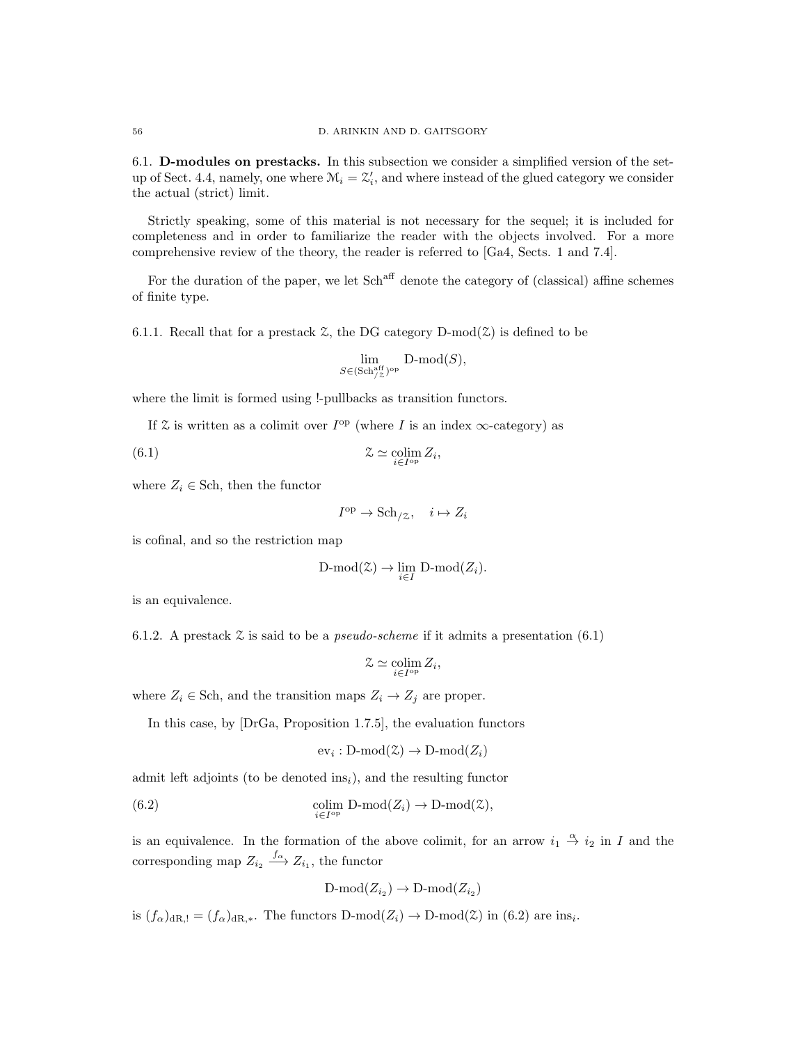## 6.1. **D-modules on prestacks.**

In this subsection we consider a simplified version of the set-up of Sect. 4.4, namely, one where $\mathcal{M}_i = \mathcal{Z}'_i$, and where instead of the glued category we consider the actual (strict) limit.

Strictly speaking, some of this material is not necessary for the sequel; it is included for completeness and in order to familiarize the reader with the objects involved. For a more comprehensive review of the theory, the reader is referred to [Ga4, Sects. 1 and 7.4].

For the duration of the paper, we let $\mathrm{Sch}^{\mathrm{aff}}$ denote the category of (classical) affine schemes of finite type.

6.1.1. Recall that for a prestack $\mathcal{Z}$, the DG category $\mathrm{D\text{-}mod}(\mathcal{Z})$ is defined to be

$$\lim_{S \in (\mathrm{Sch}^{\mathrm{aff}}_{/\mathcal{Z}})^{\mathrm{op}}} \mathrm{D\text{-}mod}(S),$$

where the limit is formed using !-pullbacks as transition functors.

If $\mathcal{Z}$ is written as a colimit over $I^{\mathrm{op}}$ (where $I$ is an index $\infty$-category) as

$$\mathcal{Z} \simeq \underset{i \in I^{\mathrm{op}}}{\mathrm{colim}}\, Z_i, \tag{6.1}$$

where $Z_i \in \mathrm{Sch}$, then the functor

$$I^{\mathrm{op}} \to \mathrm{Sch}_{/\mathcal{Z}}, \quad i \mapsto Z_i$$

is cofinal, and so the restriction map

$$\mathrm{D\text{-}mod}(\mathcal{Z}) \to \lim_{i \in I} \mathrm{D\text{-}mod}(Z_i).$$

is an equivalence.

6.1.2. A prestack $\mathcal{Z}$ is said to be a *pseudo-scheme* if it admits a presentation (6.1)

$$\mathcal{Z} \simeq \underset{i \in I^{\mathrm{op}}}{\mathrm{colim}}\, Z_i,$$

where $Z_i \in \mathrm{Sch}$, and the transition maps $Z_i \to Z_j$ are proper.

In this case, by [DrGa, Proposition 1.7.5], the evaluation functors

$$\mathrm{ev}_i : \mathrm{D\text{-}mod}(\mathcal{Z}) \to \mathrm{D\text{-}mod}(Z_i)$$

admit left adjoints (to be denoted $\mathrm{ins}_i$), and the resulting functor

$$\underset{i \in I^{\mathrm{op}}}{\mathrm{colim}}\, \mathrm{D\text{-}mod}(Z_i) \to \mathrm{D\text{-}mod}(\mathcal{Z}), \tag{6.2}$$

is an equivalence. In the formation of the above colimit, for an arrow $i_1 \overset{\alpha}{\to} i_2$ in $I$ and the corresponding map $Z_{i_2} \overset{f_\alpha}{\longrightarrow} Z_{i_1}$, the functor

$$\mathrm{D\text{-}mod}(Z_{i_2}) \to \mathrm{D\text{-}mod}(Z_{i_2})$$

is $(f_\alpha)_{\mathrm{dR},!} = (f_\alpha)_{\mathrm{dR},*}$. The functors $\mathrm{D\text{-}mod}(Z_i) \to \mathrm{D\text{-}mod}(\mathcal{Z})$ in (6.2) are $\mathrm{ins}_i$.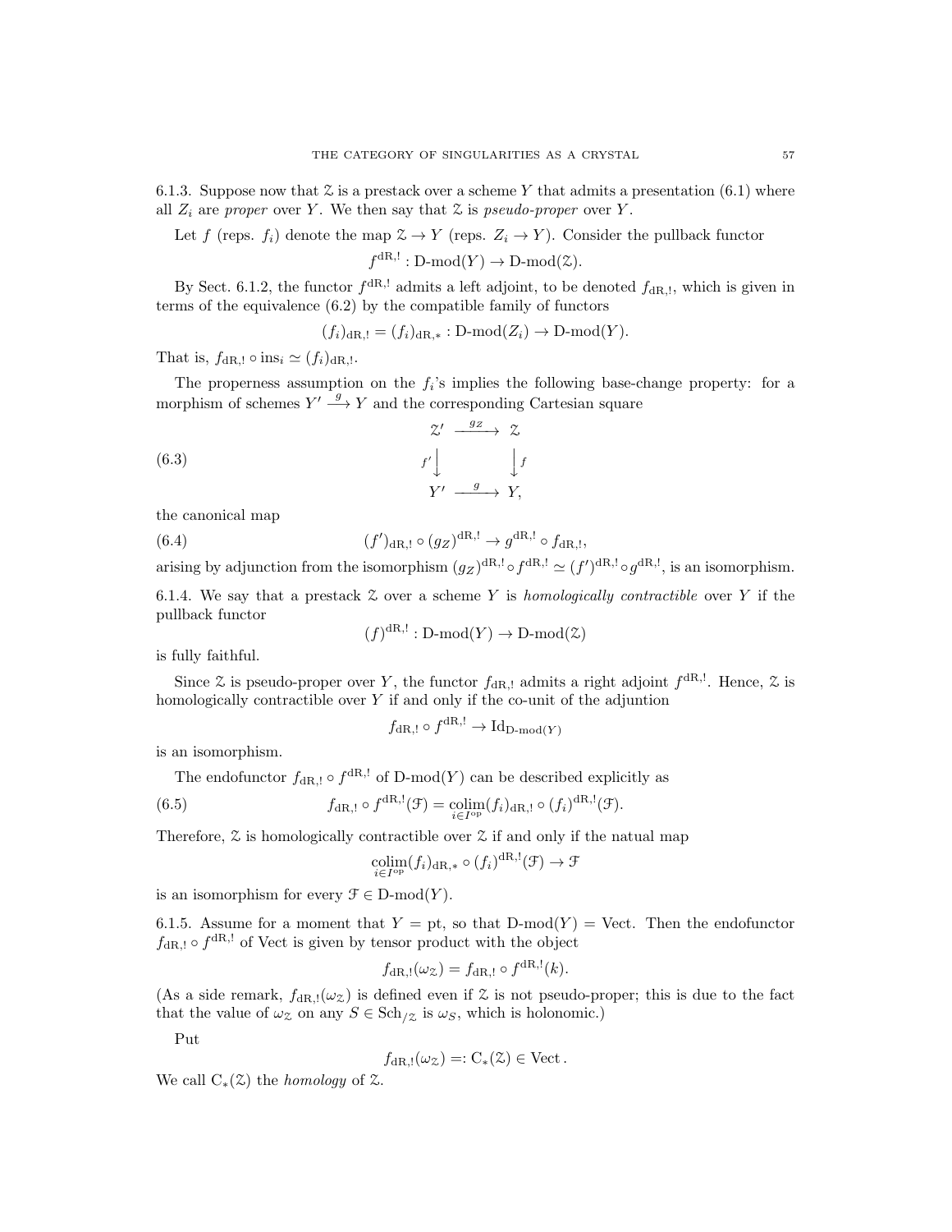6.1.3. Suppose now that $\mathcal{Z}$ is a prestack over a scheme $Y$ that admits a presentation (6.1) where all $Z_i$ are *proper* over $Y$. We then say that $\mathcal{Z}$ is *pseudo-proper* over $Y$.

Let $f$ (reps. $f_i$) denote the map $\mathcal{Z} \to Y$ (reps. $Z_i \to Y$). Consider the pullback functor

$$f^{\mathrm{dR},!} : \text{D-mod}(Y) \to \text{D-mod}(\mathcal{Z}).$$

By Sect. 6.1.2, the functor $f^{\mathrm{dR},!}$ admits a left adjoint, to be denoted $f_{\mathrm{dR},!}$, which is given in terms of the equivalence (6.2) by the compatible family of functors

$$(f_i)_{\mathrm{dR},!} = (f_i)_{\mathrm{dR},*} : \text{D-mod}(Z_i) \to \text{D-mod}(Y).$$

That is, $f_{\mathrm{dR},!} \circ \mathrm{ins}_i \simeq (f_i)_{\mathrm{dR},!}$.

The properness assumption on the $f_i$'s implies the following base-change property: for a morphism of schemes $Y' \xrightarrow{g} Y$ and the corresponding Cartesian square

$$\begin{array}{ccc} \mathcal{Z}' & \xrightarrow{g_Z} & \mathcal{Z} \\ {\scriptstyle f'}\downarrow & & \downarrow{\scriptstyle f} \\ Y' & \xrightarrow{g} & Y, \end{array} \tag{6.3}$$

the canonical map

$$(f')_{\mathrm{dR},!} \circ (g_Z)^{\mathrm{dR},!} \to g^{\mathrm{dR},!} \circ f_{\mathrm{dR},!}, \tag{6.4}$$

arising by adjunction from the isomorphism $(g_Z)^{\mathrm{dR},!} \circ f^{\mathrm{dR},!} \simeq (f')^{\mathrm{dR},!} \circ g^{\mathrm{dR},!}$, is an isomorphism.

6.1.4. We say that a prestack $\mathcal{Z}$ over a scheme $Y$ is *homologically contractible* over $Y$ if the pullback functor

$$(f)^{\mathrm{dR},!} : \text{D-mod}(Y) \to \text{D-mod}(\mathcal{Z})$$

is fully faithful.

Since $\mathcal{Z}$ is pseudo-proper over $Y$, the functor $f_{\mathrm{dR},!}$ admits a right adjoint $f^{\mathrm{dR},!}$. Hence, $\mathcal{Z}$ is homologically contractible over $Y$ if and only if the co-unit of the adjuntion

$$f_{\mathrm{dR},!} \circ f^{\mathrm{dR},!} \to \mathrm{Id}_{\text{D-mod}(Y)}$$

is an isomorphism.

The endofunctor $f_{\mathrm{dR},!} \circ f^{\mathrm{dR},!}$ of $\text{D-mod}(Y)$ can be described explicitly as

$$f_{\mathrm{dR},!} \circ f^{\mathrm{dR},!}(\mathcal{F}) = \underset{i \in I^{\mathrm{op}}}{\mathrm{colim}} (f_i)_{\mathrm{dR},!} \circ (f_i)^{\mathrm{dR},!}(\mathcal{F}). \tag{6.5}$$

Therefore, $\mathcal{Z}$ is homologically contractible over $\mathcal{Z}$ if and only if the natual map

$$\underset{i \in I^{\mathrm{op}}}{\mathrm{colim}} (f_i)_{\mathrm{dR},*} \circ (f_i)^{\mathrm{dR},!}(\mathcal{F}) \to \mathcal{F}$$

is an isomorphism for every $\mathcal{F} \in \text{D-mod}(Y)$.

6.1.5. Assume for a moment that $Y = \mathrm{pt}$, so that $\text{D-mod}(Y) = \mathrm{Vect}$. Then the endofunctor $f_{\mathrm{dR},!} \circ f^{\mathrm{dR},!}$ of Vect is given by tensor product with the object

$$f_{\mathrm{dR},!}(\omega_{\mathcal{Z}}) = f_{\mathrm{dR},!} \circ f^{\mathrm{dR},!}(k).$$

(As a side remark, $f_{\mathrm{dR},!}(\omega_{\mathcal{Z}})$ is defined even if $\mathcal{Z}$ is not pseudo-proper; this is due to the fact that the value of $\omega_{\mathcal{Z}}$ on any $S \in \mathrm{Sch}_{/\mathcal{Z}}$ is $\omega_S$, which is holonomic.)

Put

$$f_{\mathrm{dR},!}(\omega_{\mathcal{Z}}) =: \mathrm{C}_*(\mathcal{Z}) \in \mathrm{Vect}.$$

We call $\mathrm{C}_*(\mathcal{Z})$ the *homology* of $\mathcal{Z}$.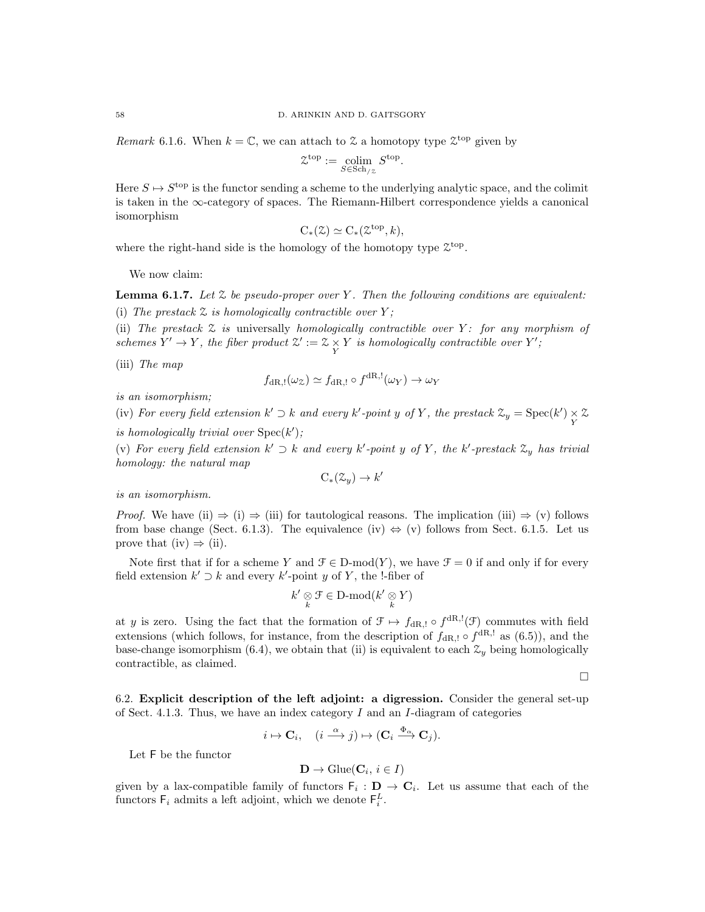*Remark* 6.1.6. When $k = \mathbb{C}$, we can attach to $\mathcal{Z}$ a homotopy type $\mathcal{Z}^{\mathrm{top}}$ given by

$$\mathcal{Z}^{\mathrm{top}} := \underset{S \in \mathrm{Sch}_{/\mathcal{Z}}}{\mathrm{colim}}\, S^{\mathrm{top}}.$$

Here $S \mapsto S^{\mathrm{top}}$ is the functor sending a scheme to the underlying analytic space, and the colimit is taken in the $\infty$-category of spaces. The Riemann-Hilbert correspondence yields a canonical isomorphism

$$\mathrm{C}_*(\mathcal{Z}) \simeq \mathrm{C}_*(\mathcal{Z}^{\mathrm{top}}, k),$$

where the right-hand side is the homology of the homotopy type $\mathcal{Z}^{\mathrm{top}}$.

We now claim:

**Lemma 6.1.7.** *Let $\mathcal{Z}$ be pseudo-proper over $Y$. Then the following conditions are equivalent:*

(i) *The prestack $\mathcal{Z}$ is homologically contractible over $Y$;*

(ii) *The prestack $\mathcal{Z}$ is* universally *homologically contractible over $Y$: for any morphism of schemes $Y' \to Y$, the fiber product $\mathcal{Z}' := \mathcal{Z} \underset{Y}{\times} Y$ is homologically contractible over $Y'$;*

(iii) *The map*

$$f_{\mathrm{dR},!}(\omega_{\mathcal{Z}}) \simeq f_{\mathrm{dR},!} \circ f^{\mathrm{dR},!}(\omega_Y) \to \omega_Y$$

*is an isomorphism;*

(iv) *For every field extension $k' \supset k$ and every $k'$-point $y$ of $Y$, the prestack $\mathcal{Z}_y = \mathrm{Spec}(k') \underset{Y}{\times} \mathcal{Z}$ is homologically trivial over $\mathrm{Spec}(k')$;*

(v) *For every field extension $k' \supset k$ and every $k'$-point $y$ of $Y$, the $k'$-prestack $\mathcal{Z}_y$ has trivial homology: the natural map*

$$\mathrm{C}_*(\mathcal{Z}_y) \to k'$$

*is an isomorphism.*

*Proof.* We have (ii) $\Rightarrow$ (i) $\Rightarrow$ (iii) for tautological reasons. The implication (iii) $\Rightarrow$ (v) follows from base change (Sect. 6.1.3). The equivalence (iv) $\Leftrightarrow$ (v) follows from Sect. 6.1.5. Let us prove that (iv) $\Rightarrow$ (ii).

Note first that if for a scheme $Y$ and $\mathcal{F} \in \mathrm{D}\text{-mod}(Y)$, we have $\mathcal{F} = 0$ if and only if for every field extension $k' \supset k$ and every $k'$-point $y$ of $Y$, the !-fiber of

$$k' \underset{k}{\otimes} \mathcal{F} \in \mathrm{D}\text{-mod}(k' \underset{k}{\otimes} Y)$$

at $y$ is zero. Using the fact that the formation of $\mathcal{F} \mapsto f_{\mathrm{dR},!} \circ f^{\mathrm{dR},!}(\mathcal{F})$ commutes with field extensions (which follows, for instance, from the description of $f_{\mathrm{dR},!} \circ f^{\mathrm{dR},!}$ as (6.5)), and the base-change isomorphism (6.4), we obtain that (ii) is equivalent to each $\mathcal{Z}_y$ being homologically contractible, as claimed.

$\square$

## 6.2. Explicit description of the left adjoint: a digression.

Consider the general set-up of Sect. 4.1.3. Thus, we have an index category $I$ and an $I$-diagram of categories

$$i \mapsto \mathbf{C}_i, \quad (i \xrightarrow{\alpha} j) \mapsto (\mathbf{C}_i \xrightarrow{\Phi_\alpha} \mathbf{C}_j).$$

Let $\mathsf{F}$ be the functor

$$\mathbf{D} \to \mathrm{Glue}(\mathbf{C}_i,\, i \in I)$$

given by a lax-compatible family of functors $\mathsf{F}_i : \mathbf{D} \to \mathbf{C}_i$. Let us assume that each of the functors $\mathsf{F}_i$ admits a left adjoint, which we denote $\mathsf{F}_i^L$.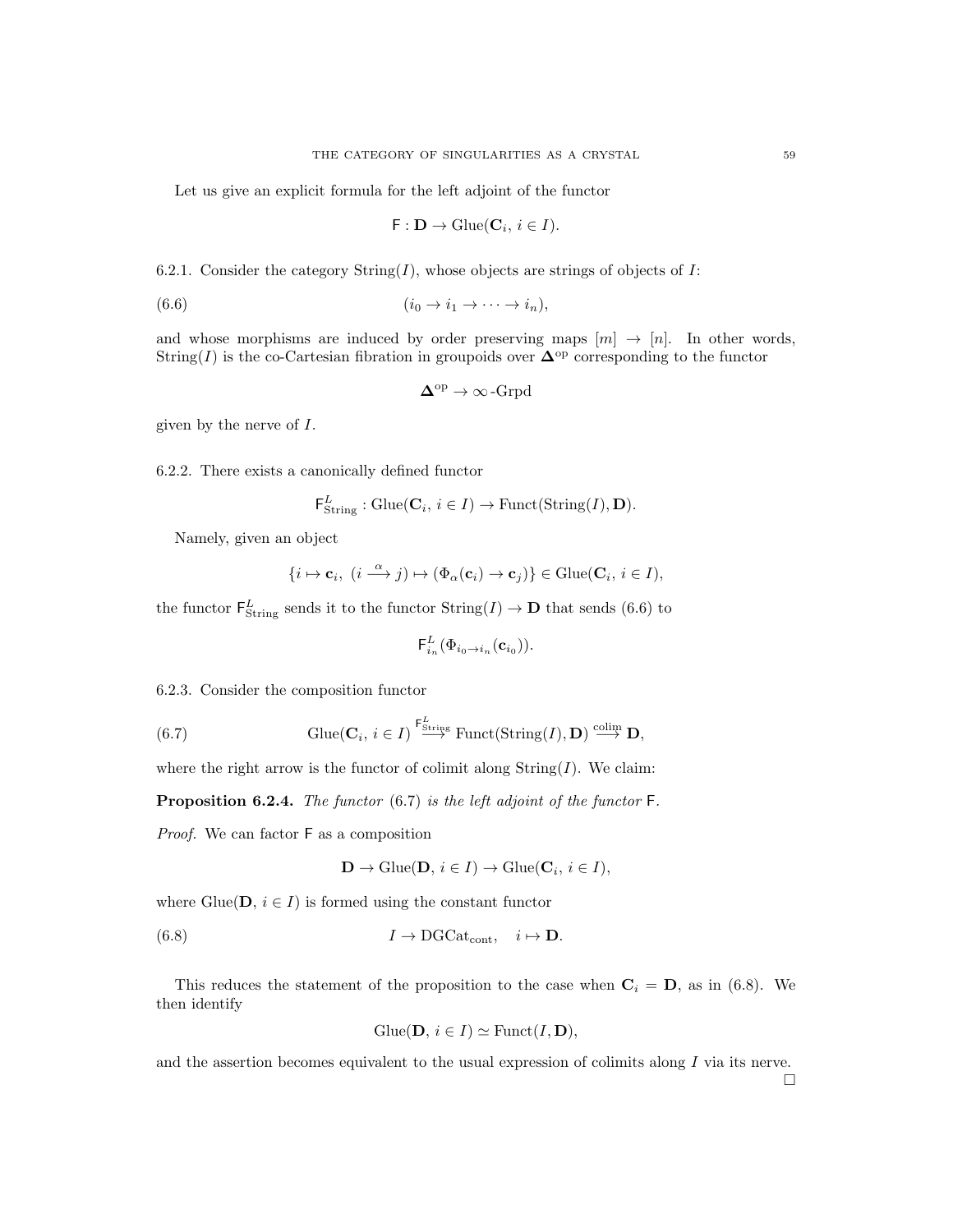Let us give an explicit formula for the left adjoint of the functor

$$\mathsf{F} : \mathbf{D} \to \mathrm{Glue}(\mathbf{C}_i,\, i \in I).$$

6.2.1. Consider the category $\mathrm{String}(I)$, whose objects are strings of objects of $I$:

$$(i_0 \to i_1 \to \cdots \to i_n), \tag{6.6}$$

and whose morphisms are induced by order preserving maps $[m] \to [n]$. In other words, $\mathrm{String}(I)$ is the co-Cartesian fibration in groupoids over $\mathbf{\Delta}^{\mathrm{op}}$ corresponding to the functor

$$\mathbf{\Delta}^{\mathrm{op}} \to \infty\text{-Grpd}$$

given by the nerve of $I$.

6.2.2. There exists a canonically defined functor

$$\mathsf{F}^L_{\mathrm{String}} : \mathrm{Glue}(\mathbf{C}_i,\, i \in I) \to \mathrm{Funct}(\mathrm{String}(I), \mathbf{D}).$$

Namely, given an object

$$\{i \mapsto \mathbf{c}_i,\ (i \xrightarrow{\alpha} j) \mapsto (\Phi_\alpha(\mathbf{c}_i) \to \mathbf{c}_j)\} \in \mathrm{Glue}(\mathbf{C}_i,\, i \in I),$$

the functor $\mathsf{F}^L_{\mathrm{String}}$ sends it to the functor $\mathrm{String}(I) \to \mathbf{D}$ that sends (6.6) to

$$\mathsf{F}^L_{i_n}(\Phi_{i_0 \to i_n}(\mathbf{c}_{i_0})).$$

6.2.3. Consider the composition functor

$$\mathrm{Glue}(\mathbf{C}_i,\, i \in I) \xrightarrow{\mathsf{F}^L_{\mathrm{String}}} \mathrm{Funct}(\mathrm{String}(I), \mathbf{D}) \xrightarrow{\mathrm{colim}} \mathbf{D}, \tag{6.7}$$

where the right arrow is the functor of colimit along $\mathrm{String}(I)$. We claim:

**Proposition 6.2.4.** *The functor* (6.7) *is the left adjoint of the functor* $\mathsf{F}$.

*Proof.* We can factor $\mathsf{F}$ as a composition

$$\mathbf{D} \to \mathrm{Glue}(\mathbf{D},\, i \in I) \to \mathrm{Glue}(\mathbf{C}_i,\, i \in I),$$

where $\mathrm{Glue}(\mathbf{D},\, i \in I)$ is formed using the constant functor

$$I \to \mathrm{DGCat}_{\mathrm{cont}}, \quad i \mapsto \mathbf{D}. \tag{6.8}$$

This reduces the statement of the proposition to the case when $\mathbf{C}_i = \mathbf{D}$, as in (6.8). We then identify

$$\mathrm{Glue}(\mathbf{D},\, i \in I) \simeq \mathrm{Funct}(I, \mathbf{D}),$$

and the assertion becomes equivalent to the usual expression of colimits along $I$ via its nerve. □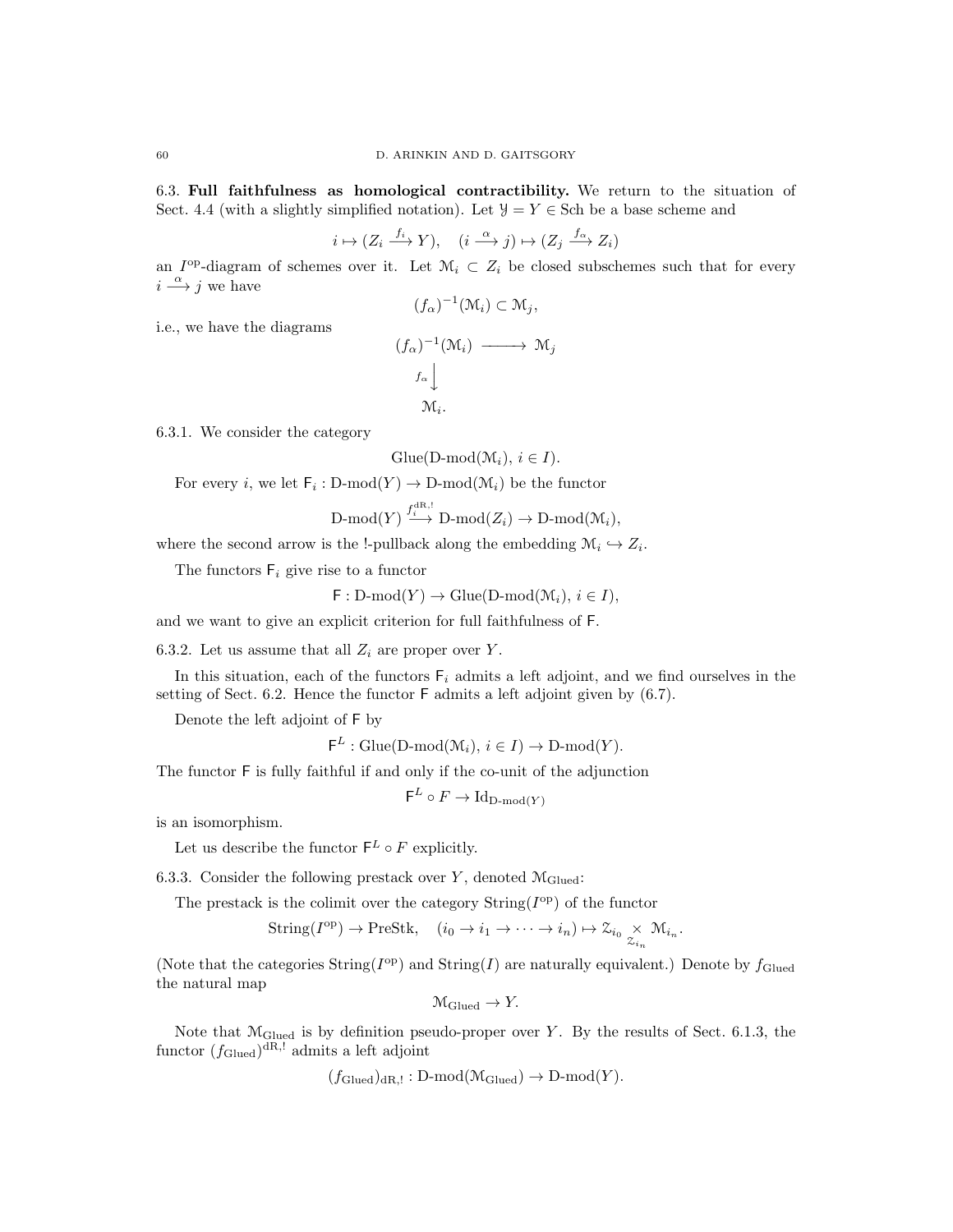**6.3. Full faithfulness as homological contractibility.** We return to the situation of Sect. 4.4 (with a slightly simplified notation). Let $\mathcal{Y} = Y \in \mathrm{Sch}$ be a base scheme and

$$i \mapsto (Z_i \xrightarrow{f_i} Y), \quad (i \xrightarrow{\alpha} j) \mapsto (Z_j \xrightarrow{f_\alpha} Z_i)$$

an $I^{\mathrm{op}}$-diagram of schemes over it. Let $\mathcal{M}_i \subset Z_i$ be closed subschemes such that for every $i \xrightarrow{\alpha} j$ we have

$$(f_\alpha)^{-1}(\mathcal{M}_i) \subset \mathcal{M}_j,$$

i.e., we have the diagrams

$$\begin{array}{ccc} (f_\alpha)^{-1}(\mathcal{M}_i) & \longrightarrow & \mathcal{M}_j \\ {\scriptstyle f_\alpha}\big\downarrow & & \\ \mathcal{M}_i. & & \end{array}$$

6.3.1. We consider the category

$$\mathrm{Glue}(\text{D-mod}(\mathcal{M}_i),\, i \in I).$$

For every $i$, we let $\mathsf{F}_i : \text{D-mod}(Y) \to \text{D-mod}(\mathcal{M}_i)$ be the functor

$$\text{D-mod}(Y) \xrightarrow{f_i^{\mathrm{dR},!}} \text{D-mod}(Z_i) \to \text{D-mod}(\mathcal{M}_i),$$

where the second arrow is the !-pullback along the embedding $\mathcal{M}_i \hookrightarrow Z_i$.

The functors $\mathsf{F}_i$ give rise to a functor

$$\mathsf{F} : \text{D-mod}(Y) \to \mathrm{Glue}(\text{D-mod}(\mathcal{M}_i),\, i \in I),$$

and we want to give an explicit criterion for full faithfulness of $\mathsf{F}$.

6.3.2. Let us assume that all $Z_i$ are proper over $Y$.

In this situation, each of the functors $\mathsf{F}_i$ admits a left adjoint, and we find ourselves in the setting of Sect. 6.2. Hence the functor $\mathsf{F}$ admits a left adjoint given by (6.7).

Denote the left adjoint of $\mathsf{F}$ by

$$\mathsf{F}^L : \mathrm{Glue}(\text{D-mod}(\mathcal{M}_i),\, i \in I) \to \text{D-mod}(Y).$$

The functor $\mathsf{F}$ is fully faithful if and only if the co-unit of the adjunction

$$\mathsf{F}^L \circ F \to \mathrm{Id}_{\text{D-mod}(Y)}$$

is an isomorphism.

Let us describe the functor $\mathsf{F}^L \circ F$ explicitly.

6.3.3. Consider the following prestack over $Y$, denoted $\mathcal{M}_{\mathrm{Glued}}$:

The prestack is the colimit over the category $\mathrm{String}(I^{\mathrm{op}})$ of the functor

$$\mathrm{String}(I^{\mathrm{op}}) \to \mathrm{PreStk}, \quad (i_0 \to i_1 \to \cdots \to i_n) \mapsto \mathcal{Z}_{i_0} \underset{\mathcal{Z}_{i_n}}{\times} \mathcal{M}_{i_n}.$$

(Note that the categories $\mathrm{String}(I^{\mathrm{op}})$ and $\mathrm{String}(I)$ are naturally equivalent.) Denote by $f_{\mathrm{Glued}}$ the natural map

$$\mathcal{M}_{\mathrm{Glued}} \to Y.$$

Note that $\mathcal{M}_{\mathrm{Glued}}$ is by definition pseudo-proper over $Y$. By the results of Sect. 6.1.3, the functor $(f_{\mathrm{Glued}})^{\mathrm{dR},!}$ admits a left adjoint

$$(f_{\mathrm{Glued}})_{\mathrm{dR},!} : \text{D-mod}(\mathcal{M}_{\mathrm{Glued}}) \to \text{D-mod}(Y).$$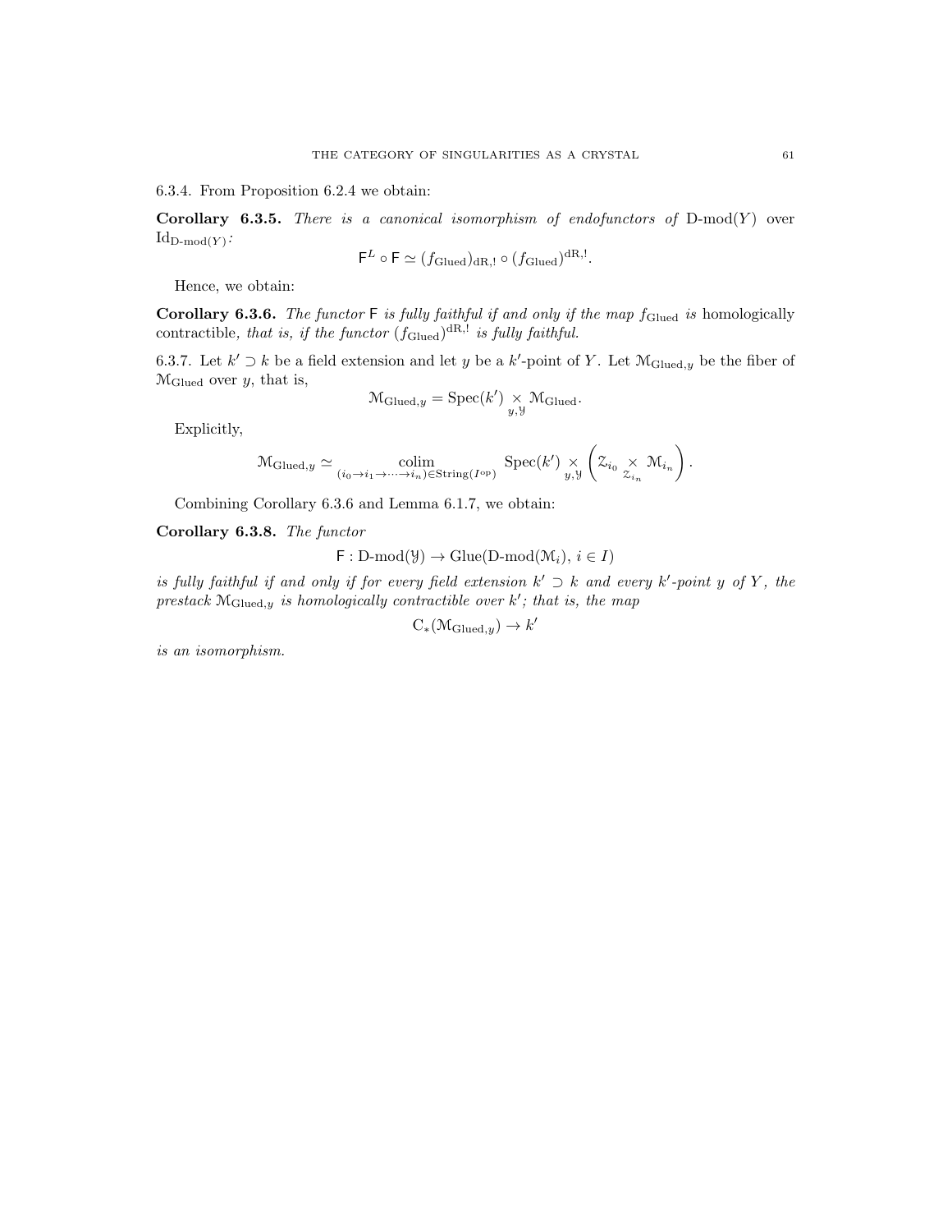6.3.4. From Proposition 6.2.4 we obtain:

**Corollary 6.3.5.** *There is a canonical isomorphism of endofunctors of* $\text{D-mod}(Y)$ *over* $\text{Id}_{\text{D-mod}(Y)}$*:*

$$\mathsf{F}^L \circ \mathsf{F} \simeq (f_{\text{Glued}})_{\text{dR},!} \circ (f_{\text{Glued}})^{\text{dR},!}.$$

Hence, we obtain:

**Corollary 6.3.6.** *The functor* $\mathsf{F}$ *is fully faithful if and only if the map* $f_{\text{Glued}}$ *is* homologically contractible*, that is, if the functor* $(f_{\text{Glued}})^{\text{dR},!}$ *is fully faithful.*

6.3.7. Let $k' \supset k$ be a field extension and let $y$ be a $k'$-point of $Y$. Let $\mathcal{M}_{\text{Glued},y}$ be the fiber of $\mathcal{M}_{\text{Glued}}$ over $y$, that is,

$$\mathcal{M}_{\text{Glued},y} = \text{Spec}(k') \underset{y,\mathcal{Y}}{\times} \mathcal{M}_{\text{Glued}}.$$

Explicitly,

$$\mathcal{M}_{\text{Glued},y} \simeq \underset{(i_0 \to i_1 \to \dots \to i_n) \in \text{String}(I^{\text{op}})}{\text{colim}} \text{Spec}(k') \underset{y,\mathcal{Y}}{\times} \left( \mathcal{Z}_{i_0} \underset{\mathcal{Z}_{i_n}}{\times} \mathcal{M}_{i_n} \right).$$

Combining Corollary 6.3.6 and Lemma 6.1.7, we obtain:

**Corollary 6.3.8.** *The functor*

$$\mathsf{F} : \text{D-mod}(\mathcal{Y}) \to \text{Glue}(\text{D-mod}(\mathcal{M}_i),\, i \in I)$$

*is fully faithful if and only if for every field extension* $k' \supset k$ *and every* $k'$*-point* $y$ *of* $Y$*, the prestack* $\mathcal{M}_{\text{Glued},y}$ *is homologically contractible over* $k'$*; that is, the map*

$$\text{C}_*(\mathcal{M}_{\text{Glued},y}) \to k'$$

*is an isomorphism.*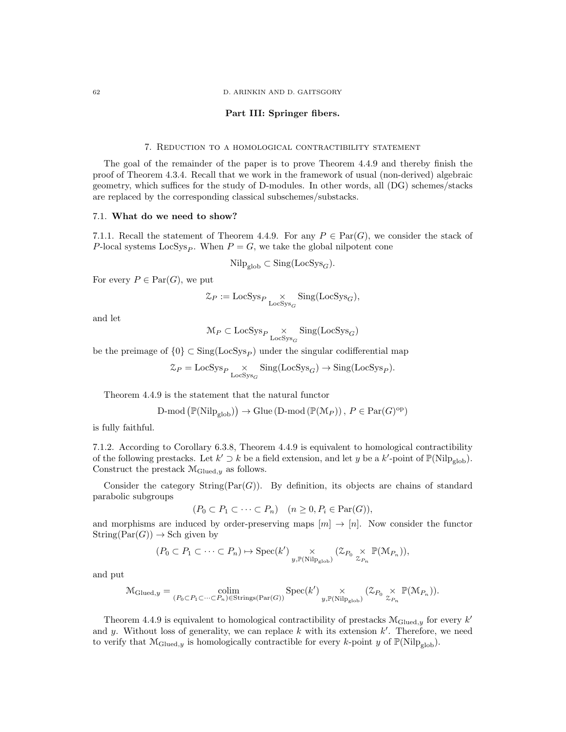## Part III: Springer fibers.

## 7. Reduction to a homological contractibility statement

The goal of the remainder of the paper is to prove Theorem 4.4.9 and thereby finish the proof of Theorem 4.3.4. Recall that we work in the framework of usual (non-derived) algebraic geometry, which suffices for the study of D-modules. In other words, all (DG) schemes/stacks are replaced by the corresponding classical subschemes/substacks.

### 7.1. What do we need to show?

7.1.1. Recall the statement of Theorem 4.4.9. For any $P \in \mathrm{Par}(G)$, we consider the stack of $P$-local systems $\mathrm{LocSys}_P$. When $P = G$, we take the global nilpotent cone

$$\mathrm{Nilp}_{\mathrm{glob}} \subset \mathrm{Sing}(\mathrm{LocSys}_G).$$

For every $P \in \mathrm{Par}(G)$, we put

$$\mathcal{Z}_P := \mathrm{LocSys}_P \underset{\mathrm{LocSys}_G}{\times} \mathrm{Sing}(\mathrm{LocSys}_G),$$

and let

$$\mathcal{M}_P \subset \mathrm{LocSys}_P \underset{\mathrm{LocSys}_G}{\times} \mathrm{Sing}(\mathrm{LocSys}_G)$$

be the preimage of $\{0\} \subset \mathrm{Sing}(\mathrm{LocSys}_P)$ under the singular codifferential map

$$\mathcal{Z}_P = \mathrm{LocSys}_P \underset{\mathrm{LocSys}_G}{\times} \mathrm{Sing}(\mathrm{LocSys}_G) \to \mathrm{Sing}(\mathrm{LocSys}_P).$$

Theorem 4.4.9 is the statement that the natural functor

$$\text{D-mod}\left(\mathbb{P}(\mathrm{Nilp}_{\mathrm{glob}})\right) \to \mathrm{Glue}\left(\text{D-mod}\left(\mathbb{P}(\mathcal{M}_P)\right), \, P \in \mathrm{Par}(G)^{\mathrm{op}}\right)$$

is fully faithful.

7.1.2. According to Corollary 6.3.8, Theorem 4.4.9 is equivalent to homological contractibility of the following prestacks. Let $k' \supset k$ be a field extension, and let $y$ be a $k'$-point of $\mathbb{P}(\mathrm{Nilp}_{\mathrm{glob}})$. Construct the prestack $\mathcal{M}_{\mathrm{Glued},y}$ as follows.

Consider the category $\mathrm{String}(\mathrm{Par}(G))$. By definition, its objects are chains of standard parabolic subgroups

$$(P_0 \subset P_1 \subset \cdots \subset P_n) \quad (n \geq 0, P_i \in \mathrm{Par}(G)),$$

and morphisms are induced by order-preserving maps $[m] \to [n]$. Now consider the functor $\mathrm{String}(\mathrm{Par}(G)) \to \mathrm{Sch}$ given by

$$(P_0 \subset P_1 \subset \cdots \subset P_n) \mapsto \mathrm{Spec}(k') \underset{y, \mathbb{P}(\mathrm{Nilp}_{\mathrm{glob}})}{\times} (\mathcal{Z}_{P_0} \underset{\mathcal{Z}_{P_n}}{\times} \mathbb{P}(\mathcal{M}_{P_n})),$$

and put

$$\mathcal{M}_{\mathrm{Glued},y} = \underset{(P_0 \subset P_1 \subset \cdots \subset P_n) \in \mathrm{Strings}(\mathrm{Par}(G))}{\mathrm{colim}} \mathrm{Spec}(k') \underset{y, \mathbb{P}(\mathrm{Nilp}_{\mathrm{glob}})}{\times} (\mathcal{Z}_{P_0} \underset{\mathcal{Z}_{P_n}}{\times} \mathbb{P}(\mathcal{M}_{P_n})).$$

Theorem 4.4.9 is equivalent to homological contractibility of prestacks $\mathcal{M}_{\mathrm{Glued},y}$ for every $k'$ and $y$. Without loss of generality, we can replace $k$ with its extension $k'$. Therefore, we need to verify that $\mathcal{M}_{\mathrm{Glued},y}$ is homologically contractible for every $k$-point $y$ of $\mathbb{P}(\mathrm{Nilp}_{\mathrm{glob}})$.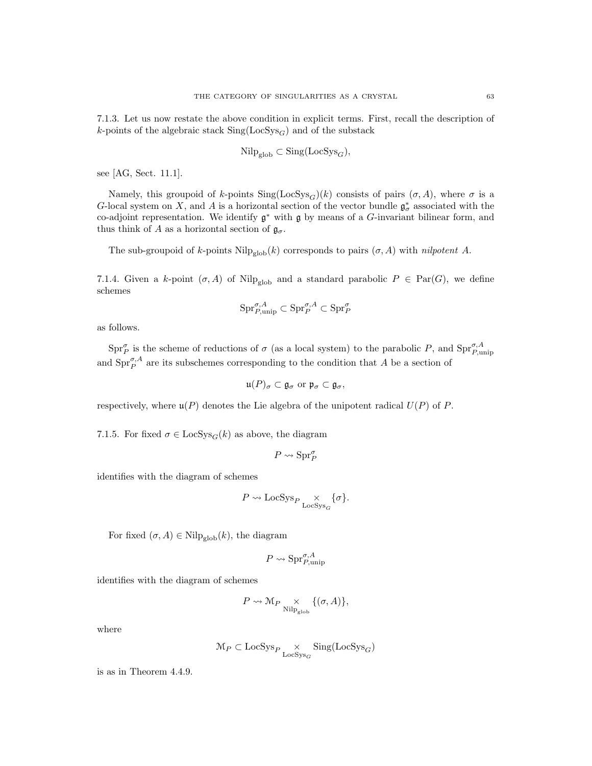7.1.3. Let us now restate the above condition in explicit terms. First, recall the description of $k$-points of the algebraic stack $\mathrm{Sing}(\mathrm{LocSys}_G)$ and of the substack

$$\mathrm{Nilp}_{\mathrm{glob}} \subset \mathrm{Sing}(\mathrm{LocSys}_G),$$

see [AG, Sect. 11.1].

Namely, this groupoid of $k$-points $\mathrm{Sing}(\mathrm{LocSys}_G)(k)$ consists of pairs $(\sigma, A)$, where $\sigma$ is a $G$-local system on $X$, and $A$ is a horizontal section of the vector bundle $\mathfrak{g}^*_\sigma$ associated with the co-adjoint representation. We identify $\mathfrak{g}^*$ with $\mathfrak{g}$ by means of a $G$-invariant bilinear form, and thus think of $A$ as a horizontal section of $\mathfrak{g}_\sigma$.

The sub-groupoid of $k$-points $\mathrm{Nilp}_{\mathrm{glob}}(k)$ corresponds to pairs $(\sigma, A)$ with *nilpotent* $A$.

7.1.4. Given a $k$-point $(\sigma, A)$ of $\mathrm{Nilp}_{\mathrm{glob}}$ and a standard parabolic $P \in \mathrm{Par}(G)$, we define schemes

$$\mathrm{Spr}^{\sigma,A}_{P,\mathrm{unip}} \subset \mathrm{Spr}^{\sigma,A}_{P} \subset \mathrm{Spr}^{\sigma}_{P}$$

as follows.

$\mathrm{Spr}^{\sigma}_{P}$ is the scheme of reductions of $\sigma$ (as a local system) to the parabolic $P$, and $\mathrm{Spr}^{\sigma,A}_{P,\mathrm{unip}}$ and $\mathrm{Spr}^{\sigma,A}_{P}$ are its subschemes corresponding to the condition that $A$ be a section of

$$\mathfrak{u}(P)_\sigma \subset \mathfrak{g}_\sigma \text{ or } \mathfrak{p}_\sigma \subset \mathfrak{g}_\sigma,$$

respectively, where $\mathfrak{u}(P)$ denotes the Lie algebra of the unipotent radical $U(P)$ of $P$.

7.1.5. For fixed $\sigma \in \mathrm{LocSys}_G(k)$ as above, the diagram

$$P \rightsquigarrow \mathrm{Spr}^{\sigma}_{P}$$

identifies with the diagram of schemes

$$P \rightsquigarrow \mathrm{LocSys}_P \underset{\mathrm{LocSys}_G}{\times} \{\sigma\}.$$

For fixed $(\sigma, A) \in \mathrm{Nilp}_{\mathrm{glob}}(k)$, the diagram

$$P \rightsquigarrow \mathrm{Spr}^{\sigma,A}_{P,\mathrm{unip}}$$

identifies with the diagram of schemes

$$P \rightsquigarrow \mathcal{M}_P \underset{\mathrm{Nilp}_{\mathrm{glob}}}{\times} \{(\sigma, A)\},$$

where

$$\mathcal{M}_P \subset \mathrm{LocSys}_P \underset{\mathrm{LocSys}_G}{\times} \mathrm{Sing}(\mathrm{LocSys}_G)$$

is as in Theorem 4.4.9.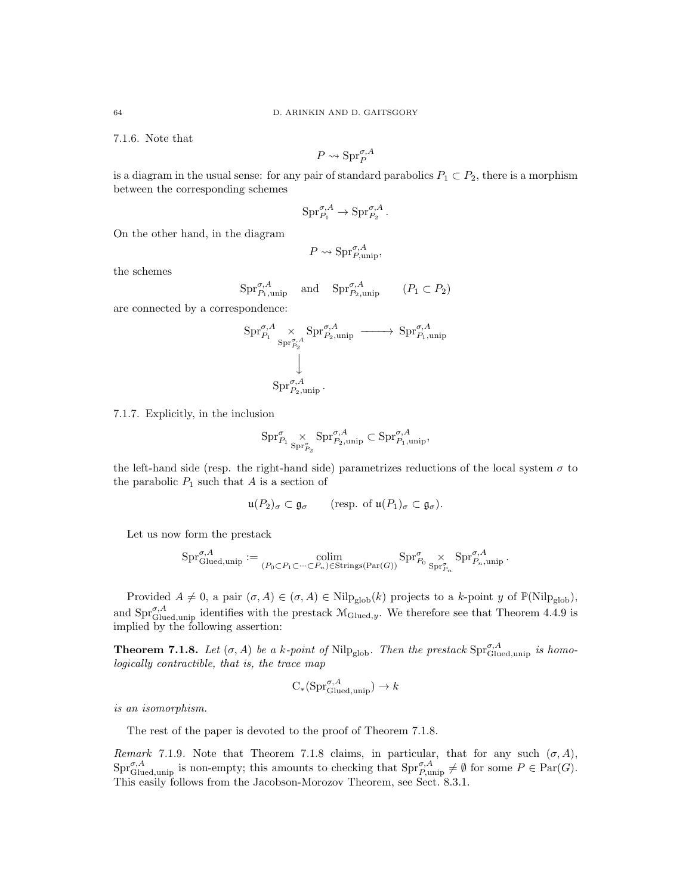7.1.6. Note that

$$P \rightsquigarrow \mathrm{Spr}_P^{\sigma,A}$$

is a diagram in the usual sense: for any pair of standard parabolics $P_1 \subset P_2$, there is a morphism between the corresponding schemes

$$\mathrm{Spr}_{P_1}^{\sigma,A} \to \mathrm{Spr}_{P_2}^{\sigma,A}.$$

On the other hand, in the diagram

$$P \rightsquigarrow \mathrm{Spr}_{P,\mathrm{unip}}^{\sigma,A},$$

the schemes

$$\mathrm{Spr}_{P_1,\mathrm{unip}}^{\sigma,A} \quad \text{and} \quad \mathrm{Spr}_{P_2,\mathrm{unip}}^{\sigma,A} \qquad (P_1 \subset P_2)$$

are connected by a correspondence:

$$\begin{array}{ccc} \mathrm{Spr}_{P_1}^{\sigma,A} \underset{\mathrm{Spr}_{P_2}^{\sigma,A}}{\times} \mathrm{Spr}_{P_2,\mathrm{unip}}^{\sigma,A} & \longrightarrow & \mathrm{Spr}_{P_1,\mathrm{unip}}^{\sigma,A} \\ \downarrow & & \\ \mathrm{Spr}_{P_2,\mathrm{unip}}^{\sigma,A}. & & \end{array}$$

7.1.7. Explicitly, in the inclusion

$$\mathrm{Spr}_{P_1}^{\sigma} \underset{\mathrm{Spr}_{P_2}^{\sigma}}{\times} \mathrm{Spr}_{P_2,\mathrm{unip}}^{\sigma,A} \subset \mathrm{Spr}_{P_1,\mathrm{unip}}^{\sigma,A},$$

the left-hand side (resp. the right-hand side) parametrizes reductions of the local system $\sigma$ to the parabolic $P_1$ such that $A$ is a section of

$$\mathfrak{u}(P_2)_\sigma \subset \mathfrak{g}_\sigma \qquad (\text{resp. of } \mathfrak{u}(P_1)_\sigma \subset \mathfrak{g}_\sigma).$$

Let us now form the prestack

$$\mathrm{Spr}_{\mathrm{Glued},\mathrm{unip}}^{\sigma,A} := \underset{(P_0 \subset P_1 \subset \cdots \subset P_n) \in \mathrm{Strings}(\mathrm{Par}(G))}{\mathrm{colim}} \mathrm{Spr}_{P_0}^{\sigma} \underset{\mathrm{Spr}_{P_n}^{\sigma}}{\times} \mathrm{Spr}_{P_n,\mathrm{unip}}^{\sigma,A}.$$

Provided $A \neq 0$, a pair $(\sigma, A) \in (\sigma, A) \in \mathrm{Nilp}_{\mathrm{glob}}(k)$ projects to a $k$-point $y$ of $\mathbb{P}(\mathrm{Nilp}_{\mathrm{glob}})$, and $\mathrm{Spr}_{\mathrm{Glued},\mathrm{unip}}^{\sigma,A}$ identifies with the prestack $\mathcal{M}_{\mathrm{Glued},y}$. We therefore see that Theorem 4.4.9 is implied by the following assertion:

**Theorem 7.1.8.** *Let $(\sigma, A)$ be a $k$-point of $\mathrm{Nilp}_{\mathrm{glob}}$. Then the prestack $\mathrm{Spr}_{\mathrm{Glued},\mathrm{unip}}^{\sigma,A}$ is homologically contractible, that is, the trace map*

$$\mathrm{C}_*(\mathrm{Spr}_{\mathrm{Glued},\mathrm{unip}}^{\sigma,A}) \to k$$

*is an isomorphism.*

The rest of the paper is devoted to the proof of Theorem 7.1.8.

*Remark* 7.1.9. Note that Theorem 7.1.8 claims, in particular, that for any such $(\sigma, A)$, $\mathrm{Spr}_{\mathrm{Glued},\mathrm{unip}}^{\sigma,A}$ is non-empty; this amounts to checking that $\mathrm{Spr}_{P,\mathrm{unip}}^{\sigma,A} \neq \emptyset$ for some $P \in \mathrm{Par}(G)$. This easily follows from the Jacobson-Morozov Theorem, see Sect. 8.3.1.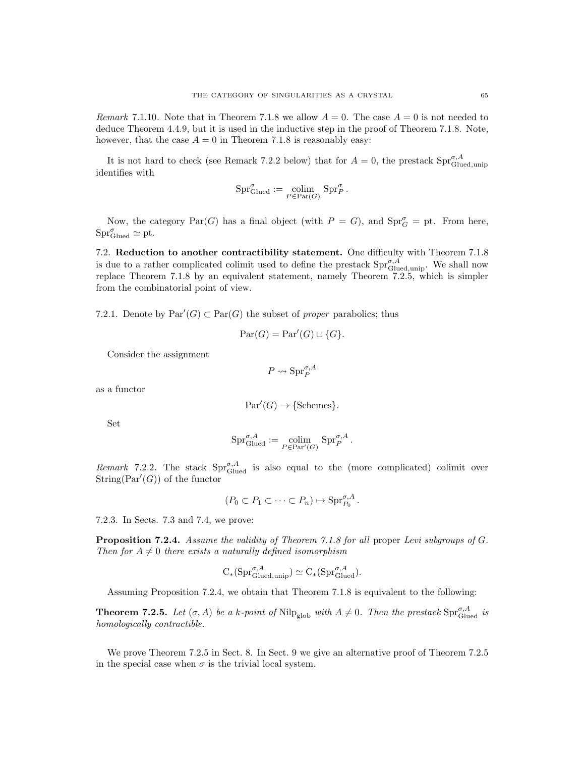*Remark* 7.1.10. Note that in Theorem 7.1.8 we allow $A = 0$. The case $A = 0$ is not needed to deduce Theorem 4.4.9, but it is used in the inductive step in the proof of Theorem 7.1.8. Note, however, that the case $A = 0$ in Theorem 7.1.8 is reasonably easy:

It is not hard to check (see Remark 7.2.2 below) that for $A = 0$, the prestack $\mathrm{Spr}^{\sigma,A}_{\mathrm{Glued,unip}}$ identifies with

$$\mathrm{Spr}^{\sigma}_{\mathrm{Glued}} := \underset{P \in \mathrm{Par}(G)}{\mathrm{colim}} \mathrm{Spr}^{\sigma}_{P}.$$

Now, the category $\mathrm{Par}(G)$ has a final object (with $P = G$), and $\mathrm{Spr}^{\sigma}_{G} = \mathrm{pt}$. From here, $\mathrm{Spr}^{\sigma}_{\mathrm{Glued}} \simeq \mathrm{pt}$.

## 7.2. Reduction to another contractibility statement.

One difficulty with Theorem 7.1.8 is due to a rather complicated colimit used to define the prestack $\mathrm{Spr}^{\sigma,A}_{\mathrm{Glued,unip}}$. We shall now replace Theorem 7.1.8 by an equivalent statement, namely Theorem 7.2.5, which is simpler from the combinatorial point of view.

7.2.1. Denote by $\mathrm{Par}'(G) \subset \mathrm{Par}(G)$ the subset of *proper* parabolics; thus

$$\mathrm{Par}(G) = \mathrm{Par}'(G) \sqcup \{G\}.$$

Consider the assignment

$$P \rightsquigarrow \mathrm{Spr}^{\sigma,A}_{P}$$

as a functor

$$\mathrm{Par}'(G) \to \{\text{Schemes}\}.$$

Set

$$\mathrm{Spr}^{\sigma,A}_{\mathrm{Glued}} := \underset{P \in \mathrm{Par}'(G)}{\mathrm{colim}} \mathrm{Spr}^{\sigma,A}_{P}.$$

*Remark* 7.2.2. The stack $\mathrm{Spr}^{\sigma,A}_{\mathrm{Glued}}$ is also equal to the (more complicated) colimit over $\mathrm{String}(\mathrm{Par}'(G))$ of the functor

$$(P_0 \subset P_1 \subset \cdots \subset P_n) \mapsto \mathrm{Spr}^{\sigma,A}_{P_0}.$$

7.2.3. In Sects. 7.3 and 7.4, we prove:

**Proposition 7.2.4.** *Assume the validity of Theorem 7.1.8 for all* proper *Levi subgroups of $G$. Then for $A \neq 0$ there exists a naturally defined isomorphism*

$$\mathrm{C}_*(\mathrm{Spr}^{\sigma,A}_{\mathrm{Glued,unip}}) \simeq \mathrm{C}_*(\mathrm{Spr}^{\sigma,A}_{\mathrm{Glued}}).$$

Assuming Proposition 7.2.4, we obtain that Theorem 7.1.8 is equivalent to the following:

**Theorem 7.2.5.** *Let $(\sigma, A)$ be a $k$-point of $\mathrm{Nilp}_{\mathrm{glob}}$ with $A \neq 0$. Then the prestack $\mathrm{Spr}^{\sigma,A}_{\mathrm{Glued}}$ is homologically contractible.*

We prove Theorem 7.2.5 in Sect. 8. In Sect. 9 we give an alternative proof of Theorem 7.2.5 in the special case when $\sigma$ is the trivial local system.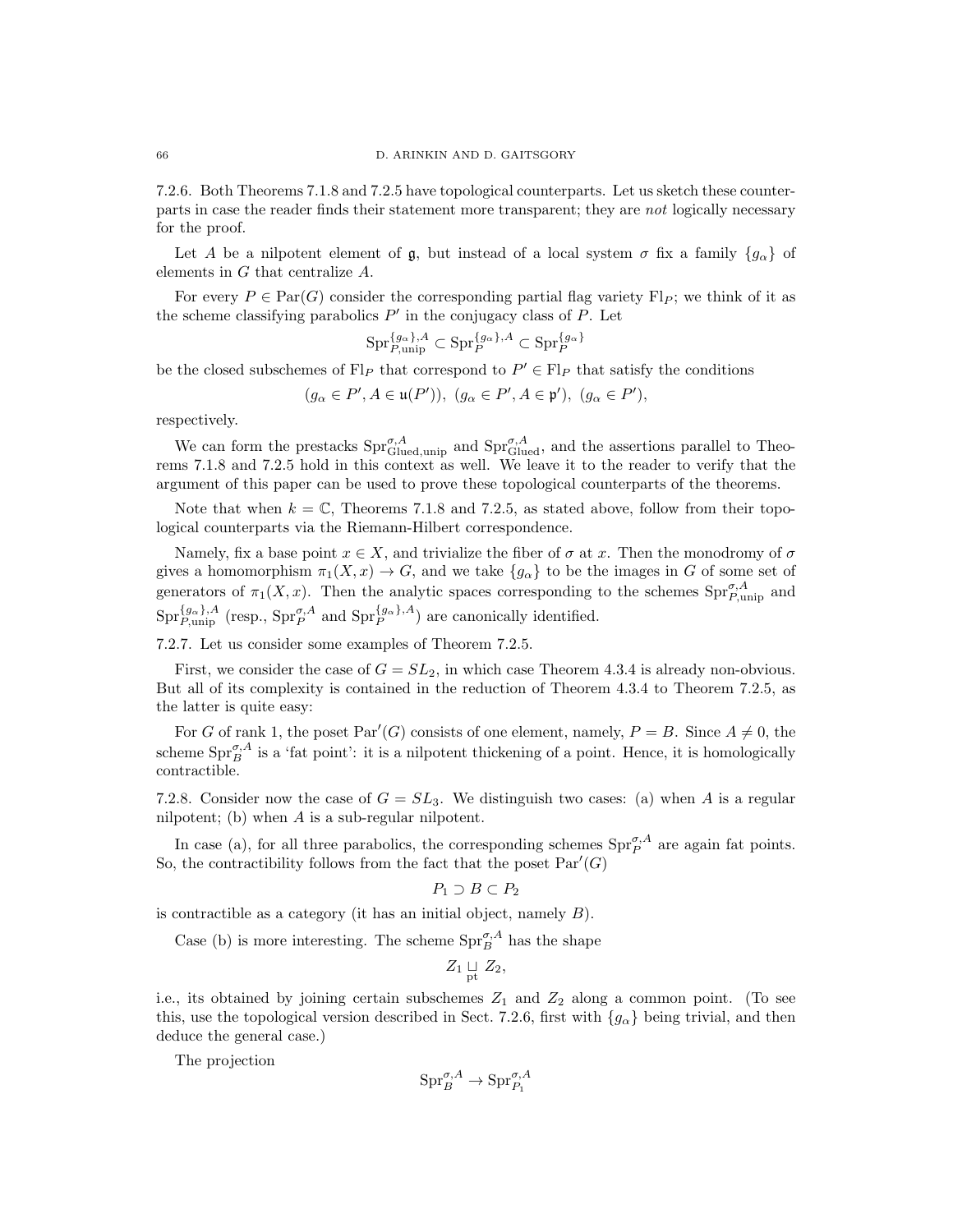7.2.6. Both Theorems 7.1.8 and 7.2.5 have topological counterparts. Let us sketch these counterparts in case the reader finds their statement more transparent; they are *not* logically necessary for the proof.

Let $A$ be a nilpotent element of $\mathfrak{g}$, but instead of a local system $\sigma$ fix a family $\{g_\alpha\}$ of elements in $G$ that centralize $A$.

For every $P \in \operatorname{Par}(G)$ consider the corresponding partial flag variety $\operatorname{Fl}_P$; we think of it as the scheme classifying parabolics $P'$ in the conjugacy class of $P$. Let

$$\operatorname{Spr}^{\{g_\alpha\},A}_{P,\text{unip}} \subset \operatorname{Spr}^{\{g_\alpha\},A}_{P} \subset \operatorname{Spr}^{\{g_\alpha\}}_{P}$$

be the closed subschemes of $\operatorname{Fl}_P$ that correspond to $P' \in \operatorname{Fl}_P$ that satisfy the conditions

$$(g_\alpha \in P', A \in \mathfrak{u}(P')),\ (g_\alpha \in P', A \in \mathfrak{p}'),\ (g_\alpha \in P'),$$

respectively.

We can form the prestacks $\operatorname{Spr}^{\sigma,A}_{\text{Glued,unip}}$ and $\operatorname{Spr}^{\sigma,A}_{\text{Glued}}$, and the assertions parallel to Theorems 7.1.8 and 7.2.5 hold in this context as well. We leave it to the reader to verify that the argument of this paper can be used to prove these topological counterparts of the theorems.

Note that when $k = \mathbb{C}$, Theorems 7.1.8 and 7.2.5, as stated above, follow from their topological counterparts via the Riemann-Hilbert correspondence.

Namely, fix a base point $x \in X$, and trivialize the fiber of $\sigma$ at $x$. Then the monodromy of $\sigma$ gives a homomorphism $\pi_1(X, x) \to G$, and we take $\{g_\alpha\}$ to be the images in $G$ of some set of generators of $\pi_1(X, x)$. Then the analytic spaces corresponding to the schemes $\operatorname{Spr}^{\sigma,A}_{P,\text{unip}}$ and $\operatorname{Spr}^{\{g_\alpha\},A}_{P,\text{unip}}$ (resp., $\operatorname{Spr}^{\sigma,A}_{P}$ and $\operatorname{Spr}^{\{g_\alpha\},A}_{P}$) are canonically identified.

7.2.7. Let us consider some examples of Theorem 7.2.5.

First, we consider the case of $G = SL_2$, in which case Theorem 4.3.4 is already non-obvious. But all of its complexity is contained in the reduction of Theorem 4.3.4 to Theorem 7.2.5, as the latter is quite easy:

For $G$ of rank 1, the poset $\operatorname{Par}'(G)$ consists of one element, namely, $P = B$. Since $A \neq 0$, the scheme $\operatorname{Spr}^{\sigma,A}_{B}$ is a 'fat point': it is a nilpotent thickening of a point. Hence, it is homologically contractible.

7.2.8. Consider now the case of $G = SL_3$. We distinguish two cases: (a) when $A$ is a regular nilpotent; (b) when $A$ is a sub-regular nilpotent.

In case (a), for all three parabolics, the corresponding schemes $\operatorname{Spr}^{\sigma,A}_{P}$ are again fat points. So, the contractibility follows from the fact that the poset $\operatorname{Par}'(G)$

$$P_1 \supset B \subset P_2$$

is contractible as a category (it has an initial object, namely $B$).

Case (b) is more interesting. The scheme $\operatorname{Spr}^{\sigma,A}_{B}$ has the shape

$$Z_1 \underset{\text{pt}}{\sqcup} Z_2,$$

i.e., its obtained by joining certain subschemes $Z_1$ and $Z_2$ along a common point. (To see this, use the topological version described in Sect. 7.2.6, first with $\{g_\alpha\}$ being trivial, and then deduce the general case.)

The projection

$$\operatorname{Spr}^{\sigma,A}_{B} \to \operatorname{Spr}^{\sigma,A}_{P_1}$$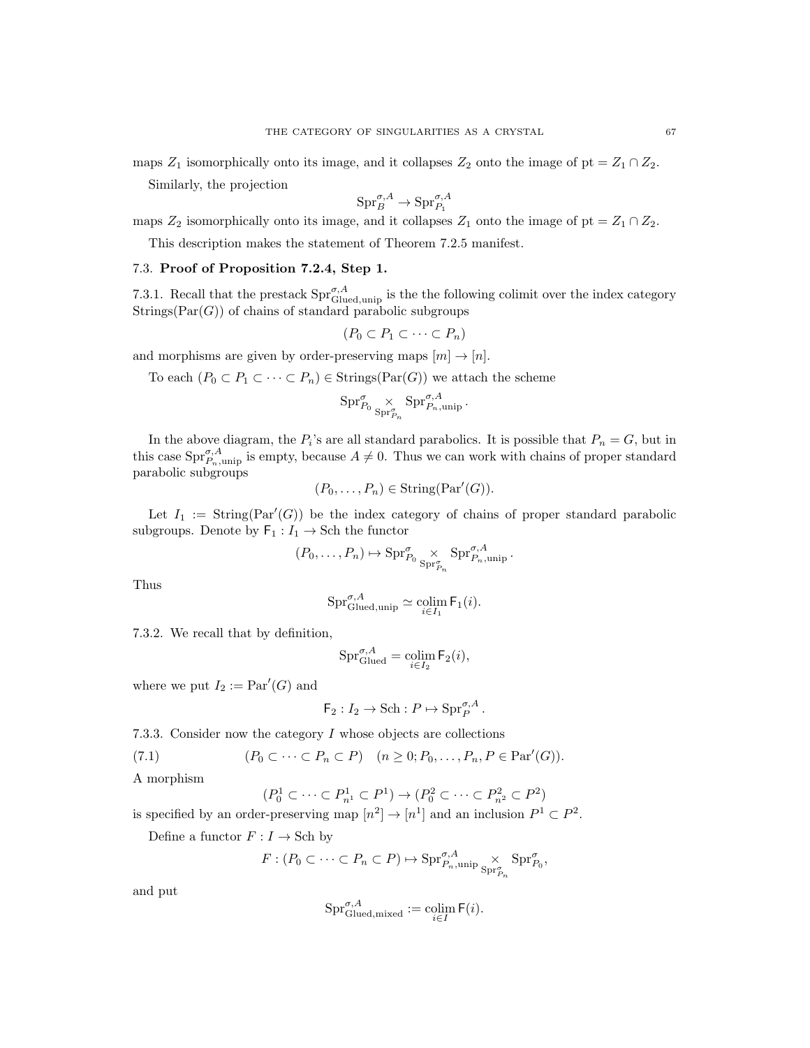maps $Z_1$ isomorphically onto its image, and it collapses $Z_2$ onto the image of $\mathrm{pt} = Z_1 \cap Z_2$.

Similarly, the projection

$$\mathrm{Spr}_B^{\sigma,A} \to \mathrm{Spr}_{P_1}^{\sigma,A}$$

maps $Z_2$ isomorphically onto its image, and it collapses $Z_1$ onto the image of $\mathrm{pt} = Z_1 \cap Z_2$.

This description makes the statement of Theorem 7.2.5 manifest.

### 7.3. Proof of Proposition 7.2.4, Step 1.

7.3.1. Recall that the prestack $\mathrm{Spr}^{\sigma,A}_{\mathrm{Glued,unip}}$ is the the following colimit over the index category $\mathrm{Strings}(\mathrm{Par}(G))$ of chains of standard parabolic subgroups

$$(P_0 \subset P_1 \subset \cdots \subset P_n)$$

and morphisms are given by order-preserving maps $[m] \to [n]$.

To each $(P_0 \subset P_1 \subset \cdots \subset P_n) \in \mathrm{Strings}(\mathrm{Par}(G))$ we attach the scheme

$$\mathrm{Spr}^{\sigma}_{P_0} \underset{\mathrm{Spr}^{\sigma}_{P_n}}{\times} \mathrm{Spr}^{\sigma,A}_{P_n,\mathrm{unip}}.$$

In the above diagram, the $P_i$'s are all standard parabolics. It is possible that $P_n = G$, but in this case $\mathrm{Spr}^{\sigma,A}_{P_n,\mathrm{unip}}$ is empty, because $A \neq 0$. Thus we can work with chains of proper standard parabolic subgroups

$$(P_0, \ldots, P_n) \in \mathrm{String}(\mathrm{Par}'(G)).$$

Let $I_1 := \mathrm{String}(\mathrm{Par}'(G))$ be the index category of chains of proper standard parabolic subgroups. Denote by $\mathsf{F}_1 : I_1 \to \mathrm{Sch}$ the functor

$$(P_0, \ldots, P_n) \mapsto \mathrm{Spr}^{\sigma}_{P_0} \underset{\mathrm{Spr}^{\sigma}_{P_n}}{\times} \mathrm{Spr}^{\sigma,A}_{P_n,\mathrm{unip}}.$$

Thus

$$\mathrm{Spr}^{\sigma,A}_{\mathrm{Glued,unip}} \simeq \underset{i \in I_1}{\mathrm{colim}}\, \mathsf{F}_1(i).$$

7.3.2. We recall that by definition,

$$\mathrm{Spr}^{\sigma,A}_{\mathrm{Glued}} = \underset{i \in I_2}{\mathrm{colim}}\, \mathsf{F}_2(i),$$

where we put $I_2 := \mathrm{Par}'(G)$ and

$$\mathsf{F}_2 : I_2 \to \mathrm{Sch} : P \mapsto \mathrm{Spr}^{\sigma,A}_P.$$

7.3.3. Consider now the category $I$ whose objects are collections

$$(P_0 \subset \cdots \subset P_n \subset P) \quad (n \geq 0; P_0, \ldots, P_n, P \in \mathrm{Par}'(G)). \tag{7.1}$$

A morphism

$$(P_0^1 \subset \cdots \subset P^1_{n^1} \subset P^1) \to (P_0^2 \subset \cdots \subset P^2_{n^2} \subset P^2)$$

is specified by an order-preserving map $[n^2] \to [n^1]$ and an inclusion $P^1 \subset P^2$.

Define a functor $F : I \to \mathrm{Sch}$ by

$$F : (P_0 \subset \cdots \subset P_n \subset P) \mapsto \mathrm{Spr}^{\sigma,A}_{P_n,\mathrm{unip}} \underset{\mathrm{Spr}^{\sigma}_{P_n}}{\times} \mathrm{Spr}^{\sigma}_{P_0},$$

and put

$$\mathrm{Spr}^{\sigma,A}_{\mathrm{Glued,mixed}} := \underset{i \in I}{\mathrm{colim}}\, \mathsf{F}(i).$$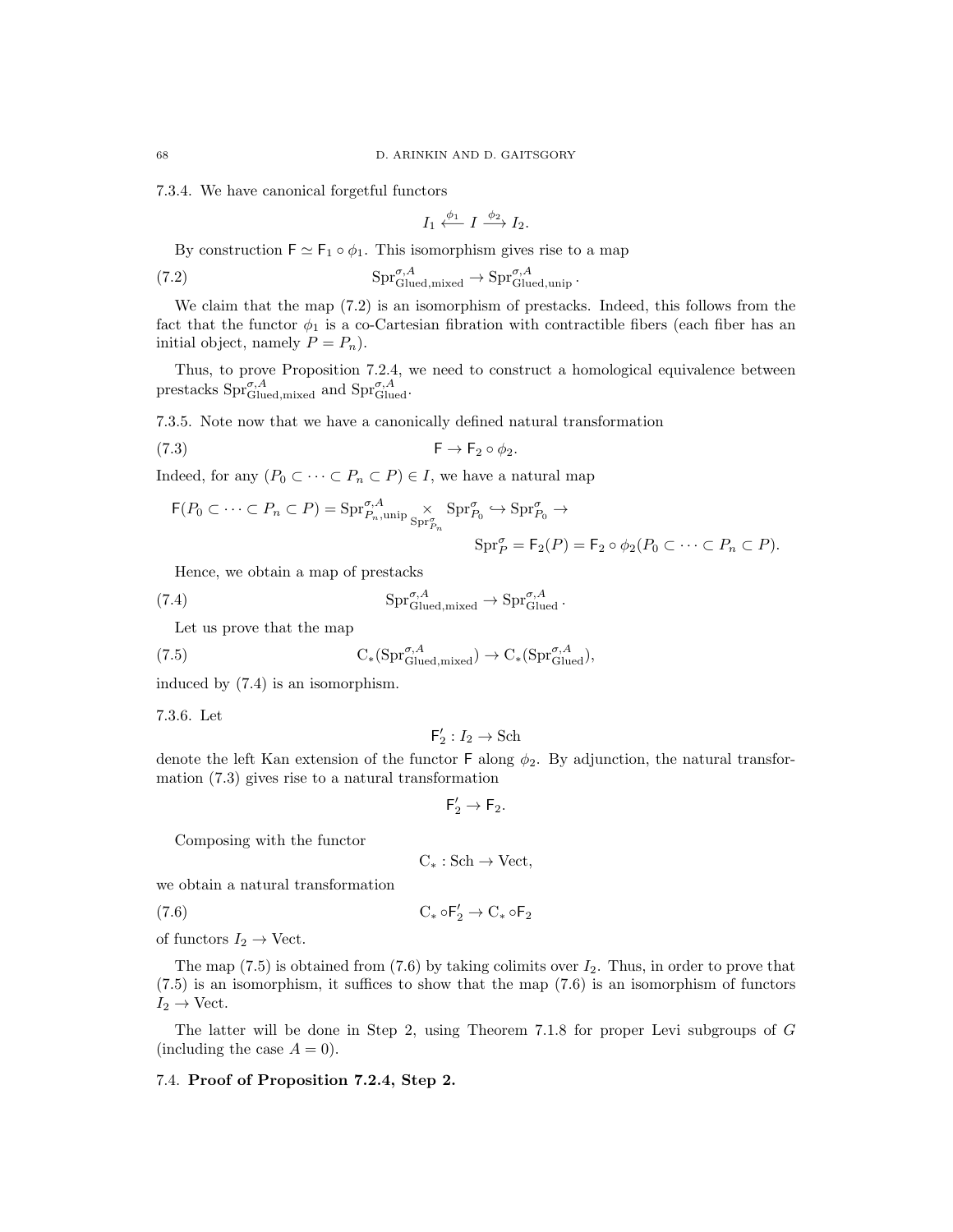7.3.4. We have canonical forgetful functors

$$I_1 \xleftarrow{\phi_1} I \xrightarrow{\phi_2} I_2.$$

By construction $\mathsf{F} \simeq \mathsf{F}_1 \circ \phi_1$. This isomorphism gives rise to a map

$$\mathrm{Spr}^{\sigma,A}_{\mathrm{Glued,mixed}} \to \mathrm{Spr}^{\sigma,A}_{\mathrm{Glued,unip}}. \tag{7.2}$$

We claim that the map (7.2) is an isomorphism of prestacks. Indeed, this follows from the fact that the functor $\phi_1$ is a co-Cartesian fibration with contractible fibers (each fiber has an initial object, namely $P = P_n$).

Thus, to prove Proposition 7.2.4, we need to construct a homological equivalence between prestacks $\mathrm{Spr}^{\sigma,A}_{\mathrm{Glued,mixed}}$ and $\mathrm{Spr}^{\sigma,A}_{\mathrm{Glued}}$.

7.3.5. Note now that we have a canonically defined natural transformation

$$\mathsf{F} \to \mathsf{F}_2 \circ \phi_2. \tag{7.3}$$

Indeed, for any $(P_0 \subset \cdots \subset P_n \subset P) \in I$, we have a natural map

$$\mathsf{F}(P_0 \subset \cdots \subset P_n \subset P) = \mathrm{Spr}^{\sigma,A}_{P_n,\mathrm{unip}} \underset{\mathrm{Spr}^{\sigma}_{P_n}}{\times} \mathrm{Spr}^{\sigma}_{P_0} \hookrightarrow \mathrm{Spr}^{\sigma}_{P_0} \to$$
$$\mathrm{Spr}^{\sigma}_{P} = \mathsf{F}_2(P) = \mathsf{F}_2 \circ \phi_2(P_0 \subset \cdots \subset P_n \subset P).$$

Hence, we obtain a map of prestacks

$$\mathrm{Spr}^{\sigma,A}_{\mathrm{Glued,mixed}} \to \mathrm{Spr}^{\sigma,A}_{\mathrm{Glued}}. \tag{7.4}$$

Let us prove that the map

$$\mathrm{C}_*(\mathrm{Spr}^{\sigma,A}_{\mathrm{Glued,mixed}}) \to \mathrm{C}_*(\mathrm{Spr}^{\sigma,A}_{\mathrm{Glued}}), \tag{7.5}$$

induced by (7.4) is an isomorphism.

7.3.6. Let

$$\mathsf{F}_2' : I_2 \to \mathrm{Sch}$$

denote the left Kan extension of the functor $\mathsf{F}$ along $\phi_2$. By adjunction, the natural transformation (7.3) gives rise to a natural transformation

$$\mathsf{F}_2' \to \mathsf{F}_2.$$

Composing with the functor

$$\mathrm{C}_* : \mathrm{Sch} \to \mathrm{Vect},$$

we obtain a natural transformation

$$\mathrm{C}_* \circ \mathsf{F}_2' \to \mathrm{C}_* \circ \mathsf{F}_2 \tag{7.6}$$

of functors $I_2 \to \mathrm{Vect}$.

The map (7.5) is obtained from (7.6) by taking colimits over $I_2$. Thus, in order to prove that (7.5) is an isomorphism, it suffices to show that the map (7.6) is an isomorphism of functors $I_2 \to \mathrm{Vect}$.

The latter will be done in Step 2, using Theorem 7.1.8 for proper Levi subgroups of $G$ (including the case $A = 0$).

## 7.4. **Proof of Proposition 7.2.4, Step 2.**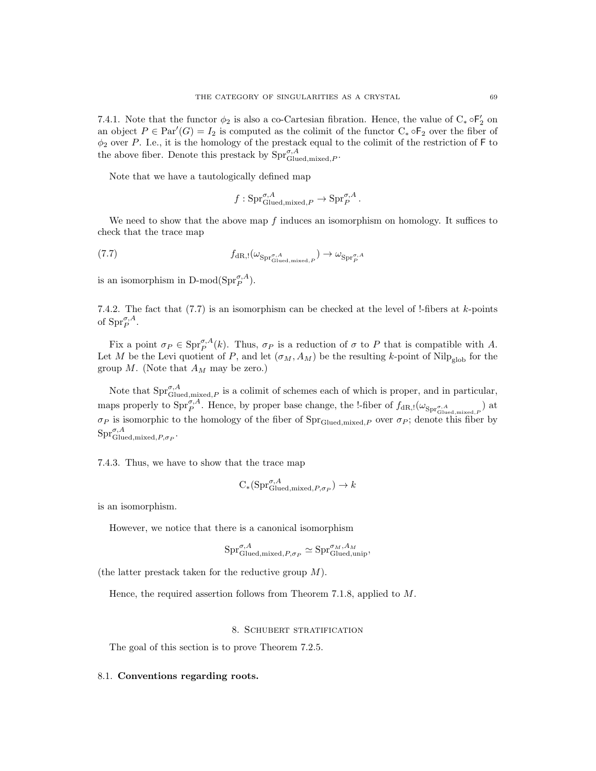7.4.1. Note that the functor $\phi_2$ is also a co-Cartesian fibration. Hence, the value of $\mathrm{C}_* \circ \mathsf{F}'_2$ on an object $P \in \mathrm{Par}'(G) = I_2$ is computed as the colimit of the functor $\mathrm{C}_* \circ \mathsf{F}_2$ over the fiber of $\phi_2$ over $P$. I.e., it is the homology of the prestack equal to the colimit of the restriction of $\mathsf{F}$ to the above fiber. Denote this prestack by $\mathrm{Spr}^{\sigma,A}_{\mathrm{Glued,mixed},P}$.

Note that we have a tautologically defined map

$$f : \mathrm{Spr}^{\sigma,A}_{\mathrm{Glued,mixed},P} \to \mathrm{Spr}^{\sigma,A}_P.$$

We need to show that the above map $f$ induces an isomorphism on homology. It suffices to check that the trace map

$$f_{\mathrm{dR},!}(\omega_{\mathrm{Spr}^{\sigma,A}_{\mathrm{Glued,mixed},P}}) \to \omega_{\mathrm{Spr}^{\sigma,A}_P} \tag{7.7}$$

is an isomorphism in $\text{D-mod}(\mathrm{Spr}^{\sigma,A}_P)$.

7.4.2. The fact that (7.7) is an isomorphism can be checked at the level of !-fibers at $k$-points of $\mathrm{Spr}^{\sigma,A}_P$.

Fix a point $\sigma_P \in \mathrm{Spr}^{\sigma,A}_P(k)$. Thus, $\sigma_P$ is a reduction of $\sigma$ to $P$ that is compatible with $A$. Let $M$ be the Levi quotient of $P$, and let $(\sigma_M, A_M)$ be the resulting $k$-point of $\mathrm{Nilp}_{\mathrm{glob}}$ for the group $M$. (Note that $A_M$ may be zero.)

Note that $\mathrm{Spr}^{\sigma,A}_{\mathrm{Glued,mixed},P}$ is a colimit of schemes each of which is proper, and in particular, maps properly to $\mathrm{Spr}^{\sigma,A}_P$. Hence, by proper base change, the !-fiber of $f_{\mathrm{dR},!}(\omega_{\mathrm{Spr}^{\sigma,A}_{\mathrm{Glued,mixed},P}})$ at $\sigma_P$ is isomorphic to the homology of the fiber of $\mathrm{Spr}_{\mathrm{Glued,mixed},P}$ over $\sigma_P$; denote this fiber by $\mathrm{Spr}^{\sigma,A}_{\mathrm{Glued,mixed},P,\sigma_P}$.

7.4.3. Thus, we have to show that the trace map

$$\mathrm{C}_*(\mathrm{Spr}^{\sigma,A}_{\mathrm{Glued,mixed},P,\sigma_P}) \to k$$

is an isomorphism.

However, we notice that there is a canonical isomorphism

$$\mathrm{Spr}^{\sigma,A}_{\mathrm{Glued,mixed},P,\sigma_P} \simeq \mathrm{Spr}^{\sigma_M,A_M}_{\mathrm{Glued,unip}},$$

(the latter prestack taken for the reductive group $M$).

Hence, the required assertion follows from Theorem 7.1.8, applied to $M$.

## 8. Schubert stratification

The goal of this section is to prove Theorem 7.2.5.

### 8.1. **Conventions regarding roots.**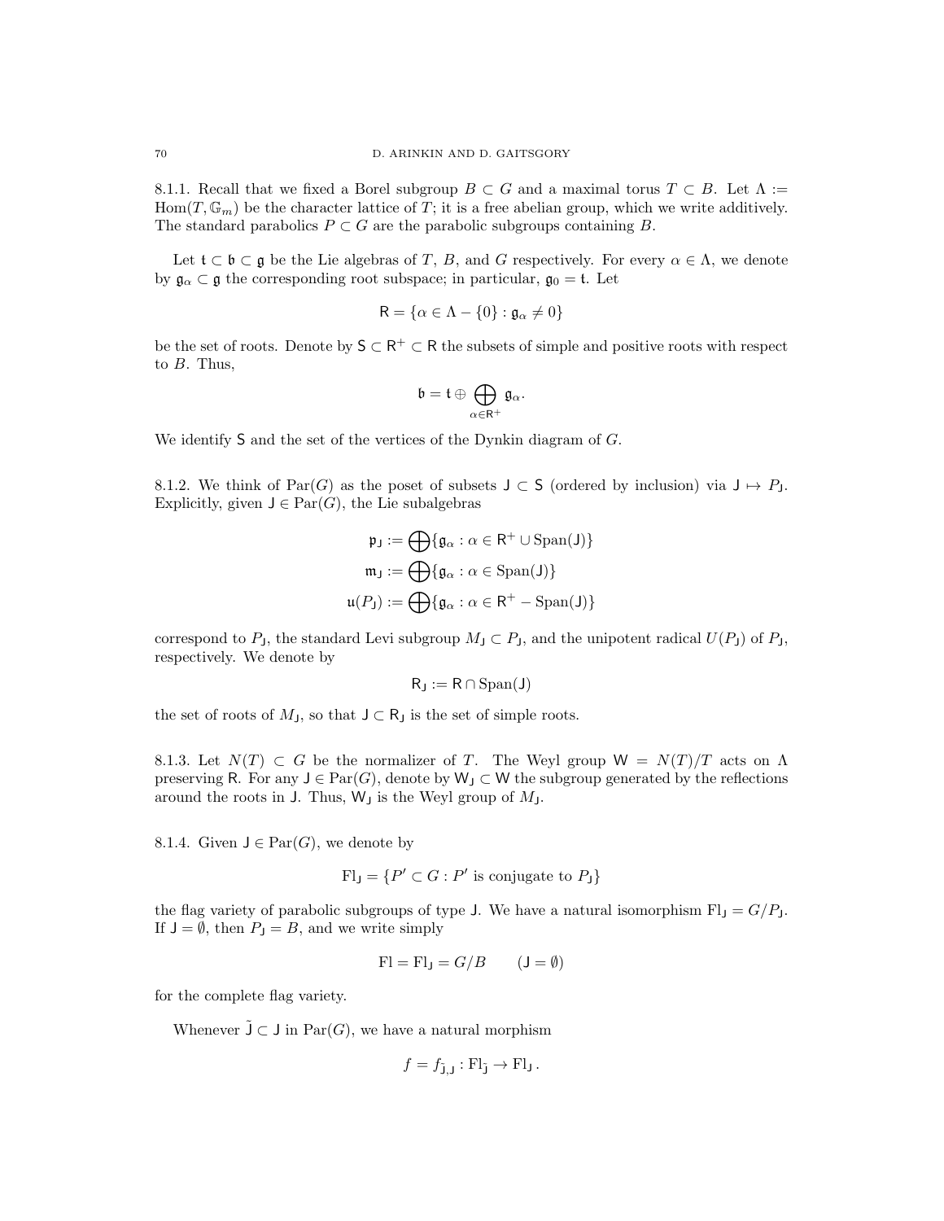8.1.1. Recall that we fixed a Borel subgroup $B \subset G$ and a maximal torus $T \subset B$. Let $\Lambda := \operatorname{Hom}(T, \mathbb{G}_m)$ be the character lattice of $T$; it is a free abelian group, which we write additively. The standard parabolics $P \subset G$ are the parabolic subgroups containing $B$.

Let $\mathfrak{t} \subset \mathfrak{b} \subset \mathfrak{g}$ be the Lie algebras of $T$, $B$, and $G$ respectively. For every $\alpha \in \Lambda$, we denote by $\mathfrak{g}_\alpha \subset \mathfrak{g}$ the corresponding root subspace; in particular, $\mathfrak{g}_0 = \mathfrak{t}$. Let

$$\mathsf{R} = \{\alpha \in \Lambda - \{0\} : \mathfrak{g}_\alpha \neq 0\}$$

be the set of roots. Denote by $\mathsf{S} \subset \mathsf{R}^+ \subset \mathsf{R}$ the subsets of simple and positive roots with respect to $B$. Thus,

$$\mathfrak{b} = \mathfrak{t} \oplus \bigoplus_{\alpha \in \mathsf{R}^+} \mathfrak{g}_\alpha.$$

We identify $\mathsf{S}$ and the set of the vertices of the Dynkin diagram of $G$.

8.1.2. We think of $\operatorname{Par}(G)$ as the poset of subsets $\mathsf{J} \subset \mathsf{S}$ (ordered by inclusion) via $\mathsf{J} \mapsto P_{\mathsf{J}}$. Explicitly, given $\mathsf{J} \in \operatorname{Par}(G)$, the Lie subalgebras

$$\mathfrak{p}_{\mathsf{J}} := \bigoplus \{\mathfrak{g}_\alpha : \alpha \in \mathsf{R}^+ \cup \operatorname{Span}(\mathsf{J})\}$$
$$\mathfrak{m}_{\mathsf{J}} := \bigoplus \{\mathfrak{g}_\alpha : \alpha \in \operatorname{Span}(\mathsf{J})\}$$
$$\mathfrak{u}(P_{\mathsf{J}}) := \bigoplus \{\mathfrak{g}_\alpha : \alpha \in \mathsf{R}^+ - \operatorname{Span}(\mathsf{J})\}$$

correspond to $P_{\mathsf{J}}$, the standard Levi subgroup $M_{\mathsf{J}} \subset P_{\mathsf{J}}$, and the unipotent radical $U(P_{\mathsf{J}})$ of $P_{\mathsf{J}}$, respectively. We denote by

$$\mathsf{R}_{\mathsf{J}} := \mathsf{R} \cap \operatorname{Span}(\mathsf{J})$$

the set of roots of $M_{\mathsf{J}}$, so that $\mathsf{J} \subset \mathsf{R}_{\mathsf{J}}$ is the set of simple roots.

8.1.3. Let $N(T) \subset G$ be the normalizer of $T$. The Weyl group $\mathsf{W} = N(T)/T$ acts on $\Lambda$ preserving $\mathsf{R}$. For any $\mathsf{J} \in \operatorname{Par}(G)$, denote by $\mathsf{W}_{\mathsf{J}} \subset \mathsf{W}$ the subgroup generated by the reflections around the roots in $\mathsf{J}$. Thus, $\mathsf{W}_{\mathsf{J}}$ is the Weyl group of $M_{\mathsf{J}}$.

8.1.4. Given $\mathsf{J} \in \operatorname{Par}(G)$, we denote by

$$\operatorname{Fl}_{\mathsf{J}} = \{P' \subset G : P' \text{ is conjugate to } P_{\mathsf{J}}\}$$

the flag variety of parabolic subgroups of type $\mathsf{J}$. We have a natural isomorphism $\operatorname{Fl}_{\mathsf{J}} = G/P_{\mathsf{J}}$. If $\mathsf{J} = \emptyset$, then $P_{\mathsf{J}} = B$, and we write simply

$$\operatorname{Fl} = \operatorname{Fl}_{\mathsf{J}} = G/B \qquad (\mathsf{J} = \emptyset)$$

for the complete flag variety.

Whenever $\tilde{\mathsf{J}} \subset \mathsf{J}$ in $\operatorname{Par}(G)$, we have a natural morphism

$$f = f_{\tilde{\mathsf{J}},\mathsf{J}} : \operatorname{Fl}_{\tilde{\mathsf{J}}} \to \operatorname{Fl}_{\mathsf{J}}.$$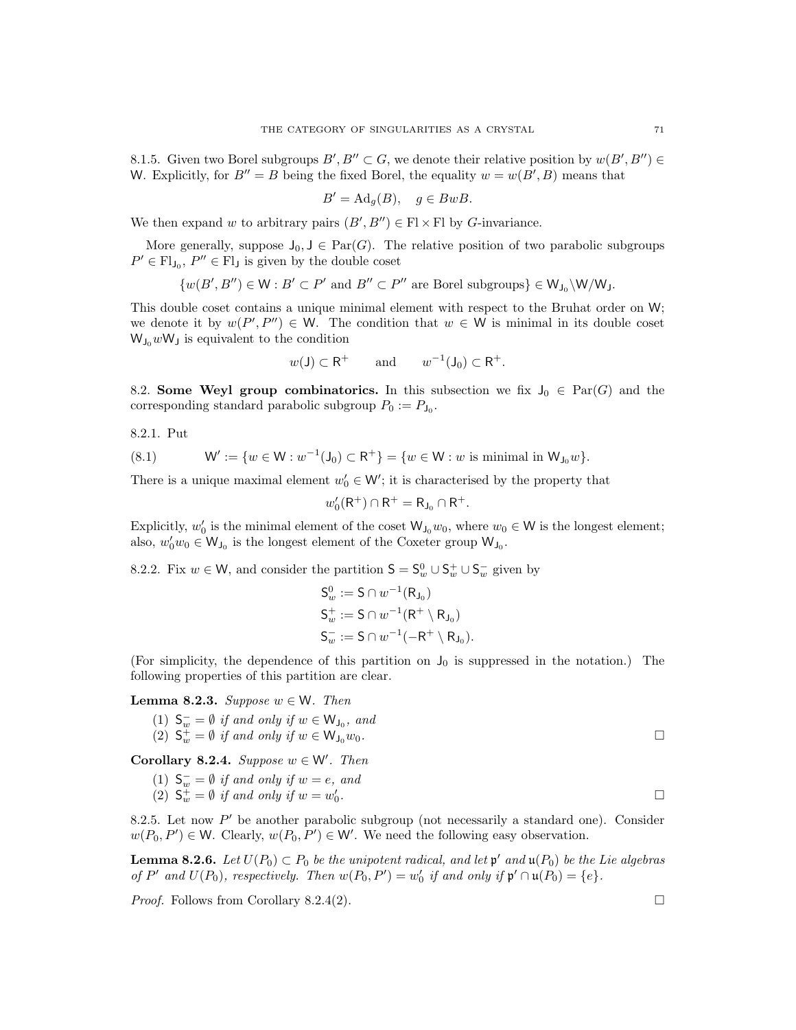8.1.5. Given two Borel subgroups $B', B'' \subset G$, we denote their relative position by $w(B', B'') \in \mathsf{W}$. Explicitly, for $B'' = B$ being the fixed Borel, the equality $w = w(B', B)$ means that

$$B' = \mathrm{Ad}_g(B), \quad g \in BwB.$$

We then expand $w$ to arbitrary pairs $(B', B'') \in \mathrm{Fl} \times \mathrm{Fl}$ by $G$-invariance.

More generally, suppose $\mathsf{J}_0, \mathsf{J} \in \mathrm{Par}(G)$. The relative position of two parabolic subgroups $P' \in \mathrm{Fl}_{\mathsf{J}_0}$, $P'' \in \mathrm{Fl}_{\mathsf{J}}$ is given by the double coset

$$\{w(B', B'') \in \mathsf{W} : B' \subset P' \text{ and } B'' \subset P'' \text{ are Borel subgroups}\} \in \mathsf{W}_{\mathsf{J}_0} \backslash \mathsf{W} / \mathsf{W}_{\mathsf{J}}.$$

This double coset contains a unique minimal element with respect to the Bruhat order on $\mathsf{W}$; we denote it by $w(P', P'') \in \mathsf{W}$. The condition that $w \in \mathsf{W}$ is minimal in its double coset $\mathsf{W}_{\mathsf{J}_0} w \mathsf{W}_{\mathsf{J}}$ is equivalent to the condition

$$w(\mathsf{J}) \subset \mathsf{R}^+ \qquad \text{and} \qquad w^{-1}(\mathsf{J}_0) \subset \mathsf{R}^+.$$

## 8.2. **Some Weyl group combinatorics.**

In this subsection we fix $\mathsf{J}_0 \in \mathrm{Par}(G)$ and the corresponding standard parabolic subgroup $P_0 := P_{\mathsf{J}_0}$.

8.2.1. Put

$$\mathsf{W}' := \{w \in \mathsf{W} : w^{-1}(\mathsf{J}_0) \subset \mathsf{R}^+\} = \{w \in \mathsf{W} : w \text{ is minimal in } \mathsf{W}_{\mathsf{J}_0} w\}. \tag{8.1}$$

There is a unique maximal element $w_0' \in \mathsf{W}'$; it is characterised by the property that

$$w_0'(\mathsf{R}^+) \cap \mathsf{R}^+ = \mathsf{R}_{\mathsf{J}_0} \cap \mathsf{R}^+.$$

Explicitly, $w_0'$ is the minimal element of the coset $\mathsf{W}_{\mathsf{J}_0} w_0$, where $w_0 \in \mathsf{W}$ is the longest element; also, $w_0' w_0 \in \mathsf{W}_{\mathsf{J}_0}$ is the longest element of the Coxeter group $\mathsf{W}_{\mathsf{J}_0}$.

8.2.2. Fix $w \in \mathsf{W}$, and consider the partition $\mathsf{S} = \mathsf{S}_w^0 \cup \mathsf{S}_w^+ \cup \mathsf{S}_w^-$ given by

$$\begin{aligned}
\mathsf{S}_w^0 &:= \mathsf{S} \cap w^{-1}(\mathsf{R}_{\mathsf{J}_0}) \\
\mathsf{S}_w^+ &:= \mathsf{S} \cap w^{-1}(\mathsf{R}^+ \setminus \mathsf{R}_{\mathsf{J}_0}) \\
\mathsf{S}_w^- &:= \mathsf{S} \cap w^{-1}(-\mathsf{R}^+ \setminus \mathsf{R}_{\mathsf{J}_0}).
\end{aligned}$$

(For simplicity, the dependence of this partition on $\mathsf{J}_0$ is suppressed in the notation.) The following properties of this partition are clear.

**Lemma 8.2.3.** *Suppose $w \in \mathsf{W}$. Then*

1. *$\mathsf{S}_w^- = \emptyset$ if and only if $w \in \mathsf{W}_{\mathsf{J}_0}$, and*
2. *$\mathsf{S}_w^+ = \emptyset$ if and only if $w \in \mathsf{W}_{\mathsf{J}_0} w_0$.* □

**Corollary 8.2.4.** *Suppose $w \in \mathsf{W}'$. Then*

1. *$\mathsf{S}_w^- = \emptyset$ if and only if $w = e$, and*
2. *$\mathsf{S}_w^+ = \emptyset$ if and only if $w = w_0'$.* □

8.2.5. Let now $P'$ be another parabolic subgroup (not necessarily a standard one). Consider $w(P_0, P') \in \mathsf{W}$. Clearly, $w(P_0, P') \in \mathsf{W}'$. We need the following easy observation.

**Lemma 8.2.6.** *Let $U(P_0) \subset P_0$ be the unipotent radical, and let $\mathfrak{p}'$ and $\mathfrak{u}(P_0)$ be the Lie algebras of $P'$ and $U(P_0)$, respectively. Then $w(P_0, P') = w_0'$ if and only if $\mathfrak{p}' \cap \mathfrak{u}(P_0) = \{e\}$.*

*Proof.* Follows from Corollary 8.2.4(2). □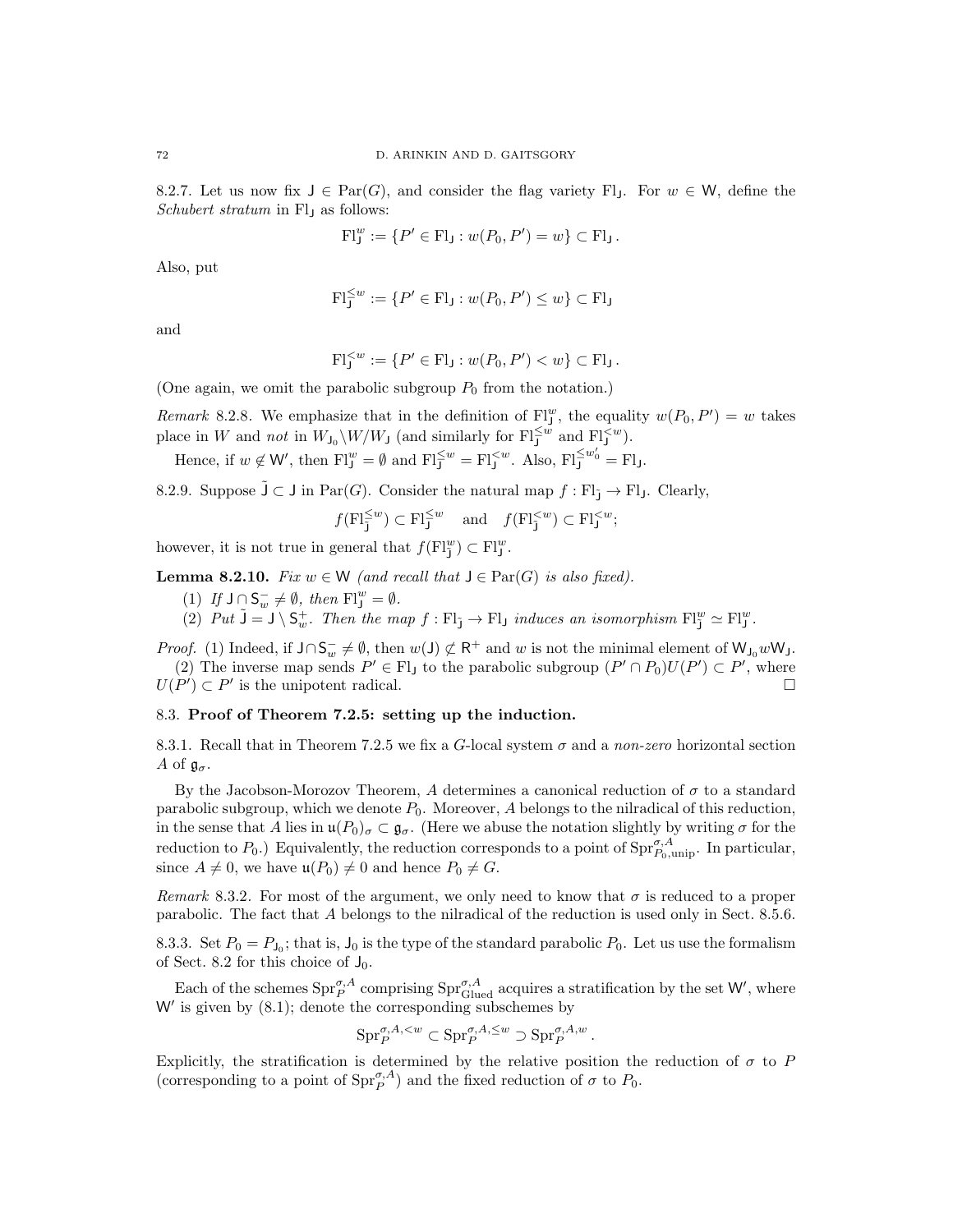8.2.7. Let us now fix $\mathsf{J} \in \mathrm{Par}(G)$, and consider the flag variety $\mathrm{Fl}_{\mathsf{J}}$. For $w \in \mathsf{W}$, define the *Schubert stratum* in $\mathrm{Fl}_{\mathsf{J}}$ as follows:

$$\mathrm{Fl}_{\mathsf{J}}^{w} := \{P' \in \mathrm{Fl}_{\mathsf{J}} : w(P_0, P') = w\} \subset \mathrm{Fl}_{\mathsf{J}}.$$

Also, put

$$\mathrm{Fl}_{\mathsf{J}}^{\leq w} := \{P' \in \mathrm{Fl}_{\mathsf{J}} : w(P_0, P') \leq w\} \subset \mathrm{Fl}_{\mathsf{J}}$$

and

$$\mathrm{Fl}_{\mathsf{J}}^{< w} := \{P' \in \mathrm{Fl}_{\mathsf{J}} : w(P_0, P') < w\} \subset \mathrm{Fl}_{\mathsf{J}}.$$

(One again, we omit the parabolic subgroup $P_0$ from the notation.)

*Remark* 8.2.8. We emphasize that in the definition of $\mathrm{Fl}_{\mathsf{J}}^{w}$, the equality $w(P_0, P') = w$ takes place in $W$ and *not* in $W_{\mathsf{J}_0} \backslash W / W_{\mathsf{J}}$ (and similarly for $\mathrm{Fl}_{\mathsf{J}}^{\leq w}$ and $\mathrm{Fl}_{\mathsf{J}}^{< w}$).

Hence, if $w \notin \mathsf{W}'$, then $\mathrm{Fl}_{\mathsf{J}}^{w} = \emptyset$ and $\mathrm{Fl}_{\mathsf{J}}^{\leq w} = \mathrm{Fl}_{\mathsf{J}}^{< w}$. Also, $\mathrm{Fl}_{\mathsf{J}}^{\leq w_0'} = \mathrm{Fl}_{\mathsf{J}}$.

8.2.9. Suppose $\tilde{\mathsf{J}} \subset \mathsf{J}$ in $\mathrm{Par}(G)$. Consider the natural map $f : \mathrm{Fl}_{\tilde{\mathsf{J}}} \to \mathrm{Fl}_{\mathsf{J}}$. Clearly,

$$f(\mathrm{Fl}_{\tilde{\mathsf{J}}}^{\leq w}) \subset \mathrm{Fl}_{\mathsf{J}}^{\leq w} \quad \text{and} \quad f(\mathrm{Fl}_{\tilde{\mathsf{J}}}^{< w}) \subset \mathrm{Fl}_{\mathsf{J}}^{< w};$$

however, it is not true in general that $f(\mathrm{Fl}_{\tilde{\mathsf{J}}}^{w}) \subset \mathrm{Fl}_{\mathsf{J}}^{w}$.

**Lemma 8.2.10.** *Fix $w \in \mathsf{W}$ (and recall that $\mathsf{J} \in \mathrm{Par}(G)$ is also fixed).*

1. *If $\mathsf{J} \cap \mathsf{S}_w^- \neq \emptyset$, then $\mathrm{Fl}_{\mathsf{J}}^{w} = \emptyset$.*
2. *Put $\tilde{\mathsf{J}} = \mathsf{J} \setminus \mathsf{S}_w^+$. Then the map $f : \mathrm{Fl}_{\tilde{\mathsf{J}}} \to \mathrm{Fl}_{\mathsf{J}}$ induces an isomorphism $\mathrm{Fl}_{\tilde{\mathsf{J}}}^{w} \simeq \mathrm{Fl}_{\mathsf{J}}^{w}$.*

*Proof.* (1) Indeed, if $\mathsf{J} \cap \mathsf{S}_w^- \neq \emptyset$, then $w(\mathsf{J}) \not\subset \mathsf{R}^+$ and $w$ is not the minimal element of $\mathsf{W}_{\mathsf{J}_0} w \mathsf{W}_{\mathsf{J}}$.

(2) The inverse map sends $P' \in \mathrm{Fl}_{\mathsf{J}}$ to the parabolic subgroup $(P' \cap P_0) U(P') \subset P'$, where $U(P') \subset P'$ is the unipotent radical. □

## 8.3. Proof of Theorem 7.2.5: setting up the induction.

8.3.1. Recall that in Theorem 7.2.5 we fix a $G$-local system $\sigma$ and a *non-zero* horizontal section $A$ of $\mathfrak{g}_\sigma$.

By the Jacobson-Morozov Theorem, $A$ determines a canonical reduction of $\sigma$ to a standard parabolic subgroup, which we denote $P_0$. Moreover, $A$ belongs to the nilradical of this reduction, in the sense that $A$ lies in $\mathfrak{u}(P_0)_\sigma \subset \mathfrak{g}_\sigma$. (Here we abuse the notation slightly by writing $\sigma$ for the reduction to $P_0$.) Equivalently, the reduction corresponds to a point of $\mathrm{Spr}^{\sigma,A}_{P_0,\mathrm{unip}}$. In particular, since $A \neq 0$, we have $\mathfrak{u}(P_0) \neq 0$ and hence $P_0 \neq G$.

*Remark* 8.3.2. For most of the argument, we only need to know that $\sigma$ is reduced to a proper parabolic. The fact that $A$ belongs to the nilradical of the reduction is used only in Sect. 8.5.6.

8.3.3. Set $P_0 = P_{\mathsf{J}_0}$; that is, $\mathsf{J}_0$ is the type of the standard parabolic $P_0$. Let us use the formalism of Sect. 8.2 for this choice of $\mathsf{J}_0$.

Each of the schemes $\mathrm{Spr}^{\sigma,A}_P$ comprising $\mathrm{Spr}^{\sigma,A}_{\mathrm{Glued}}$ acquires a stratification by the set $\mathsf{W}'$, where $\mathsf{W}'$ is given by (8.1); denote the corresponding subschemes by

$$\mathrm{Spr}^{\sigma,A,<w}_P \subset \mathrm{Spr}^{\sigma,A,\leq w}_P \supset \mathrm{Spr}^{\sigma,A,w}_P.$$

Explicitly, the stratification is determined by the relative position the reduction of $\sigma$ to $P$ (corresponding to a point of $\mathrm{Spr}^{\sigma,A}_P$) and the fixed reduction of $\sigma$ to $P_0$.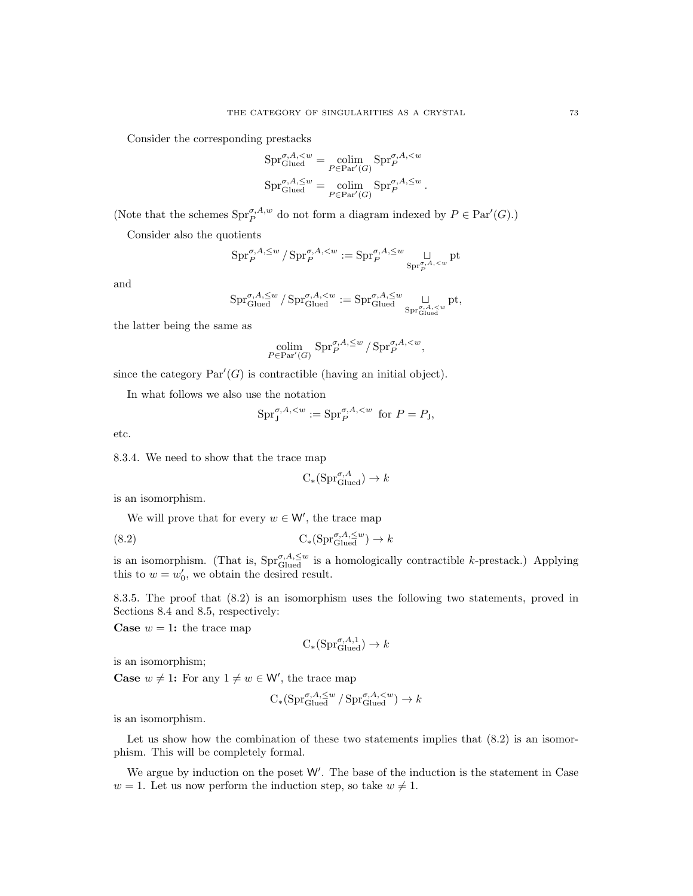Consider the corresponding prestacks

$$\mathrm{Spr}^{\sigma,A,<w}_{\mathrm{Glued}} = \underset{P \in \mathrm{Par}'(G)}{\mathrm{colim}} \, \mathrm{Spr}^{\sigma,A,<w}_P$$
$$\mathrm{Spr}^{\sigma,A,\leq w}_{\mathrm{Glued}} = \underset{P \in \mathrm{Par}'(G)}{\mathrm{colim}} \, \mathrm{Spr}^{\sigma,A,\leq w}_P .$$

(Note that the schemes $\mathrm{Spr}^{\sigma,A,w}_P$ do not form a diagram indexed by $P \in \mathrm{Par}'(G)$.)

Consider also the quotients

$$\mathrm{Spr}^{\sigma,A,\leq w}_P / \mathrm{Spr}^{\sigma,A,<w}_P := \mathrm{Spr}^{\sigma,A,\leq w}_P \underset{\mathrm{Spr}^{\sigma,A,<w}_P}{\sqcup} \mathrm{pt}$$

and

$$\mathrm{Spr}^{\sigma,A,\leq w}_{\mathrm{Glued}} / \mathrm{Spr}^{\sigma,A,<w}_{\mathrm{Glued}} := \mathrm{Spr}^{\sigma,A,\leq w}_{\mathrm{Glued}} \underset{\mathrm{Spr}^{\sigma,A,<w}_{\mathrm{Glued}}}{\sqcup} \mathrm{pt},$$

the latter being the same as

$$\underset{P \in \mathrm{Par}'(G)}{\mathrm{colim}} \, \mathrm{Spr}^{\sigma,A,\leq w}_P / \mathrm{Spr}^{\sigma,A,<w}_P,$$

since the category $\mathrm{Par}'(G)$ is contractible (having an initial object).

In what follows we also use the notation

$$\mathrm{Spr}^{\sigma,A,<w}_{\mathsf{J}} := \mathrm{Spr}^{\sigma,A,<w}_P \ \text{ for } P = P_{\mathsf{J}},$$

etc.

8.3.4. We need to show that the trace map

$$\mathrm{C}_*(\mathrm{Spr}^{\sigma,A}_{\mathrm{Glued}}) \to k$$

is an isomorphism.

We will prove that for every $w \in \mathsf{W}'$, the trace map

$$\mathrm{C}_*(\mathrm{Spr}^{\sigma,A,\leq w}_{\mathrm{Glued}}) \to k \tag{8.2}$$

is an isomorphism. (That is, $\mathrm{Spr}^{\sigma,A,\leq w}_{\mathrm{Glued}}$ is a homologically contractible $k$-prestack.) Applying this to $w = w_0'$, we obtain the desired result.

8.3.5. The proof that (8.2) is an isomorphism uses the following two statements, proved in Sections 8.4 and 8.5, respectively:

**Case $w = 1$:** the trace map

$$\mathrm{C}_*(\mathrm{Spr}^{\sigma,A,1}_{\mathrm{Glued}}) \to k$$

is an isomorphism;

**Case $w \neq 1$:** For any $1 \neq w \in \mathsf{W}'$, the trace map

$$\mathrm{C}_*(\mathrm{Spr}^{\sigma,A,\leq w}_{\mathrm{Glued}} / \mathrm{Spr}^{\sigma,A,<w}_{\mathrm{Glued}}) \to k$$

is an isomorphism.

Let us show how the combination of these two statements implies that (8.2) is an isomorphism. This will be completely formal.

We argue by induction on the poset $\mathsf{W}'$. The base of the induction is the statement in Case $w = 1$. Let us now perform the induction step, so take $w \neq 1$.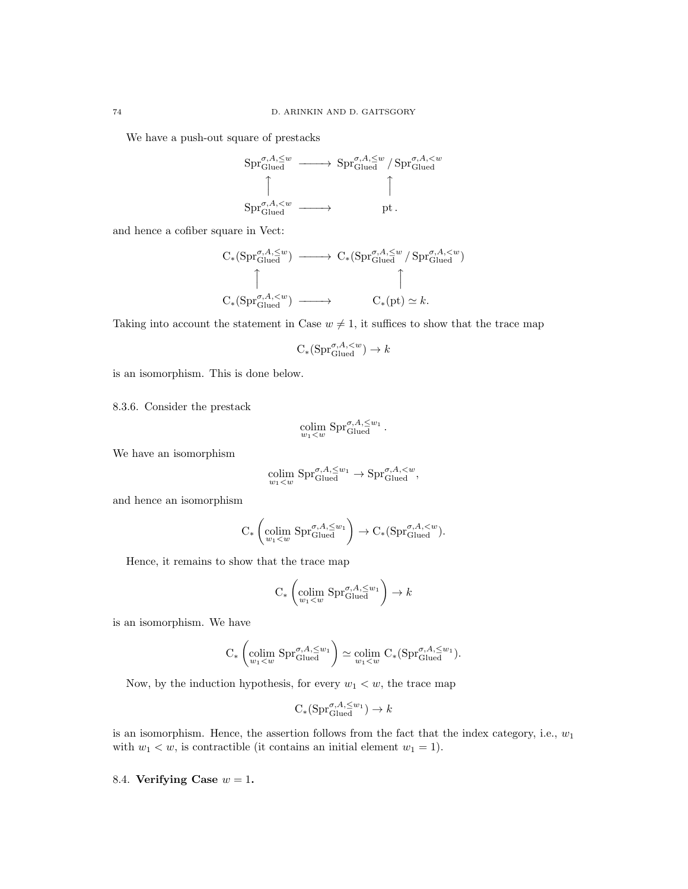We have a push-out square of prestacks

$$
\begin{array}{ccc}
\mathrm{Spr}^{\sigma,A,\leq w}_{\mathrm{Glued}} & \longrightarrow & \mathrm{Spr}^{\sigma,A,\leq w}_{\mathrm{Glued}} / \mathrm{Spr}^{\sigma,A,<w}_{\mathrm{Glued}} \\
\uparrow & & \uparrow \\
\mathrm{Spr}^{\sigma,A,<w}_{\mathrm{Glued}} & \longrightarrow & \mathrm{pt}\,.
\end{array}
$$

and hence a cofiber square in Vect:

$$
\begin{array}{ccc}
\mathrm{C}_*(\mathrm{Spr}^{\sigma,A,\leq w}_{\mathrm{Glued}}) & \longrightarrow & \mathrm{C}_*(\mathrm{Spr}^{\sigma,A,\leq w}_{\mathrm{Glued}} / \mathrm{Spr}^{\sigma,A,<w}_{\mathrm{Glued}}) \\
\uparrow & & \uparrow \\
\mathrm{C}_*(\mathrm{Spr}^{\sigma,A,<w}_{\mathrm{Glued}}) & \longrightarrow & \mathrm{C}_*(\mathrm{pt}) \simeq k.
\end{array}
$$

Taking into account the statement in Case $w \neq 1$, it suffices to show that the trace map

$$\mathrm{C}_*(\mathrm{Spr}^{\sigma,A,<w}_{\mathrm{Glued}}) \to k$$

is an isomorphism. This is done below.

8.3.6. Consider the prestack

$$\underset{w_1<w}{\mathrm{colim}}\, \mathrm{Spr}^{\sigma,A,\leq w_1}_{\mathrm{Glued}}\,.$$

We have an isomorphism

$$\underset{w_1<w}{\mathrm{colim}}\, \mathrm{Spr}^{\sigma,A,\leq w_1}_{\mathrm{Glued}} \to \mathrm{Spr}^{\sigma,A,<w}_{\mathrm{Glued}},$$

and hence an isomorphism

$$\mathrm{C}_*\left(\underset{w_1<w}{\mathrm{colim}}\, \mathrm{Spr}^{\sigma,A,\leq w_1}_{\mathrm{Glued}}\right) \to \mathrm{C}_*(\mathrm{Spr}^{\sigma,A,<w}_{\mathrm{Glued}}).$$

Hence, it remains to show that the trace map

$$\mathrm{C}_*\left(\underset{w_1<w}{\mathrm{colim}}\, \mathrm{Spr}^{\sigma,A,\leq w_1}_{\mathrm{Glued}}\right) \to k$$

is an isomorphism. We have

$$\mathrm{C}_*\left(\underset{w_1<w}{\mathrm{colim}}\, \mathrm{Spr}^{\sigma,A,\leq w_1}_{\mathrm{Glued}}\right) \simeq \underset{w_1<w}{\mathrm{colim}}\, \mathrm{C}_*(\mathrm{Spr}^{\sigma,A,\leq w_1}_{\mathrm{Glued}}).$$

Now, by the induction hypothesis, for every $w_1 < w$, the trace map

$$\mathrm{C}_*(\mathrm{Spr}^{\sigma,A,\leq w_1}_{\mathrm{Glued}}) \to k$$

is an isomorphism. Hence, the assertion follows from the fact that the index category, i.e., $w_1$ with $w_1 < w$, is contractible (it contains an initial element $w_1 = 1$).

8.4. **Verifying Case $w = 1$.**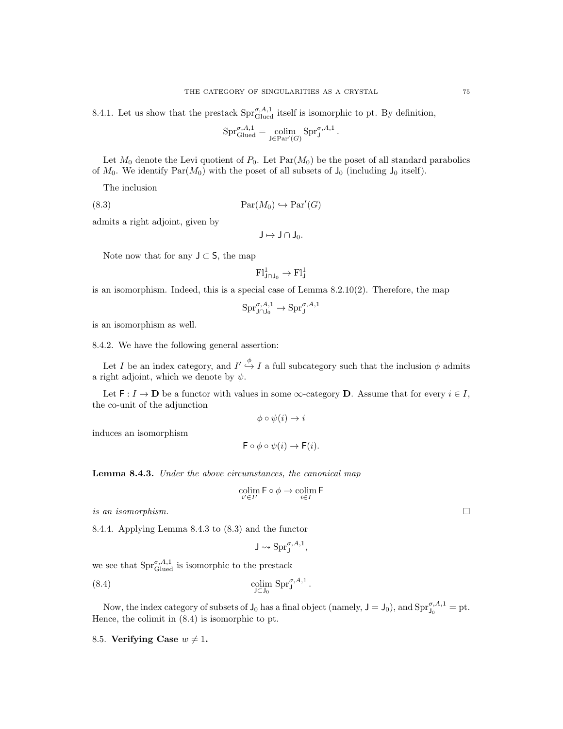8.4.1. Let us show that the prestack $\mathrm{Spr}^{\sigma,A,1}_{\mathrm{Glued}}$ itself is isomorphic to pt. By definition,

$$\mathrm{Spr}^{\sigma,A,1}_{\mathrm{Glued}} = \underset{\mathsf{J}\in \mathrm{Par}'(G)}{\mathrm{colim}}\, \mathrm{Spr}^{\sigma,A,1}_{\mathsf{J}}.$$

Let $M_0$ denote the Levi quotient of $P_0$. Let $\mathrm{Par}(M_0)$ be the poset of all standard parabolics of $M_0$. We identify $\mathrm{Par}(M_0)$ with the poset of all subsets of $\mathsf{J}_0$ (including $\mathsf{J}_0$ itself).

The inclusion

$$\mathrm{Par}(M_0) \hookrightarrow \mathrm{Par}'(G) \tag{8.3}$$

admits a right adjoint, given by

$$\mathsf{J} \mapsto \mathsf{J} \cap \mathsf{J}_0.$$

Note now that for any $\mathsf{J} \subset \mathsf{S}$, the map

$$\mathrm{Fl}^1_{\mathsf{J}\cap \mathsf{J}_0} \to \mathrm{Fl}^1_{\mathsf{J}}$$

is an isomorphism. Indeed, this is a special case of Lemma 8.2.10(2). Therefore, the map

$$\mathrm{Spr}^{\sigma,A,1}_{\mathsf{J}\cap\mathsf{J}_0} \to \mathrm{Spr}^{\sigma,A,1}_{\mathsf{J}}$$

is an isomorphism as well.

8.4.2. We have the following general assertion:

Let $I$ be an index category, and $I' \overset{\phi}{\hookrightarrow} I$ a full subcategory such that the inclusion $\phi$ admits a right adjoint, which we denote by $\psi$.

Let $\mathsf{F} : I \to \mathbf{D}$ be a functor with values in some $\infty$-category $\mathbf{D}$. Assume that for every $i \in I$, the co-unit of the adjunction

$$\phi \circ \psi(i) \to i$$

induces an isomorphism

$$\mathsf{F} \circ \phi \circ \psi(i) \to \mathsf{F}(i).$$

**Lemma 8.4.3.** *Under the above circumstances, the canonical map*

$$\underset{i'\in I'}{\mathrm{colim}}\, \mathsf{F}\circ\phi \to \underset{i\in I}{\mathrm{colim}}\, \mathsf{F}$$

*is an isomorphism.* □

8.4.4. Applying Lemma 8.4.3 to (8.3) and the functor

$$\mathsf{J} \rightsquigarrow \mathrm{Spr}^{\sigma,A,1}_{\mathsf{J}},$$

we see that $\mathrm{Spr}^{\sigma,A,1}_{\mathrm{Glued}}$ is isomorphic to the prestack

$$\underset{\mathsf{J}\subset\mathsf{J}_0}{\mathrm{colim}}\, \mathrm{Spr}^{\sigma,A,1}_{\mathsf{J}}. \tag{8.4}$$

Now, the index category of subsets of $\mathsf{J}_0$ has a final object (namely, $\mathsf{J} = \mathsf{J}_0$), and $\mathrm{Spr}^{\sigma,A,1}_{\mathsf{J}_0} = \mathrm{pt}$. Hence, the colimit in (8.4) is isomorphic to pt.

### 8.5. Verifying Case $w \neq 1$.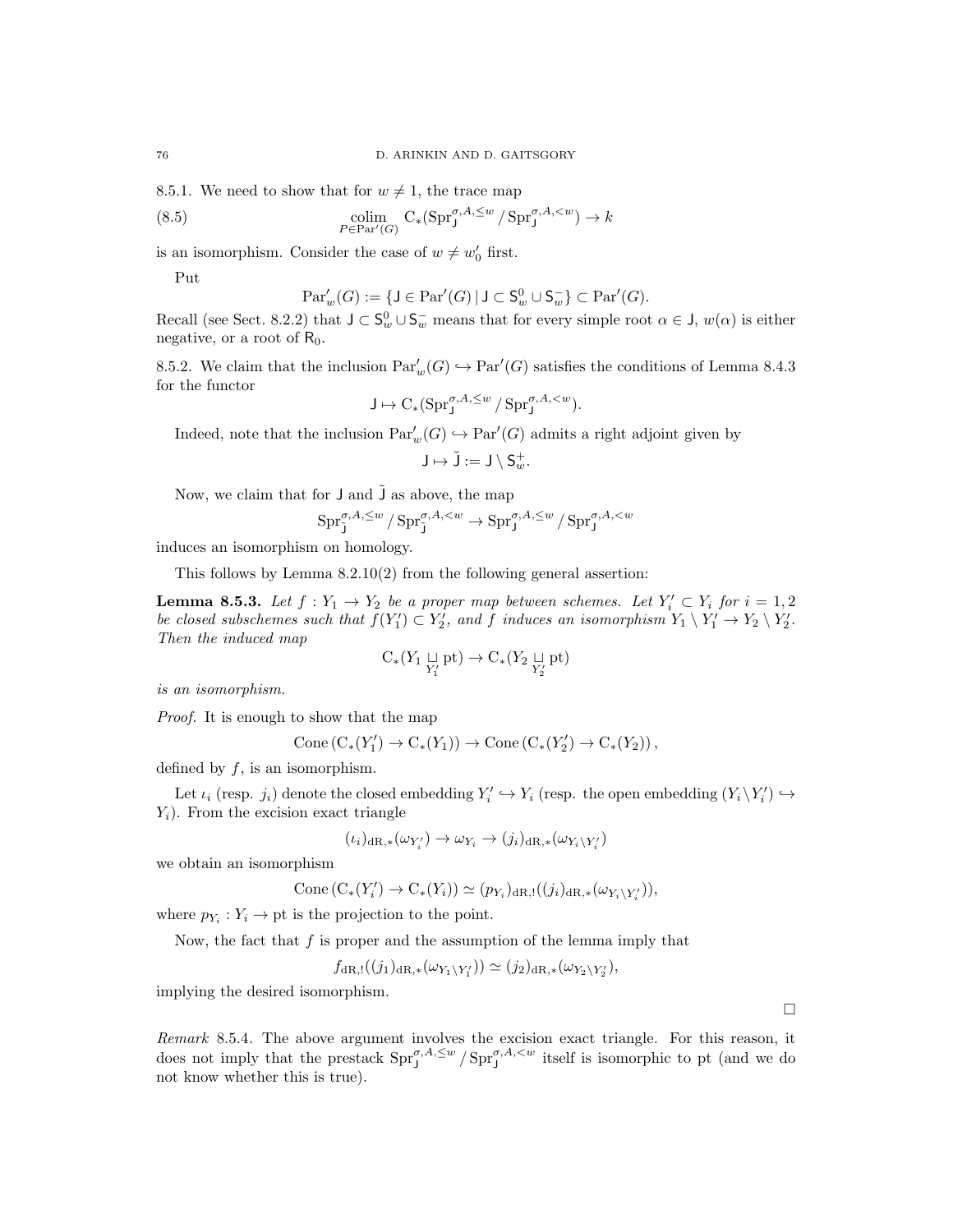8.5.1. We need to show that for $w \neq 1$, the trace map

$$\underset{P\in \mathrm{Par}'(G)}{\mathrm{colim}}\ \mathrm{C}_*(\mathrm{Spr}^{\sigma,A,\leq w}_{\mathsf{J}} / \mathrm{Spr}^{\sigma,A,<w}_{\mathsf{J}}) \to k \tag{8.5}$$

is an isomorphism. Consider the case of $w \neq w_0'$ first.

Put

$$\mathrm{Par}'_w(G) := \{\mathsf{J} \in \mathrm{Par}'(G) \,|\, \mathsf{J} \subset \mathsf{S}^0_w \cup \mathsf{S}^-_w\} \subset \mathrm{Par}'(G).$$

Recall (see Sect. 8.2.2) that $\mathsf{J} \subset \mathsf{S}^0_w \cup \mathsf{S}^-_w$ means that for every simple root $\alpha \in \mathsf{J}$, $w(\alpha)$ is either negative, or a root of $\mathsf{R}_0$.

8.5.2. We claim that the inclusion $\mathrm{Par}'_w(G) \hookrightarrow \mathrm{Par}'(G)$ satisfies the conditions of Lemma 8.4.3 for the functor

$$\mathsf{J} \mapsto \mathrm{C}_*(\mathrm{Spr}^{\sigma,A,\leq w}_{\mathsf{J}} / \mathrm{Spr}^{\sigma,A,<w}_{\mathsf{J}}).$$

Indeed, note that the inclusion $\mathrm{Par}'_w(G) \hookrightarrow \mathrm{Par}'(G)$ admits a right adjoint given by

$$\mathsf{J} \mapsto \tilde{\mathsf{J}} := \mathsf{J} \setminus \mathsf{S}^+_w.$$

Now, we claim that for $\mathsf{J}$ and $\tilde{\mathsf{J}}$ as above, the map

$$\mathrm{Spr}^{\sigma,A,\leq w}_{\tilde{\mathsf{J}}} / \mathrm{Spr}^{\sigma,A,<w}_{\tilde{\mathsf{J}}} \to \mathrm{Spr}^{\sigma,A,\leq w}_{\mathsf{J}} / \mathrm{Spr}^{\sigma,A,<w}_{\mathsf{J}}$$

induces an isomorphism on homology.

This follows by Lemma 8.2.10(2) from the following general assertion:

**Lemma 8.5.3.** *Let $f : Y_1 \to Y_2$ be a proper map between schemes. Let $Y_i' \subset Y_i$ for $i = 1, 2$ be closed subschemes such that $f(Y_1') \subset Y_2'$, and $f$ induces an isomorphism $Y_1 \setminus Y_1' \to Y_2 \setminus Y_2'$. Then the induced map*

$$\mathrm{C}_*(Y_1 \underset{Y_1'}{\sqcup} \mathrm{pt}) \to \mathrm{C}_*(Y_2 \underset{Y_2'}{\sqcup} \mathrm{pt})$$

*is an isomorphism.*

*Proof.* It is enough to show that the map

$$\mathrm{Cone}\left(\mathrm{C}_*(Y_1') \to \mathrm{C}_*(Y_1)\right) \to \mathrm{Cone}\left(\mathrm{C}_*(Y_2') \to \mathrm{C}_*(Y_2)\right),$$

defined by $f$, is an isomorphism.

Let $\iota_i$ (resp. $j_i$) denote the closed embedding $Y_i' \hookrightarrow Y_i$ (resp. the open embedding $(Y_i \setminus Y_i') \hookrightarrow Y_i$). From the excision exact triangle

$$(\iota_i)_{\mathrm{dR},*}(\omega_{Y_i'}) \to \omega_{Y_i} \to (j_i)_{\mathrm{dR},*}(\omega_{Y_i\setminus Y_i'})$$

we obtain an isomorphism

$$\mathrm{Cone}\left(\mathrm{C}_*(Y_i') \to \mathrm{C}_*(Y_i)\right) \simeq (p_{Y_i})_{\mathrm{dR},!}((j_i)_{\mathrm{dR},*}(\omega_{Y_i\setminus Y_i'})),$$

where $p_{Y_i} : Y_i \to \mathrm{pt}$ is the projection to the point.

Now, the fact that $f$ is proper and the assumption of the lemma imply that

$$f_{\mathrm{dR},!}((j_1)_{\mathrm{dR},*}(\omega_{Y_1\setminus Y_1'})) \simeq (j_2)_{\mathrm{dR},*}(\omega_{Y_2\setminus Y_2'}),$$

implying the desired isomorphism.

□

*Remark* 8.5.4. The above argument involves the excision exact triangle. For this reason, it does not imply that the prestack $\mathrm{Spr}^{\sigma,A,\leq w}_{\mathsf{J}} / \mathrm{Spr}^{\sigma,A,<w}_{\mathsf{J}}$ itself is isomorphic to pt (and we do not know whether this is true).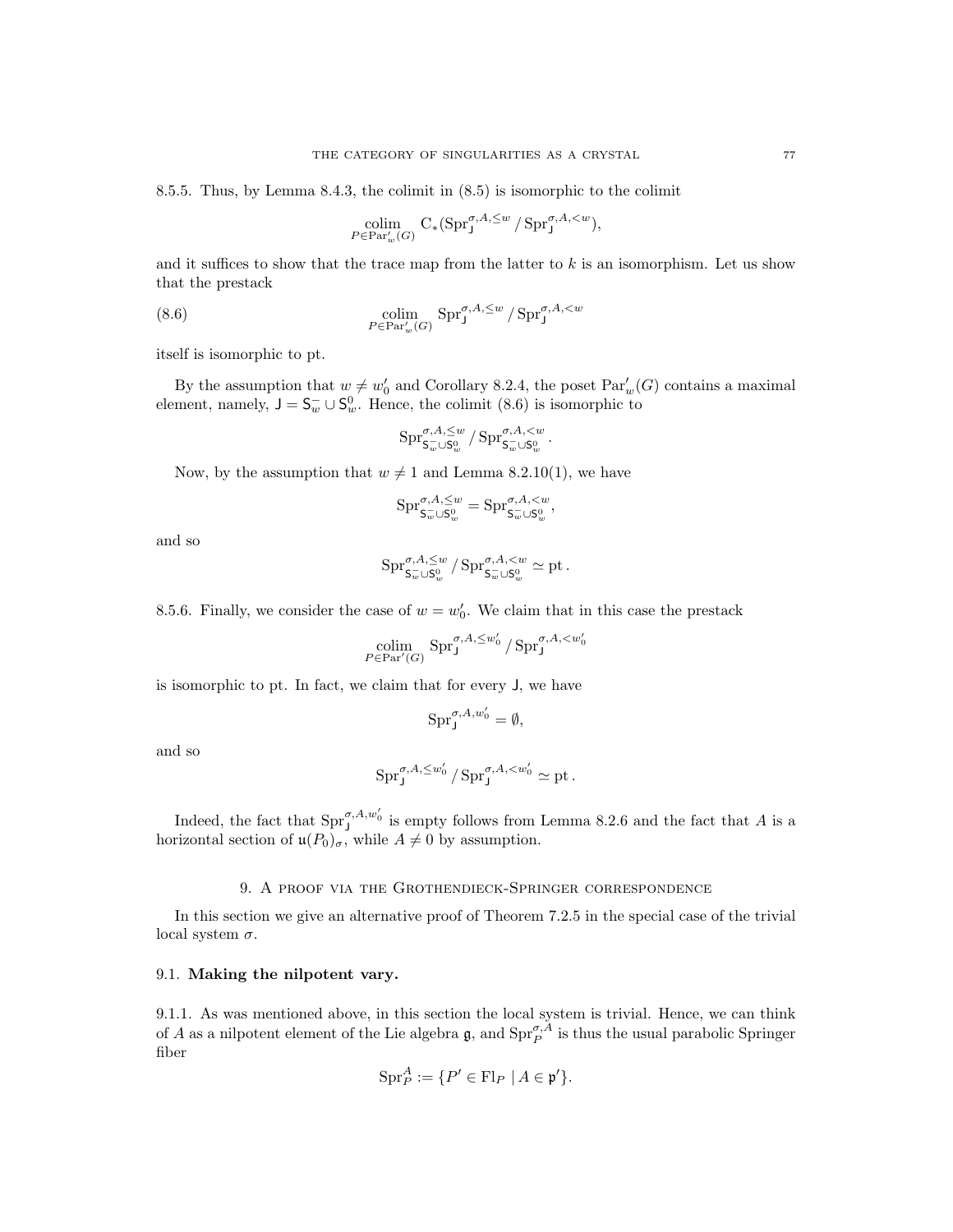8.5.5. Thus, by Lemma 8.4.3, the colimit in (8.5) is isomorphic to the colimit

$$\underset{P \in \mathrm{Par}'_w(G)}{\mathrm{colim}}\ \mathrm{C}_*(\mathrm{Spr}_{\mathsf{J}}^{\sigma,A,\leq w} / \mathrm{Spr}_{\mathsf{J}}^{\sigma,A,<w}),$$

and it suffices to show that the trace map from the latter to $k$ is an isomorphism. Let us show that the prestack

$$\underset{P \in \mathrm{Par}'_w(G)}{\mathrm{colim}}\ \mathrm{Spr}_{\mathsf{J}}^{\sigma,A,\leq w} / \mathrm{Spr}_{\mathsf{J}}^{\sigma,A,<w} \tag{8.6}$$

itself is isomorphic to pt.

By the assumption that $w \neq w'_0$ and Corollary 8.2.4, the poset $\mathrm{Par}'_w(G)$ contains a maximal element, namely, $\mathsf{J} = \mathsf{S}^-_w \cup \mathsf{S}^0_w$. Hence, the colimit (8.6) is isomorphic to

$$\mathrm{Spr}_{\mathsf{S}^-_w \cup \mathsf{S}^0_w}^{\sigma,A,\leq w} / \mathrm{Spr}_{\mathsf{S}^-_w \cup \mathsf{S}^0_w}^{\sigma,A,<w}.$$

Now, by the assumption that $w \neq 1$ and Lemma 8.2.10(1), we have

$$\mathrm{Spr}_{\mathsf{S}^-_w \cup \mathsf{S}^0_w}^{\sigma,A,\leq w} = \mathrm{Spr}_{\mathsf{S}^-_w \cup \mathsf{S}^0_w}^{\sigma,A,<w},$$

and so

$$\mathrm{Spr}_{\mathsf{S}^-_w \cup \mathsf{S}^0_w}^{\sigma,A,\leq w} / \mathrm{Spr}_{\mathsf{S}^-_w \cup \mathsf{S}^0_w}^{\sigma,A,<w} \simeq \mathrm{pt}.$$

8.5.6. Finally, we consider the case of $w = w'_0$. We claim that in this case the prestack

$$\underset{P \in \mathrm{Par}'(G)}{\mathrm{colim}}\ \mathrm{Spr}_{\mathsf{J}}^{\sigma,A,\leq w'_0} / \mathrm{Spr}_{\mathsf{J}}^{\sigma,A,<w'_0}$$

is isomorphic to pt. In fact, we claim that for every $\mathsf{J}$, we have

$$\mathrm{Spr}_{\mathsf{J}}^{\sigma,A,w'_0} = \emptyset,$$

and so

$$\mathrm{Spr}_{\mathsf{J}}^{\sigma,A,\leq w'_0} / \mathrm{Spr}_{\mathsf{J}}^{\sigma,A,<w'_0} \simeq \mathrm{pt}.$$

Indeed, the fact that $\mathrm{Spr}_{\mathsf{J}}^{\sigma,A,w'_0}$ is empty follows from Lemma 8.2.6 and the fact that $A$ is a horizontal section of $\mathfrak{u}(P_0)_\sigma$, while $A \neq 0$ by assumption.

## 9. A proof via the Grothendieck-Springer correspondence

In this section we give an alternative proof of Theorem 7.2.5 in the special case of the trivial local system $\sigma$.

### 9.1. Making the nilpotent vary.

9.1.1. As was mentioned above, in this section the local system is trivial. Hence, we can think of $A$ as a nilpotent element of the Lie algebra $\mathfrak{g}$, and $\mathrm{Spr}_P^{\sigma,A}$ is thus the usual parabolic Springer fiber

$$\mathrm{Spr}_P^A := \{P' \in \mathrm{Fl}_P \mid A \in \mathfrak{p}'\}.$$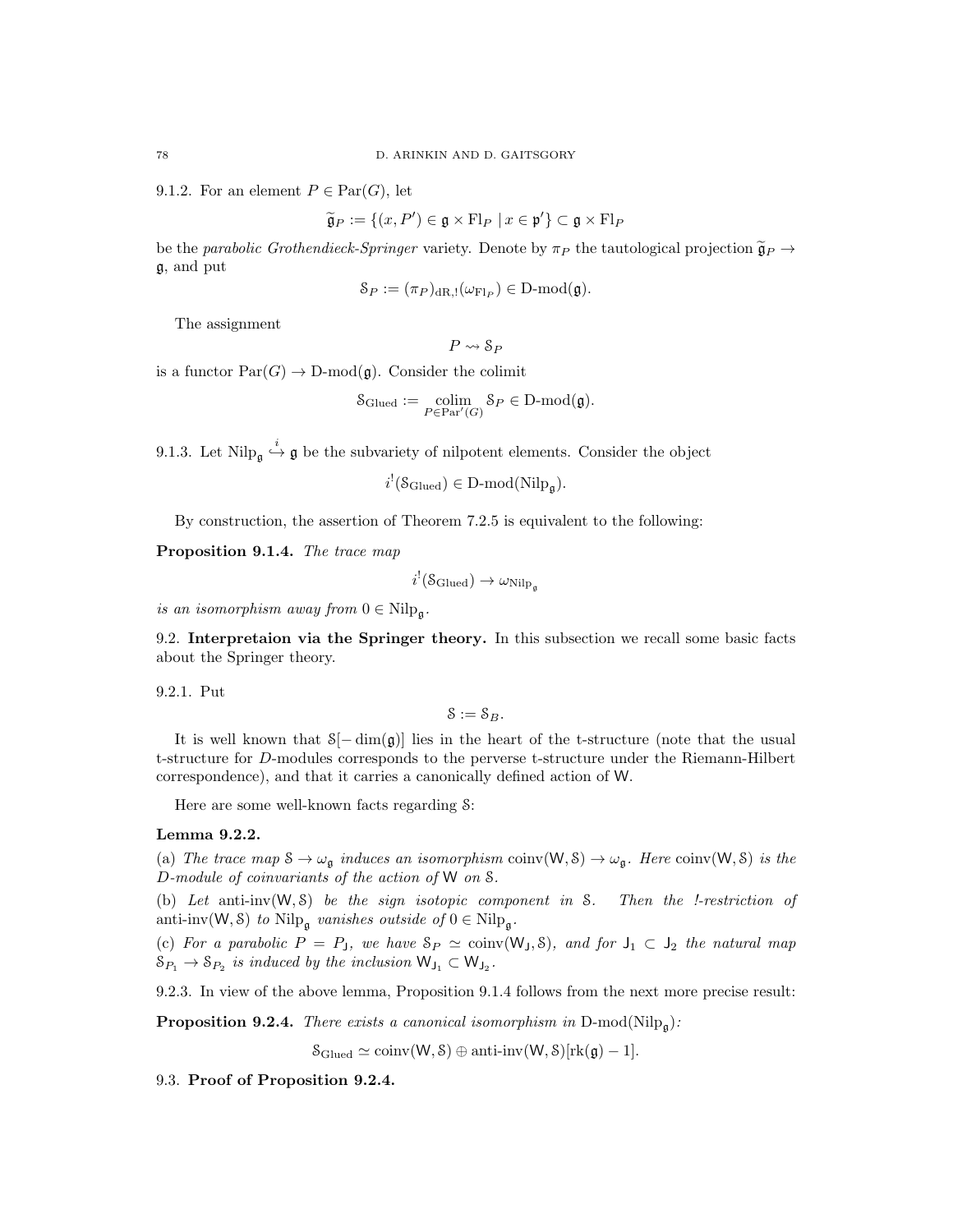9.1.2. For an element $P \in \mathrm{Par}(G)$, let

$$\widetilde{\mathfrak{g}}_P := \{(x, P') \in \mathfrak{g} \times \mathrm{Fl}_P \mid x \in \mathfrak{p}'\} \subset \mathfrak{g} \times \mathrm{Fl}_P$$

be the *parabolic Grothendieck-Springer* variety. Denote by $\pi_P$ the tautological projection $\widetilde{\mathfrak{g}}_P \to \mathfrak{g}$, and put

$$\mathcal{S}_P := (\pi_P)_{\mathrm{dR},!}(\omega_{\mathrm{Fl}_P}) \in \text{D-mod}(\mathfrak{g}).$$

The assignment

$$P \rightsquigarrow \mathcal{S}_P$$

is a functor $\mathrm{Par}(G) \to \text{D-mod}(\mathfrak{g})$. Consider the colimit

$$\mathcal{S}_{\mathrm{Glued}} := \underset{P \in \mathrm{Par}'(G)}{\mathrm{colim}}\, \mathcal{S}_P \in \text{D-mod}(\mathfrak{g}).$$

9.1.3. Let $\mathrm{Nilp}_\mathfrak{g} \overset{i}{\hookrightarrow} \mathfrak{g}$ be the subvariety of nilpotent elements. Consider the object

$$i^!(\mathcal{S}_{\mathrm{Glued}}) \in \text{D-mod}(\mathrm{Nilp}_\mathfrak{g}).$$

By construction, the assertion of Theorem 7.2.5 is equivalent to the following:

**Proposition 9.1.4.** *The trace map*

$$i^!(\mathcal{S}_{\mathrm{Glued}}) \to \omega_{\mathrm{Nilp}_\mathfrak{g}}$$

*is an isomorphism away from* $0 \in \mathrm{Nilp}_\mathfrak{g}$.

**9.2. Interpretaion via the Springer theory.** In this subsection we recall some basic facts about the Springer theory.

9.2.1. Put

$$\mathcal{S} := \mathcal{S}_B.$$

It is well known that $\mathcal{S}[-\dim(\mathfrak{g})]$ lies in the heart of the t-structure (note that the usual t-structure for $D$-modules corresponds to the perverse t-structure under the Riemann-Hilbert correspondence), and that it carries a canonically defined action of $\mathsf{W}$.

Here are some well-known facts regarding $\mathcal{S}$:

**Lemma 9.2.2.**

(a) *The trace map* $\mathcal{S} \to \omega_\mathfrak{g}$ *induces an isomorphism* $\mathrm{coinv}(\mathsf{W}, \mathcal{S}) \to \omega_\mathfrak{g}$. *Here* $\mathrm{coinv}(\mathsf{W}, \mathcal{S})$ *is the D-module of coinvariants of the action of* $\mathsf{W}$ *on* $\mathcal{S}$.

(b) *Let* $\text{anti-inv}(\mathsf{W}, \mathcal{S})$ *be the sign isotopic component in* $\mathcal{S}$. *Then the !-restriction of* $\text{anti-inv}(\mathsf{W}, \mathcal{S})$ *to* $\mathrm{Nilp}_\mathfrak{g}$ *vanishes outside of* $0 \in \mathrm{Nilp}_\mathfrak{g}$.

(c) *For a parabolic* $P = P_\mathsf{J}$, *we have* $\mathcal{S}_P \simeq \mathrm{coinv}(\mathsf{W}_\mathsf{J}, \mathcal{S})$, *and for* $\mathsf{J}_1 \subset \mathsf{J}_2$ *the natural map* $\mathcal{S}_{P_1} \to \mathcal{S}_{P_2}$ *is induced by the inclusion* $\mathsf{W}_{\mathsf{J}_1} \subset \mathsf{W}_{\mathsf{J}_2}$.

9.2.3. In view of the above lemma, Proposition 9.1.4 follows from the next more precise result:

**Proposition 9.2.4.** *There exists a canonical isomorphism in* $\text{D-mod}(\mathrm{Nilp}_\mathfrak{g})$*:*

$$\mathcal{S}_{\mathrm{Glued}} \simeq \mathrm{coinv}(\mathsf{W}, \mathcal{S}) \oplus \text{anti-inv}(\mathsf{W}, \mathcal{S})[\mathrm{rk}(\mathfrak{g}) - 1].$$

9.3. **Proof of Proposition 9.2.4.**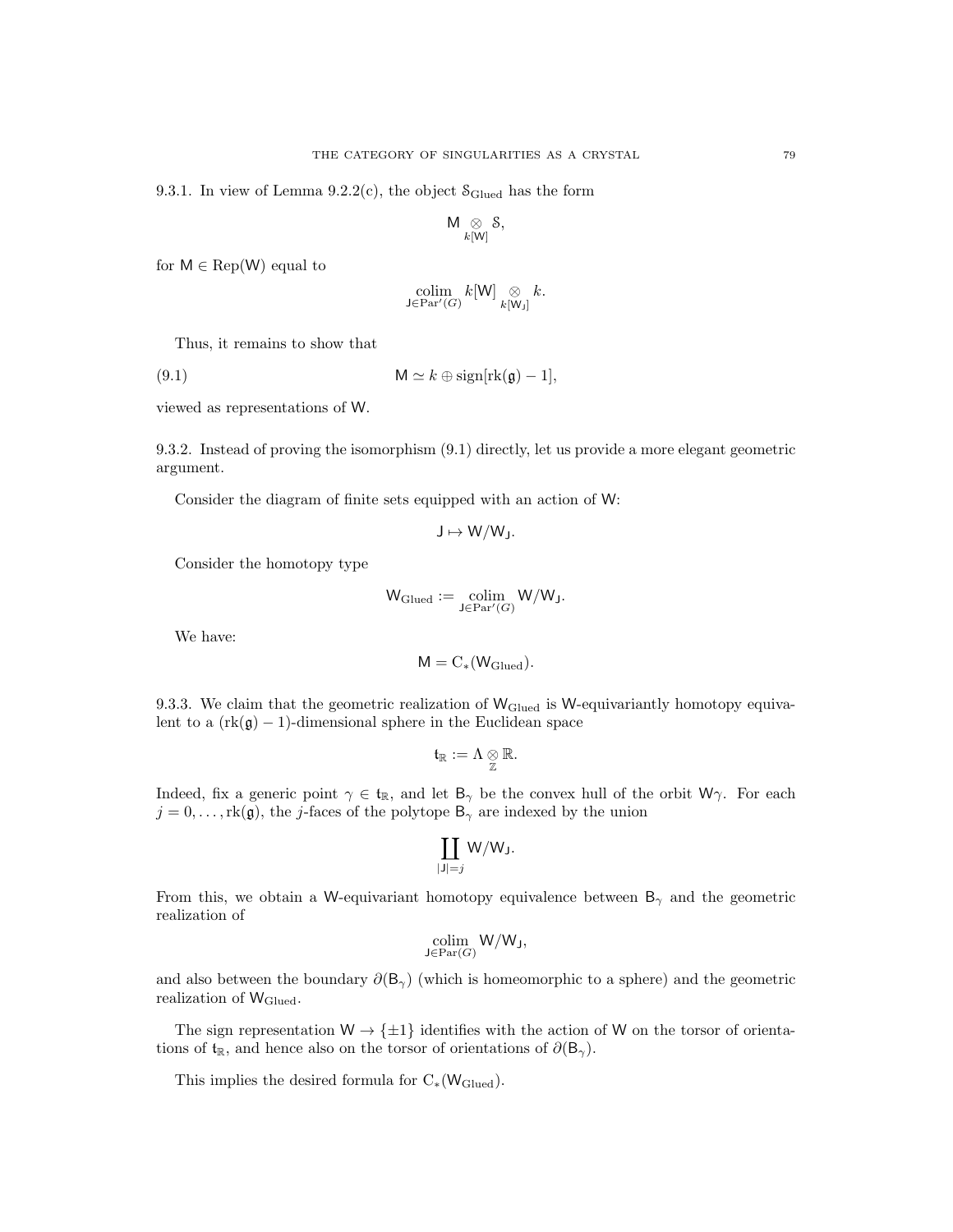9.3.1. In view of Lemma 9.2.2(c), the object $\mathcal{S}_{\mathrm{Glued}}$ has the form

$$\mathsf{M} \underset{k[\mathsf{W}]}{\otimes} \mathcal{S},$$

for $\mathsf{M} \in \mathrm{Rep}(\mathsf{W})$ equal to

$$\underset{\mathsf{J} \in \mathrm{Par}'(G)}{\mathrm{colim}}\ k[\mathsf{W}] \underset{k[\mathsf{W}_\mathsf{J}]}{\otimes} k.$$

Thus, it remains to show that

$$\mathsf{M} \simeq k \oplus \mathrm{sign}[\mathrm{rk}(\mathfrak{g}) - 1], \tag{9.1}$$

viewed as representations of $\mathsf{W}$.

9.3.2. Instead of proving the isomorphism (9.1) directly, let us provide a more elegant geometric argument.

Consider the diagram of finite sets equipped with an action of $\mathsf{W}$:

$$\mathsf{J} \mapsto \mathsf{W}/\mathsf{W}_\mathsf{J}.$$

Consider the homotopy type

$$\mathsf{W}_{\mathrm{Glued}} := \underset{\mathsf{J} \in \mathrm{Par}'(G)}{\mathrm{colim}}\ \mathsf{W}/\mathsf{W}_\mathsf{J}.$$

We have:

$$\mathsf{M} = \mathrm{C}_*(\mathsf{W}_{\mathrm{Glued}}).$$

9.3.3. We claim that the geometric realization of $\mathsf{W}_{\mathrm{Glued}}$ is $\mathsf{W}$-equivariantly homotopy equivalent to a $(\mathrm{rk}(\mathfrak{g}) - 1)$-dimensional sphere in the Euclidean space

$$\mathfrak{t}_{\mathbb{R}} := \Lambda \underset{\mathbb{Z}}{\otimes} \mathbb{R}.$$

Indeed, fix a generic point $\gamma \in \mathfrak{t}_{\mathbb{R}}$, and let $\mathsf{B}_\gamma$ be the convex hull of the orbit $\mathsf{W}\gamma$. For each $j = 0, \ldots, \mathrm{rk}(\mathfrak{g})$, the $j$-faces of the polytope $\mathsf{B}_\gamma$ are indexed by the union

$$\coprod_{|\mathsf{J}|=j} \mathsf{W}/\mathsf{W}_\mathsf{J}.$$

From this, we obtain a $\mathsf{W}$-equivariant homotopy equivalence between $\mathsf{B}_\gamma$ and the geometric realization of

$$\underset{\mathsf{J} \in \mathrm{Par}(G)}{\mathrm{colim}}\ \mathsf{W}/\mathsf{W}_\mathsf{J},$$

and also between the boundary $\partial(\mathsf{B}_\gamma)$ (which is homeomorphic to a sphere) and the geometric realization of $\mathsf{W}_{\mathrm{Glued}}$.

The sign representation $\mathsf{W} \to \{\pm 1\}$ identifies with the action of $\mathsf{W}$ on the torsor of orientations of $\mathfrak{t}_{\mathbb{R}}$, and hence also on the torsor of orientations of $\partial(\mathsf{B}_\gamma)$.

This implies the desired formula for $\mathrm{C}_*(\mathsf{W}_{\mathrm{Glued}})$.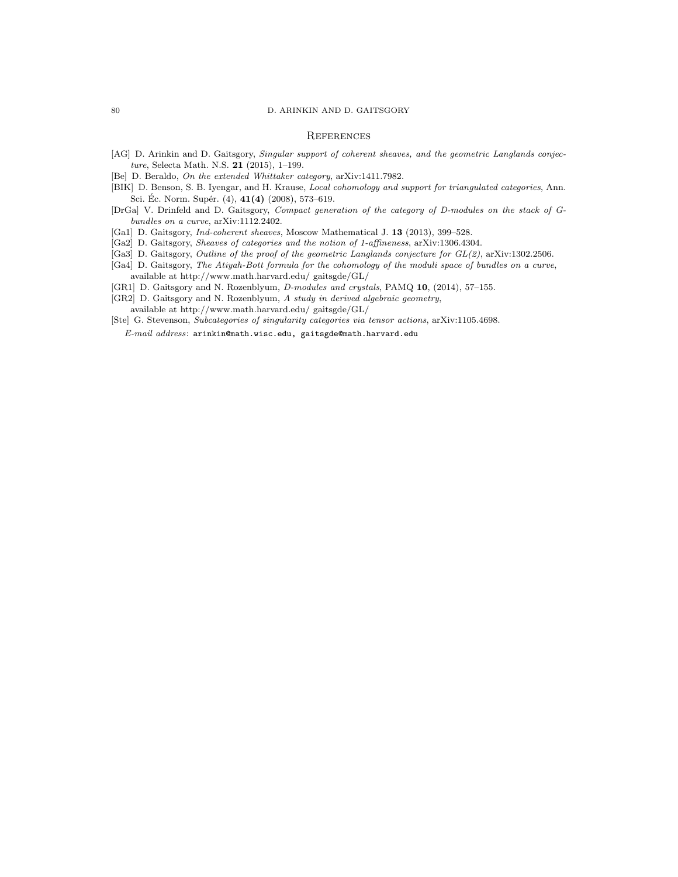## References

[AG] D. Arinkin and D. Gaitsgory, *Singular support of coherent sheaves, and the geometric Langlands conjecture*, Selecta Math. N.S. **21** (2015), 1–199.

[Be] D. Beraldo, *On the extended Whittaker category*, arXiv:1411.7982.

[BIK] D. Benson, S. B. Iyengar, and H. Krause, *Local cohomology and support for triangulated categories*, Ann. Sci. Éc. Norm. Supér. (4), **41(4)** (2008), 573–619.

[DrGa] V. Drinfeld and D. Gaitsgory, *Compact generation of the category of D-modules on the stack of G-bundles on a curve*, arXiv:1112.2402.

[Ga1] D. Gaitsgory, *Ind-coherent sheaves*, Moscow Mathematical J. **13** (2013), 399–528.

[Ga2] D. Gaitsgory, *Sheaves of categories and the notion of 1-affineness*, arXiv:1306.4304.

[Ga3] D. Gaitsgory, *Outline of the proof of the geometric Langlands conjecture for GL(2)*, arXiv:1302.2506.

[Ga4] D. Gaitsgory, *The Atiyah-Bott formula for the cohomology of the moduli space of bundles on a curve*, available at http://www.math.harvard.edu/ gaitsgde/GL/

[GR1] D. Gaitsgory and N. Rozenblyum, *D-modules and crystals*, PAMQ **10**, (2014), 57–155.

[GR2] D. Gaitsgory and N. Rozenblyum, *A study in derived algebraic geometry*, available at http://www.math.harvard.edu/ gaitsgde/GL/

[Ste] G. Stevenson, *Subcategories of singularity categories via tensor actions*, arXiv:1105.4698.

*E-mail address*: arinkin@math.wisc.edu, gaitsgde@math.harvard.edu